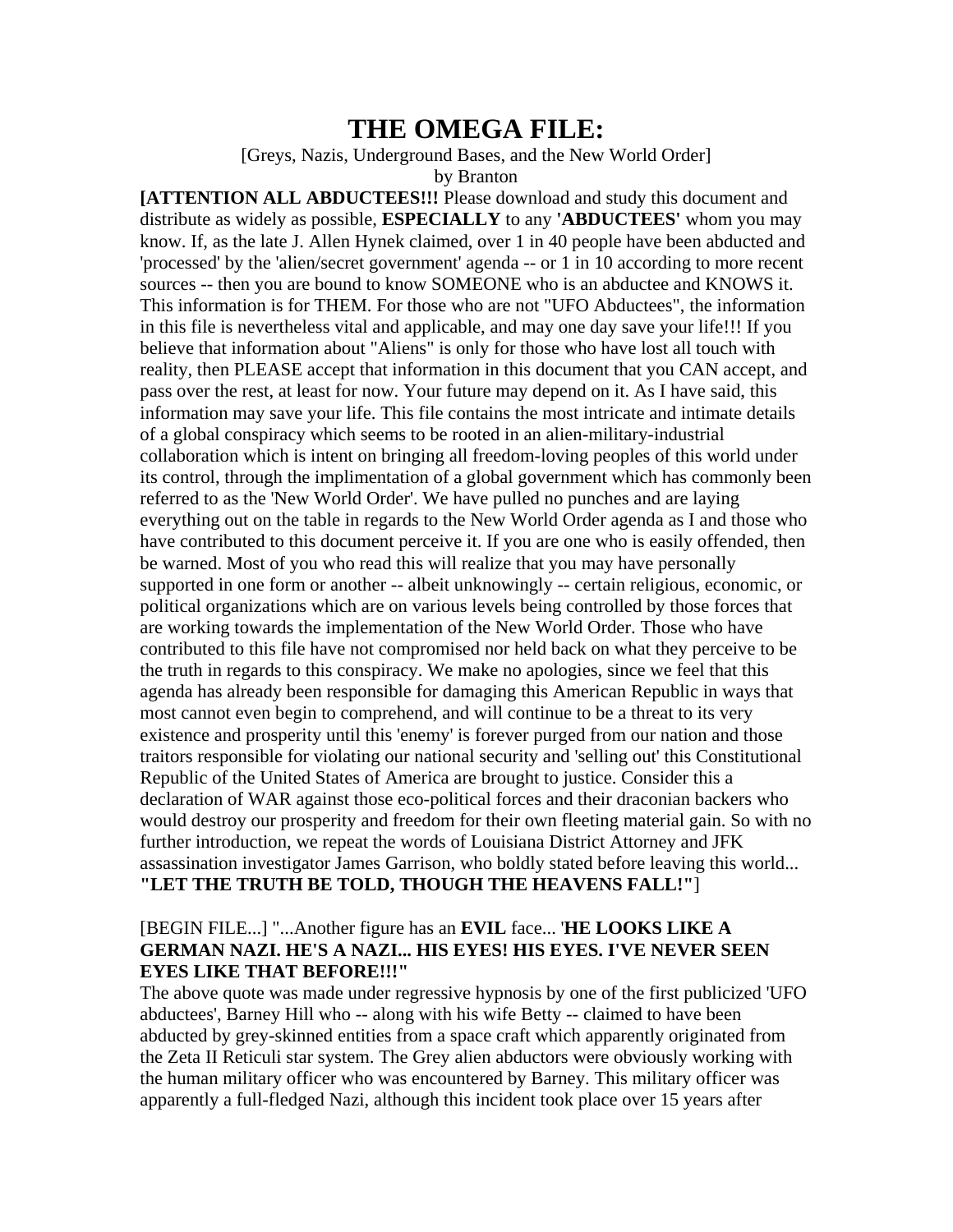# THE OMEGA FILE:

[Greys, Nazis, Underground Bases, and the New World Order]

by Branton

**[ATTENTION ALL ABDUCTEES!!!** Please download and study this document and distribute as widely as possible, **ESPECIALLY** to any **'ABDUCTEES'** whom you may know. If, as the late J. Allen Hynek claimed, over 1 in 40 people have been abducted and 'processed' by the 'alien/secret government' agenda -- or 1 in 10 according to more recent sources -- then you are bound to know SOMEONE who is an abductee and KNOWS it. This information is for THEM. For those who are not "UFO Abductees", the information in this file is nevertheless vital and applicable, and may one day save your life!!! If you believe that information about "Aliens" is only for those who have lost all touch with reality, then PLEASE accept that information in this document that you CAN accept, and pass over the rest, at least for now. Your future may depend on it. As I have said, this information may save your life. This file contains the most intricate and intimate details of a global conspiracy which seems to be rooted in an alien-military-industrial collaboration which is intent on bringing all freedom-loving peoples of this world under its control, through the implimentation of a global government which has commonly been referred to as the 'New World Order'. We have pulled no punches and are laying everything out on the table in regards to the New World Order agenda as I and those who have contributed to this document perceive it. If you are one who is easily offended, then be warned. Most of you who read this will realize that you may have personally supported in one form or another -- albeit unknowingly -- certain religious, economic, or political organizations which are on various levels being controlled by those forces that are working towards the implementation of the New World Order. Those who have contributed to this file have not compromised nor held back on what they perceive to be the truth in regards to this conspiracy. We make no apologies, since we feel that this agenda has already been responsible for damaging this American Republic in ways that most cannot even begin to comprehend, and will continue to be a threat to its very existence and prosperity until this 'enemy' is forever purged from our nation and those traitors responsible for violating our national security and 'selling out' this Constitutional Republic of the United States of America are brought to justice. Consider this a declaration of WAR against those eco-political forces and their draconian backers who would destroy our prosperity and freedom for their own fleeting material gain. So with no further introduction, we repeat the words of Louisiana District Attorney and JFK assassination investigator James Garrison, who boldly stated before leaving this world... **"LET THE TRUTH BE TOLD, THOUGH THE HEAVENS FALL!"**]

[BEGIN FILE...] "...Another figure has an **EVIL** face... '**HE LOOKS LIKE A GERMAN NAZI. HE'S A NAZI... HIS EYES! HIS EYES. I'VE NEVER SEEN EYES LIKE THAT BEFORE!!!"**

The above quote was made under regressive hypnosis by one of the first publicized 'UFO abductees', Barney Hill who -- along with his wife Betty -- claimed to have been abducted by grey-skinned entities from a space craft which apparently originated from the Zeta II Reticuli star system. The Grey alien abductors were obviously working with the human military officer who was encountered by Barney. This military officer was apparently a full-fledged Nazi, although this incident took place over 15 years after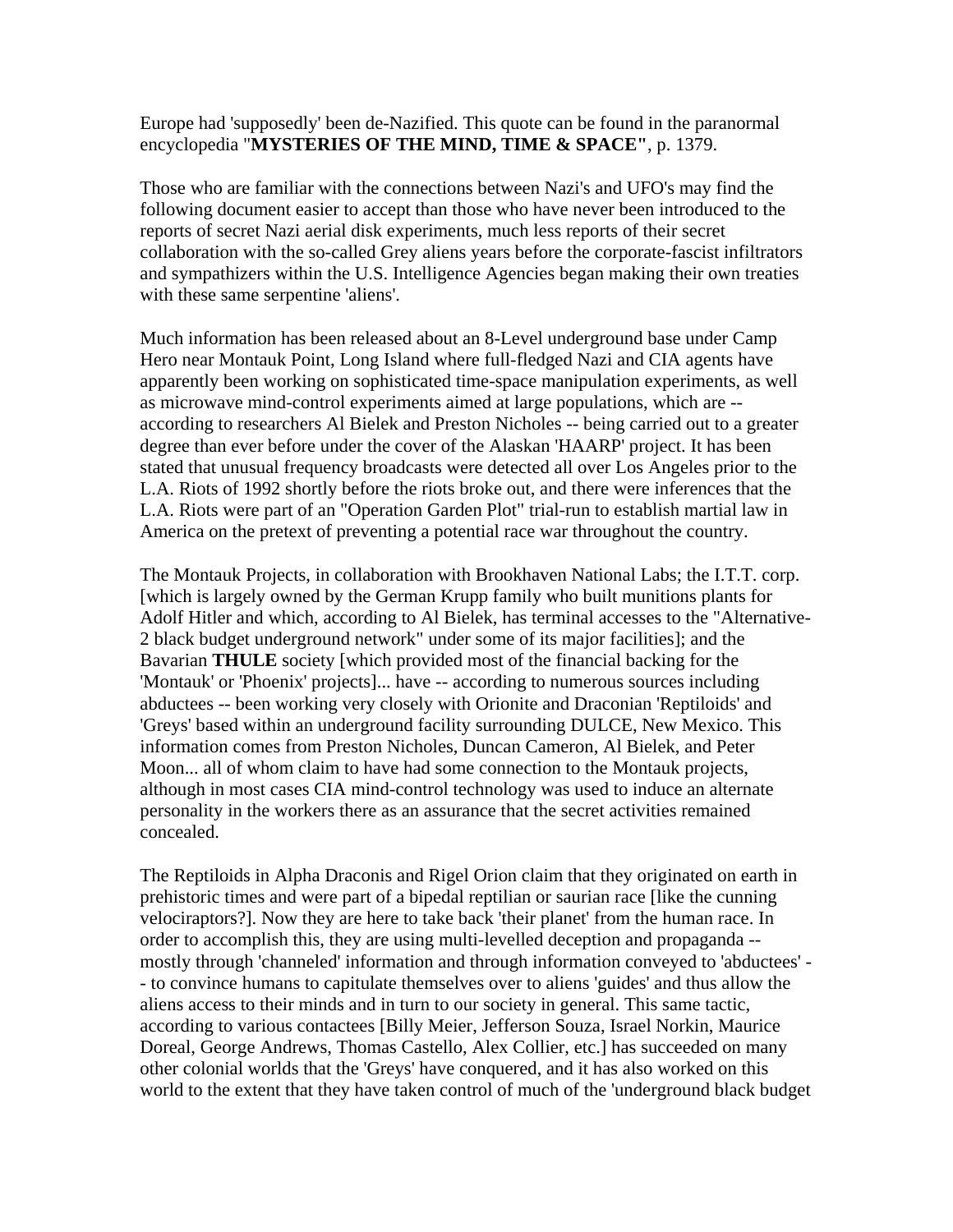Europe had 'supposedly' been de-Nazified. This quote can be found in the paranormal encyclopedia "**MYSTERIES OF THE MIND, TIME & SPACE"**, p. 1379.

Those who are familiar with the connections between Nazi's and UFO's may find the following document easier to accept than those who have never been introduced to the reports of secret Nazi aerial disk experiments, much less reports of their secret collaboration with the so-called Grey aliens years before the corporate-fascist infiltrators and sympathizers within the U.S. Intelligence Agencies began making their own treaties with these same serpentine 'aliens'.

Much information has been released about an 8-Level underground base under Camp Hero near Montauk Point, Long Island where full-fledged Nazi and CIA agents have apparently been working on sophisticated time-space manipulation experiments, as well as microwave mind-control experiments aimed at large populations, which are -- according to researchers Al Bielek and Preston Nicholes -- being carried out to a greater degree than ever before under the cover of the Alaskan 'HAARP' project. It has been stated that unusual frequency broadcasts were detected all over Los Angeles prior to the L.A. Riots of 1992 shortly before the riots broke out, and there were inferences that the L.A. Riots were part of an "Operation Garden Plot" trial-run to establish martial law in America on the pretext of preventing a potential race war throughout the country.

The Montauk Projects, in collaboration with Brookhaven National Labs; the I.T.T. corp. [which is largely owned by the German Krupp family who built munitions plants for Adolf Hitler and which, according to Al Bielek, has terminal accesses to the "Alternative-2 black budget underground network" under some of its major facilities]; and the Bavarian **THULE** society [which provided most of the financial backing for the 'Montauk' or 'Phoenix' projects]... have -- according to numerous sources including abductees -- been working very closely with Orionite and Draconian 'Reptiloids' and 'Greys' based within an underground facility surrounding DULCE, New Mexico. This information comes from Preston Nicholes, Duncan Cameron, Al Bielek, and Peter Moon... all of whom claim to have had some connection to the Montauk projects, although in most cases CIA mind-control technology was used to induce an alternate personality in the workers there as an assurance that the secret activities remained concealed.

The Reptiloids in Alpha Draconis and Rigel Orion claim that they originated on earth in prehistoric times and were part of a bipedal reptilian or saurian race [like the cunning velociraptors?]. Now they are here to take back 'their planet' from the human race. In order to accomplish this, they are using multi-levelled deception and propaganda -- mostly through 'channeled' information and through information conveyed to 'abductees' -- to convince humans to capitulate themselves over to aliens 'guides' and thus allow the aliens access to their minds and in turn to our society in general. This same tactic, according to various contactees [Billy Meier, Jefferson Souza, Israel Norkin, Maurice Doreal, George Andrews, Thomas Castello, Alex Collier, etc.] has succeeded on many other colonial worlds that the 'Greys' have conquered, and it has also worked on this world to the extent that they have taken control of much of the 'underground black budget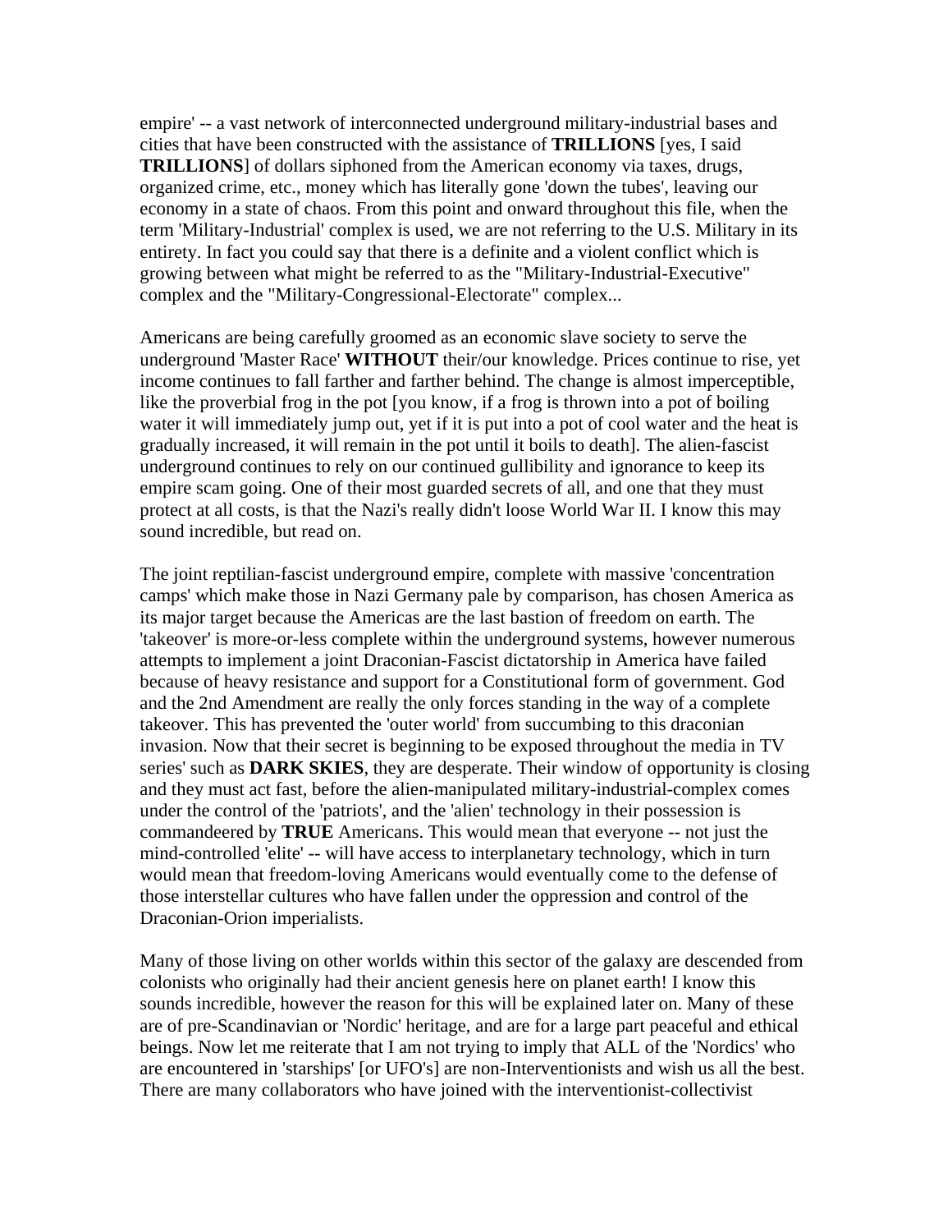empire' -- a vast network of interconnected underground military-industrial bases and cities that have been constructed with the assistance of **TRILLIONS** [yes, I said **TRILLIONS**] of dollars siphoned from the American economy via taxes, drugs, organized crime, etc., money which has literally gone 'down the tubes', leaving our economy in a state of chaos. From this point and onward throughout this file, when the term 'Military-Industrial' complex is used, we are not referring to the U.S. Military in its entirety. In fact you could say that there is a definite and a violent conflict which is growing between what might be referred to as the "Military-Industrial-Executive" complex and the "Military-Congressional-Electorate" complex...

Americans are being carefully groomed as an economic slave society to serve the underground 'Master Race' **WITHOUT** their/our knowledge. Prices continue to rise, yet income continues to fall farther and farther behind. The change is almost imperceptible, like the proverbial frog in the pot [you know, if a frog is thrown into a pot of boiling water it will immediately jump out, yet if it is put into a pot of cool water and the heat is gradually increased, it will remain in the pot until it boils to death]. The alien-fascist underground continues to rely on our continued gullibility and ignorance to keep its empire scam going. One of their most guarded secrets of all, and one that they must protect at all costs, is that the Nazi's really didn't loose World War II. I know this may sound incredible, but read on.

The joint reptilian-fascist underground empire, complete with massive 'concentration camps' which make those in Nazi Germany pale by comparison, has chosen America as its major target because the Americas are the last bastion of freedom on earth. The 'takeover' is more-or-less complete within the underground systems, however numerous attempts to implement a joint Draconian-Fascist dictatorship in America have failed because of heavy resistance and support for a Constitutional form of government. God and the 2nd Amendment are really the only forces standing in the way of a complete takeover. This has prevented the 'outer world' from succumbing to this draconian invasion. Now that their secret is beginning to be exposed throughout the media in TV series' such as **DARK SKIES**, they are desperate. Their window of opportunity is closing and they must act fast, before the alien-manipulated military-industrial-complex comes under the control of the 'patriots', and the 'alien' technology in their possession is commandeered by **TRUE** Americans. This would mean that everyone -- not just the mind-controlled 'elite' -- will have access to interplanetary technology, which in turn would mean that freedom-loving Americans would eventually come to the defense of those interstellar cultures who have fallen under the oppression and control of the Draconian-Orion imperialists.

Many of those living on other worlds within this sector of the galaxy are descended from colonists who originally had their ancient genesis here on planet earth! I know this sounds incredible, however the reason for this will be explained later on. Many of these are of pre-Scandinavian or 'Nordic' heritage, and are for a large part peaceful and ethical beings. Now let me reiterate that I am not trying to imply that ALL of the 'Nordics' who are encountered in 'starships' [or UFO's] are non-Interventionists and wish us all the best. There are many collaborators who have joined with the interventionist-collectivist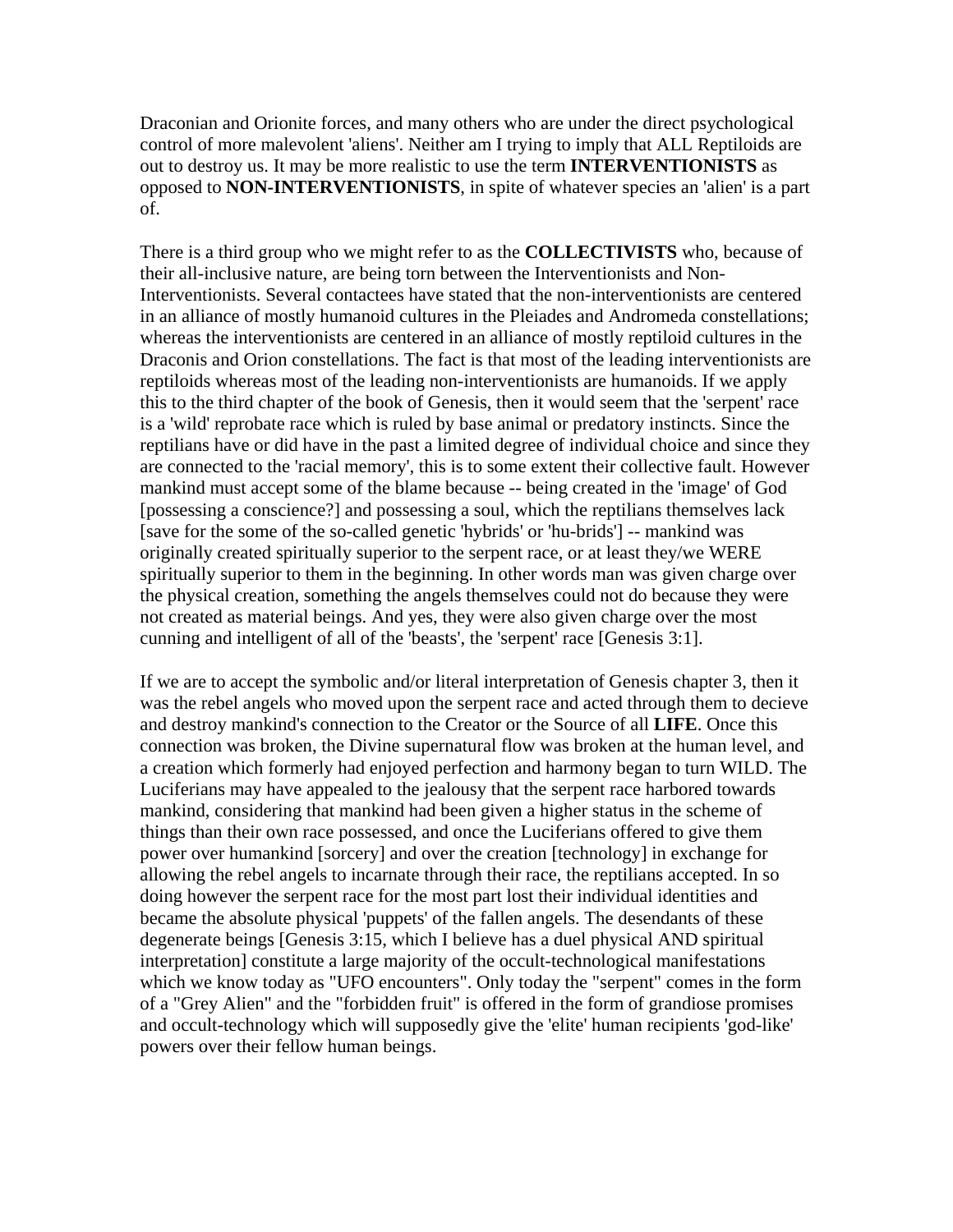Draconian and Orionite forces, and many others who are under the direct psychological control of more malevolent 'aliens'. Neither am I trying to imply that ALL Reptiloids are out to destroy us. It may be more realistic to use the term **INTERVENTIONISTS** as opposed to **NON-INTERVENTIONISTS**, in spite of whatever species an 'alien' is a part of.

There is a third group who we might refer to as the **COLLECTIVISTS** who, because of their all-inclusive nature, are being torn between the Interventionists and Non-Interventionists. Several contactees have stated that the non-interventionists are centered in an alliance of mostly humanoid cultures in the Pleiades and Andromeda constellations; whereas the interventionists are centered in an alliance of mostly reptiloid cultures in the Draconis and Orion constellations. The fact is that most of the leading interventionists are reptiloids whereas most of the leading non-interventionists are humanoids. If we apply this to the third chapter of the book of Genesis, then it would seem that the 'serpent' race is a 'wild' reprobate race which is ruled by base animal or predatory instincts. Since the reptilians have or did have in the past a limited degree of individual choice and since they are connected to the 'racial memory', this is to some extent their collective fault. However mankind must accept some of the blame because -- being created in the 'image' of God [possessing a conscience?] and possessing a soul, which the reptilians themselves lack [save for the some of the so-called genetic 'hybrids' or 'hu-brids'] -- mankind was originally created spiritually superior to the serpent race, or at least they/we WERE spiritually superior to them in the beginning. In other words man was given charge over the physical creation, something the angels themselves could not do because they were not created as material beings. And yes, they were also given charge over the most cunning and intelligent of all of the 'beasts', the 'serpent' race [Genesis 3:1].

If we are to accept the symbolic and/or literal interpretation of Genesis chapter 3, then it was the rebel angels who moved upon the serpent race and acted through them to decieve and destroy mankind's connection to the Creator or the Source of all **LIFE**. Once this connection was broken, the Divine supernatural flow was broken at the human level, and a creation which formerly had enjoyed perfection and harmony began to turn WILD. The Luciferians may have appealed to the jealousy that the serpent race harbored towards mankind, considering that mankind had been given a higher status in the scheme of things than their own race possessed, and once the Luciferians offered to give them power over humankind [sorcery] and over the creation [technology] in exchange for allowing the rebel angels to incarnate through their race, the reptilians accepted. In so doing however the serpent race for the most part lost their individual identities and became the absolute physical 'puppets' of the fallen angels. The desendants of these degenerate beings [Genesis 3:15, which I believe has a duel physical AND spiritual interpretation] constitute a large majority of the occult-technological manifestations which we know today as "UFO encounters". Only today the "serpent" comes in the form of a "Grey Alien" and the "forbidden fruit" is offered in the form of grandiose promises and occult-technology which will supposedly give the 'elite' human recipients 'god-like' powers over their fellow human beings.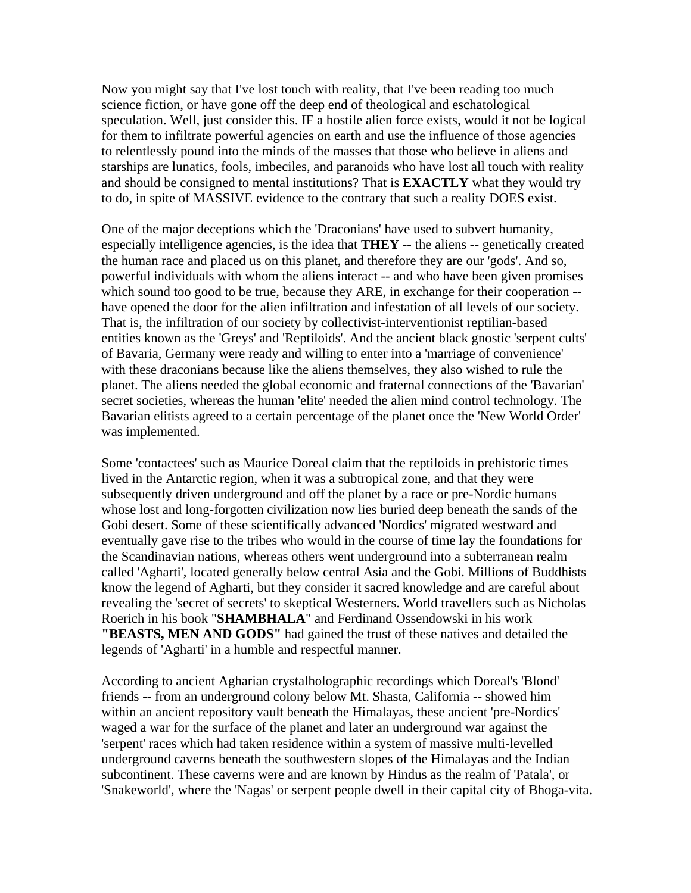Now you might say that I've lost touch with reality, that I've been reading too much science fiction, or have gone off the deep end of theological and eschatological speculation. Well, just consider this. IF a hostile alien force exists, would it not be logical for them to infiltrate powerful agencies on earth and use the influence of those agencies to relentlessly pound into the minds of the masses that those who believe in aliens and starships are lunatics, fools, imbeciles, and paranoids who have lost all touch with reality and should be consigned to mental institutions? That is **EXACTLY** what they would try to do, in spite of MASSIVE evidence to the contrary that such a reality DOES exist.

One of the major deceptions which the 'Draconians' have used to subvert humanity, especially intelligence agencies, is the idea that **THEY** -- the aliens -- genetically created the human race and placed us on this planet, and therefore they are our 'gods'. And so, powerful individuals with whom the aliens interact -- and who have been given promises which sound too good to be true, because they ARE, in exchange for their cooperation -- have opened the door for the alien infiltration and infestation of all levels of our society. That is, the infiltration of our society by collectivist-interventionist reptilian-based entities known as the 'Greys' and 'Reptiloids'. And the ancient black gnostic 'serpent cults' of Bavaria, Germany were ready and willing to enter into a 'marriage of convenience' with these draconians because like the aliens themselves, they also wished to rule the planet. The aliens needed the global economic and fraternal connections of the 'Bavarian' secret societies, whereas the human 'elite' needed the alien mind control technology. The Bavarian elitists agreed to a certain percentage of the planet once the 'New World Order' was implemented.

Some 'contactees' such as Maurice Doreal claim that the reptiloids in prehistoric times lived in the Antarctic region, when it was a subtropical zone, and that they were subsequently driven underground and off the planet by a race or pre-Nordic humans whose lost and long-forgotten civilization now lies buried deep beneath the sands of the Gobi desert. Some of these scientifically advanced 'Nordics' migrated westward and eventually gave rise to the tribes who would in the course of time lay the foundations for the Scandinavian nations, whereas others went underground into a subterranean realm called 'Agharti', located generally below central Asia and the Gobi. Millions of Buddhists know the legend of Agharti, but they consider it sacred knowledge and are careful about revealing the 'secret of secrets' to skeptical Westerners. World travellers such as Nicholas Roerich in his book "**SHAMBHALA**" and Ferdinand Ossendowski in his work **"BEASTS, MEN AND GODS"** had gained the trust of these natives and detailed the legends of 'Agharti' in a humble and respectful manner.

According to ancient Agharian crystalholographic recordings which Doreal's 'Blond' friends -- from an underground colony below Mt. Shasta, California -- showed him within an ancient repository vault beneath the Himalayas, these ancient 'pre-Nordics' waged a war for the surface of the planet and later an underground war against the 'serpent' races which had taken residence within a system of massive multi-levelled underground caverns beneath the southwestern slopes of the Himalayas and the Indian subcontinent. These caverns were and are known by Hindus as the realm of 'Patala', or 'Snakeworld', where the 'Nagas' or serpent people dwell in their capital city of Bhoga-vita.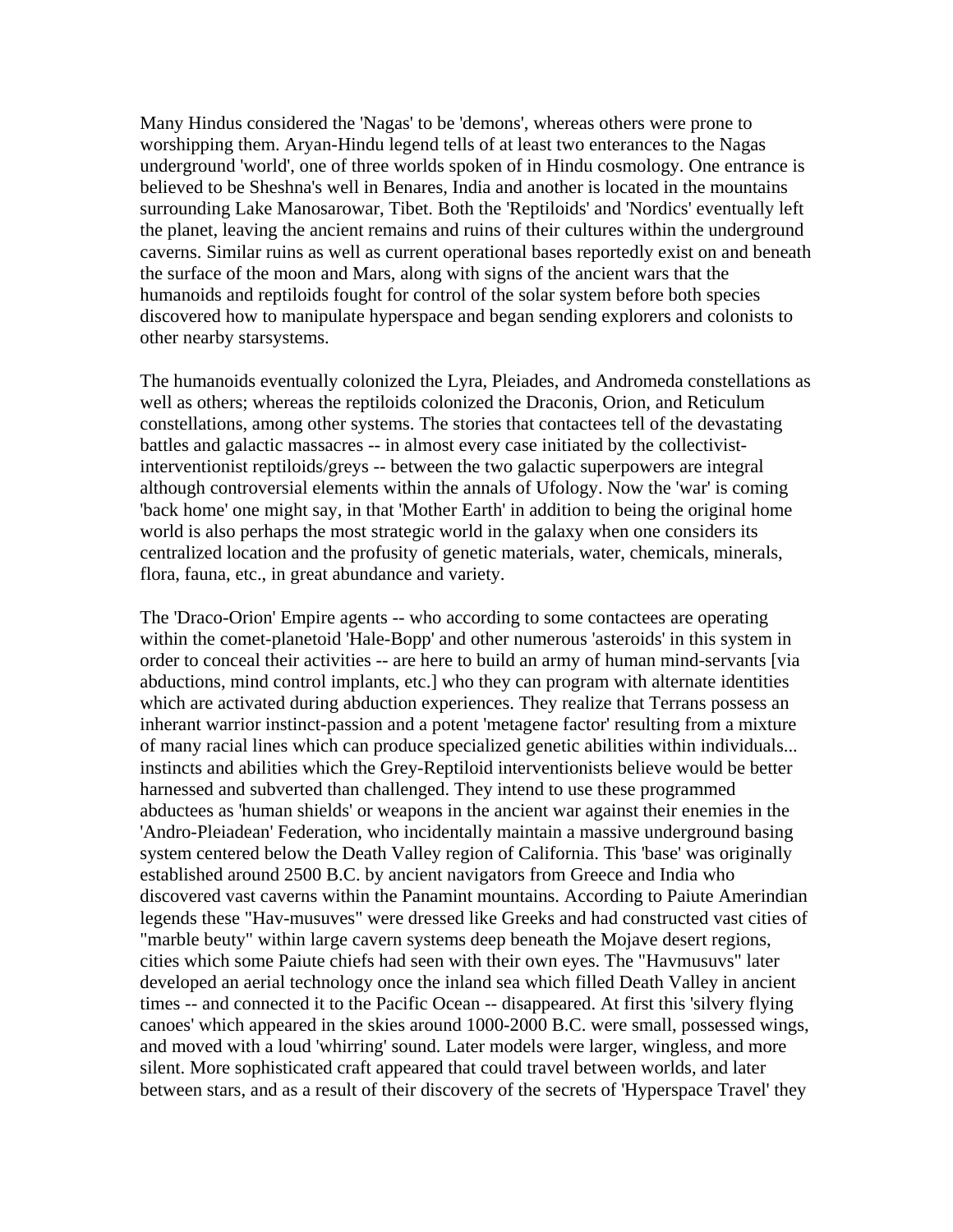Many Hindus considered the 'Nagas' to be 'demons', whereas others were prone to worshipping them. Aryan-Hindu legend tells of at least two enterances to the Nagas underground 'world', one of three worlds spoken of in Hindu cosmology. One entrance is believed to be Sheshna's well in Benares, India and another is located in the mountains surrounding Lake Manosarowar, Tibet. Both the 'Reptiloids' and 'Nordics' eventually left the planet, leaving the ancient remains and ruins of their cultures within the underground caverns. Similar ruins as well as current operational bases reportedly exist on and beneath the surface of the moon and Mars, along with signs of the ancient wars that the humanoids and reptiloids fought for control of the solar system before both species discovered how to manipulate hyperspace and began sending explorers and colonists to other nearby starsystems.

The humanoids eventually colonized the Lyra, Pleiades, and Andromeda constellations as well as others; whereas the reptiloids colonized the Draconis, Orion, and Reticulum constellations, among other systems. The stories that contactees tell of the devastating battles and galactic massacres -- in almost every case initiated by the collectivist-interventionist reptiloids/greys -- between the two galactic superpowers are integral although controversial elements within the annals of Ufology. Now the 'war' is coming 'back home' one might say, in that 'Mother Earth' in addition to being the original home world is also perhaps the most strategic world in the galaxy when one considers its centralized location and the profusity of genetic materials, water, chemicals, minerals, flora, fauna, etc., in great abundance and variety.

The 'Draco-Orion' Empire agents -- who according to some contactees are operating within the comet-planetoid 'Hale-Bopp' and other numerous 'asteroids' in this system in order to conceal their activities -- are here to build an army of human mind-servants [via abductions, mind control implants, etc.] who they can program with alternate identities which are activated during abduction experiences. They realize that Terrans possess an inherant warrior instinct-passion and a potent 'metagene factor' resulting from a mixture of many racial lines which can produce specialized genetic abilities within individuals... instincts and abilities which the Grey-Reptiloid interventionists believe would be better harnessed and subverted than challenged. They intend to use these programmed abductees as 'human shields' or weapons in the ancient war against their enemies in the 'Andro-Pleiadean' Federation, who incidentally maintain a massive underground basing system centered below the Death Valley region of California. This 'base' was originally established around 2500 B.C. by ancient navigators from Greece and India who discovered vast caverns within the Panamint mountains. According to Paiute Amerindian legends these "Hav-musuves" were dressed like Greeks and had constructed vast cities of "marble beuty" within large cavern systems deep beneath the Mojave desert regions, cities which some Paiute chiefs had seen with their own eyes. The "Havmusuvs" later developed an aerial technology once the inland sea which filled Death Valley in ancient times -- and connected it to the Pacific Ocean -- disappeared. At first this 'silvery flying canoes' which appeared in the skies around 1000-2000 B.C. were small, possessed wings, and moved with a loud 'whirring' sound. Later models were larger, wingless, and more silent. More sophisticated craft appeared that could travel between worlds, and later between stars, and as a result of their discovery of the secrets of 'Hyperspace Travel' they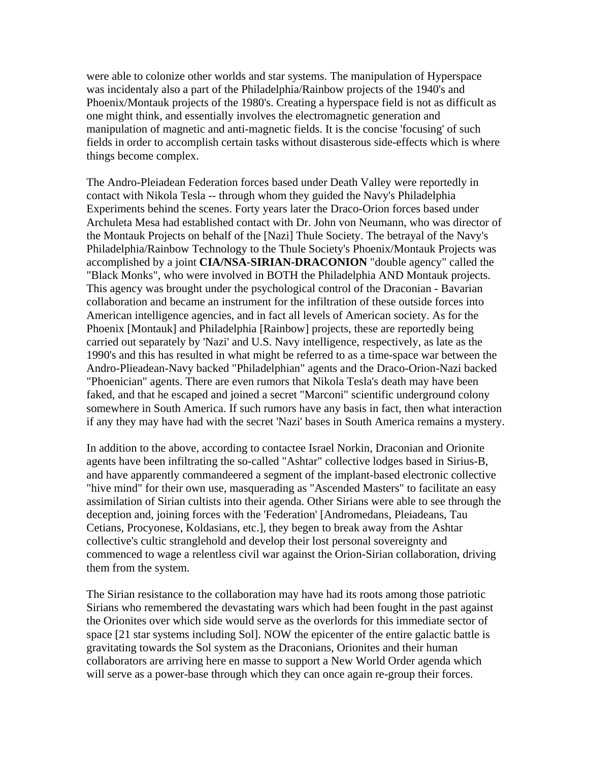were able to colonize other worlds and star systems. The manipulation of Hyperspace was incidentaly also a part of the Philadelphia/Rainbow projects of the 1940's and Phoenix/Montauk projects of the 1980's. Creating a hyperspace field is not as difficult as one might think, and essentially involves the electromagnetic generation and manipulation of magnetic and anti-magnetic fields. It is the concise 'focusing' of such fields in order to accomplish certain tasks without disasterous side-effects which is where things become complex.

The Andro-Pleiadean Federation forces based under Death Valley were reportedly in contact with Nikola Tesla -- through whom they guided the Navy's Philadelphia Experiments behind the scenes. Forty years later the Draco-Orion forces based under Archuleta Mesa had established contact with Dr. John von Neumann, who was director of the Montauk Projects on behalf of the [Nazi] Thule Society. The betrayal of the Navy's Philadelphia/Rainbow Technology to the Thule Society's Phoenix/Montauk Projects was accomplished by a joint **CIA/NSA-SIRIAN-DRACONION** "double agency" called the "Black Monks", who were involved in BOTH the Philadelphia AND Montauk projects. This agency was brought under the psychological control of the Draconian - Bavarian collaboration and became an instrument for the infiltration of these outside forces into American intelligence agencies, and in fact all levels of American society. As for the Phoenix [Montauk] and Philadelphia [Rainbow] projects, these are reportedly being carried out separately by 'Nazi' and U.S. Navy intelligence, respectively, as late as the 1990's and this has resulted in what might be referred to as a time-space war between the Andro-Plieadean-Navy backed "Philadelphian" agents and the Draco-Orion-Nazi backed "Phoenician" agents. There are even rumors that Nikola Tesla's death may have been faked, and that he escaped and joined a secret "Marconi" scientific underground colony somewhere in South America. If such rumors have any basis in fact, then what interaction if any they may have had with the secret 'Nazi' bases in South America remains a mystery.

In addition to the above, according to contactee Israel Norkin, Draconian and Orionite agents have been infiltrating the so-called "Ashtar" collective lodges based in Sirius-B, and have apparently commandeered a segment of the implant-based electronic collective "hive mind" for their own use, masquerading as "Ascended Masters" to facilitate an easy assimilation of Sirian cultists into their agenda. Other Sirians were able to see through the deception and, joining forces with the 'Federation' [Andromedans, Pleiadeans, Tau Cetians, Procyonese, Koldasians, etc.], they begen to break away from the Ashtar collective's cultic stranglehold and develop their lost personal sovereignty and commenced to wage a relentless civil war against the Orion-Sirian collaboration, driving them from the system.

The Sirian resistance to the collaboration may have had its roots among those patriotic Sirians who remembered the devastating wars which had been fought in the past against the Orionites over which side would serve as the overlords for this immediate sector of space [21 star systems including Sol]. NOW the epicenter of the entire galactic battle is gravitating towards the Sol system as the Draconians, Orionites and their human collaborators are arriving here en masse to support a New World Order agenda which will serve as a power-base through which they can once again re-group their forces.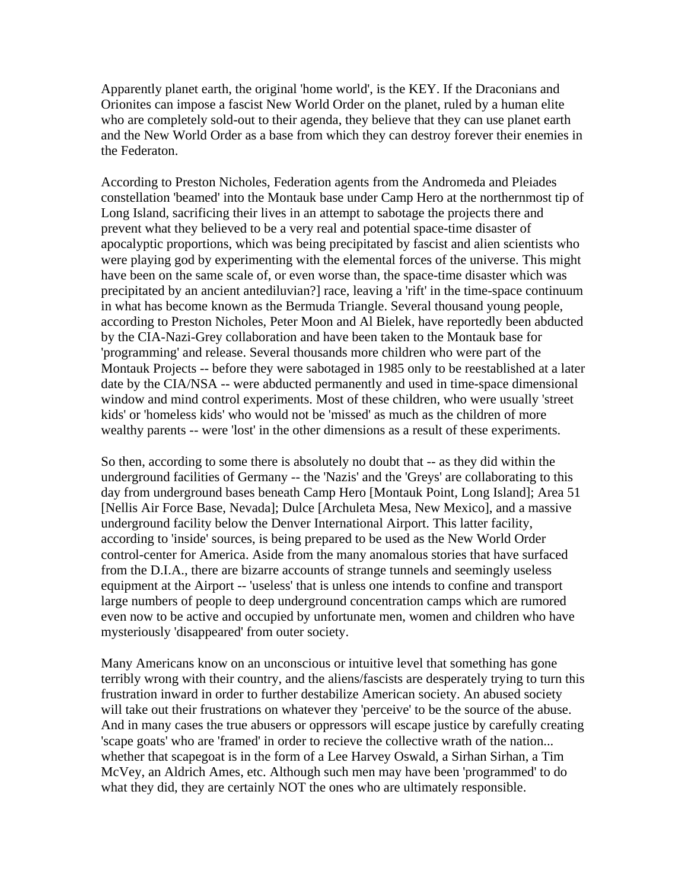Apparently planet earth, the original 'home world', is the KEY. If the Draconians and Orionites can impose a fascist New World Order on the planet, ruled by a human elite who are completely sold-out to their agenda, they believe that they can use planet earth and the New World Order as a base from which they can destroy forever their enemies in the Federaton.

According to Preston Nicholes, Federation agents from the Andromeda and Pleiades constellation 'beamed' into the Montauk base under Camp Hero at the northernmost tip of Long Island, sacrificing their lives in an attempt to sabotage the projects there and prevent what they believed to be a very real and potential space-time disaster of apocalyptic proportions, which was being precipitated by fascist and alien scientists who were playing god by experimenting with the elemental forces of the universe. This might have been on the same scale of, or even worse than, the space-time disaster which was precipitated by an ancient antediluvian?] race, leaving a 'rift' in the time-space continuum in what has become known as the Bermuda Triangle. Several thousand young people, according to Preston Nicholes, Peter Moon and Al Bielek, have reportedly been abducted by the CIA-Nazi-Grey collaboration and have been taken to the Montauk base for 'programming' and release. Several thousands more children who were part of the Montauk Projects -- before they were sabotaged in 1985 only to be reestablished at a later date by the CIA/NSA -- were abducted permanently and used in time-space dimensional window and mind control experiments. Most of these children, who were usually 'street kids' or 'homeless kids' who would not be 'missed' as much as the children of more wealthy parents -- were 'lost' in the other dimensions as a result of these experiments.

So then, according to some there is absolutely no doubt that -- as they did within the underground facilities of Germany -- the 'Nazis' and the 'Greys' are collaborating to this day from underground bases beneath Camp Hero [Montauk Point, Long Island]; Area 51 [Nellis Air Force Base, Nevada]; Dulce [Archuleta Mesa, New Mexico], and a massive underground facility below the Denver International Airport. This latter facility, according to 'inside' sources, is being prepared to be used as the New World Order control-center for America. Aside from the many anomalous stories that have surfaced from the D.I.A., there are bizarre accounts of strange tunnels and seemingly useless equipment at the Airport -- 'useless' that is unless one intends to confine and transport large numbers of people to deep underground concentration camps which are rumored even now to be active and occupied by unfortunate men, women and children who have mysteriously 'disappeared' from outer society.

Many Americans know on an unconscious or intuitive level that something has gone terribly wrong with their country, and the aliens/fascists are desperately trying to turn this frustration inward in order to further destabilize American society. An abused society will take out their frustrations on whatever they 'perceive' to be the source of the abuse. And in many cases the true abusers or oppressors will escape justice by carefully creating 'scape goats' who are 'framed' in order to recieve the collective wrath of the nation... whether that scapegoat is in the form of a Lee Harvey Oswald, a Sirhan Sirhan, a Tim McVey, an Aldrich Ames, etc. Although such men may have been 'programmed' to do what they did, they are certainly NOT the ones who are ultimately responsible.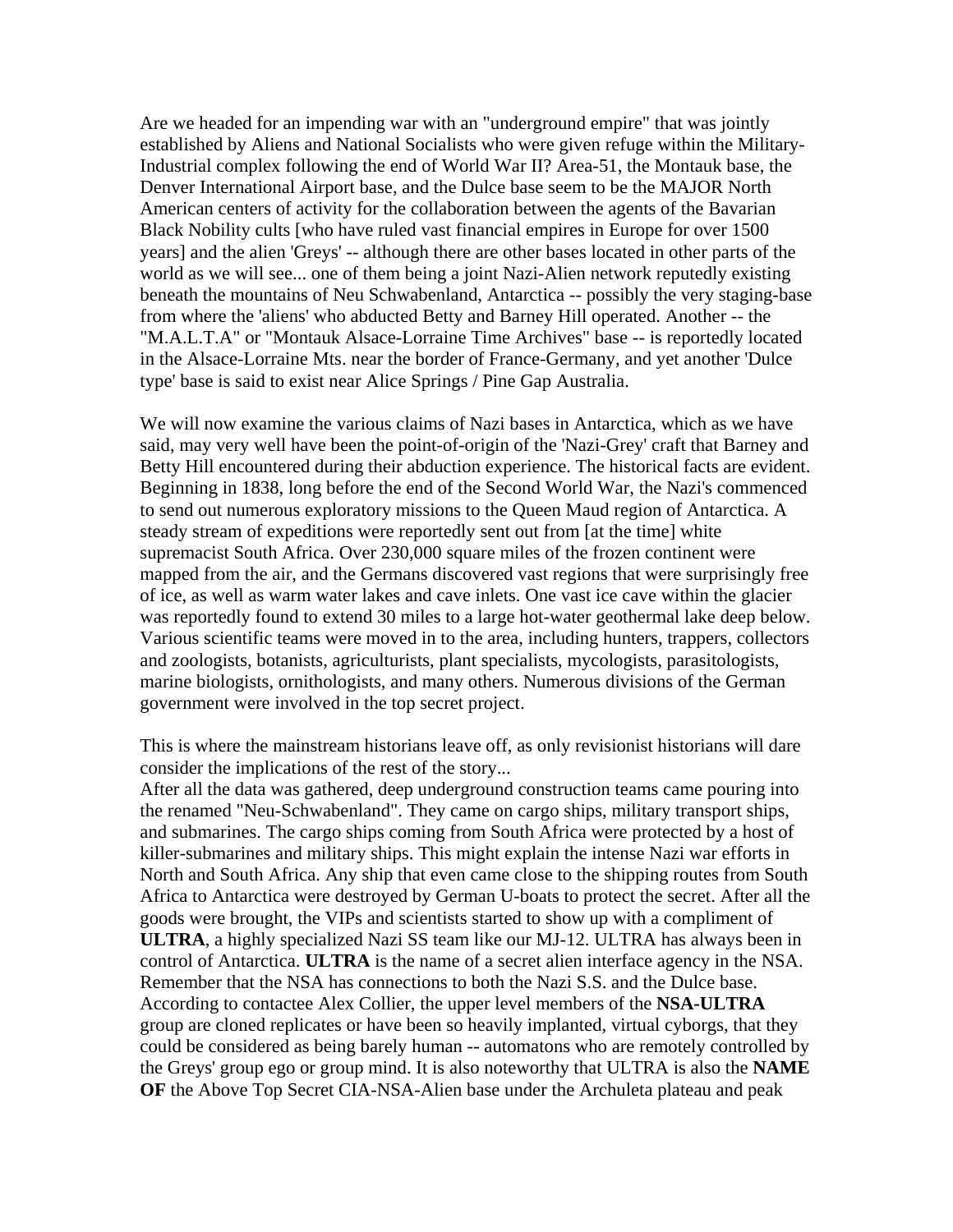Are we headed for an impending war with an "underground empire" that was jointly established by Aliens and National Socialists who were given refuge within the Military-Industrial complex following the end of World War II? Area-51, the Montauk base, the Denver International Airport base, and the Dulce base seem to be the MAJOR North American centers of activity for the collaboration between the agents of the Bavarian Black Nobility cults [who have ruled vast financial empires in Europe for over 1500 years] and the alien 'Greys' -- although there are other bases located in other parts of the world as we will see... one of them being a joint Nazi-Alien network reputedly existing beneath the mountains of Neu Schwabenland, Antarctica -- possibly the very staging-base from where the 'aliens' who abducted Betty and Barney Hill operated. Another -- the "M.A.L.T.A" or "Montauk Alsace-Lorraine Time Archives" base -- is reportedly located in the Alsace-Lorraine Mts. near the border of France-Germany, and yet another 'Dulce type' base is said to exist near Alice Springs / Pine Gap Australia.

We will now examine the various claims of Nazi bases in Antarctica, which as we have said, may very well have been the point-of-origin of the 'Nazi-Grey' craft that Barney and Betty Hill encountered during their abduction experience. The historical facts are evident. Beginning in 1838, long before the end of the Second World War, the Nazi's commenced to send out numerous exploratory missions to the Queen Maud region of Antarctica. A steady stream of expeditions were reportedly sent out from [at the time] white supremacist South Africa. Over 230,000 square miles of the frozen continent were mapped from the air, and the Germans discovered vast regions that were surprisingly free of ice, as well as warm water lakes and cave inlets. One vast ice cave within the glacier was reportedly found to extend 30 miles to a large hot-water geothermal lake deep below. Various scientific teams were moved in to the area, including hunters, trappers, collectors and zoologists, botanists, agriculturists, plant specialists, mycologists, parasitologists, marine biologists, ornithologists, and many others. Numerous divisions of the German government were involved in the top secret project.

This is where the mainstream historians leave off, as only revisionist historians will dare consider the implications of the rest of the story...
After all the data was gathered, deep underground construction teams came pouring into the renamed "Neu-Schwabenland". They came on cargo ships, military transport ships, and submarines. The cargo ships coming from South Africa were protected by a host of killer-submarines and military ships. This might explain the intense Nazi war efforts in North and South Africa. Any ship that even came close to the shipping routes from South Africa to Antarctica were destroyed by German U-boats to protect the secret. After all the goods were brought, the VIPs and scientists started to show up with a compliment of **ULTRA**, a highly specialized Nazi SS team like our MJ-12. ULTRA has always been in control of Antarctica. **ULTRA** is the name of a secret alien interface agency in the NSA. Remember that the NSA has connections to both the Nazi S.S. and the Dulce base. According to contactee Alex Collier, the upper level members of the **NSA-ULTRA** group are cloned replicates or have been so heavily implanted, virtual cyborgs, that they could be considered as being barely human -- automatons who are remotely controlled by the Greys' group ego or group mind. It is also noteworthy that ULTRA is also the **NAME OF** the Above Top Secret CIA-NSA-Alien base under the Archuleta plateau and peak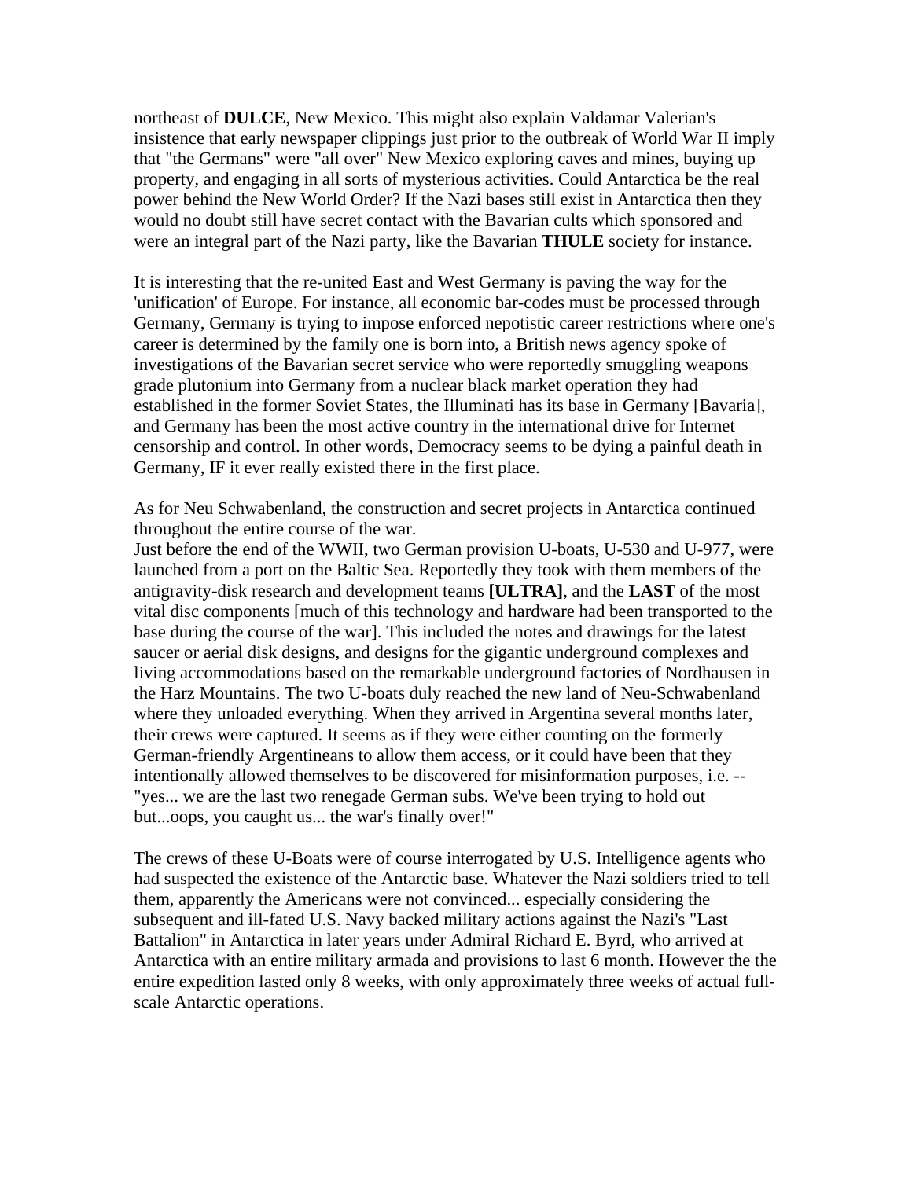northeast of **DULCE**, New Mexico. This might also explain Valdamar Valerian's insistence that early newspaper clippings just prior to the outbreak of World War II imply that "the Germans" were "all over" New Mexico exploring caves and mines, buying up property, and engaging in all sorts of mysterious activities. Could Antarctica be the real power behind the New World Order? If the Nazi bases still exist in Antarctica then they would no doubt still have secret contact with the Bavarian cults which sponsored and were an integral part of the Nazi party, like the Bavarian **THULE** society for instance.

It is interesting that the re-united East and West Germany is paving the way for the 'unification' of Europe. For instance, all economic bar-codes must be processed through Germany, Germany is trying to impose enforced nepotistic career restrictions where one's career is determined by the family one is born into, a British news agency spoke of investigations of the Bavarian secret service who were reportedly smuggling weapons grade plutonium into Germany from a nuclear black market operation they had established in the former Soviet States, the Illuminati has its base in Germany [Bavaria], and Germany has been the most active country in the international drive for Internet censorship and control. In other words, Democracy seems to be dying a painful death in Germany, IF it ever really existed there in the first place.

As for Neu Schwabenland, the construction and secret projects in Antarctica continued throughout the entire course of the war.
Just before the end of the WWII, two German provision U-boats, U-530 and U-977, were launched from a port on the Baltic Sea. Reportedly they took with them members of the antigravity-disk research and development teams **[ULTRA]**, and the **LAST** of the most vital disc components [much of this technology and hardware had been transported to the base during the course of the war]. This included the notes and drawings for the latest saucer or aerial disk designs, and designs for the gigantic underground complexes and living accommodations based on the remarkable underground factories of Nordhausen in the Harz Mountains. The two U-boats duly reached the new land of Neu-Schwabenland where they unloaded everything. When they arrived in Argentina several months later, their crews were captured. It seems as if they were either counting on the formerly German-friendly Argentineans to allow them access, or it could have been that they intentionally allowed themselves to be discovered for misinformation purposes, i.e. -- "yes... we are the last two renegade German subs. We've been trying to hold out but...oops, you caught us... the war's finally over!"

The crews of these U-Boats were of course interrogated by U.S. Intelligence agents who had suspected the existence of the Antarctic base. Whatever the Nazi soldiers tried to tell them, apparently the Americans were not convinced... especially considering the subsequent and ill-fated U.S. Navy backed military actions against the Nazi's "Last Battalion" in Antarctica in later years under Admiral Richard E. Byrd, who arrived at Antarctica with an entire military armada and provisions to last 6 month. However the the entire expedition lasted only 8 weeks, with only approximately three weeks of actual full-scale Antarctic operations.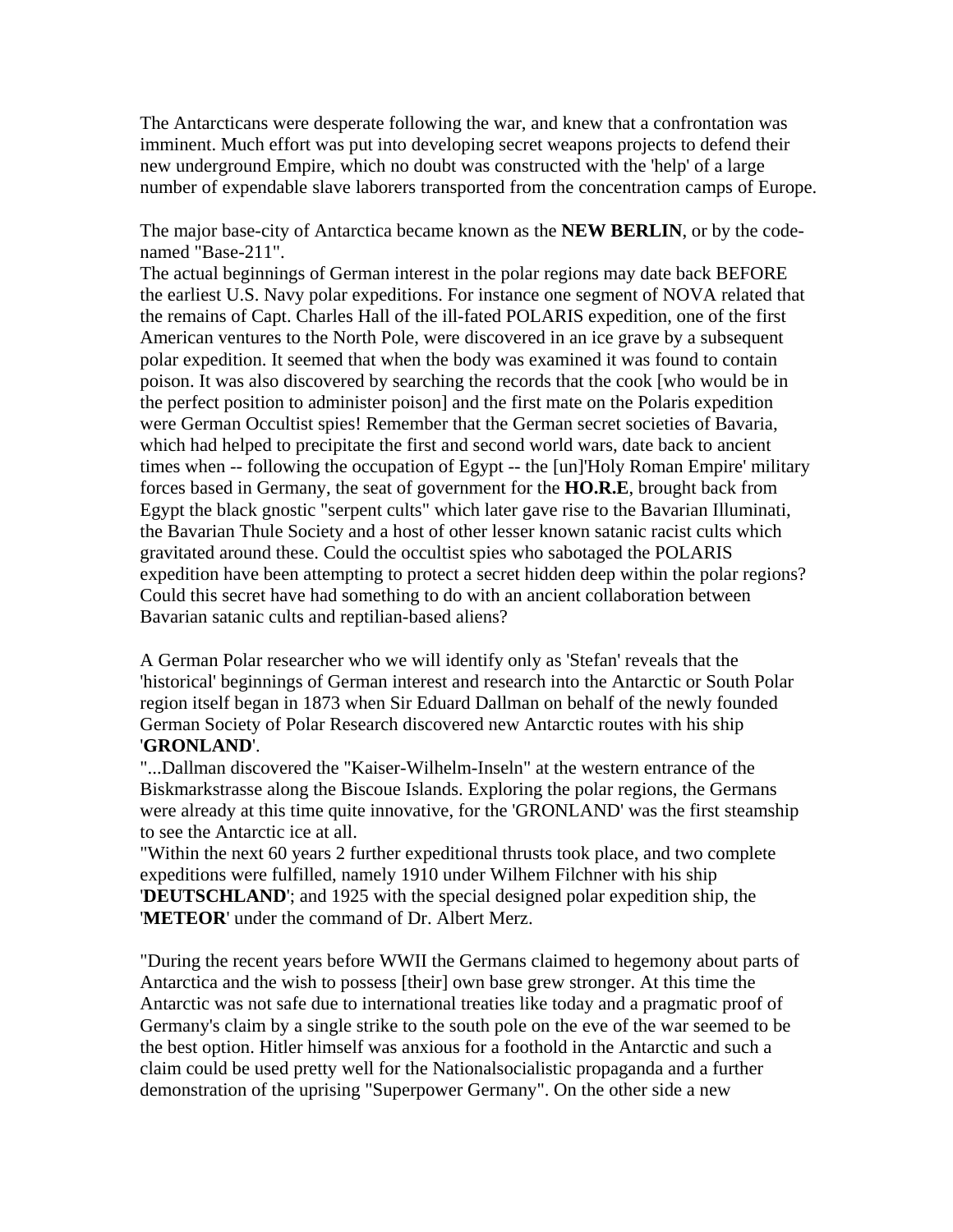The Antarcticans were desperate following the war, and knew that a confrontation was imminent. Much effort was put into developing secret weapons projects to defend their new underground Empire, which no doubt was constructed with the 'help' of a large number of expendable slave laborers transported from the concentration camps of Europe.

The major base-city of Antarctica became known as the **NEW BERLIN**, or by the code-named "Base-211".
The actual beginnings of German interest in the polar regions may date back BEFORE the earliest U.S. Navy polar expeditions. For instance one segment of NOVA related that the remains of Capt. Charles Hall of the ill-fated POLARIS expedition, one of the first American ventures to the North Pole, were discovered in an ice grave by a subsequent polar expedition. It seemed that when the body was examined it was found to contain poison. It was also discovered by searching the records that the cook [who would be in the perfect position to administer poison] and the first mate on the Polaris expedition were German Occultist spies! Remember that the German secret societies of Bavaria, which had helped to precipitate the first and second world wars, date back to ancient times when -- following the occupation of Egypt -- the [un]'Holy Roman Empire' military forces based in Germany, the seat of government for the **HO.R.E**, brought back from Egypt the black gnostic "serpent cults" which later gave rise to the Bavarian Illuminati, the Bavarian Thule Society and a host of other lesser known satanic racist cults which gravitated around these. Could the occultist spies who sabotaged the POLARIS expedition have been attempting to protect a secret hidden deep within the polar regions? Could this secret have had something to do with an ancient collaboration between Bavarian satanic cults and reptilian-based aliens?

A German Polar researcher who we will identify only as 'Stefan' reveals that the 'historical' beginnings of German interest and research into the Antarctic or South Polar region itself began in 1873 when Sir Eduard Dallman on behalf of the newly founded German Society of Polar Research discovered new Antarctic routes with his ship '**GRONLAND**'.
"...Dallman discovered the "Kaiser-Wilhelm-Inseln" at the western entrance of the Biskmarkstrasse along the Biscoue Islands. Exploring the polar regions, the Germans were already at this time quite innovative, for the 'GRONLAND' was the first steamship to see the Antarctic ice at all.
"Within the next 60 years 2 further expeditional thrusts took place, and two complete expeditions were fulfilled, namely 1910 under Wilhem Filchner with his ship '**DEUTSCHLAND**'; and 1925 with the special designed polar expedition ship, the '**METEOR**' under the command of Dr. Albert Merz.

"During the recent years before WWII the Germans claimed to hegemony about parts of Antarctica and the wish to possess [their] own base grew stronger. At this time the Antarctic was not safe due to international treaties like today and a pragmatic proof of Germany's claim by a single strike to the south pole on the eve of the war seemed to be the best option. Hitler himself was anxious for a foothold in the Antarctic and such a claim could be used pretty well for the Nationalsocialistic propaganda and a further demonstration of the uprising "Superpower Germany". On the other side a new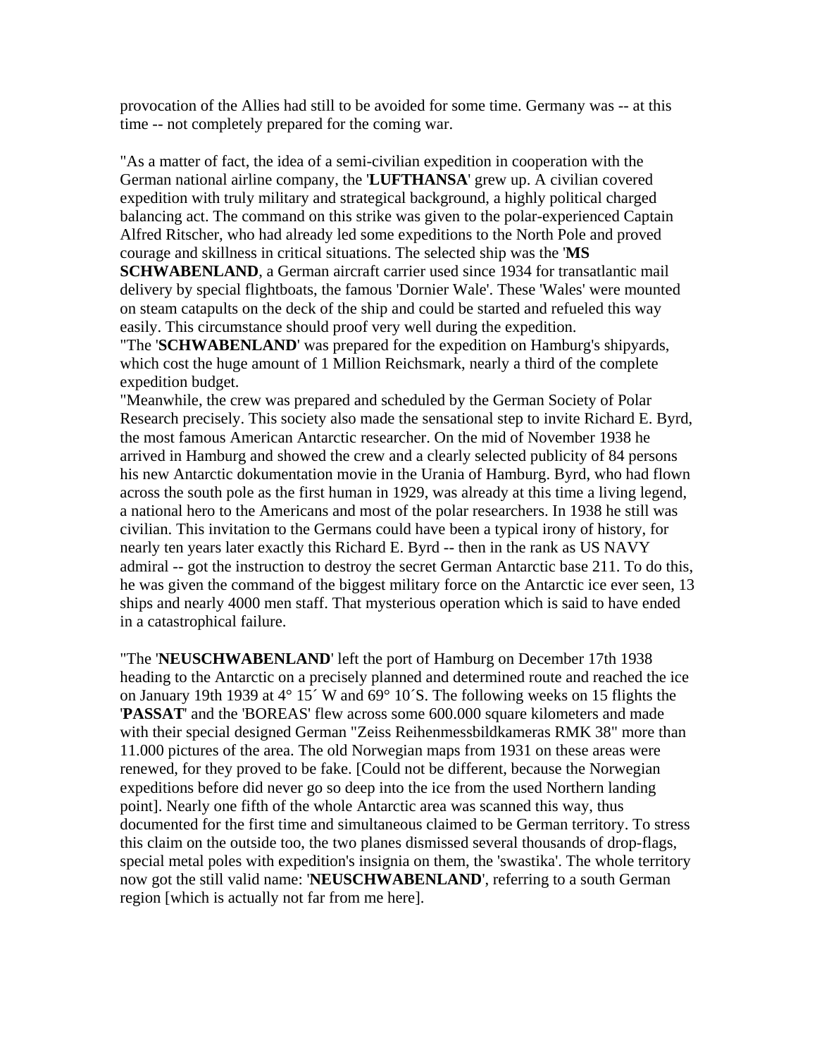provocation of the Allies had still to be avoided for some time. Germany was -- at this time -- not completely prepared for the coming war.

"As a matter of fact, the idea of a semi-civilian expedition in cooperation with the German national airline company, the '**LUFTHANSA**' grew up. A civilian covered expedition with truly military and strategical background, a highly political charged balancing act. The command on this strike was given to the polar-experienced Captain Alfred Ritscher, who had already led some expeditions to the North Pole and proved courage and skillness in critical situations. The selected ship was the '**MS SCHWABENLAND**, a German aircraft carrier used since 1934 for transatlantic mail delivery by special flightboats, the famous 'Dornier Wale'. These 'Wales' were mounted on steam catapults on the deck of the ship and could be started and refueled this way easily. This circumstance should proof very well during the expedition.
"The '**SCHWABENLAND**' was prepared for the expedition on Hamburg's shipyards, which cost the huge amount of 1 Million Reichsmark, nearly a third of the complete expedition budget.
"Meanwhile, the crew was prepared and scheduled by the German Society of Polar Research precisely. This society also made the sensational step to invite Richard E. Byrd, the most famous American Antarctic researcher. On the mid of November 1938 he arrived in Hamburg and showed the crew and a clearly selected publicity of 84 persons his new Antarctic dokumentation movie in the Urania of Hamburg. Byrd, who had flown across the south pole as the first human in 1929, was already at this time a living legend, a national hero to the Americans and most of the polar researchers. In 1938 he still was civilian. This invitation to the Germans could have been a typical irony of history, for nearly ten years later exactly this Richard E. Byrd -- then in the rank as US NAVY admiral -- got the instruction to destroy the secret German Antarctic base 211. To do this, he was given the command of the biggest military force on the Antarctic ice ever seen, 13 ships and nearly 4000 men staff. That mysterious operation which is said to have ended in a catastrophical failure.

"The '**NEUSCHWABENLAND**' left the port of Hamburg on December 17th 1938 heading to the Antarctic on a precisely planned and determined route and reached the ice on January 19th 1939 at 4° 15´ W and 69° 10´S. The following weeks on 15 flights the '**PASSAT**' and the 'BOREAS' flew across some 600.000 square kilometers and made with their special designed German "Zeiss Reihenmessbildkameras RMK 38" more than 11.000 pictures of the area. The old Norwegian maps from 1931 on these areas were renewed, for they proved to be fake. [Could not be different, because the Norwegian expeditions before did never go so deep into the ice from the used Northern landing point]. Nearly one fifth of the whole Antarctic area was scanned this way, thus documented for the first time and simultaneous claimed to be German territory. To stress this claim on the outside too, the two planes dismissed several thousands of drop-flags, special metal poles with expedition's insignia on them, the 'swastika'. The whole territory now got the still valid name: '**NEUSCHWABENLAND**', referring to a south German region [which is actually not far from me here].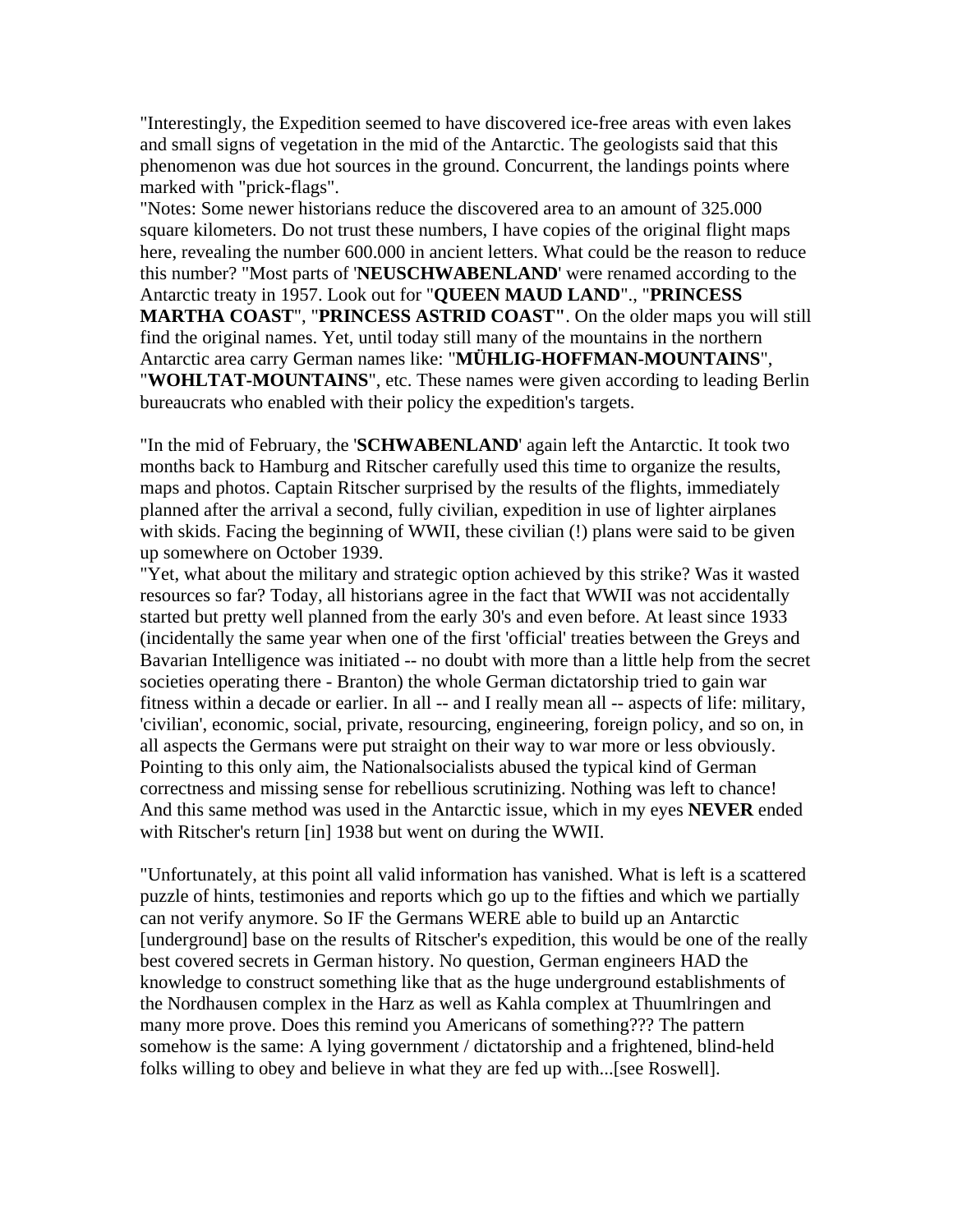"Interestingly, the Expedition seemed to have discovered ice-free areas with even lakes and small signs of vegetation in the mid of the Antarctic. The geologists said that this phenomenon was due hot sources in the ground. Concurrent, the landings points where marked with "prick-flags".

"Notes: Some newer historians reduce the discovered area to an amount of 325.000 square kilometers. Do not trust these numbers, I have copies of the original flight maps here, revealing the number 600.000 in ancient letters. What could be the reason to reduce this number? "Most parts of '**NEUSCHWABENLAND**' were renamed according to the Antarctic treaty in 1957. Look out for "**QUEEN MAUD LAND**"., "**PRINCESS MARTHA COAST**", "**PRINCESS ASTRID COAST"**. On the older maps you will still find the original names. Yet, until today still many of the mountains in the northern Antarctic area carry German names like: "**MÜHLIG-HOFFMAN-MOUNTAINS**", "**WOHLTAT-MOUNTAINS**", etc. These names were given according to leading Berlin bureaucrats who enabled with their policy the expedition's targets.

"In the mid of February, the '**SCHWABENLAND**' again left the Antarctic. It took two months back to Hamburg and Ritscher carefully used this time to organize the results, maps and photos. Captain Ritscher surprised by the results of the flights, immediately planned after the arrival a second, fully civilian, expedition in use of lighter airplanes with skids. Facing the beginning of WWII, these civilian (!) plans were said to be given up somewhere on October 1939.

"Yet, what about the military and strategic option achieved by this strike? Was it wasted resources so far? Today, all historians agree in the fact that WWII was not accidentally started but pretty well planned from the early 30's and even before. At least since 1933 (incidentally the same year when one of the first 'official' treaties between the Greys and Bavarian Intelligence was initiated -- no doubt with more than a little help from the secret societies operating there - Branton) the whole German dictatorship tried to gain war fitness within a decade or earlier. In all -- and I really mean all -- aspects of life: military, 'civilian', economic, social, private, resourcing, engineering, foreign policy, and so on, in all aspects the Germans were put straight on their way to war more or less obviously. Pointing to this only aim, the Nationalsocialists abused the typical kind of German correctness and missing sense for rebellious scrutinizing. Nothing was left to chance! And this same method was used in the Antarctic issue, which in my eyes **NEVER** ended with Ritscher's return [in] 1938 but went on during the WWII.

"Unfortunately, at this point all valid information has vanished. What is left is a scattered puzzle of hints, testimonies and reports which go up to the fifties and which we partially can not verify anymore. So IF the Germans WERE able to build up an Antarctic [underground] base on the results of Ritscher's expedition, this would be one of the really best covered secrets in German history. No question, German engineers HAD the knowledge to construct something like that as the huge underground establishments of the Nordhausen complex in the Harz as well as Kahla complex at Thuumlringen and many more prove. Does this remind you Americans of something??? The pattern somehow is the same: A lying government / dictatorship and a frightened, blind-held folks willing to obey and believe in what they are fed up with...[see Roswell].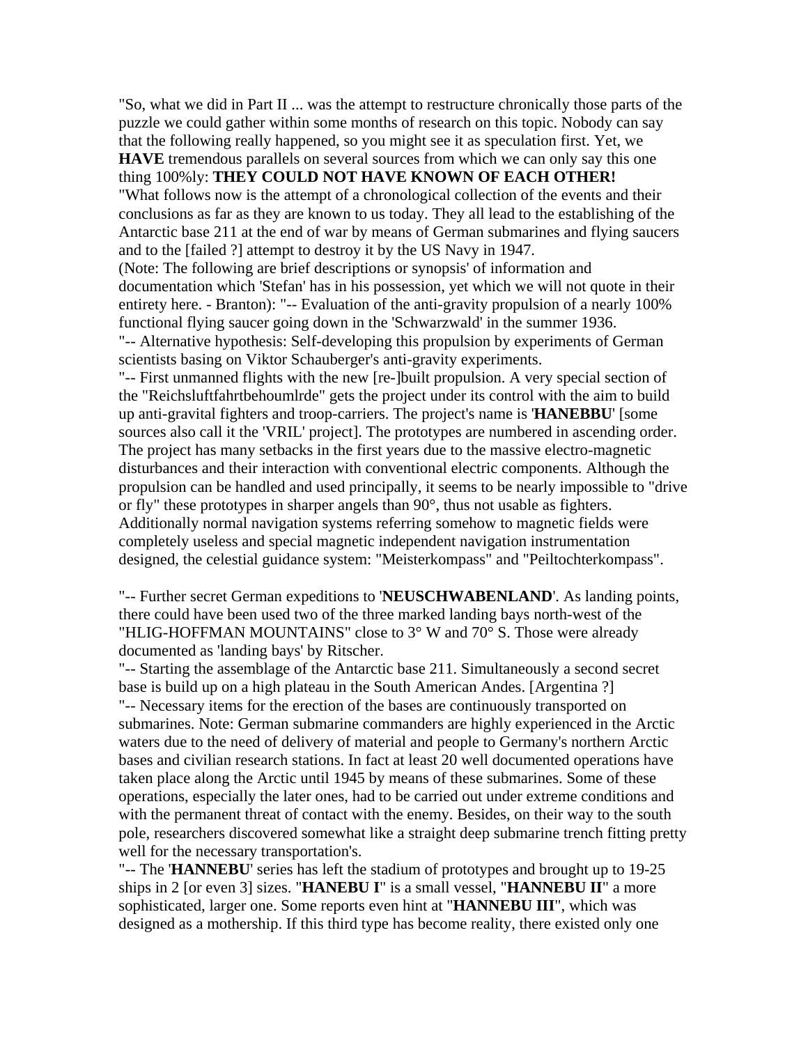"So, what we did in Part II ... was the attempt to restructure chronically those parts of the puzzle we could gather within some months of research on this topic. Nobody can say that the following really happened, so you might see it as speculation first. Yet, we **HAVE** tremendous parallels on several sources from which we can only say this one thing 100%ly: **THEY COULD NOT HAVE KNOWN OF EACH OTHER!**

"What follows now is the attempt of a chronological collection of the events and their conclusions as far as they are known to us today. They all lead to the establishing of the Antarctic base 211 at the end of war by means of German submarines and flying saucers and to the [failed ?] attempt to destroy it by the US Navy in 1947.

(Note: The following are brief descriptions or synopsis' of information and documentation which 'Stefan' has in his possession, yet which we will not quote in their entirety here. - Branton): "-- Evaluation of the anti-gravity propulsion of a nearly 100% functional flying saucer going down in the 'Schwarzwald' in the summer 1936.

"-- Alternative hypothesis: Self-developing this propulsion by experiments of German scientists basing on Viktor Schauberger's anti-gravity experiments.

"-- First unmanned flights with the new [re-]built propulsion. A very special section of the "Reichsluftfahrtbehoumlrde" gets the project under its control with the aim to build up anti-gravital fighters and troop-carriers. The project's name is '**HANEBBU**' [some sources also call it the 'VRIL' project]. The prototypes are numbered in ascending order. The project has many setbacks in the first years due to the massive electro-magnetic disturbances and their interaction with conventional electric components. Although the propulsion can be handled and used principally, it seems to be nearly impossible to "drive or fly" these prototypes in sharper angels than 90°, thus not usable as fighters. Additionally normal navigation systems referring somehow to magnetic fields were completely useless and special magnetic independent navigation instrumentation designed, the celestial guidance system: "Meisterkompass" and "Peiltochterkompass".

"-- Further secret German expeditions to '**NEUSCHWABENLAND**'. As landing points, there could have been used two of the three marked landing bays north-west of the "HLIG-HOFFMAN MOUNTAINS" close to 3° W and 70° S. Those were already documented as 'landing bays' by Ritscher.

"-- Starting the assemblage of the Antarctic base 211. Simultaneously a second secret base is build up on a high plateau in the South American Andes. [Argentina ?]

"-- Necessary items for the erection of the bases are continuously transported on submarines. Note: German submarine commanders are highly experienced in the Arctic waters due to the need of delivery of material and people to Germany's northern Arctic bases and civilian research stations. In fact at least 20 well documented operations have taken place along the Arctic until 1945 by means of these submarines. Some of these operations, especially the later ones, had to be carried out under extreme conditions and with the permanent threat of contact with the enemy. Besides, on their way to the south pole, researchers discovered somewhat like a straight deep submarine trench fitting pretty well for the necessary transportation's.

"-- The '**HANNEBU**' series has left the stadium of prototypes and brought up to 19-25 ships in 2 [or even 3] sizes. "**HANEBU I**" is a small vessel, "**HANNEBU II**" a more sophisticated, larger one. Some reports even hint at "**HANNEBU III**", which was designed as a mothership. If this third type has become reality, there existed only one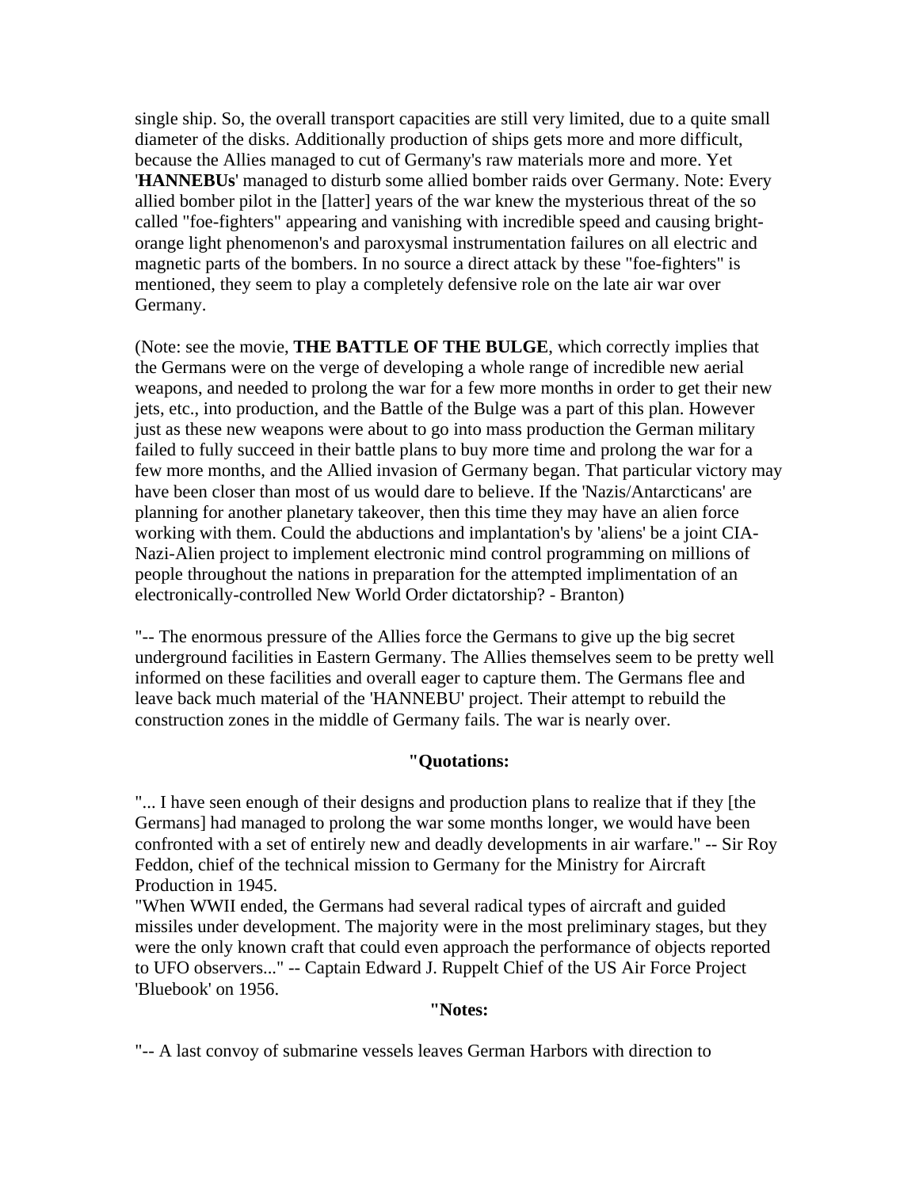single ship. So, the overall transport capacities are still very limited, due to a quite small diameter of the disks. Additionally production of ships gets more and more difficult, because the Allies managed to cut of Germany's raw materials more and more. Yet '**HANNEBUs**' managed to disturb some allied bomber raids over Germany. Note: Every allied bomber pilot in the [latter] years of the war knew the mysterious threat of the so called "foe-fighters" appearing and vanishing with incredible speed and causing bright-orange light phenomenon's and paroxysmal instrumentation failures on all electric and magnetic parts of the bombers. In no source a direct attack by these "foe-fighters" is mentioned, they seem to play a completely defensive role on the late air war over Germany.

(Note: see the movie, **THE BATTLE OF THE BULGE**, which correctly implies that the Germans were on the verge of developing a whole range of incredible new aerial weapons, and needed to prolong the war for a few more months in order to get their new jets, etc., into production, and the Battle of the Bulge was a part of this plan. However just as these new weapons were about to go into mass production the German military failed to fully succeed in their battle plans to buy more time and prolong the war for a few more months, and the Allied invasion of Germany began. That particular victory may have been closer than most of us would dare to believe. If the 'Nazis/Antarcticans' are planning for another planetary takeover, then this time they may have an alien force working with them. Could the abductions and implantation's by 'aliens' be a joint CIA-Nazi-Alien project to implement electronic mind control programming on millions of people throughout the nations in preparation for the attempted implimentation of an electronically-controlled New World Order dictatorship? - Branton)

"-- The enormous pressure of the Allies force the Germans to give up the big secret underground facilities in Eastern Germany. The Allies themselves seem to be pretty well informed on these facilities and overall eager to capture them. The Germans flee and leave back much material of the 'HANNEBU' project. Their attempt to rebuild the construction zones in the middle of Germany fails. The war is nearly over.

**"Quotations:**

"... I have seen enough of their designs and production plans to realize that if they [the Germans] had managed to prolong the war some months longer, we would have been confronted with a set of entirely new and deadly developments in air warfare." -- Sir Roy Feddon, chief of the technical mission to Germany for the Ministry for Aircraft Production in 1945.

"When WWII ended, the Germans had several radical types of aircraft and guided missiles under development. The majority were in the most preliminary stages, but they were the only known craft that could even approach the performance of objects reported to UFO observers..." -- Captain Edward J. Ruppelt Chief of the US Air Force Project 'Bluebook' on 1956.

**"Notes:**

"-- A last convoy of submarine vessels leaves German Harbors with direction to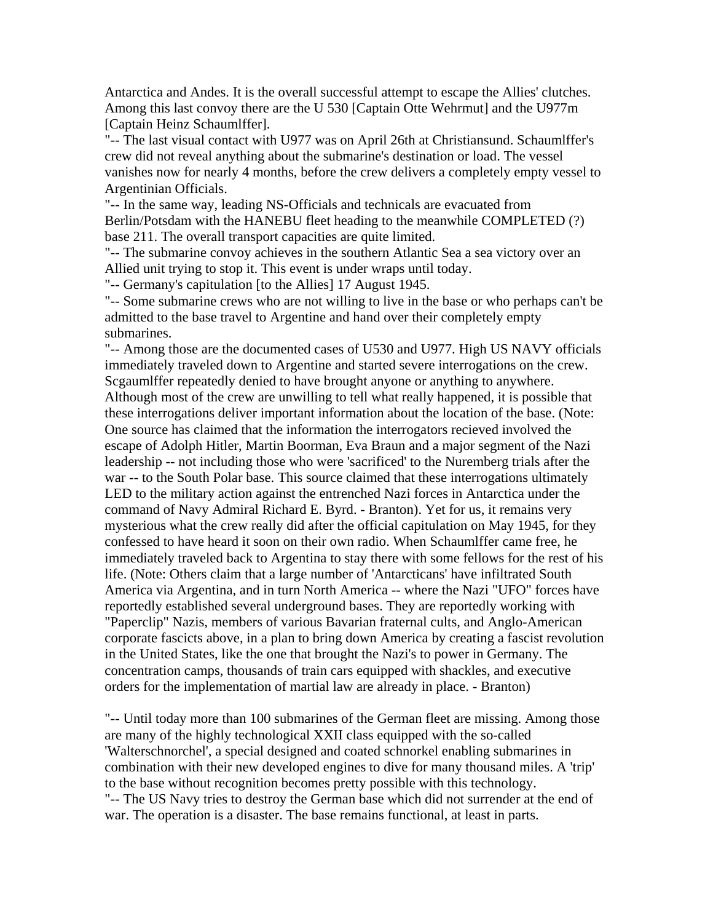Antarctica and Andes. It is the overall successful attempt to escape the Allies' clutches. Among this last convoy there are the U 530 [Captain Otte Wehrmut] and the U977m [Captain Heinz Schaumlffer].

"-- The last visual contact with U977 was on April 26th at Christiansund. Schaumlffer's crew did not reveal anything about the submarine's destination or load. The vessel vanishes now for nearly 4 months, before the crew delivers a completely empty vessel to Argentinian Officials.

"-- In the same way, leading NS-Officials and technicals are evacuated from Berlin/Potsdam with the HANEBU fleet heading to the meanwhile COMPLETED (?) base 211. The overall transport capacities are quite limited.

"-- The submarine convoy achieves in the southern Atlantic Sea a sea victory over an Allied unit trying to stop it. This event is under wraps until today.

"-- Germany's capitulation [to the Allies] 17 August 1945.

"-- Some submarine crews who are not willing to live in the base or who perhaps can't be admitted to the base travel to Argentine and hand over their completely empty submarines.

"-- Among those are the documented cases of U530 and U977. High US NAVY officials immediately traveled down to Argentine and started severe interrogations on the crew. Scgaumlffer repeatedly denied to have brought anyone or anything to anywhere. Although most of the crew are unwilling to tell what really happened, it is possible that these interrogations deliver important information about the location of the base. (Note: One source has claimed that the information the interrogators recieved involved the escape of Adolph Hitler, Martin Boorman, Eva Braun and a major segment of the Nazi leadership -- not including those who were 'sacrificed' to the Nuremberg trials after the war -- to the South Polar base. This source claimed that these interrogations ultimately LED to the military action against the entrenched Nazi forces in Antarctica under the command of Navy Admiral Richard E. Byrd. - Branton). Yet for us, it remains very mysterious what the crew really did after the official capitulation on May 1945, for they confessed to have heard it soon on their own radio. When Schaumlffer came free, he immediately traveled back to Argentina to stay there with some fellows for the rest of his life. (Note: Others claim that a large number of 'Antarcticans' have infiltrated South America via Argentina, and in turn North America -- where the Nazi "UFO" forces have reportedly established several underground bases. They are reportedly working with "Paperclip" Nazis, members of various Bavarian fraternal cults, and Anglo-American corporate fascicts above, in a plan to bring down America by creating a fascist revolution in the United States, like the one that brought the Nazi's to power in Germany. The concentration camps, thousands of train cars equipped with shackles, and executive orders for the implementation of martial law are already in place. - Branton)

"-- Until today more than 100 submarines of the German fleet are missing. Among those are many of the highly technological XXII class equipped with the so-called 'Walterschnorchel', a special designed and coated schnorkel enabling submarines in combination with their new developed engines to dive for many thousand miles. A 'trip' to the base without recognition becomes pretty possible with this technology.

"-- The US Navy tries to destroy the German base which did not surrender at the end of war. The operation is a disaster. The base remains functional, at least in parts.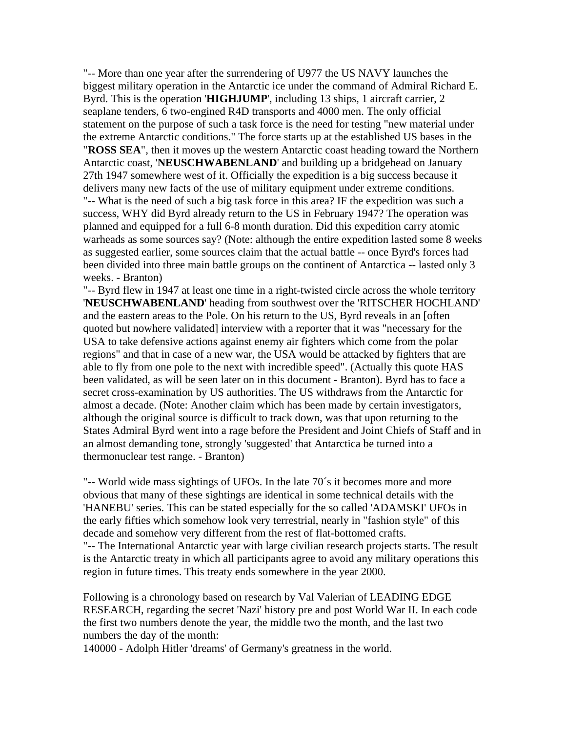"-- More than one year after the surrendering of U977 the US NAVY launches the biggest military operation in the Antarctic ice under the command of Admiral Richard E. Byrd. This is the operation '**HIGHJUMP**', including 13 ships, 1 aircraft carrier, 2 seaplane tenders, 6 two-engined R4D transports and 4000 men. The only official statement on the purpose of such a task force is the need for testing "new material under the extreme Antarctic conditions." The force starts up at the established US bases in the "**ROSS SEA**", then it moves up the western Antarctic coast heading toward the Northern Antarctic coast, '**NEUSCHWABENLAND**' and building up a bridgehead on January 27th 1947 somewhere west of it. Officially the expedition is a big success because it delivers many new facts of the use of military equipment under extreme conditions.
"-- What is the need of such a big task force in this area? IF the expedition was such a success, WHY did Byrd already return to the US in February 1947? The operation was planned and equipped for a full 6-8 month duration. Did this expedition carry atomic warheads as some sources say? (Note: although the entire expedition lasted some 8 weeks as suggested earlier, some sources claim that the actual battle -- once Byrd's forces had been divided into three main battle groups on the continent of Antarctica -- lasted only 3 weeks. - Branton)
"-- Byrd flew in 1947 at least one time in a right-twisted circle across the whole territory '**NEUSCHWABENLAND**' heading from southwest over the 'RITSCHER HOCHLAND' and the eastern areas to the Pole. On his return to the US, Byrd reveals in an [often quoted but nowhere validated] interview with a reporter that it was "necessary for the USA to take defensive actions against enemy air fighters which come from the polar regions" and that in case of a new war, the USA would be attacked by fighters that are able to fly from one pole to the next with incredible speed". (Actually this quote HAS been validated, as will be seen later on in this document - Branton). Byrd has to face a secret cross-examination by US authorities. The US withdraws from the Antarctic for almost a decade. (Note: Another claim which has been made by certain investigators, although the original source is difficult to track down, was that upon returning to the States Admiral Byrd went into a rage before the President and Joint Chiefs of Staff and in an almost demanding tone, strongly 'suggested' that Antarctica be turned into a thermonuclear test range. - Branton)

"-- World wide mass sightings of UFOs. In the late 70´s it becomes more and more obvious that many of these sightings are identical in some technical details with the 'HANEBU' series. This can be stated especially for the so called 'ADAMSKI' UFOs in the early fifties which somehow look very terrestrial, nearly in "fashion style" of this decade and somehow very different from the rest of flat-bottomed crafts.
"-- The International Antarctic year with large civilian research projects starts. The result is the Antarctic treaty in which all participants agree to avoid any military operations this region in future times. This treaty ends somewhere in the year 2000.

Following is a chronology based on research by Val Valerian of LEADING EDGE RESEARCH, regarding the secret 'Nazi' history pre and post World War II. In each code the first two numbers denote the year, the middle two the month, and the last two numbers the day of the month:
140000 - Adolph Hitler 'dreams' of Germany's greatness in the world.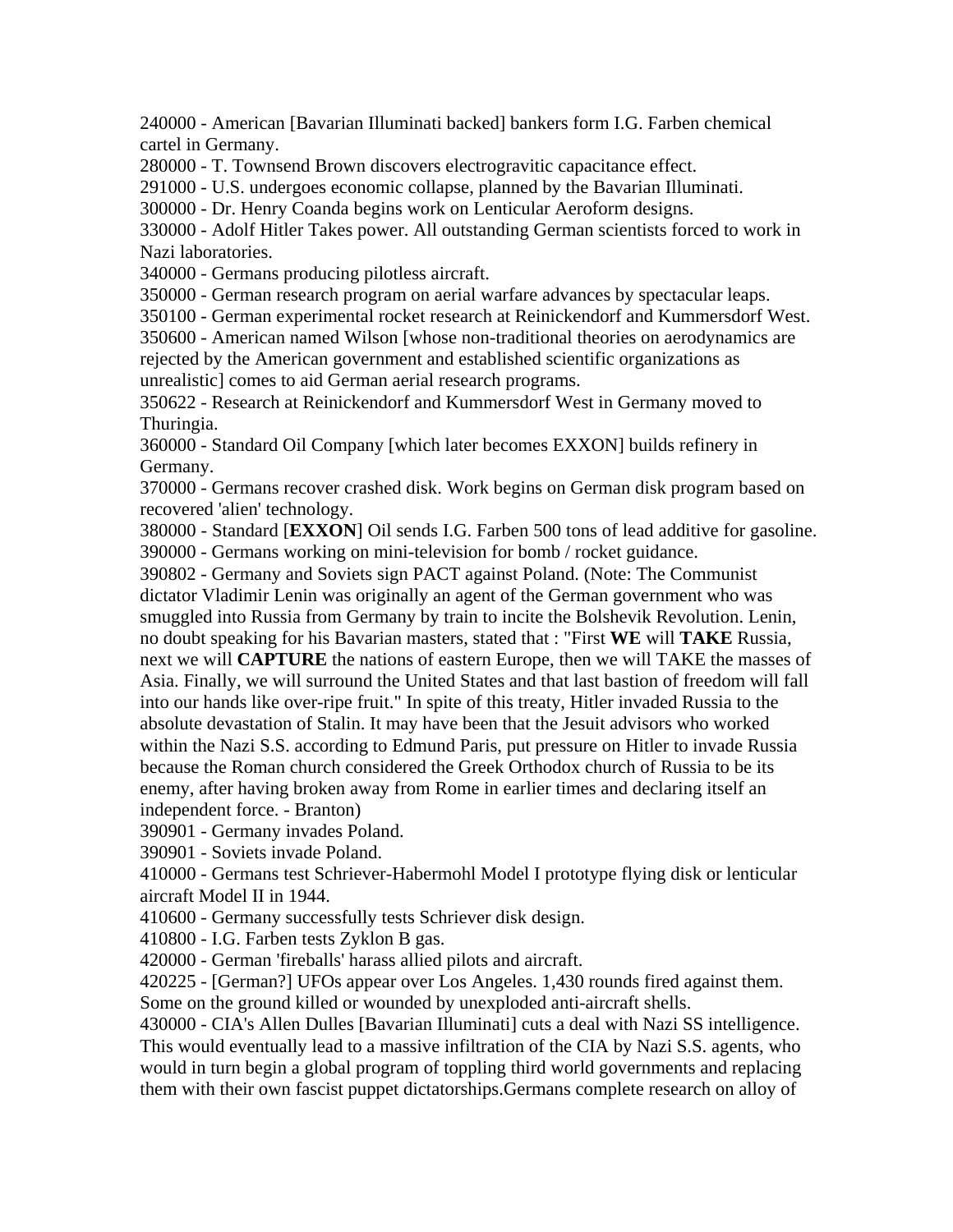240000 - American [Bavarian Illuminati backed] bankers form I.G. Farben chemical cartel in Germany.
280000 - T. Townsend Brown discovers electrogravitic capacitance effect.
291000 - U.S. undergoes economic collapse, planned by the Bavarian Illuminati.
300000 - Dr. Henry Coanda begins work on Lenticular Aeroform designs.
330000 - Adolf Hitler Takes power. All outstanding German scientists forced to work in Nazi laboratories.
340000 - Germans producing pilotless aircraft.
350000 - German research program on aerial warfare advances by spectacular leaps.
350100 - German experimental rocket research at Reinickendorf and Kummersdorf West.
350600 - American named Wilson [whose non-traditional theories on aerodynamics are rejected by the American government and established scientific organizations as unrealistic] comes to aid German aerial research programs.
350622 - Research at Reinickendorf and Kummersdorf West in Germany moved to Thuringia.
360000 - Standard Oil Company [which later becomes EXXON] builds refinery in Germany.
370000 - Germans recover crashed disk. Work begins on German disk program based on recovered 'alien' technology.
380000 - Standard [**EXXON**] Oil sends I.G. Farben 500 tons of lead additive for gasoline.
390000 - Germans working on mini-television for bomb / rocket guidance.
390802 - Germany and Soviets sign PACT against Poland. (Note: The Communist dictator Vladimir Lenin was originally an agent of the German government who was smuggled into Russia from Germany by train to incite the Bolshevik Revolution. Lenin, no doubt speaking for his Bavarian masters, stated that : "First **WE** will **TAKE** Russia, next we will **CAPTURE** the nations of eastern Europe, then we will TAKE the masses of Asia. Finally, we will surround the United States and that last bastion of freedom will fall into our hands like over-ripe fruit." In spite of this treaty, Hitler invaded Russia to the absolute devastation of Stalin. It may have been that the Jesuit advisors who worked within the Nazi S.S. according to Edmund Paris, put pressure on Hitler to invade Russia because the Roman church considered the Greek Orthodox church of Russia to be its enemy, after having broken away from Rome in earlier times and declaring itself an independent force. - Branton)
390901 - Germany invades Poland.
390901 - Soviets invade Poland.
410000 - Germans test Schriever-Habermohl Model I prototype flying disk or lenticular aircraft Model II in 1944.
410600 - Germany successfully tests Schriever disk design.
410800 - I.G. Farben tests Zyklon B gas.
420000 - German 'fireballs' harass allied pilots and aircraft.
420225 - [German?] UFOs appear over Los Angeles. 1,430 rounds fired against them. Some on the ground killed or wounded by unexploded anti-aircraft shells.
430000 - CIA's Allen Dulles [Bavarian Illuminati] cuts a deal with Nazi SS intelligence. This would eventually lead to a massive infiltration of the CIA by Nazi S.S. agents, who would in turn begin a global program of toppling third world governments and replacing them with their own fascist puppet dictatorships.Germans complete research on alloy of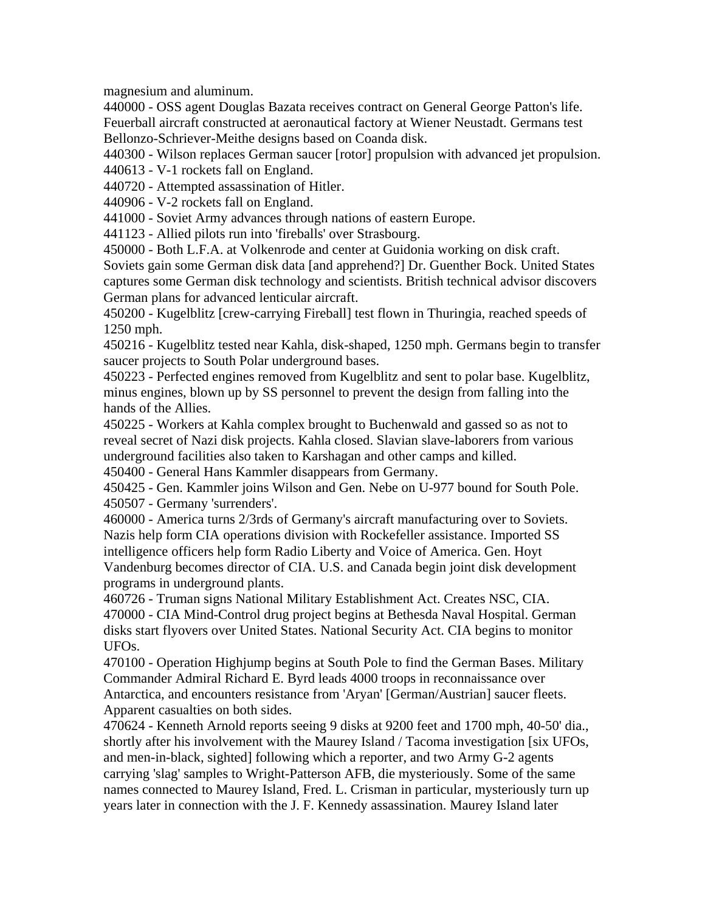magnesium and aluminum.

440000 - OSS agent Douglas Bazata receives contract on General George Patton's life. Feuerball aircraft constructed at aeronautical factory at Wiener Neustadt. Germans test Bellonzo-Schriever-Meithe designs based on Coanda disk.

440300 - Wilson replaces German saucer [rotor] propulsion with advanced jet propulsion.

440613 - V-1 rockets fall on England.

440720 - Attempted assassination of Hitler.

440906 - V-2 rockets fall on England.

441000 - Soviet Army advances through nations of eastern Europe.

441123 - Allied pilots run into 'fireballs' over Strasbourg.

450000 - Both L.F.A. at Volkenrode and center at Guidonia working on disk craft. Soviets gain some German disk data [and apprehend?] Dr. Guenther Bock. United States captures some German disk technology and scientists. British technical advisor discovers German plans for advanced lenticular aircraft.

450200 - Kugelblitz [crew-carrying Fireball] test flown in Thuringia, reached speeds of 1250 mph.

450216 - Kugelblitz tested near Kahla, disk-shaped, 1250 mph. Germans begin to transfer saucer projects to South Polar underground bases.

450223 - Perfected engines removed from Kugelblitz and sent to polar base. Kugelblitz, minus engines, blown up by SS personnel to prevent the design from falling into the hands of the Allies.

450225 - Workers at Kahla complex brought to Buchenwald and gassed so as not to reveal secret of Nazi disk projects. Kahla closed. Slavian slave-laborers from various underground facilities also taken to Karshagan and other camps and killed.

450400 - General Hans Kammler disappears from Germany.

450425 - Gen. Kammler joins Wilson and Gen. Nebe on U-977 bound for South Pole.

450507 - Germany 'surrenders'.

460000 - America turns 2/3rds of Germany's aircraft manufacturing over to Soviets. Nazis help form CIA operations division with Rockefeller assistance. Imported SS intelligence officers help form Radio Liberty and Voice of America. Gen. Hoyt Vandenburg becomes director of CIA. U.S. and Canada begin joint disk development programs in underground plants.

460726 - Truman signs National Military Establishment Act. Creates NSC, CIA.

470000 - CIA Mind-Control drug project begins at Bethesda Naval Hospital. German disks start flyovers over United States. National Security Act. CIA begins to monitor UFOs.

470100 - Operation Highjump begins at South Pole to find the German Bases. Military Commander Admiral Richard E. Byrd leads 4000 troops in reconnaissance over Antarctica, and encounters resistance from 'Aryan' [German/Austrian] saucer fleets. Apparent casualties on both sides.

470624 - Kenneth Arnold reports seeing 9 disks at 9200 feet and 1700 mph, 40-50' dia., shortly after his involvement with the Maurey Island / Tacoma investigation [six UFOs, and men-in-black, sighted] following which a reporter, and two Army G-2 agents carrying 'slag' samples to Wright-Patterson AFB, die mysteriously. Some of the same names connected to Maurey Island, Fred. L. Crisman in particular, mysteriously turn up years later in connection with the J. F. Kennedy assassination. Maurey Island later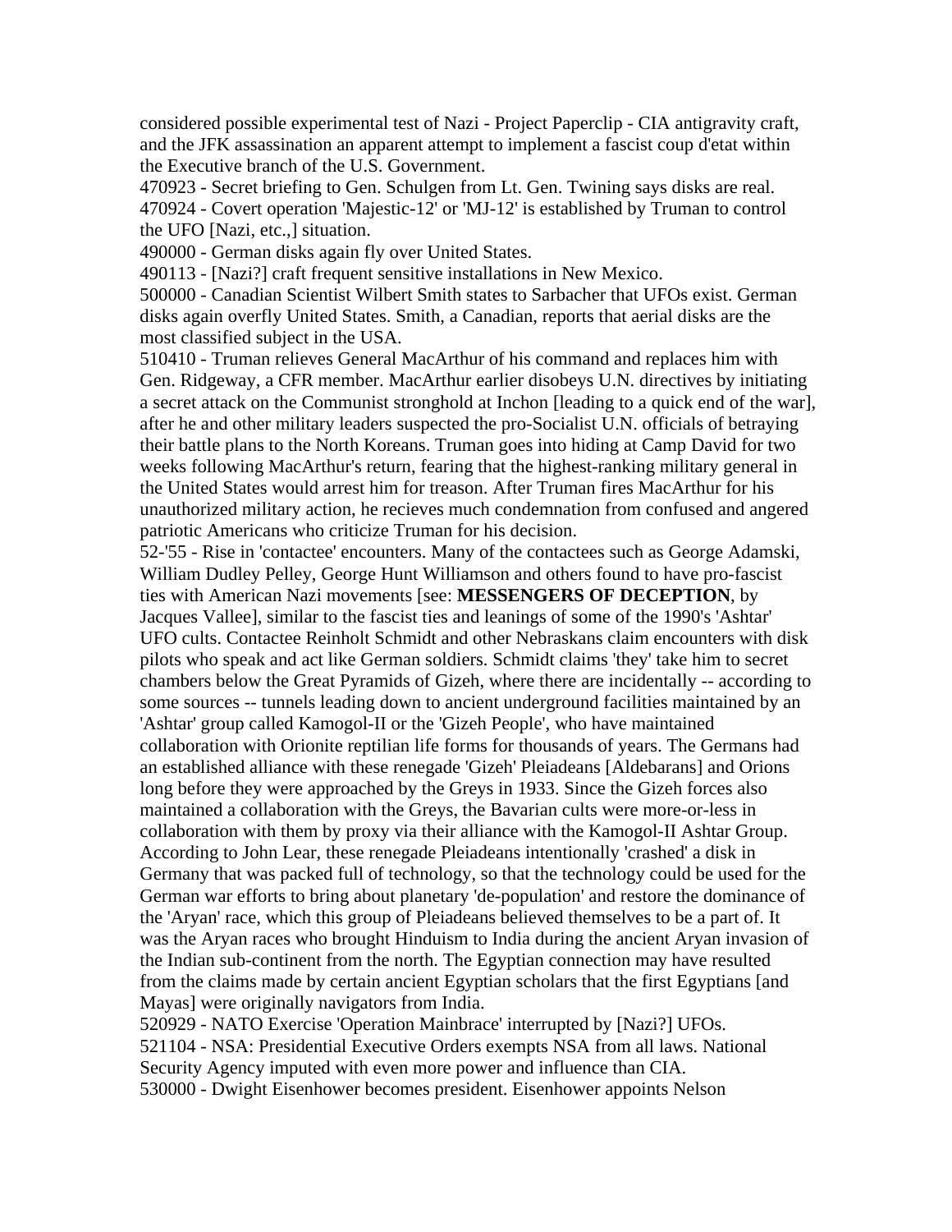considered possible experimental test of Nazi - Project Paperclip - CIA antigravity craft, and the JFK assassination an apparent attempt to implement a fascist coup d'etat within the Executive branch of the U.S. Government.

470923 - Secret briefing to Gen. Schulgen from Lt. Gen. Twining says disks are real.

470924 - Covert operation 'Majestic-12' or 'MJ-12' is established by Truman to control the UFO [Nazi, etc.,] situation.

490000 - German disks again fly over United States.

490113 - [Nazi?] craft frequent sensitive installations in New Mexico.

500000 - Canadian Scientist Wilbert Smith states to Sarbacher that UFOs exist. German disks again overfly United States. Smith, a Canadian, reports that aerial disks are the most classified subject in the USA.

510410 - Truman relieves General MacArthur of his command and replaces him with Gen. Ridgeway, a CFR member. MacArthur earlier disobeys U.N. directives by initiating a secret attack on the Communist stronghold at Inchon [leading to a quick end of the war], after he and other military leaders suspected the pro-Socialist U.N. officials of betraying their battle plans to the North Koreans. Truman goes into hiding at Camp David for two weeks following MacArthur's return, fearing that the highest-ranking military general in the United States would arrest him for treason. After Truman fires MacArthur for his unauthorized military action, he recieves much condemnation from confused and angered patriotic Americans who criticize Truman for his decision.

52-'55 - Rise in 'contactee' encounters. Many of the contactees such as George Adamski, William Dudley Pelley, George Hunt Williamson and others found to have pro-fascist ties with American Nazi movements [see: **MESSENGERS OF DECEPTION**, by Jacques Vallee], similar to the fascist ties and leanings of some of the 1990's 'Ashtar' UFO cults. Contactee Reinholt Schmidt and other Nebraskans claim encounters with disk pilots who speak and act like German soldiers. Schmidt claims 'they' take him to secret chambers below the Great Pyramids of Gizeh, where there are incidentally -- according to some sources -- tunnels leading down to ancient underground facilities maintained by an 'Ashtar' group called Kamogol-II or the 'Gizeh People', who have maintained collaboration with Orionite reptilian life forms for thousands of years. The Germans had an established alliance with these renegade 'Gizeh' Pleiadeans [Aldebarans] and Orions long before they were approached by the Greys in 1933. Since the Gizeh forces also maintained a collaboration with the Greys, the Bavarian cults were more-or-less in collaboration with them by proxy via their alliance with the Kamogol-II Ashtar Group. According to John Lear, these renegade Pleiadeans intentionally 'crashed' a disk in Germany that was packed full of technology, so that the technology could be used for the German war efforts to bring about planetary 'de-population' and restore the dominance of the 'Aryan' race, which this group of Pleiadeans believed themselves to be a part of. It was the Aryan races who brought Hinduism to India during the ancient Aryan invasion of the Indian sub-continent from the north. The Egyptian connection may have resulted from the claims made by certain ancient Egyptian scholars that the first Egyptians [and Mayas] were originally navigators from India.

520929 - NATO Exercise 'Operation Mainbrace' interrupted by [Nazi?] UFOs.

521104 - NSA: Presidential Executive Orders exempts NSA from all laws. National Security Agency imputed with even more power and influence than CIA.

530000 - Dwight Eisenhower becomes president. Eisenhower appoints Nelson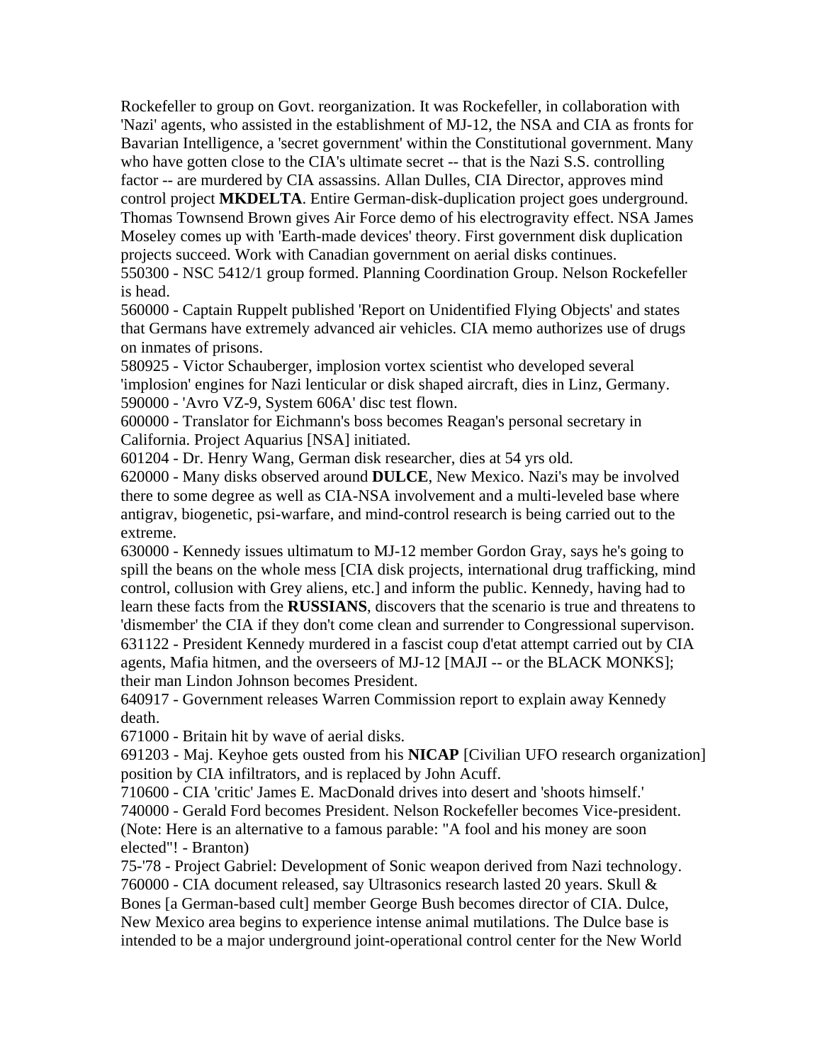Rockefeller to group on Govt. reorganization. It was Rockefeller, in collaboration with 'Nazi' agents, who assisted in the establishment of MJ-12, the NSA and CIA as fronts for Bavarian Intelligence, a 'secret government' within the Constitutional government. Many who have gotten close to the CIA's ultimate secret -- that is the Nazi S.S. controlling factor -- are murdered by CIA assassins. Allan Dulles, CIA Director, approves mind control project **MKDELTA**. Entire German-disk-duplication project goes underground. Thomas Townsend Brown gives Air Force demo of his electrogravity effect. NSA James Moseley comes up with 'Earth-made devices' theory. First government disk duplication projects succeed. Work with Canadian government on aerial disks continues.

550300 - NSC 5412/1 group formed. Planning Coordination Group. Nelson Rockefeller is head.

560000 - Captain Ruppelt published 'Report on Unidentified Flying Objects' and states that Germans have extremely advanced air vehicles. CIA memo authorizes use of drugs on inmates of prisons.

580925 - Victor Schauberger, implosion vortex scientist who developed several 'implosion' engines for Nazi lenticular or disk shaped aircraft, dies in Linz, Germany.

590000 - 'Avro VZ-9, System 606A' disc test flown.

600000 - Translator for Eichmann's boss becomes Reagan's personal secretary in California. Project Aquarius [NSA] initiated.

601204 - Dr. Henry Wang, German disk researcher, dies at 54 yrs old.

620000 - Many disks observed around **DULCE**, New Mexico. Nazi's may be involved there to some degree as well as CIA-NSA involvement and a multi-leveled base where antigrav, biogenetic, psi-warfare, and mind-control research is being carried out to the extreme.

630000 - Kennedy issues ultimatum to MJ-12 member Gordon Gray, says he's going to spill the beans on the whole mess [CIA disk projects, international drug trafficking, mind control, collusion with Grey aliens, etc.] and inform the public. Kennedy, having had to learn these facts from the **RUSSIANS**, discovers that the scenario is true and threatens to 'dismember' the CIA if they don't come clean and surrender to Congressional supervison.

631122 - President Kennedy murdered in a fascist coup d'etat attempt carried out by CIA agents, Mafia hitmen, and the overseers of MJ-12 [MAJI -- or the BLACK MONKS]; their man Lindon Johnson becomes President.

640917 - Government releases Warren Commission report to explain away Kennedy death.

671000 - Britain hit by wave of aerial disks.

691203 - Maj. Keyhoe gets ousted from his **NICAP** [Civilian UFO research organization] position by CIA infiltrators, and is replaced by John Acuff.

710600 - CIA 'critic' James E. MacDonald drives into desert and 'shoots himself.'

740000 - Gerald Ford becomes President. Nelson Rockefeller becomes Vice-president. (Note: Here is an alternative to a famous parable: "A fool and his money are soon elected"! - Branton)

75-'78 - Project Gabriel: Development of Sonic weapon derived from Nazi technology.

760000 - CIA document released, say Ultrasonics research lasted 20 years. Skull & Bones [a German-based cult] member George Bush becomes director of CIA. Dulce, New Mexico area begins to experience intense animal mutilations. The Dulce base is intended to be a major underground joint-operational control center for the New World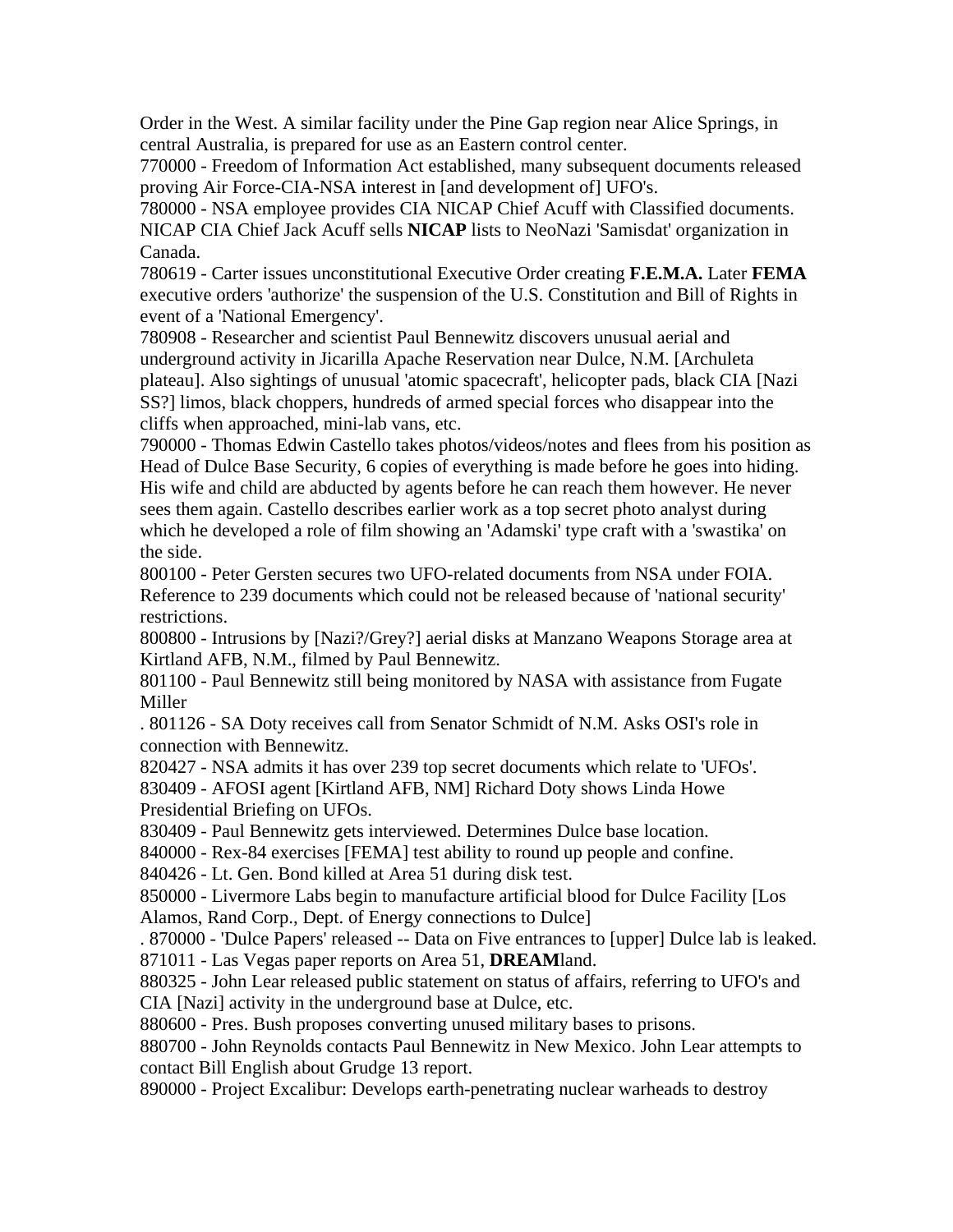Order in the West. A similar facility under the Pine Gap region near Alice Springs, in central Australia, is prepared for use as an Eastern control center.

770000 - Freedom of Information Act established, many subsequent documents released proving Air Force-CIA-NSA interest in [and development of] UFO's.

780000 - NSA employee provides CIA NICAP Chief Acuff with Classified documents. NICAP CIA Chief Jack Acuff sells **NICAP** lists to NeoNazi 'Samisdat' organization in Canada.

780619 - Carter issues unconstitutional Executive Order creating **F.E.M.A.** Later **FEMA** executive orders 'authorize' the suspension of the U.S. Constitution and Bill of Rights in event of a 'National Emergency'.

780908 - Researcher and scientist Paul Bennewitz discovers unusual aerial and underground activity in Jicarilla Apache Reservation near Dulce, N.M. [Archuleta plateau]. Also sightings of unusual 'atomic spacecraft', helicopter pads, black CIA [Nazi SS?] limos, black choppers, hundreds of armed special forces who disappear into the cliffs when approached, mini-lab vans, etc.

790000 - Thomas Edwin Castello takes photos/videos/notes and flees from his position as Head of Dulce Base Security, 6 copies of everything is made before he goes into hiding. His wife and child are abducted by agents before he can reach them however. He never sees them again. Castello describes earlier work as a top secret photo analyst during which he developed a role of film showing an 'Adamski' type craft with a 'swastika' on the side.

800100 - Peter Gersten secures two UFO-related documents from NSA under FOIA. Reference to 239 documents which could not be released because of 'national security' restrictions.

800800 - Intrusions by [Nazi?/Grey?] aerial disks at Manzano Weapons Storage area at Kirtland AFB, N.M., filmed by Paul Bennewitz.

801100 - Paul Bennewitz still being monitored by NASA with assistance from Fugate Miller

. 801126 - SA Doty receives call from Senator Schmidt of N.M. Asks OSI's role in connection with Bennewitz.

820427 - NSA admits it has over 239 top secret documents which relate to 'UFOs'.

830409 - AFOSI agent [Kirtland AFB, NM] Richard Doty shows Linda Howe Presidential Briefing on UFOs.

830409 - Paul Bennewitz gets interviewed. Determines Dulce base location.

840000 - Rex-84 exercises [FEMA] test ability to round up people and confine.

840426 - Lt. Gen. Bond killed at Area 51 during disk test.

850000 - Livermore Labs begin to manufacture artificial blood for Dulce Facility [Los Alamos, Rand Corp., Dept. of Energy connections to Dulce]

. 870000 - 'Dulce Papers' released -- Data on Five entrances to [upper] Dulce lab is leaked.

871011 - Las Vegas paper reports on Area 51, **DREAM**land.

880325 - John Lear released public statement on status of affairs, referring to UFO's and CIA [Nazi] activity in the underground base at Dulce, etc.

880600 - Pres. Bush proposes converting unused military bases to prisons.

880700 - John Reynolds contacts Paul Bennewitz in New Mexico. John Lear attempts to contact Bill English about Grudge 13 report.

890000 - Project Excalibur: Develops earth-penetrating nuclear warheads to destroy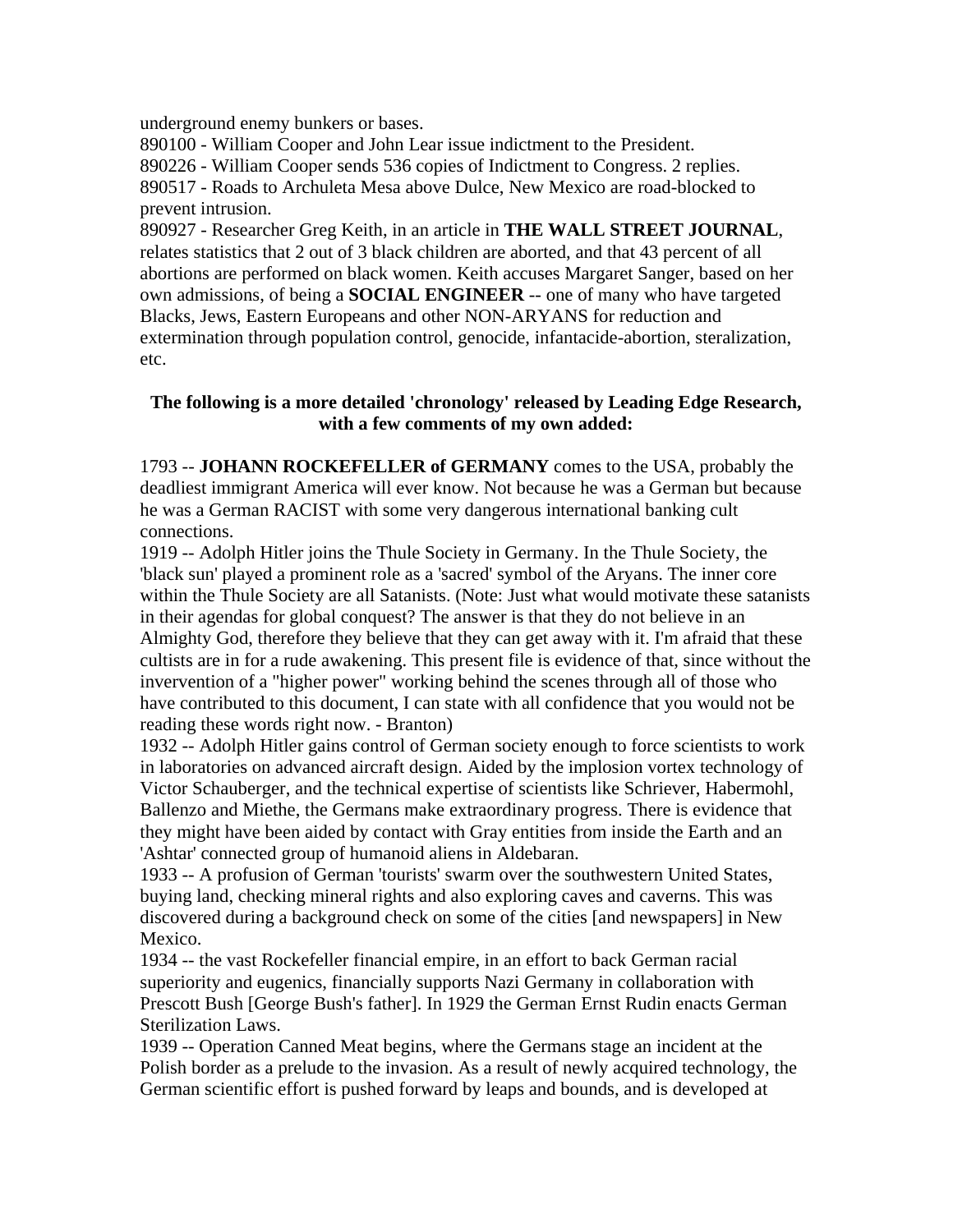underground enemy bunkers or bases.

890100 - William Cooper and John Lear issue indictment to the President.

890226 - William Cooper sends 536 copies of Indictment to Congress. 2 replies.

890517 - Roads to Archuleta Mesa above Dulce, New Mexico are road-blocked to prevent intrusion.

890927 - Researcher Greg Keith, in an article in **THE WALL STREET JOURNAL**, relates statistics that 2 out of 3 black children are aborted, and that 43 percent of all abortions are performed on black women. Keith accuses Margaret Sanger, based on her own admissions, of being a **SOCIAL ENGINEER** -- one of many who have targeted Blacks, Jews, Eastern Europeans and other NON-ARYANS for reduction and extermination through population control, genocide, infantacide-abortion, steralization, etc.

**The following is a more detailed 'chronology' released by Leading Edge Research, with a few comments of my own added:**

1793 -- **JOHANN ROCKEFELLER of GERMANY** comes to the USA, probably the deadliest immigrant America will ever know. Not because he was a German but because he was a German RACIST with some very dangerous international banking cult connections.

1919 -- Adolph Hitler joins the Thule Society in Germany. In the Thule Society, the 'black sun' played a prominent role as a 'sacred' symbol of the Aryans. The inner core within the Thule Society are all Satanists. (Note: Just what would motivate these satanists in their agendas for global conquest? The answer is that they do not believe in an Almighty God, therefore they believe that they can get away with it. I'm afraid that these cultists are in for a rude awakening. This present file is evidence of that, since without the invervention of a "higher power" working behind the scenes through all of those who have contributed to this document, I can state with all confidence that you would not be reading these words right now. - Branton)

1932 -- Adolph Hitler gains control of German society enough to force scientists to work in laboratories on advanced aircraft design. Aided by the implosion vortex technology of Victor Schauberger, and the technical expertise of scientists like Schriever, Habermohl, Ballenzo and Miethe, the Germans make extraordinary progress. There is evidence that they might have been aided by contact with Gray entities from inside the Earth and an 'Ashtar' connected group of humanoid aliens in Aldebaran.

1933 -- A profusion of German 'tourists' swarm over the southwestern United States, buying land, checking mineral rights and also exploring caves and caverns. This was discovered during a background check on some of the cities [and newspapers] in New Mexico.

1934 -- the vast Rockefeller financial empire, in an effort to back German racial superiority and eugenics, financially supports Nazi Germany in collaboration with Prescott Bush [George Bush's father]. In 1929 the German Ernst Rudin enacts German Sterilization Laws.

1939 -- Operation Canned Meat begins, where the Germans stage an incident at the Polish border as a prelude to the invasion. As a result of newly acquired technology, the German scientific effort is pushed forward by leaps and bounds, and is developed at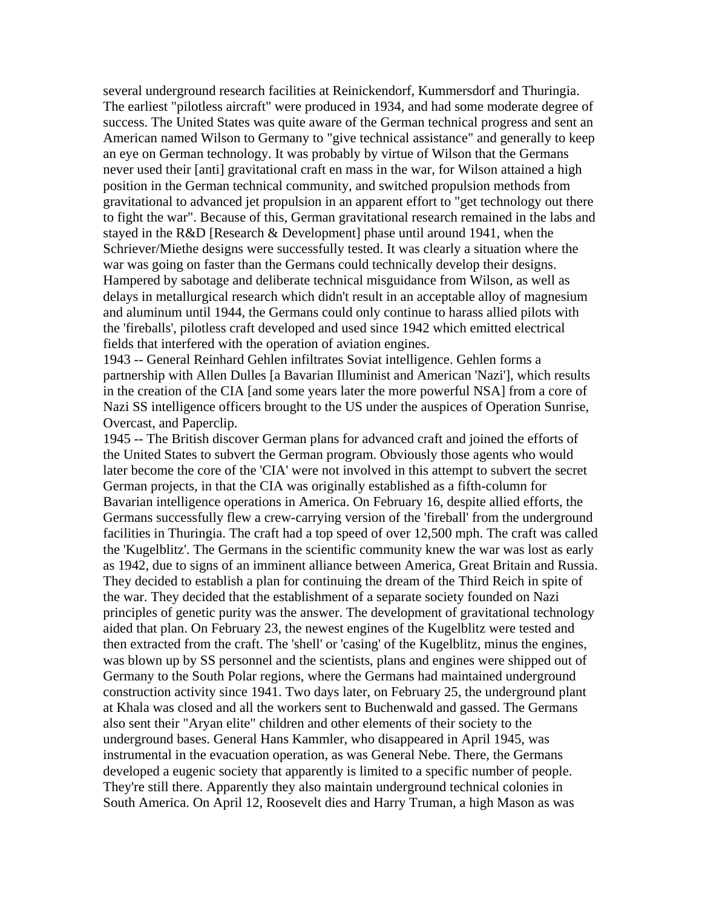several underground research facilities at Reinickendorf, Kummersdorf and Thuringia. The earliest "pilotless aircraft" were produced in 1934, and had some moderate degree of success. The United States was quite aware of the German technical progress and sent an American named Wilson to Germany to "give technical assistance" and generally to keep an eye on German technology. It was probably by virtue of Wilson that the Germans never used their [anti] gravitational craft en mass in the war, for Wilson attained a high position in the German technical community, and switched propulsion methods from gravitational to advanced jet propulsion in an apparent effort to "get technology out there to fight the war". Because of this, German gravitational research remained in the labs and stayed in the R&D [Research & Development] phase until around 1941, when the Schriever/Miethe designs were successfully tested. It was clearly a situation where the war was going on faster than the Germans could technically develop their designs. Hampered by sabotage and deliberate technical misguidance from Wilson, as well as delays in metallurgical research which didn't result in an acceptable alloy of magnesium and aluminum until 1944, the Germans could only continue to harass allied pilots with the 'fireballs', pilotless craft developed and used since 1942 which emitted electrical fields that interfered with the operation of aviation engines.

1943 -- General Reinhard Gehlen infiltrates Soviat intelligence. Gehlen forms a partnership with Allen Dulles [a Bavarian Illuminist and American 'Nazi'], which results in the creation of the CIA [and some years later the more powerful NSA] from a core of Nazi SS intelligence officers brought to the US under the auspices of Operation Sunrise, Overcast, and Paperclip.

1945 -- The British discover German plans for advanced craft and joined the efforts of the United States to subvert the German program. Obviously those agents who would later become the core of the 'CIA' were not involved in this attempt to subvert the secret German projects, in that the CIA was originally established as a fifth-column for Bavarian intelligence operations in America. On February 16, despite allied efforts, the Germans successfully flew a crew-carrying version of the 'fireball' from the underground facilities in Thuringia. The craft had a top speed of over 12,500 mph. The craft was called the 'Kugelblitz'. The Germans in the scientific community knew the war was lost as early as 1942, due to signs of an imminent alliance between America, Great Britain and Russia. They decided to establish a plan for continuing the dream of the Third Reich in spite of the war. They decided that the establishment of a separate society founded on Nazi principles of genetic purity was the answer. The development of gravitational technology aided that plan. On February 23, the newest engines of the Kugelblitz were tested and then extracted from the craft. The 'shell' or 'casing' of the Kugelblitz, minus the engines, was blown up by SS personnel and the scientists, plans and engines were shipped out of Germany to the South Polar regions, where the Germans had maintained underground construction activity since 1941. Two days later, on February 25, the underground plant at Khala was closed and all the workers sent to Buchenwald and gassed. The Germans also sent their "Aryan elite" children and other elements of their society to the underground bases. General Hans Kammler, who disappeared in April 1945, was instrumental in the evacuation operation, as was General Nebe. There, the Germans developed a eugenic society that apparently is limited to a specific number of people. They're still there. Apparently they also maintain underground technical colonies in South America. On April 12, Roosevelt dies and Harry Truman, a high Mason as was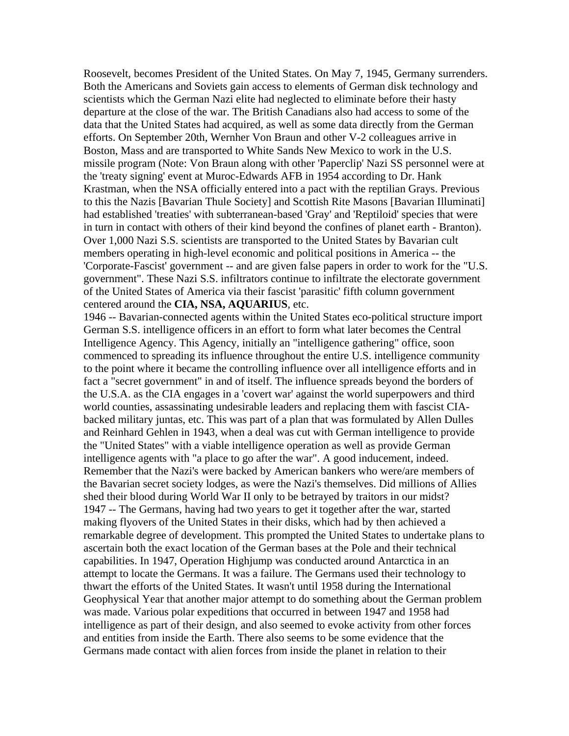Roosevelt, becomes President of the United States. On May 7, 1945, Germany surrenders. Both the Americans and Soviets gain access to elements of German disk technology and scientists which the German Nazi elite had neglected to eliminate before their hasty departure at the close of the war. The British Canadians also had access to some of the data that the United States had acquired, as well as some data directly from the German efforts. On September 20th, Wernher Von Braun and other V-2 colleagues arrive in Boston, Mass and are transported to White Sands New Mexico to work in the U.S. missile program (Note: Von Braun along with other 'Paperclip' Nazi SS personnel were at the 'treaty signing' event at Muroc-Edwards AFB in 1954 according to Dr. Hank Krastman, when the NSA officially entered into a pact with the reptilian Grays. Previous to this the Nazis [Bavarian Thule Society] and Scottish Rite Masons [Bavarian Illuminati] had established 'treaties' with subterranean-based 'Gray' and 'Reptiloid' species that were in turn in contact with others of their kind beyond the confines of planet earth - Branton). Over 1,000 Nazi S.S. scientists are transported to the United States by Bavarian cult members operating in high-level economic and political positions in America -- the 'Corporate-Fascist' government -- and are given false papers in order to work for the "U.S. government". These Nazi S.S. infiltrators continue to infiltrate the electorate government of the United States of America via their fascist 'parasitic' fifth column government centered around the **CIA, NSA, AQUARIUS**, etc.

1946 -- Bavarian-connected agents within the United States eco-political structure import German S.S. intelligence officers in an effort to form what later becomes the Central Intelligence Agency. This Agency, initially an "intelligence gathering" office, soon commenced to spreading its influence throughout the entire U.S. intelligence community to the point where it became the controlling influence over all intelligence efforts and in fact a "secret government" in and of itself. The influence spreads beyond the borders of the U.S.A. as the CIA engages in a 'covert war' against the world superpowers and third world counties, assassinating undesirable leaders and replacing them with fascist CIA-backed military juntas, etc. This was part of a plan that was formulated by Allen Dulles and Reinhard Gehlen in 1943, when a deal was cut with German intelligence to provide the "United States" with a viable intelligence operation as well as provide German intelligence agents with "a place to go after the war". A good inducement, indeed. Remember that the Nazi's were backed by American bankers who were/are members of the Bavarian secret society lodges, as were the Nazi's themselves. Did millions of Allies shed their blood during World War II only to be betrayed by traitors in our midst?

1947 -- The Germans, having had two years to get it together after the war, started making flyovers of the United States in their disks, which had by then achieved a remarkable degree of development. This prompted the United States to undertake plans to ascertain both the exact location of the German bases at the Pole and their technical capabilities. In 1947, Operation Highjump was conducted around Antarctica in an attempt to locate the Germans. It was a failure. The Germans used their technology to thwart the efforts of the United States. It wasn't until 1958 during the International Geophysical Year that another major attempt to do something about the German problem was made. Various polar expeditions that occurred in between 1947 and 1958 had intelligence as part of their design, and also seemed to evoke activity from other forces and entities from inside the Earth. There also seems to be some evidence that the Germans made contact with alien forces from inside the planet in relation to their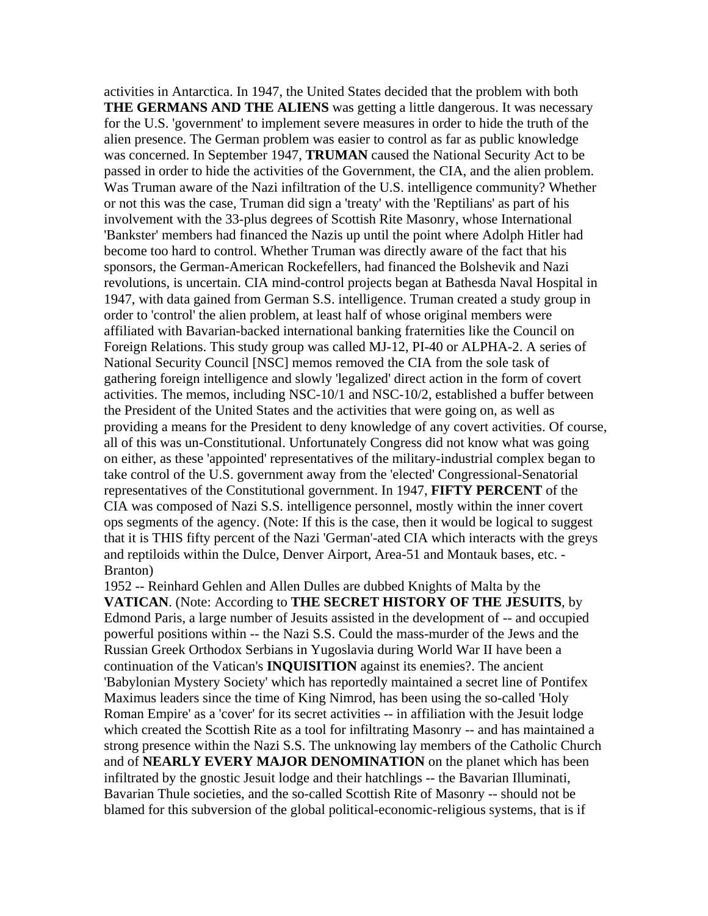activities in Antarctica. In 1947, the United States decided that the problem with both **THE GERMANS AND THE ALIENS** was getting a little dangerous. It was necessary for the U.S. 'government' to implement severe measures in order to hide the truth of the alien presence. The German problem was easier to control as far as public knowledge was concerned. In September 1947, **TRUMAN** caused the National Security Act to be passed in order to hide the activities of the Government, the CIA, and the alien problem. Was Truman aware of the Nazi infiltration of the U.S. intelligence community? Whether or not this was the case, Truman did sign a 'treaty' with the 'Reptilians' as part of his involvement with the 33-plus degrees of Scottish Rite Masonry, whose International 'Bankster' members had financed the Nazis up until the point where Adolph Hitler had become too hard to control. Whether Truman was directly aware of the fact that his sponsors, the German-American Rockefellers, had financed the Bolshevik and Nazi revolutions, is uncertain. CIA mind-control projects began at Bathesda Naval Hospital in 1947, with data gained from German S.S. intelligence. Truman created a study group in order to 'control' the alien problem, at least half of whose original members were affiliated with Bavarian-backed international banking fraternities like the Council on Foreign Relations. This study group was called MJ-12, PI-40 or ALPHA-2. A series of National Security Council [NSC] memos removed the CIA from the sole task of gathering foreign intelligence and slowly 'legalized' direct action in the form of covert activities. The memos, including NSC-10/1 and NSC-10/2, established a buffer between the President of the United States and the activities that were going on, as well as providing a means for the President to deny knowledge of any covert activities. Of course, all of this was un-Constitutional. Unfortunately Congress did not know what was going on either, as these 'appointed' representatives of the military-industrial complex began to take control of the U.S. government away from the 'elected' Congressional-Senatorial representatives of the Constitutional government. In 1947, **FIFTY PERCENT** of the CIA was composed of Nazi S.S. intelligence personnel, mostly within the inner covert ops segments of the agency. (Note: If this is the case, then it would be logical to suggest that it is THIS fifty percent of the Nazi 'German'-ated CIA which interacts with the greys and reptiloids within the Dulce, Denver Airport, Area-51 and Montauk bases, etc. - Branton)

1952 -- Reinhard Gehlen and Allen Dulles are dubbed Knights of Malta by the **VATICAN**. (Note: According to **THE SECRET HISTORY OF THE JESUITS**, by Edmond Paris, a large number of Jesuits assisted in the development of -- and occupied powerful positions within -- the Nazi S.S. Could the mass-murder of the Jews and the Russian Greek Orthodox Serbians in Yugoslavia during World War II have been a continuation of the Vatican's **INQUISITION** against its enemies?. The ancient 'Babylonian Mystery Society' which has reportedly maintained a secret line of Pontifex Maximus leaders since the time of King Nimrod, has been using the so-called 'Holy Roman Empire' as a 'cover' for its secret activities -- in affiliation with the Jesuit lodge which created the Scottish Rite as a tool for infiltrating Masonry -- and has maintained a strong presence within the Nazi S.S. The unknowing lay members of the Catholic Church and of **NEARLY EVERY MAJOR DENOMINATION** on the planet which has been infiltrated by the gnostic Jesuit lodge and their hatchlings -- the Bavarian Illuminati, Bavarian Thule societies, and the so-called Scottish Rite of Masonry -- should not be blamed for this subversion of the global political-economic-religious systems, that is if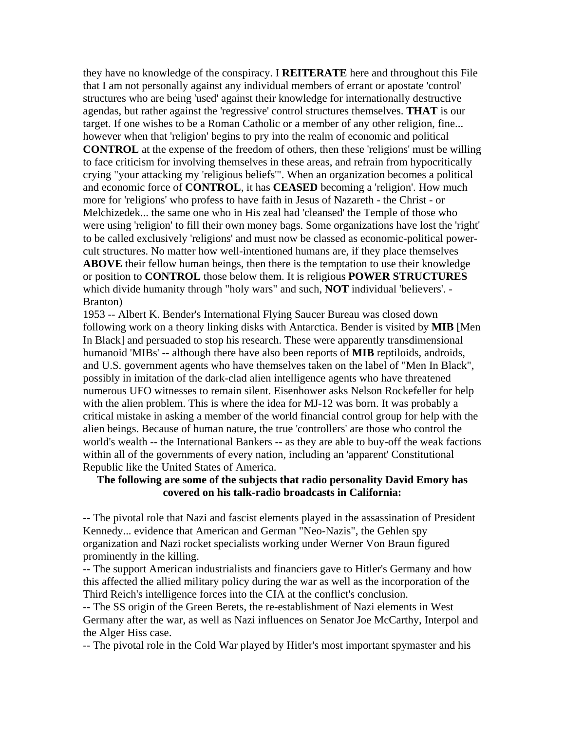they have no knowledge of the conspiracy. I **REITERATE** here and throughout this File that I am not personally against any individual members of errant or apostate 'control' structures who are being 'used' against their knowledge for internationally destructive agendas, but rather against the 'regressive' control structures themselves. **THAT** is our target. If one wishes to be a Roman Catholic or a member of any other religion, fine... however when that 'religion' begins to pry into the realm of economic and political **CONTROL** at the expense of the freedom of others, then these 'religions' must be willing to face criticism for involving themselves in these areas, and refrain from hypocritically crying "your attacking my 'religious beliefs'". When an organization becomes a political and economic force of **CONTROL**, it has **CEASED** becoming a 'religion'. How much more for 'religions' who profess to have faith in Jesus of Nazareth - the Christ - or Melchizedek... the same one who in His zeal had 'cleansed' the Temple of those who were using 'religion' to fill their own money bags. Some organizations have lost the 'right' to be called exclusively 'religions' and must now be classed as economic-political power-cult structures. No matter how well-intentioned humans are, if they place themselves **ABOVE** their fellow human beings, then there is the temptation to use their knowledge or position to **CONTROL** those below them. It is religious **POWER STRUCTURES** which divide humanity through "holy wars" and such, **NOT** individual 'believers'. - Branton)

1953 -- Albert K. Bender's International Flying Saucer Bureau was closed down following work on a theory linking disks with Antarctica. Bender is visited by **MIB** [Men In Black] and persuaded to stop his research. These were apparently transdimensional humanoid 'MIBs' -- although there have also been reports of **MIB** reptiloids, androids, and U.S. government agents who have themselves taken on the label of "Men In Black", possibly in imitation of the dark-clad alien intelligence agents who have threatened numerous UFO witnesses to remain silent. Eisenhower asks Nelson Rockefeller for help with the alien problem. This is where the idea for MJ-12 was born. It was probably a critical mistake in asking a member of the world financial control group for help with the alien beings. Because of human nature, the true 'controllers' are those who control the world's wealth -- the International Bankers -- as they are able to buy-off the weak factions within all of the governments of every nation, including an 'apparent' Constitutional Republic like the United States of America.

**The following are some of the subjects that radio personality David Emory has covered on his talk-radio broadcasts in California:**

-- The pivotal role that Nazi and fascist elements played in the assassination of President Kennedy... evidence that American and German "Neo-Nazis", the Gehlen spy organization and Nazi rocket specialists working under Werner Von Braun figured prominently in the killing.

-- The support American industrialists and financiers gave to Hitler's Germany and how this affected the allied military policy during the war as well as the incorporation of the Third Reich's intelligence forces into the CIA at the conflict's conclusion.

-- The SS origin of the Green Berets, the re-establishment of Nazi elements in West Germany after the war, as well as Nazi influences on Senator Joe McCarthy, Interpol and the Alger Hiss case.

-- The pivotal role in the Cold War played by Hitler's most important spymaster and his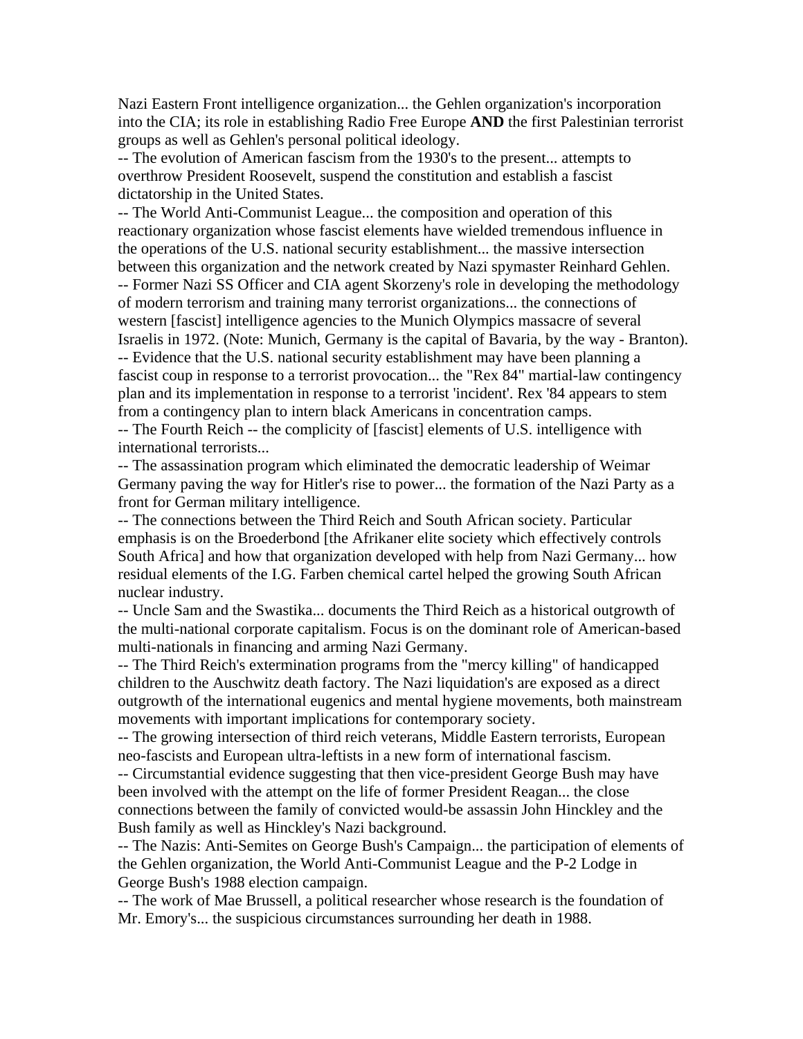Nazi Eastern Front intelligence organization... the Gehlen organization's incorporation into the CIA; its role in establishing Radio Free Europe **AND** the first Palestinian terrorist groups as well as Gehlen's personal political ideology.

-- The evolution of American fascism from the 1930's to the present... attempts to overthrow President Roosevelt, suspend the constitution and establish a fascist dictatorship in the United States.

-- The World Anti-Communist League... the composition and operation of this reactionary organization whose fascist elements have wielded tremendous influence in the operations of the U.S. national security establishment... the massive intersection between this organization and the network created by Nazi spymaster Reinhard Gehlen.

-- Former Nazi SS Officer and CIA agent Skorzeny's role in developing the methodology of modern terrorism and training many terrorist organizations... the connections of western [fascist] intelligence agencies to the Munich Olympics massacre of several Israelis in 1972. (Note: Munich, Germany is the capital of Bavaria, by the way - Branton).

-- Evidence that the U.S. national security establishment may have been planning a fascist coup in response to a terrorist provocation... the "Rex 84" martial-law contingency plan and its implementation in response to a terrorist 'incident'. Rex '84 appears to stem from a contingency plan to intern black Americans in concentration camps.

-- The Fourth Reich -- the complicity of [fascist] elements of U.S. intelligence with international terrorists...

-- The assassination program which eliminated the democratic leadership of Weimar Germany paving the way for Hitler's rise to power... the formation of the Nazi Party as a front for German military intelligence.

-- The connections between the Third Reich and South African society. Particular emphasis is on the Broederbond [the Afrikaner elite society which effectively controls South Africa] and how that organization developed with help from Nazi Germany... how residual elements of the I.G. Farben chemical cartel helped the growing South African nuclear industry.

-- Uncle Sam and the Swastika... documents the Third Reich as a historical outgrowth of the multi-national corporate capitalism. Focus is on the dominant role of American-based multi-nationals in financing and arming Nazi Germany.

-- The Third Reich's extermination programs from the "mercy killing" of handicapped children to the Auschwitz death factory. The Nazi liquidation's are exposed as a direct outgrowth of the international eugenics and mental hygiene movements, both mainstream movements with important implications for contemporary society.

-- The growing intersection of third reich veterans, Middle Eastern terrorists, European neo-fascists and European ultra-leftists in a new form of international fascism.

-- Circumstantial evidence suggesting that then vice-president George Bush may have been involved with the attempt on the life of former President Reagan... the close connections between the family of convicted would-be assassin John Hinckley and the Bush family as well as Hinckley's Nazi background.

-- The Nazis: Anti-Semites on George Bush's Campaign... the participation of elements of the Gehlen organization, the World Anti-Communist League and the P-2 Lodge in George Bush's 1988 election campaign.

-- The work of Mae Brussell, a political researcher whose research is the foundation of Mr. Emory's... the suspicious circumstances surrounding her death in 1988.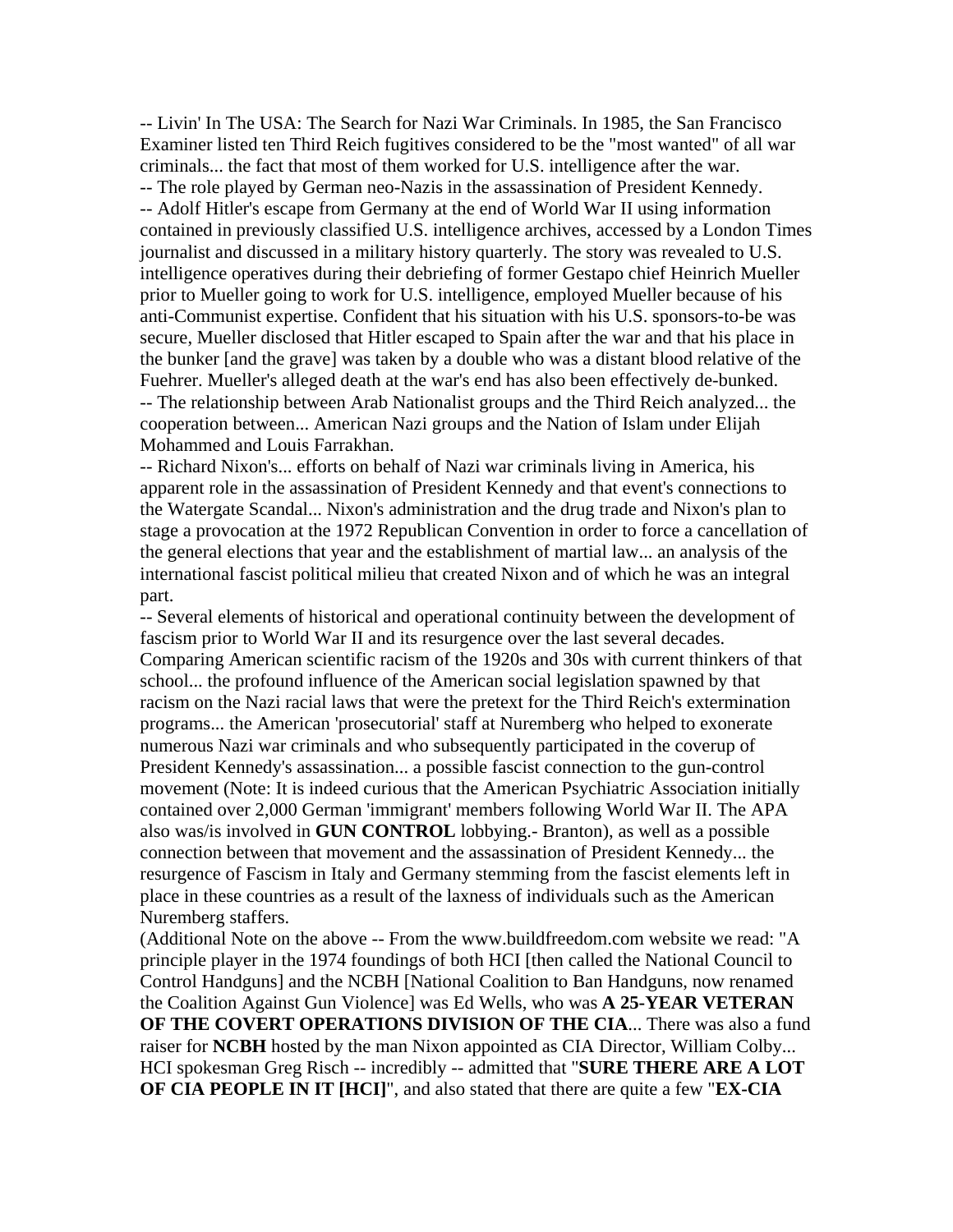-- Livin' In The USA: The Search for Nazi War Criminals. In 1985, the San Francisco Examiner listed ten Third Reich fugitives considered to be the "most wanted" of all war criminals... the fact that most of them worked for U.S. intelligence after the war.

-- The role played by German neo-Nazis in the assassination of President Kennedy.

-- Adolf Hitler's escape from Germany at the end of World War II using information contained in previously classified U.S. intelligence archives, accessed by a London Times journalist and discussed in a military history quarterly. The story was revealed to U.S. intelligence operatives during their debriefing of former Gestapo chief Heinrich Mueller prior to Mueller going to work for U.S. intelligence, employed Mueller because of his anti-Communist expertise. Confident that his situation with his U.S. sponsors-to-be was secure, Mueller disclosed that Hitler escaped to Spain after the war and that his place in the bunker [and the grave] was taken by a double who was a distant blood relative of the Fuehrer. Mueller's alleged death at the war's end has also been effectively de-bunked.

-- The relationship between Arab Nationalist groups and the Third Reich analyzed... the cooperation between... American Nazi groups and the Nation of Islam under Elijah Mohammed and Louis Farrakhan.

-- Richard Nixon's... efforts on behalf of Nazi war criminals living in America, his apparent role in the assassination of President Kennedy and that event's connections to the Watergate Scandal... Nixon's administration and the drug trade and Nixon's plan to stage a provocation at the 1972 Republican Convention in order to force a cancellation of the general elections that year and the establishment of martial law... an analysis of the international fascist political milieu that created Nixon and of which he was an integral part.

-- Several elements of historical and operational continuity between the development of fascism prior to World War II and its resurgence over the last several decades. Comparing American scientific racism of the 1920s and 30s with current thinkers of that school... the profound influence of the American social legislation spawned by that racism on the Nazi racial laws that were the pretext for the Third Reich's extermination programs... the American 'prosecutorial' staff at Nuremberg who helped to exonerate numerous Nazi war criminals and who subsequently participated in the coverup of President Kennedy's assassination... a possible fascist connection to the gun-control movement (Note: It is indeed curious that the American Psychiatric Association initially contained over 2,000 German 'immigrant' members following World War II. The APA also was/is involved in **GUN CONTROL** lobbying.- Branton), as well as a possible connection between that movement and the assassination of President Kennedy... the resurgence of Fascism in Italy and Germany stemming from the fascist elements left in place in these countries as a result of the laxness of individuals such as the American Nuremberg staffers.

(Additional Note on the above -- From the www.buildfreedom.com website we read: "A principle player in the 1974 foundings of both HCI [then called the National Council to Control Handguns] and the NCBH [National Coalition to Ban Handguns, now renamed the Coalition Against Gun Violence] was Ed Wells, who was **A 25-YEAR VETERAN OF THE COVERT OPERATIONS DIVISION OF THE CIA**... There was also a fund raiser for **NCBH** hosted by the man Nixon appointed as CIA Director, William Colby... HCI spokesman Greg Risch -- incredibly -- admitted that "**SURE THERE ARE A LOT OF CIA PEOPLE IN IT [HCI]**", and also stated that there are quite a few "**EX-CIA**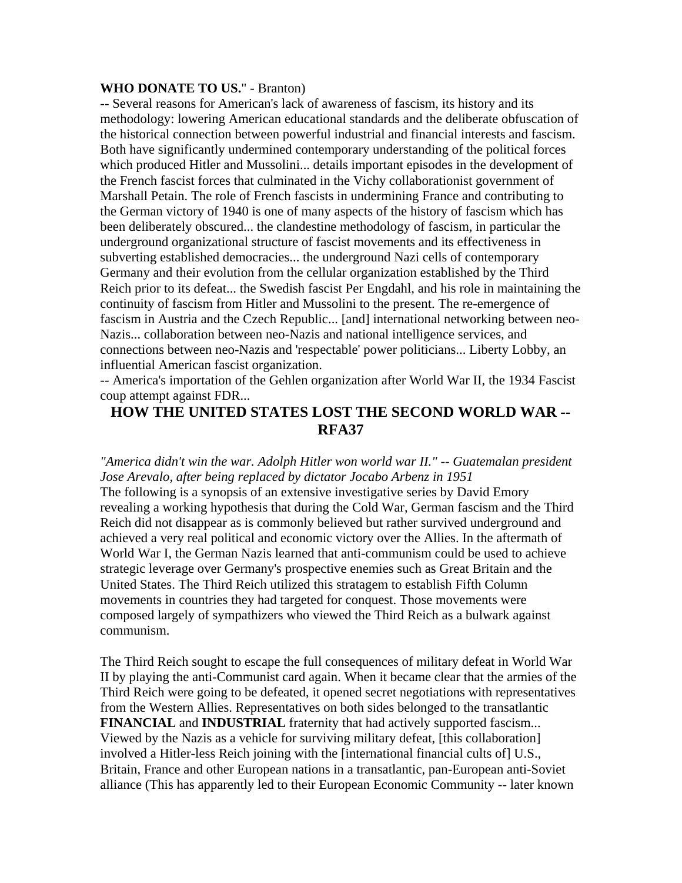**WHO DONATE TO US.**" - Branton)

-- Several reasons for American's lack of awareness of fascism, its history and its methodology: lowering American educational standards and the deliberate obfuscation of the historical connection between powerful industrial and financial interests and fascism. Both have significantly undermined contemporary understanding of the political forces which produced Hitler and Mussolini... details important episodes in the development of the French fascist forces that culminated in the Vichy collaborationist government of Marshall Petain. The role of French fascists in undermining France and contributing to the German victory of 1940 is one of many aspects of the history of fascism which has been deliberately obscured... the clandestine methodology of fascism, in particular the underground organizational structure of fascist movements and its effectiveness in subverting established democracies... the underground Nazi cells of contemporary Germany and their evolution from the cellular organization established by the Third Reich prior to its defeat... the Swedish fascist Per Engdahl, and his role in maintaining the continuity of fascism from Hitler and Mussolini to the present. The re-emergence of fascism in Austria and the Czech Republic... [and] international networking between neo-Nazis... collaboration between neo-Nazis and national intelligence services, and connections between neo-Nazis and 'respectable' power politicians... Liberty Lobby, an influential American fascist organization.

-- America's importation of the Gehlen organization after World War II, the 1934 Fascist coup attempt against FDR...

## HOW THE UNITED STATES LOST THE SECOND WORLD WAR -- RFA37

*"America didn't win the war. Adolph Hitler won world war II." -- Guatemalan president Jose Arevalo, after being replaced by dictator Jocabo Arbenz in 1951*

The following is a synopsis of an extensive investigative series by David Emory revealing a working hypothesis that during the Cold War, German fascism and the Third Reich did not disappear as is commonly believed but rather survived underground and achieved a very real political and economic victory over the Allies. In the aftermath of World War I, the German Nazis learned that anti-communism could be used to achieve strategic leverage over Germany's prospective enemies such as Great Britain and the United States. The Third Reich utilized this stratagem to establish Fifth Column movements in countries they had targeted for conquest. Those movements were composed largely of sympathizers who viewed the Third Reich as a bulwark against communism.

The Third Reich sought to escape the full consequences of military defeat in World War II by playing the anti-Communist card again. When it became clear that the armies of the Third Reich were going to be defeated, it opened secret negotiations with representatives from the Western Allies. Representatives on both sides belonged to the transatlantic **FINANCIAL** and **INDUSTRIAL** fraternity that had actively supported fascism... Viewed by the Nazis as a vehicle for surviving military defeat, [this collaboration] involved a Hitler-less Reich joining with the [international financial cults of] U.S., Britain, France and other European nations in a transatlantic, pan-European anti-Soviet alliance (This has apparently led to their European Economic Community -- later known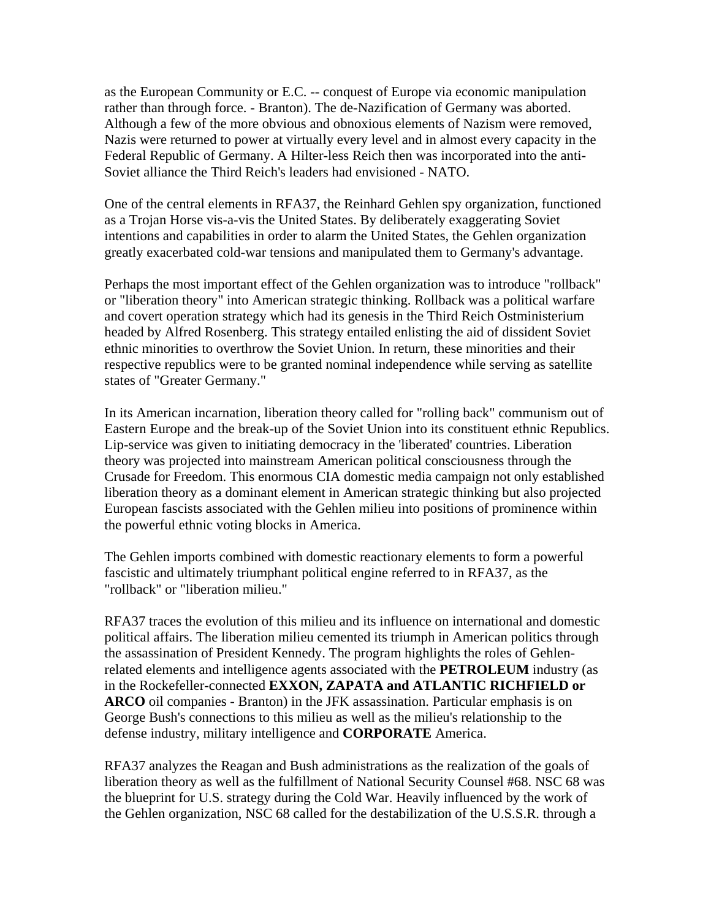as the European Community or E.C. -- conquest of Europe via economic manipulation rather than through force. - Branton). The de-Nazification of Germany was aborted. Although a few of the more obvious and obnoxious elements of Nazism were removed, Nazis were returned to power at virtually every level and in almost every capacity in the Federal Republic of Germany. A Hilter-less Reich then was incorporated into the anti-Soviet alliance the Third Reich's leaders had envisioned - NATO.

One of the central elements in RFA37, the Reinhard Gehlen spy organization, functioned as a Trojan Horse vis-a-vis the United States. By deliberately exaggerating Soviet intentions and capabilities in order to alarm the United States, the Gehlen organization greatly exacerbated cold-war tensions and manipulated them to Germany's advantage.

Perhaps the most important effect of the Gehlen organization was to introduce "rollback" or "liberation theory" into American strategic thinking. Rollback was a political warfare and covert operation strategy which had its genesis in the Third Reich Ostministerium headed by Alfred Rosenberg. This strategy entailed enlisting the aid of dissident Soviet ethnic minorities to overthrow the Soviet Union. In return, these minorities and their respective republics were to be granted nominal independence while serving as satellite states of "Greater Germany."

In its American incarnation, liberation theory called for "rolling back" communism out of Eastern Europe and the break-up of the Soviet Union into its constituent ethnic Republics. Lip-service was given to initiating democracy in the 'liberated' countries. Liberation theory was projected into mainstream American political consciousness through the Crusade for Freedom. This enormous CIA domestic media campaign not only established liberation theory as a dominant element in American strategic thinking but also projected European fascists associated with the Gehlen milieu into positions of prominence within the powerful ethnic voting blocks in America.

The Gehlen imports combined with domestic reactionary elements to form a powerful fascistic and ultimately triumphant political engine referred to in RFA37, as the "rollback" or "liberation milieu."

RFA37 traces the evolution of this milieu and its influence on international and domestic political affairs. The liberation milieu cemented its triumph in American politics through the assassination of President Kennedy. The program highlights the roles of Gehlen-related elements and intelligence agents associated with the **PETROLEUM** industry (as in the Rockefeller-connected **EXXON, ZAPATA and ATLANTIC RICHFIELD or ARCO** oil companies - Branton) in the JFK assassination. Particular emphasis is on George Bush's connections to this milieu as well as the milieu's relationship to the defense industry, military intelligence and **CORPORATE** America.

RFA37 analyzes the Reagan and Bush administrations as the realization of the goals of liberation theory as well as the fulfillment of National Security Counsel #68. NSC 68 was the blueprint for U.S. strategy during the Cold War. Heavily influenced by the work of the Gehlen organization, NSC 68 called for the destabilization of the U.S.S.R. through a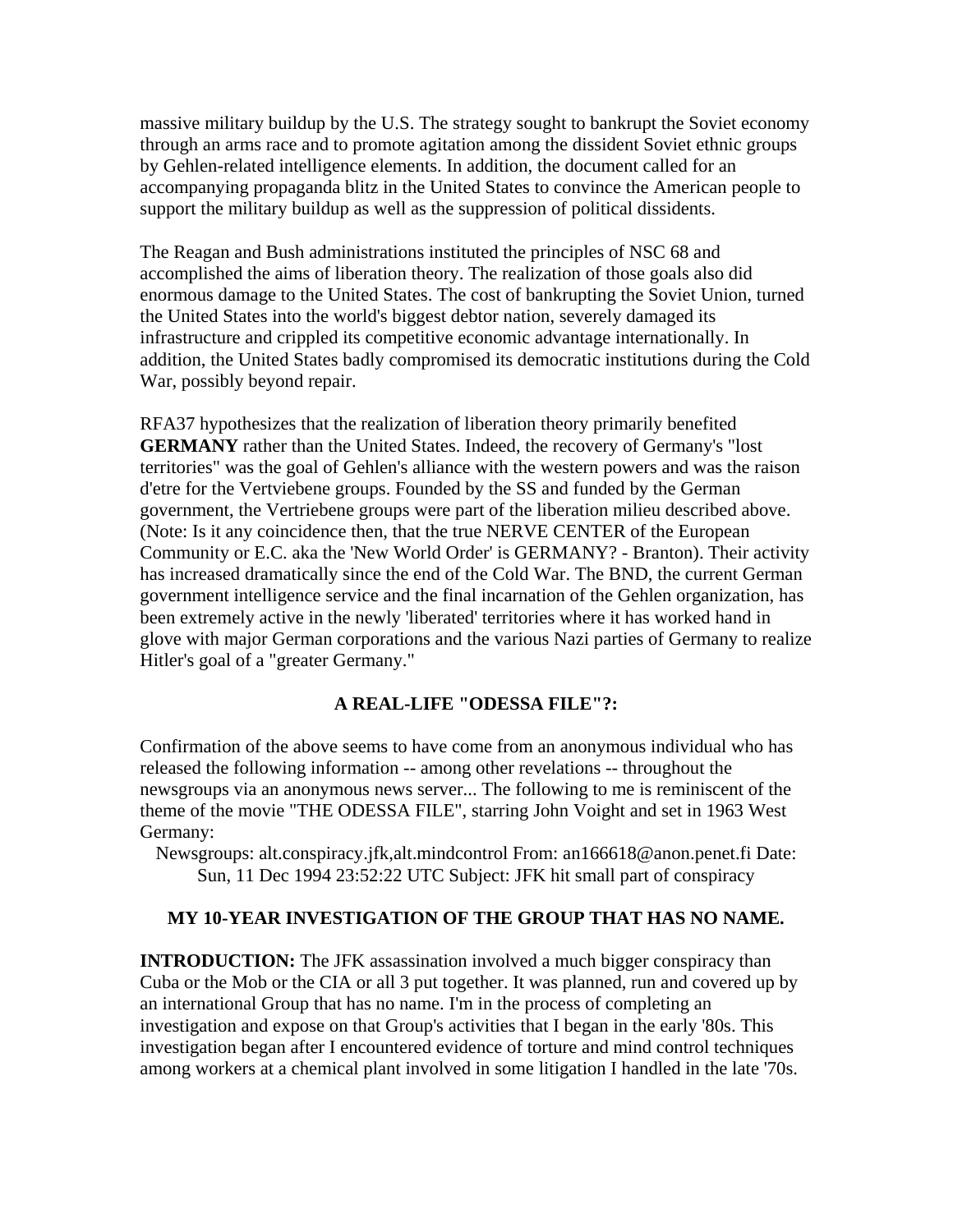massive military buildup by the U.S. The strategy sought to bankrupt the Soviet economy through an arms race and to promote agitation among the dissident Soviet ethnic groups by Gehlen-related intelligence elements. In addition, the document called for an accompanying propaganda blitz in the United States to convince the American people to support the military buildup as well as the suppression of political dissidents.

The Reagan and Bush administrations instituted the principles of NSC 68 and accomplished the aims of liberation theory. The realization of those goals also did enormous damage to the United States. The cost of bankrupting the Soviet Union, turned the United States into the world's biggest debtor nation, severely damaged its infrastructure and crippled its competitive economic advantage internationally. In addition, the United States badly compromised its democratic institutions during the Cold War, possibly beyond repair.

RFA37 hypothesizes that the realization of liberation theory primarily benefited **GERMANY** rather than the United States. Indeed, the recovery of Germany's "lost territories" was the goal of Gehlen's alliance with the western powers and was the raison d'etre for the Vertviebene groups. Founded by the SS and funded by the German government, the Vertriebene groups were part of the liberation milieu described above. (Note: Is it any coincidence then, that the true NERVE CENTER of the European Community or E.C. aka the 'New World Order' is GERMANY? - Branton). Their activity has increased dramatically since the end of the Cold War. The BND, the current German government intelligence service and the final incarnation of the Gehlen organization, has been extremely active in the newly 'liberated' territories where it has worked hand in glove with major German corporations and the various Nazi parties of Germany to realize Hitler's goal of a "greater Germany."

## A REAL-LIFE "ODESSA FILE"?:

Confirmation of the above seems to have come from an anonymous individual who has released the following information -- among other revelations -- throughout the newsgroups via an anonymous news server... The following to me is reminiscent of the theme of the movie "THE ODESSA FILE", starring John Voight and set in 1963 West Germany:

Newsgroups: alt.conspiracy.jfk,alt.mindcontrol From: an166618@anon.penet.fi Date: Sun, 11 Dec 1994 23:52:22 UTC Subject: JFK hit small part of conspiracy

## MY 10-YEAR INVESTIGATION OF THE GROUP THAT HAS NO NAME.

**INTRODUCTION:** The JFK assassination involved a much bigger conspiracy than Cuba or the Mob or the CIA or all 3 put together. It was planned, run and covered up by an international Group that has no name. I'm in the process of completing an investigation and expose on that Group's activities that I began in the early '80s. This investigation began after I encountered evidence of torture and mind control techniques among workers at a chemical plant involved in some litigation I handled in the late '70s.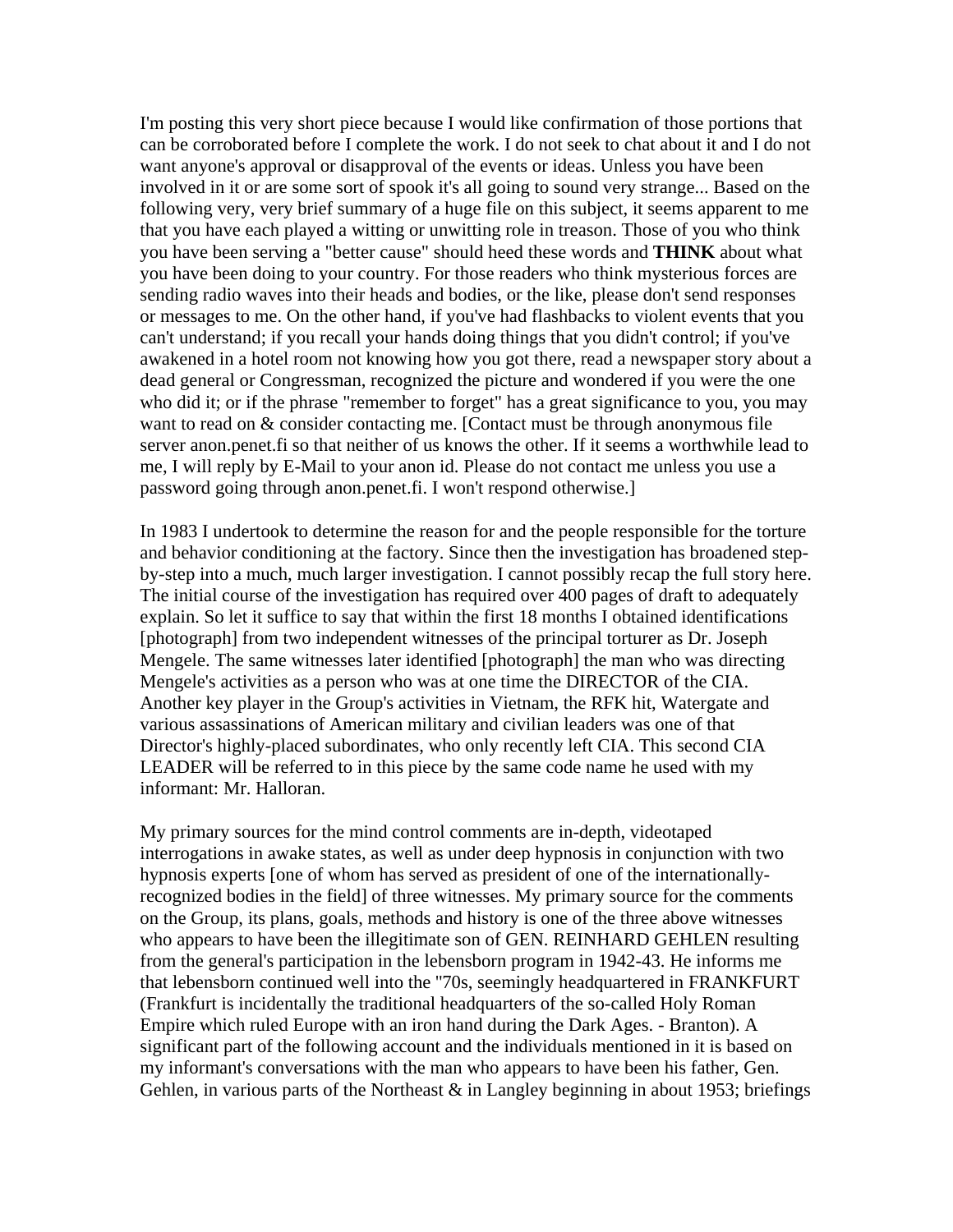I'm posting this very short piece because I would like confirmation of those portions that can be corroborated before I complete the work. I do not seek to chat about it and I do not want anyone's approval or disapproval of the events or ideas. Unless you have been involved in it or are some sort of spook it's all going to sound very strange... Based on the following very, very brief summary of a huge file on this subject, it seems apparent to me that you have each played a witting or unwitting role in treason. Those of you who think you have been serving a "better cause" should heed these words and **THINK** about what you have been doing to your country. For those readers who think mysterious forces are sending radio waves into their heads and bodies, or the like, please don't send responses or messages to me. On the other hand, if you've had flashbacks to violent events that you can't understand; if you recall your hands doing things that you didn't control; if you've awakened in a hotel room not knowing how you got there, read a newspaper story about a dead general or Congressman, recognized the picture and wondered if you were the one who did it; or if the phrase "remember to forget" has a great significance to you, you may want to read on & consider contacting me. [Contact must be through anonymous file server anon.penet.fi so that neither of us knows the other. If it seems a worthwhile lead to me, I will reply by E-Mail to your anon id. Please do not contact me unless you use a password going through anon.penet.fi. I won't respond otherwise.]

In 1983 I undertook to determine the reason for and the people responsible for the torture and behavior conditioning at the factory. Since then the investigation has broadened step-by-step into a much, much larger investigation. I cannot possibly recap the full story here. The initial course of the investigation has required over 400 pages of draft to adequately explain. So let it suffice to say that within the first 18 months I obtained identifications [photograph] from two independent witnesses of the principal torturer as Dr. Joseph Mengele. The same witnesses later identified [photograph] the man who was directing Mengele's activities as a person who was at one time the DIRECTOR of the CIA. Another key player in the Group's activities in Vietnam, the RFK hit, Watergate and various assassinations of American military and civilian leaders was one of that Director's highly-placed subordinates, who only recently left CIA. This second CIA LEADER will be referred to in this piece by the same code name he used with my informant: Mr. Halloran.

My primary sources for the mind control comments are in-depth, videotaped interrogations in awake states, as well as under deep hypnosis in conjunction with two hypnosis experts [one of whom has served as president of one of the internationally-recognized bodies in the field] of three witnesses. My primary source for the comments on the Group, its plans, goals, methods and history is one of the three above witnesses who appears to have been the illegitimate son of GEN. REINHARD GEHLEN resulting from the general's participation in the lebensborn program in 1942-43. He informs me that lebensborn continued well into the "70s, seemingly headquartered in FRANKFURT (Frankfurt is incidentally the traditional headquarters of the so-called Holy Roman Empire which ruled Europe with an iron hand during the Dark Ages. - Branton). A significant part of the following account and the individuals mentioned in it is based on my informant's conversations with the man who appears to have been his father, Gen. Gehlen, in various parts of the Northeast & in Langley beginning in about 1953; briefings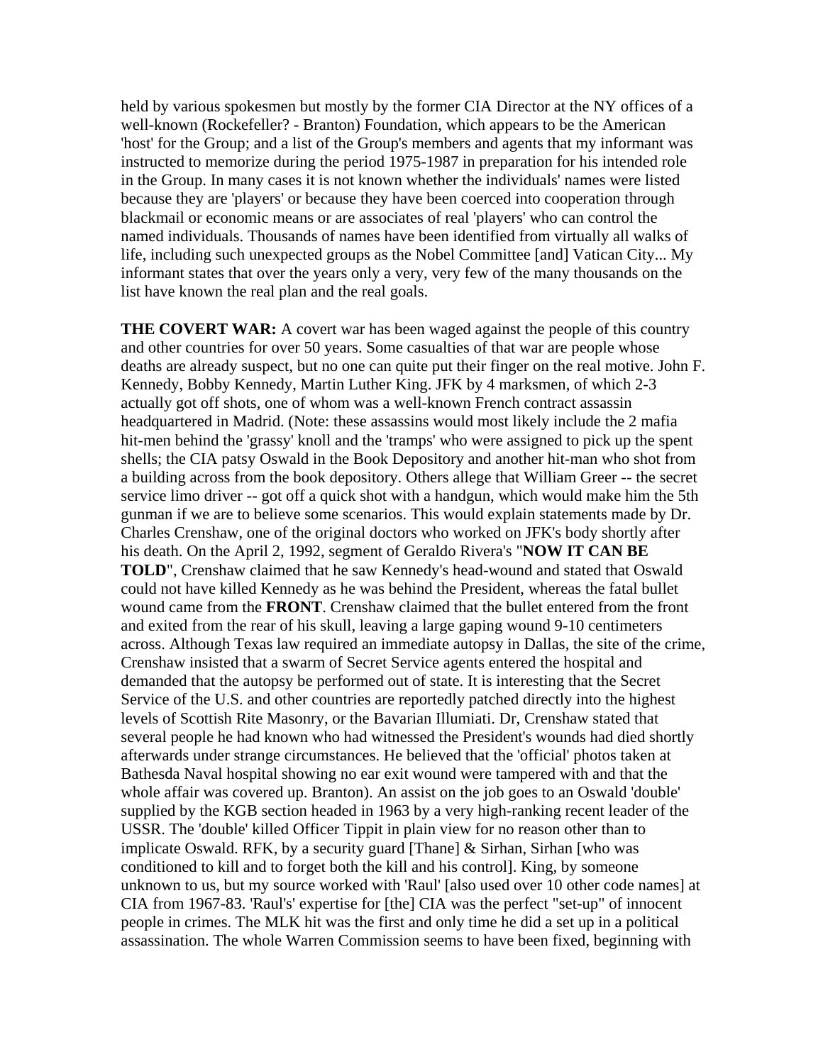held by various spokesmen but mostly by the former CIA Director at the NY offices of a well-known (Rockefeller? - Branton) Foundation, which appears to be the American 'host' for the Group; and a list of the Group's members and agents that my informant was instructed to memorize during the period 1975-1987 in preparation for his intended role in the Group. In many cases it is not known whether the individuals' names were listed because they are 'players' or because they have been coerced into cooperation through blackmail or economic means or are associates of real 'players' who can control the named individuals. Thousands of names have been identified from virtually all walks of life, including such unexpected groups as the Nobel Committee [and] Vatican City... My informant states that over the years only a very, very few of the many thousands on the list have known the real plan and the real goals.

**THE COVERT WAR:** A covert war has been waged against the people of this country and other countries for over 50 years. Some casualties of that war are people whose deaths are already suspect, but no one can quite put their finger on the real motive. John F. Kennedy, Bobby Kennedy, Martin Luther King. JFK by 4 marksmen, of which 2-3 actually got off shots, one of whom was a well-known French contract assassin headquartered in Madrid. (Note: these assassins would most likely include the 2 mafia hit-men behind the 'grassy' knoll and the 'tramps' who were assigned to pick up the spent shells; the CIA patsy Oswald in the Book Depository and another hit-man who shot from a building across from the book depository. Others allege that William Greer -- the secret service limo driver -- got off a quick shot with a handgun, which would make him the 5th gunman if we are to believe some scenarios. This would explain statements made by Dr. Charles Crenshaw, one of the original doctors who worked on JFK's body shortly after his death. On the April 2, 1992, segment of Geraldo Rivera's "**NOW IT CAN BE TOLD**", Crenshaw claimed that he saw Kennedy's head-wound and stated that Oswald could not have killed Kennedy as he was behind the President, whereas the fatal bullet wound came from the **FRONT**. Crenshaw claimed that the bullet entered from the front and exited from the rear of his skull, leaving a large gaping wound 9-10 centimeters across. Although Texas law required an immediate autopsy in Dallas, the site of the crime, Crenshaw insisted that a swarm of Secret Service agents entered the hospital and demanded that the autopsy be performed out of state. It is interesting that the Secret Service of the U.S. and other countries are reportedly patched directly into the highest levels of Scottish Rite Masonry, or the Bavarian Illumiati. Dr, Crenshaw stated that several people he had known who had witnessed the President's wounds had died shortly afterwards under strange circumstances. He believed that the 'official' photos taken at Bathesda Naval hospital showing no ear exit wound were tampered with and that the whole affair was covered up. Branton). An assist on the job goes to an Oswald 'double' supplied by the KGB section headed in 1963 by a very high-ranking recent leader of the USSR. The 'double' killed Officer Tippit in plain view for no reason other than to implicate Oswald. RFK, by a security guard [Thane] & Sirhan, Sirhan [who was conditioned to kill and to forget both the kill and his control]. King, by someone unknown to us, but my source worked with 'Raul' [also used over 10 other code names] at CIA from 1967-83. 'Raul's' expertise for [the] CIA was the perfect "set-up" of innocent people in crimes. The MLK hit was the first and only time he did a set up in a political assassination. The whole Warren Commission seems to have been fixed, beginning with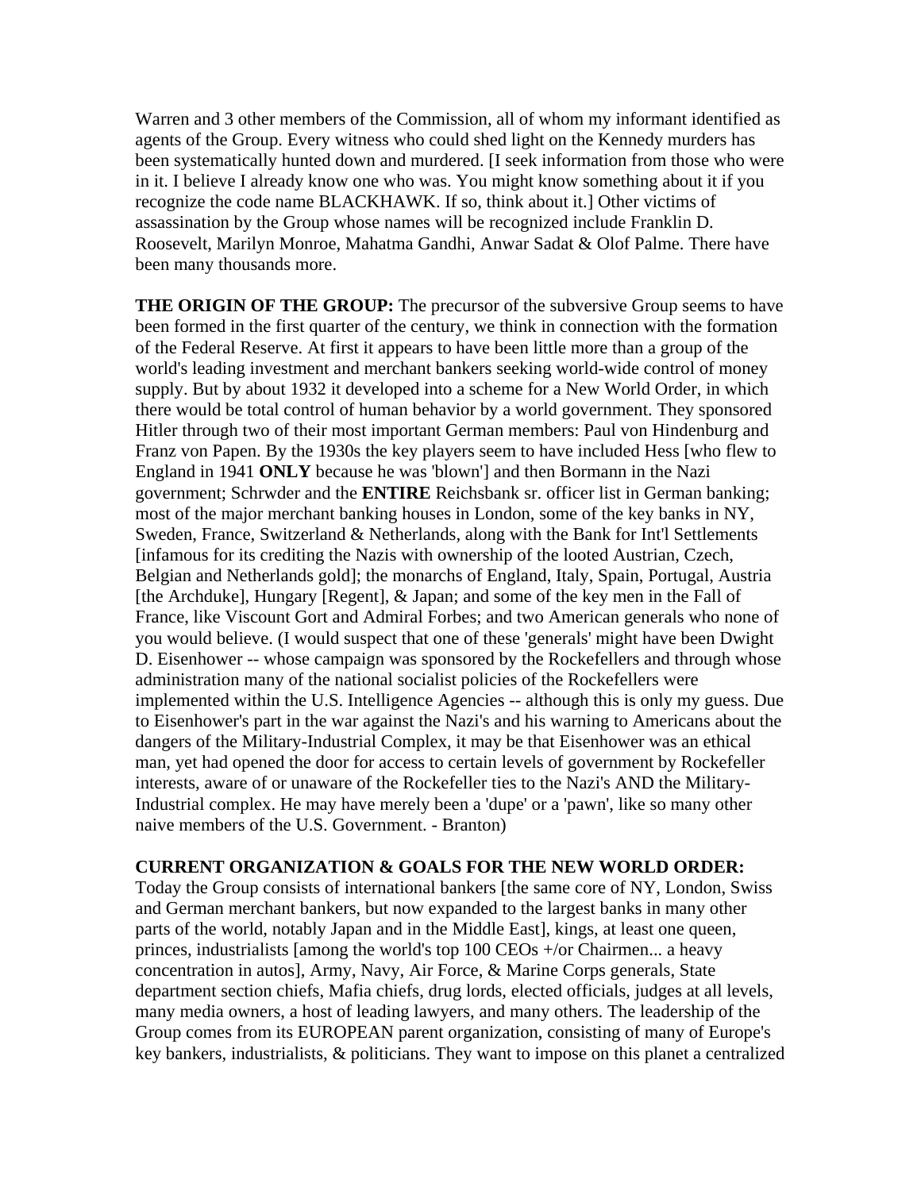Warren and 3 other members of the Commission, all of whom my informant identified as agents of the Group. Every witness who could shed light on the Kennedy murders has been systematically hunted down and murdered. [I seek information from those who were in it. I believe I already know one who was. You might know something about it if you recognize the code name BLACKHAWK. If so, think about it.] Other victims of assassination by the Group whose names will be recognized include Franklin D. Roosevelt, Marilyn Monroe, Mahatma Gandhi, Anwar Sadat & Olof Palme. There have been many thousands more.

**THE ORIGIN OF THE GROUP:** The precursor of the subversive Group seems to have been formed in the first quarter of the century, we think in connection with the formation of the Federal Reserve. At first it appears to have been little more than a group of the world's leading investment and merchant bankers seeking world-wide control of money supply. But by about 1932 it developed into a scheme for a New World Order, in which there would be total control of human behavior by a world government. They sponsored Hitler through two of their most important German members: Paul von Hindenburg and Franz von Papen. By the 1930s the key players seem to have included Hess [who flew to England in 1941 **ONLY** because he was 'blown'] and then Bormann in the Nazi government; Schrwder and the **ENTIRE** Reichsbank sr. officer list in German banking; most of the major merchant banking houses in London, some of the key banks in NY, Sweden, France, Switzerland & Netherlands, along with the Bank for Int'l Settlements [infamous for its crediting the Nazis with ownership of the looted Austrian, Czech, Belgian and Netherlands gold]; the monarchs of England, Italy, Spain, Portugal, Austria [the Archduke], Hungary [Regent], & Japan; and some of the key men in the Fall of France, like Viscount Gort and Admiral Forbes; and two American generals who none of you would believe. (I would suspect that one of these 'generals' might have been Dwight D. Eisenhower -- whose campaign was sponsored by the Rockefellers and through whose administration many of the national socialist policies of the Rockefellers were implemented within the U.S. Intelligence Agencies -- although this is only my guess. Due to Eisenhower's part in the war against the Nazi's and his warning to Americans about the dangers of the Military-Industrial Complex, it may be that Eisenhower was an ethical man, yet had opened the door for access to certain levels of government by Rockefeller interests, aware of or unaware of the Rockefeller ties to the Nazi's AND the Military-Industrial complex. He may have merely been a 'dupe' or a 'pawn', like so many other naive members of the U.S. Government. - Branton)

**CURRENT ORGANIZATION & GOALS FOR THE NEW WORLD ORDER:** Today the Group consists of international bankers [the same core of NY, London, Swiss and German merchant bankers, but now expanded to the largest banks in many other parts of the world, notably Japan and in the Middle East], kings, at least one queen, princes, industrialists [among the world's top 100 CEOs +/or Chairmen... a heavy concentration in autos], Army, Navy, Air Force, & Marine Corps generals, State department section chiefs, Mafia chiefs, drug lords, elected officials, judges at all levels, many media owners, a host of leading lawyers, and many others. The leadership of the Group comes from its EUROPEAN parent organization, consisting of many of Europe's key bankers, industrialists, & politicians. They want to impose on this planet a centralized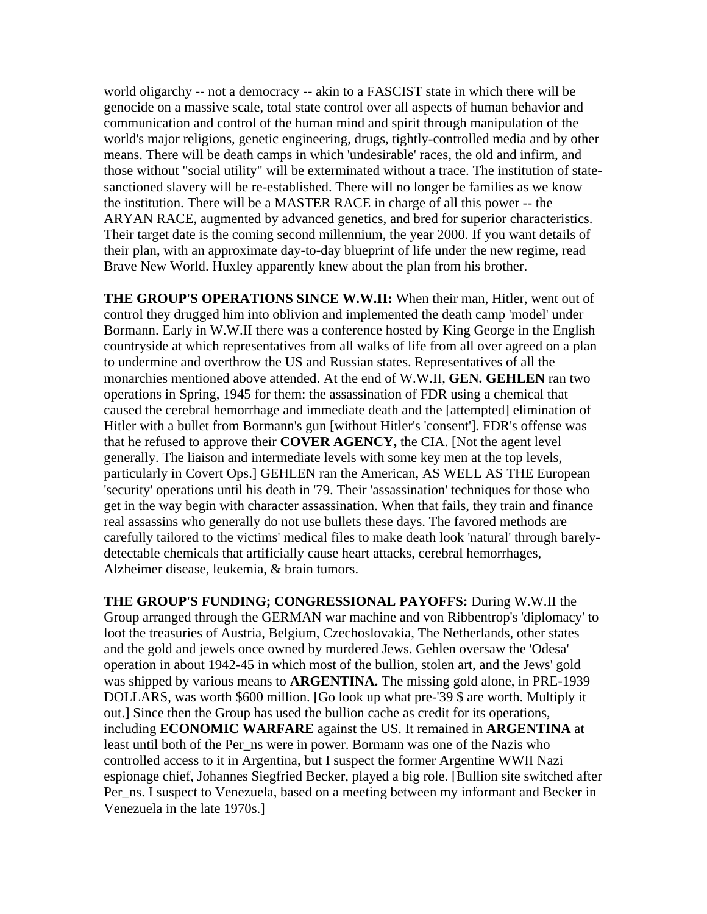world oligarchy -- not a democracy -- akin to a FASCIST state in which there will be genocide on a massive scale, total state control over all aspects of human behavior and communication and control of the human mind and spirit through manipulation of the world's major religions, genetic engineering, drugs, tightly-controlled media and by other means. There will be death camps in which 'undesirable' races, the old and infirm, and those without "social utility" will be exterminated without a trace. The institution of state-sanctioned slavery will be re-established. There will no longer be families as we know the institution. There will be a MASTER RACE in charge of all this power -- the ARYAN RACE, augmented by advanced genetics, and bred for superior characteristics. Their target date is the coming second millennium, the year 2000. If you want details of their plan, with an approximate day-to-day blueprint of life under the new regime, read Brave New World. Huxley apparently knew about the plan from his brother.

**THE GROUP'S OPERATIONS SINCE W.W.II:** When their man, Hitler, went out of control they drugged him into oblivion and implemented the death camp 'model' under Bormann. Early in W.W.II there was a conference hosted by King George in the English countryside at which representatives from all walks of life from all over agreed on a plan to undermine and overthrow the US and Russian states. Representatives of all the monarchies mentioned above attended. At the end of W.W.II, **GEN. GEHLEN** ran two operations in Spring, 1945 for them: the assassination of FDR using a chemical that caused the cerebral hemorrhage and immediate death and the [attempted] elimination of Hitler with a bullet from Bormann's gun [without Hitler's 'consent']. FDR's offense was that he refused to approve their **COVER AGENCY,** the CIA. [Not the agent level generally. The liaison and intermediate levels with some key men at the top levels, particularly in Covert Ops.] GEHLEN ran the American, AS WELL AS THE European 'security' operations until his death in '79. Their 'assassination' techniques for those who get in the way begin with character assassination. When that fails, they train and finance real assassins who generally do not use bullets these days. The favored methods are carefully tailored to the victims' medical files to make death look 'natural' through barely-detectable chemicals that artificially cause heart attacks, cerebral hemorrhages, Alzheimer disease, leukemia, & brain tumors.

**THE GROUP'S FUNDING; CONGRESSIONAL PAYOFFS:** During W.W.II the Group arranged through the GERMAN war machine and von Ribbentrop's 'diplomacy' to loot the treasuries of Austria, Belgium, Czechoslovakia, The Netherlands, other states and the gold and jewels once owned by murdered Jews. Gehlen oversaw the 'Odesa' operation in about 1942-45 in which most of the bullion, stolen art, and the Jews' gold was shipped by various means to **ARGENTINA.** The missing gold alone, in PRE-1939 DOLLARS, was worth $600 million. [Go look up what pre-'39 $ are worth. Multiply it out.] Since then the Group has used the bullion cache as credit for its operations, including **ECONOMIC WARFARE** against the US. It remained in **ARGENTINA** at least until both of the Per_ns were in power. Bormann was one of the Nazis who controlled access to it in Argentina, but I suspect the former Argentine WWII Nazi espionage chief, Johannes Siegfried Becker, played a big role. [Bullion site switched after Per_ns. I suspect to Venezuela, based on a meeting between my informant and Becker in Venezuela in the late 1970s.]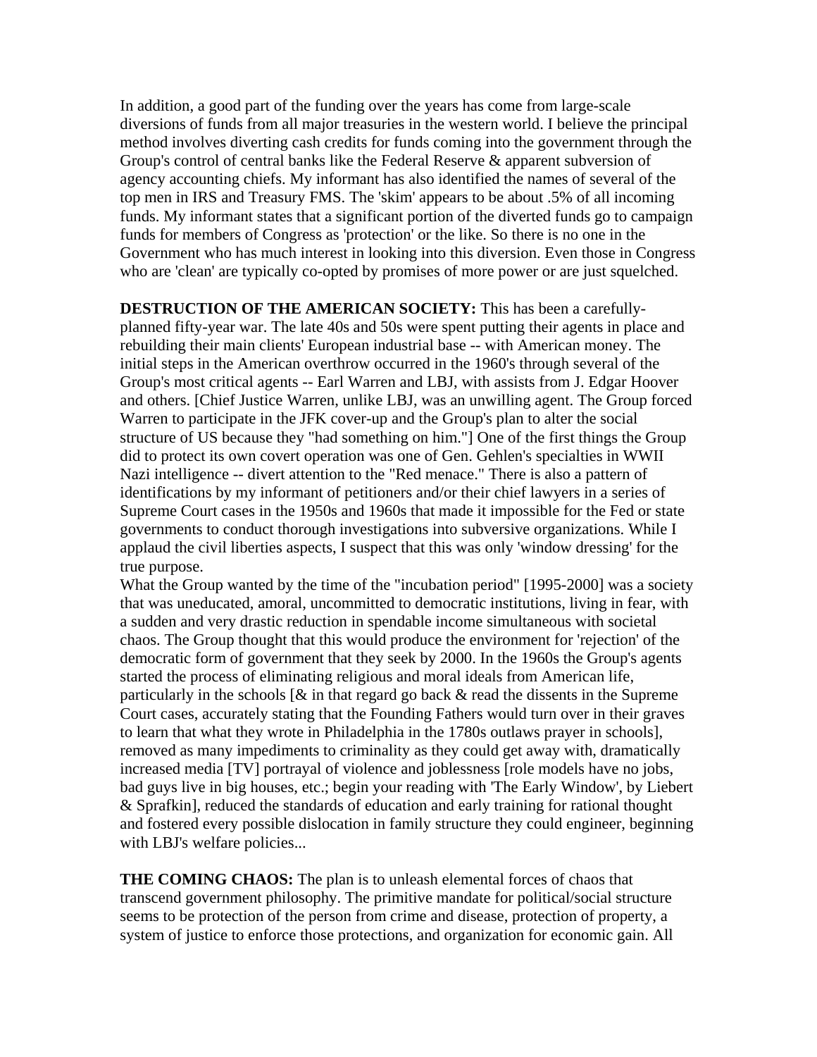In addition, a good part of the funding over the years has come from large-scale diversions of funds from all major treasuries in the western world. I believe the principal method involves diverting cash credits for funds coming into the government through the Group's control of central banks like the Federal Reserve & apparent subversion of agency accounting chiefs. My informant has also identified the names of several of the top men in IRS and Treasury FMS. The 'skim' appears to be about .5% of all incoming funds. My informant states that a significant portion of the diverted funds go to campaign funds for members of Congress as 'protection' or the like. So there is no one in the Government who has much interest in looking into this diversion. Even those in Congress who are 'clean' are typically co-opted by promises of more power or are just squelched.

**DESTRUCTION OF THE AMERICAN SOCIETY:** This has been a carefully-planned fifty-year war. The late 40s and 50s were spent putting their agents in place and rebuilding their main clients' European industrial base -- with American money. The initial steps in the American overthrow occurred in the 1960's through several of the Group's most critical agents -- Earl Warren and LBJ, with assists from J. Edgar Hoover and others. [Chief Justice Warren, unlike LBJ, was an unwilling agent. The Group forced Warren to participate in the JFK cover-up and the Group's plan to alter the social structure of US because they "had something on him."] One of the first things the Group did to protect its own covert operation was one of Gen. Gehlen's specialties in WWII Nazi intelligence -- divert attention to the "Red menace." There is also a pattern of identifications by my informant of petitioners and/or their chief lawyers in a series of Supreme Court cases in the 1950s and 1960s that made it impossible for the Fed or state governments to conduct thorough investigations into subversive organizations. While I applaud the civil liberties aspects, I suspect that this was only 'window dressing' for the true purpose.

What the Group wanted by the time of the "incubation period" [1995-2000] was a society that was uneducated, amoral, uncommitted to democratic institutions, living in fear, with a sudden and very drastic reduction in spendable income simultaneous with societal chaos. The Group thought that this would produce the environment for 'rejection' of the democratic form of government that they seek by 2000. In the 1960s the Group's agents started the process of eliminating religious and moral ideals from American life, particularly in the schools [& in that regard go back & read the dissents in the Supreme Court cases, accurately stating that the Founding Fathers would turn over in their graves to learn that what they wrote in Philadelphia in the 1780s outlaws prayer in schools], removed as many impediments to criminality as they could get away with, dramatically increased media [TV] portrayal of violence and joblessness [role models have no jobs, bad guys live in big houses, etc.; begin your reading with 'The Early Window', by Liebert & Sprafkin], reduced the standards of education and early training for rational thought and fostered every possible dislocation in family structure they could engineer, beginning with LBJ's welfare policies...

**THE COMING CHAOS:** The plan is to unleash elemental forces of chaos that transcend government philosophy. The primitive mandate for political/social structure seems to be protection of the person from crime and disease, protection of property, a system of justice to enforce those protections, and organization for economic gain. All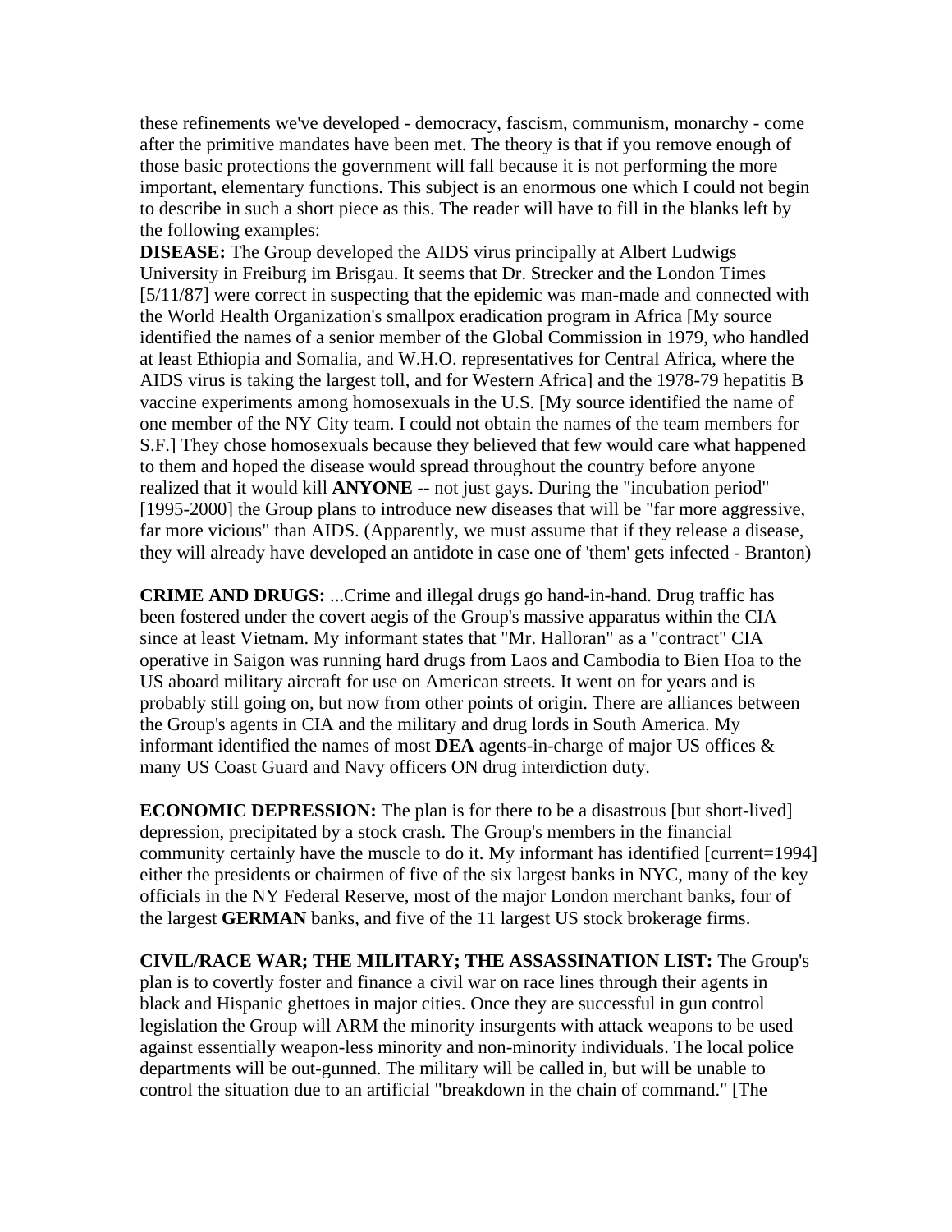these refinements we've developed - democracy, fascism, communism, monarchy - come after the primitive mandates have been met. The theory is that if you remove enough of those basic protections the government will fall because it is not performing the more important, elementary functions. This subject is an enormous one which I could not begin to describe in such a short piece as this. The reader will have to fill in the blanks left by the following examples:

**DISEASE:** The Group developed the AIDS virus principally at Albert Ludwigs University in Freiburg im Brisgau. It seems that Dr. Strecker and the London Times [5/11/87] were correct in suspecting that the epidemic was man-made and connected with the World Health Organization's smallpox eradication program in Africa [My source identified the names of a senior member of the Global Commission in 1979, who handled at least Ethiopia and Somalia, and W.H.O. representatives for Central Africa, where the AIDS virus is taking the largest toll, and for Western Africa] and the 1978-79 hepatitis B vaccine experiments among homosexuals in the U.S. [My source identified the name of one member of the NY City team. I could not obtain the names of the team members for S.F.] They chose homosexuals because they believed that few would care what happened to them and hoped the disease would spread throughout the country before anyone realized that it would kill **ANYONE** -- not just gays. During the "incubation period" [1995-2000] the Group plans to introduce new diseases that will be "far more aggressive, far more vicious" than AIDS. (Apparently, we must assume that if they release a disease, they will already have developed an antidote in case one of 'them' gets infected - Branton)

**CRIME AND DRUGS:** ...Crime and illegal drugs go hand-in-hand. Drug traffic has been fostered under the covert aegis of the Group's massive apparatus within the CIA since at least Vietnam. My informant states that "Mr. Halloran" as a "contract" CIA operative in Saigon was running hard drugs from Laos and Cambodia to Bien Hoa to the US aboard military aircraft for use on American streets. It went on for years and is probably still going on, but now from other points of origin. There are alliances between the Group's agents in CIA and the military and drug lords in South America. My informant identified the names of most **DEA** agents-in-charge of major US offices & many US Coast Guard and Navy officers ON drug interdiction duty.

**ECONOMIC DEPRESSION:** The plan is for there to be a disastrous [but short-lived] depression, precipitated by a stock crash. The Group's members in the financial community certainly have the muscle to do it. My informant has identified [current=1994] either the presidents or chairmen of five of the six largest banks in NYC, many of the key officials in the NY Federal Reserve, most of the major London merchant banks, four of the largest **GERMAN** banks, and five of the 11 largest US stock brokerage firms.

**CIVIL/RACE WAR; THE MILITARY; THE ASSASSINATION LIST:** The Group's plan is to covertly foster and finance a civil war on race lines through their agents in black and Hispanic ghettoes in major cities. Once they are successful in gun control legislation the Group will ARM the minority insurgents with attack weapons to be used against essentially weapon-less minority and non-minority individuals. The local police departments will be out-gunned. The military will be called in, but will be unable to control the situation due to an artificial "breakdown in the chain of command." [The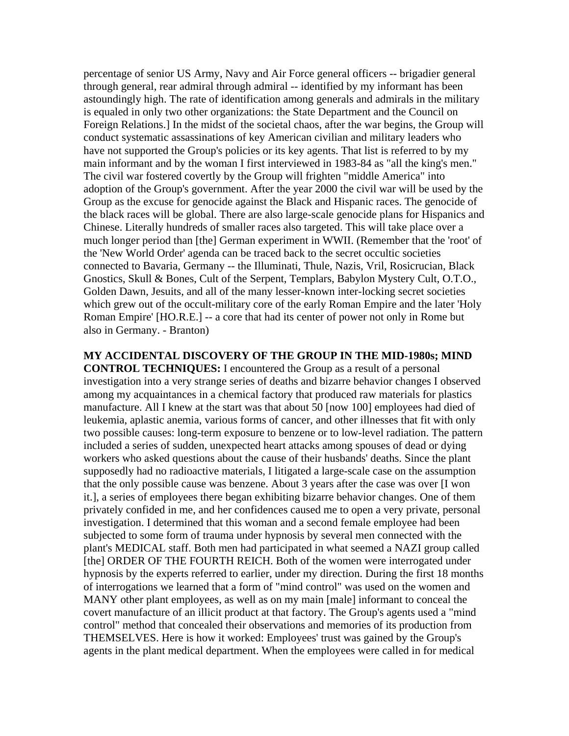percentage of senior US Army, Navy and Air Force general officers -- brigadier general through general, rear admiral through admiral -- identified by my informant has been astoundingly high. The rate of identification among generals and admirals in the military is equaled in only two other organizations: the State Department and the Council on Foreign Relations.] In the midst of the societal chaos, after the war begins, the Group will conduct systematic assassinations of key American civilian and military leaders who have not supported the Group's policies or its key agents. That list is referred to by my main informant and by the woman I first interviewed in 1983-84 as "all the king's men." The civil war fostered covertly by the Group will frighten "middle America" into adoption of the Group's government. After the year 2000 the civil war will be used by the Group as the excuse for genocide against the Black and Hispanic races. The genocide of the black races will be global. There are also large-scale genocide plans for Hispanics and Chinese. Literally hundreds of smaller races also targeted. This will take place over a much longer period than [the] German experiment in WWII. (Remember that the 'root' of the 'New World Order' agenda can be traced back to the secret occultic societies connected to Bavaria, Germany -- the Illuminati, Thule, Nazis, Vril, Rosicrucian, Black Gnostics, Skull & Bones, Cult of the Serpent, Templars, Babylon Mystery Cult, O.T.O., Golden Dawn, Jesuits, and all of the many lesser-known inter-locking secret societies which grew out of the occult-military core of the early Roman Empire and the later 'Holy Roman Empire' [HO.R.E.] -- a core that had its center of power not only in Rome but also in Germany. - Branton)

**MY ACCIDENTAL DISCOVERY OF THE GROUP IN THE MID-1980s; MIND CONTROL TECHNIQUES:** I encountered the Group as a result of a personal investigation into a very strange series of deaths and bizarre behavior changes I observed among my acquaintances in a chemical factory that produced raw materials for plastics manufacture. All I knew at the start was that about 50 [now 100] employees had died of leukemia, aplastic anemia, various forms of cancer, and other illnesses that fit with only two possible causes: long-term exposure to benzene or to low-level radiation. The pattern included a series of sudden, unexpected heart attacks among spouses of dead or dying workers who asked questions about the cause of their husbands' deaths. Since the plant supposedly had no radioactive materials, I litigated a large-scale case on the assumption that the only possible cause was benzene. About 3 years after the case was over [I won it.], a series of employees there began exhibiting bizarre behavior changes. One of them privately confided in me, and her confidences caused me to open a very private, personal investigation. I determined that this woman and a second female employee had been subjected to some form of trauma under hypnosis by several men connected with the plant's MEDICAL staff. Both men had participated in what seemed a NAZI group called [the] ORDER OF THE FOURTH REICH. Both of the women were interrogated under hypnosis by the experts referred to earlier, under my direction. During the first 18 months of interrogations we learned that a form of "mind control" was used on the women and MANY other plant employees, as well as on my main [male] informant to conceal the covert manufacture of an illicit product at that factory. The Group's agents used a "mind control" method that concealed their observations and memories of its production from THEMSELVES. Here is how it worked: Employees' trust was gained by the Group's agents in the plant medical department. When the employees were called in for medical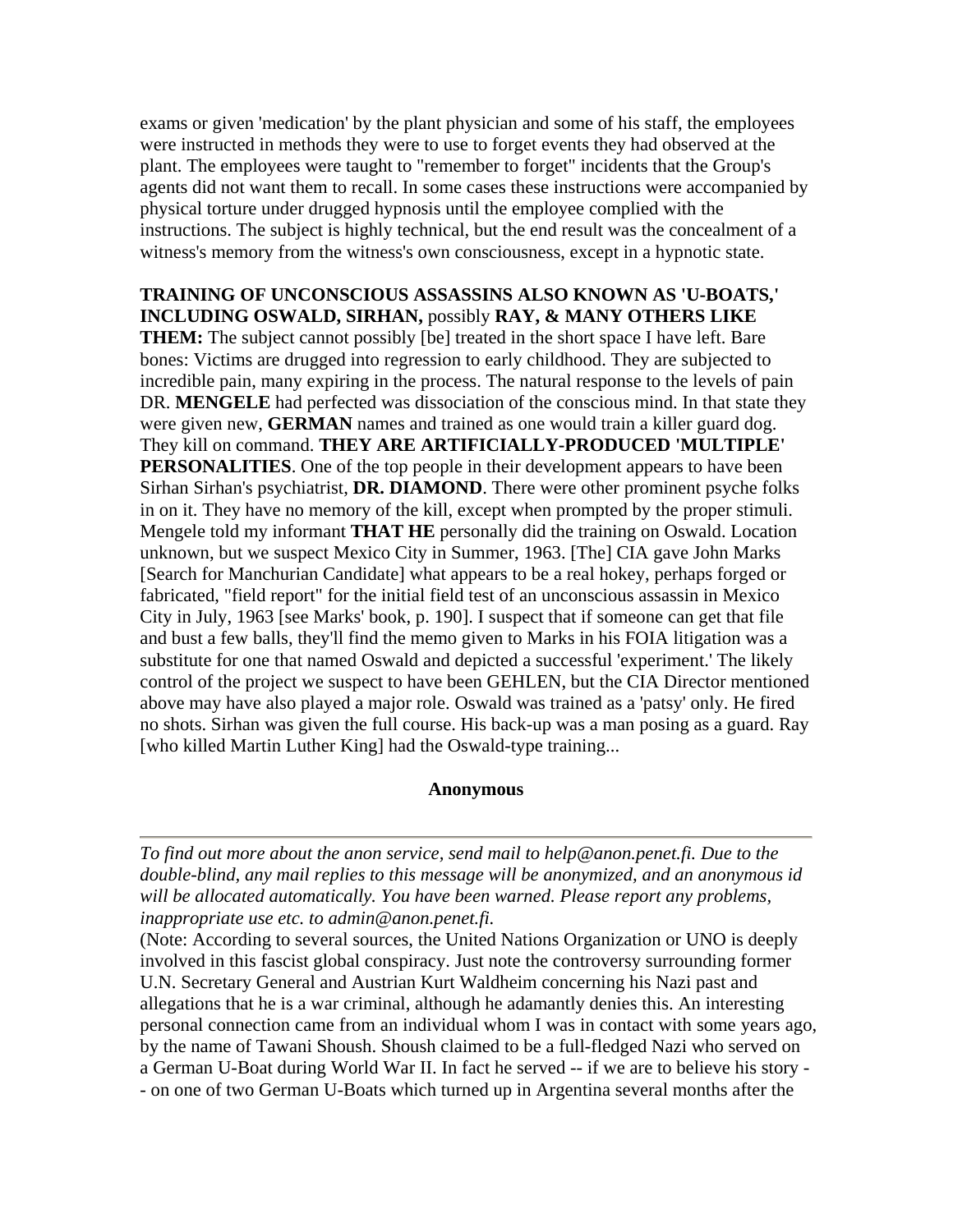exams or given 'medication' by the plant physician and some of his staff, the employees were instructed in methods they were to use to forget events they had observed at the plant. The employees were taught to "remember to forget" incidents that the Group's agents did not want them to recall. In some cases these instructions were accompanied by physical torture under drugged hypnosis until the employee complied with the instructions. The subject is highly technical, but the end result was the concealment of a witness's memory from the witness's own consciousness, except in a hypnotic state.

**TRAINING OF UNCONSCIOUS ASSASSINS ALSO KNOWN AS 'U-BOATS,' INCLUDING OSWALD, SIRHAN,** possibly **RAY, & MANY OTHERS LIKE THEM:** The subject cannot possibly [be] treated in the short space I have left. Bare bones: Victims are drugged into regression to early childhood. They are subjected to incredible pain, many expiring in the process. The natural response to the levels of pain DR. **MENGELE** had perfected was dissociation of the conscious mind. In that state they were given new, **GERMAN** names and trained as one would train a killer guard dog. They kill on command. **THEY ARE ARTIFICIALLY-PRODUCED 'MULTIPLE' PERSONALITIES**. One of the top people in their development appears to have been Sirhan Sirhan's psychiatrist, **DR. DIAMOND**. There were other prominent psyche folks in on it. They have no memory of the kill, except when prompted by the proper stimuli. Mengele told my informant **THAT HE** personally did the training on Oswald. Location unknown, but we suspect Mexico City in Summer, 1963. [The] CIA gave John Marks [Search for Manchurian Candidate] what appears to be a real hokey, perhaps forged or fabricated, "field report" for the initial field test of an unconscious assassin in Mexico City in July, 1963 [see Marks' book, p. 190]. I suspect that if someone can get that file and bust a few balls, they'll find the memo given to Marks in his FOIA litigation was a substitute for one that named Oswald and depicted a successful 'experiment.' The likely control of the project we suspect to have been GEHLEN, but the CIA Director mentioned above may have also played a major role. Oswald was trained as a 'patsy' only. He fired no shots. Sirhan was given the full course. His back-up was a man posing as a guard. Ray [who killed Martin Luther King] had the Oswald-type training...

**Anonymous**

---

*To find out more about the anon service, send mail to help@anon.penet.fi. Due to the double-blind, any mail replies to this message will be anonymized, and an anonymous id will be allocated automatically. You have been warned. Please report any problems, inappropriate use etc. to admin@anon.penet.fi.*

(Note: According to several sources, the United Nations Organization or UNO is deeply involved in this fascist global conspiracy. Just note the controversy surrounding former U.N. Secretary General and Austrian Kurt Waldheim concerning his Nazi past and allegations that he is a war criminal, although he adamantly denies this. An interesting personal connection came from an individual whom I was in contact with some years ago, by the name of Tawani Shoush. Shoush claimed to be a full-fledged Nazi who served on a German U-Boat during World War II. In fact he served -- if we are to believe his story -- on one of two German U-Boats which turned up in Argentina several months after the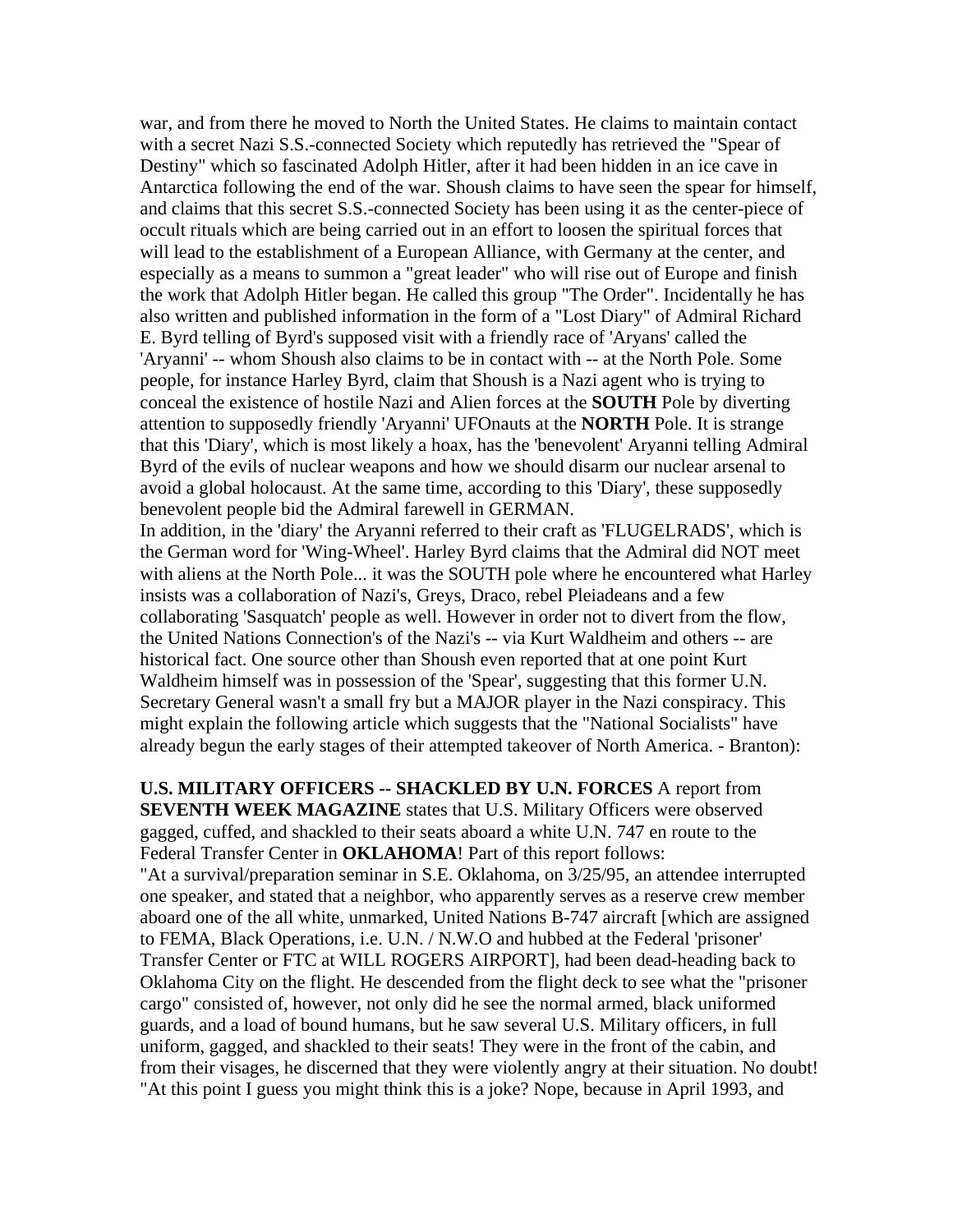war, and from there he moved to North the United States. He claims to maintain contact with a secret Nazi S.S.-connected Society which reputedly has retrieved the "Spear of Destiny" which so fascinated Adolph Hitler, after it had been hidden in an ice cave in Antarctica following the end of the war. Shoush claims to have seen the spear for himself, and claims that this secret S.S.-connected Society has been using it as the center-piece of occult rituals which are being carried out in an effort to loosen the spiritual forces that will lead to the establishment of a European Alliance, with Germany at the center, and especially as a means to summon a "great leader" who will rise out of Europe and finish the work that Adolph Hitler began. He called this group "The Order". Incidentally he has also written and published information in the form of a "Lost Diary" of Admiral Richard E. Byrd telling of Byrd's supposed visit with a friendly race of 'Aryans' called the 'Aryanni' -- whom Shoush also claims to be in contact with -- at the North Pole. Some people, for instance Harley Byrd, claim that Shoush is a Nazi agent who is trying to conceal the existence of hostile Nazi and Alien forces at the **SOUTH** Pole by diverting attention to supposedly friendly 'Aryanni' UFOnauts at the **NORTH** Pole. It is strange that this 'Diary', which is most likely a hoax, has the 'benevolent' Aryanni telling Admiral Byrd of the evils of nuclear weapons and how we should disarm our nuclear arsenal to avoid a global holocaust. At the same time, according to this 'Diary', these supposedly benevolent people bid the Admiral farewell in GERMAN.
In addition, in the 'diary' the Aryanni referred to their craft as 'FLUGELRADS', which is the German word for 'Wing-Wheel'. Harley Byrd claims that the Admiral did NOT meet with aliens at the North Pole... it was the SOUTH pole where he encountered what Harley insists was a collaboration of Nazi's, Greys, Draco, rebel Pleiadeans and a few collaborating 'Sasquatch' people as well. However in order not to divert from the flow, the United Nations Connection's of the Nazi's -- via Kurt Waldheim and others -- are historical fact. One source other than Shoush even reported that at one point Kurt Waldheim himself was in possession of the 'Spear', suggesting that this former U.N. Secretary General wasn't a small fry but a MAJOR player in the Nazi conspiracy. This might explain the following article which suggests that the "National Socialists" have already begun the early stages of their attempted takeover of North America. - Branton):

**U.S. MILITARY OFFICERS -- SHACKLED BY U.N. FORCES** A report from **SEVENTH WEEK MAGAZINE** states that U.S. Military Officers were observed gagged, cuffed, and shackled to their seats aboard a white U.N. 747 en route to the Federal Transfer Center in **OKLAHOMA**! Part of this report follows:
"At a survival/preparation seminar in S.E. Oklahoma, on 3/25/95, an attendee interrupted one speaker, and stated that a neighbor, who apparently serves as a reserve crew member aboard one of the all white, unmarked, United Nations B-747 aircraft [which are assigned to FEMA, Black Operations, i.e. U.N. / N.W.O and hubbed at the Federal 'prisoner' Transfer Center or FTC at WILL ROGERS AIRPORT], had been dead-heading back to Oklahoma City on the flight. He descended from the flight deck to see what the "prisoner cargo" consisted of, however, not only did he see the normal armed, black uniformed guards, and a load of bound humans, but he saw several U.S. Military officers, in full uniform, gagged, and shackled to their seats! They were in the front of the cabin, and from their visages, he discerned that they were violently angry at their situation. No doubt!
"At this point I guess you might think this is a joke? Nope, because in April 1993, and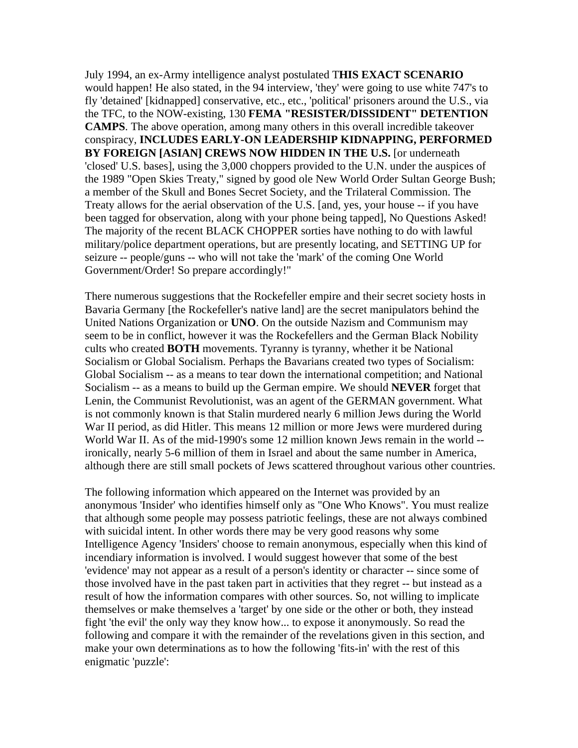July 1994, an ex-Army intelligence analyst postulated T**HIS EXACT SCENARIO** would happen! He also stated, in the 94 interview, 'they' were going to use white 747's to fly 'detained' [kidnapped] conservative, etc., etc., 'political' prisoners around the U.S., via the TFC, to the NOW-existing, 130 **FEMA "RESISTER/DISSIDENT" DETENTION CAMPS**. The above operation, among many others in this overall incredible takeover conspiracy, **INCLUDES EARLY-ON LEADERSHIP KIDNAPPING, PERFORMED BY FOREIGN [ASIAN] CREWS NOW HIDDEN IN THE U.S.** [or underneath 'closed' U.S. bases], using the 3,000 choppers provided to the U.N. under the auspices of the 1989 "Open Skies Treaty," signed by good ole New World Order Sultan George Bush; a member of the Skull and Bones Secret Society, and the Trilateral Commission. The Treaty allows for the aerial observation of the U.S. [and, yes, your house -- if you have been tagged for observation, along with your phone being tapped], No Questions Asked! The majority of the recent BLACK CHOPPER sorties have nothing to do with lawful military/police department operations, but are presently locating, and SETTING UP for seizure -- people/guns -- who will not take the 'mark' of the coming One World Government/Order! So prepare accordingly!"

There numerous suggestions that the Rockefeller empire and their secret society hosts in Bavaria Germany [the Rockefeller's native land] are the secret manipulators behind the United Nations Organization or **UNO**. On the outside Nazism and Communism may seem to be in conflict, however it was the Rockefellers and the German Black Nobility cults who created **BOTH** movements. Tyranny is tyranny, whether it be National Socialism or Global Socialism. Perhaps the Bavarians created two types of Socialism: Global Socialism -- as a means to tear down the international competition; and National Socialism -- as a means to build up the German empire. We should **NEVER** forget that Lenin, the Communist Revolutionist, was an agent of the GERMAN government. What is not commonly known is that Stalin murdered nearly 6 million Jews during the World War II period, as did Hitler. This means 12 million or more Jews were murdered during World War II. As of the mid-1990's some 12 million known Jews remain in the world -- ironically, nearly 5-6 million of them in Israel and about the same number in America, although there are still small pockets of Jews scattered throughout various other countries.

The following information which appeared on the Internet was provided by an anonymous 'Insider' who identifies himself only as "One Who Knows". You must realize that although some people may possess patriotic feelings, these are not always combined with suicidal intent. In other words there may be very good reasons why some Intelligence Agency 'Insiders' choose to remain anonymous, especially when this kind of incendiary information is involved. I would suggest however that some of the best 'evidence' may not appear as a result of a person's identity or character -- since some of those involved have in the past taken part in activities that they regret -- but instead as a result of how the information compares with other sources. So, not willing to implicate themselves or make themselves a 'target' by one side or the other or both, they instead fight 'the evil' the only way they know how... to expose it anonymously. So read the following and compare it with the remainder of the revelations given in this section, and make your own determinations as to how the following 'fits-in' with the rest of this enigmatic 'puzzle':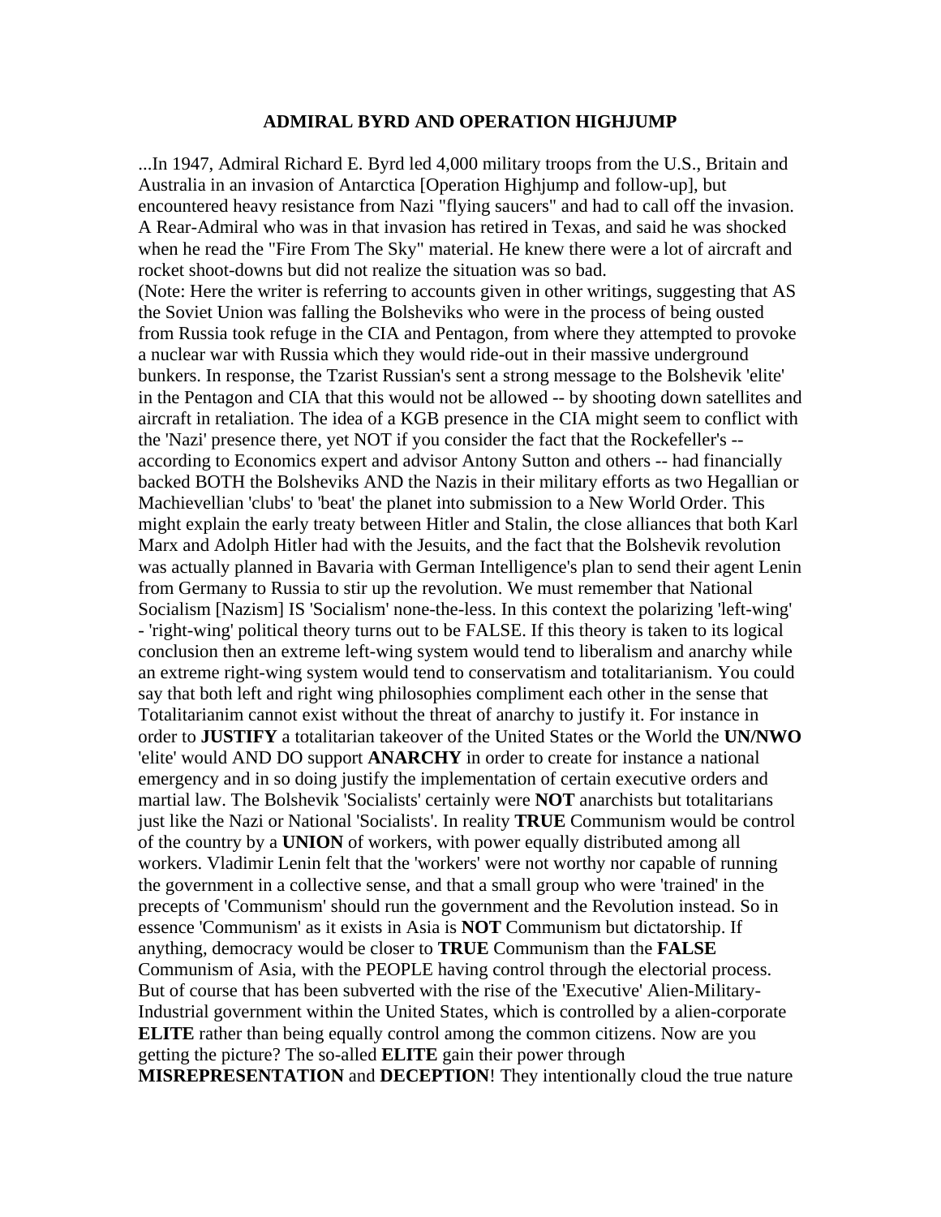# ADMIRAL BYRD AND OPERATION HIGHJUMP

...In 1947, Admiral Richard E. Byrd led 4,000 military troops from the U.S., Britain and Australia in an invasion of Antarctica [Operation Highjump and follow-up], but encountered heavy resistance from Nazi "flying saucers" and had to call off the invasion. A Rear-Admiral who was in that invasion has retired in Texas, and said he was shocked when he read the "Fire From The Sky" material. He knew there were a lot of aircraft and rocket shoot-downs but did not realize the situation was so bad.

(Note: Here the writer is referring to accounts given in other writings, suggesting that AS the Soviet Union was falling the Bolsheviks who were in the process of being ousted from Russia took refuge in the CIA and Pentagon, from where they attempted to provoke a nuclear war with Russia which they would ride-out in their massive underground bunkers. In response, the Tzarist Russian's sent a strong message to the Bolshevik 'elite' in the Pentagon and CIA that this would not be allowed -- by shooting down satellites and aircraft in retaliation. The idea of a KGB presence in the CIA might seem to conflict with the 'Nazi' presence there, yet NOT if you consider the fact that the Rockefeller's -- according to Economics expert and advisor Antony Sutton and others -- had financially backed BOTH the Bolsheviks AND the Nazis in their military efforts as two Hegallian or Machievellian 'clubs' to 'beat' the planet into submission to a New World Order. This might explain the early treaty between Hitler and Stalin, the close alliances that both Karl Marx and Adolph Hitler had with the Jesuits, and the fact that the Bolshevik revolution was actually planned in Bavaria with German Intelligence's plan to send their agent Lenin from Germany to Russia to stir up the revolution. We must remember that National Socialism [Nazism] IS 'Socialism' none-the-less. In this context the polarizing 'left-wing' - 'right-wing' political theory turns out to be FALSE. If this theory is taken to its logical conclusion then an extreme left-wing system would tend to liberalism and anarchy while an extreme right-wing system would tend to conservatism and totalitarianism. You could say that both left and right wing philosophies compliment each other in the sense that Totalitarianim cannot exist without the threat of anarchy to justify it. For instance in order to **JUSTIFY** a totalitarian takeover of the United States or the World the **UN/NWO** 'elite' would AND DO support **ANARCHY** in order to create for instance a national emergency and in so doing justify the implementation of certain executive orders and martial law. The Bolshevik 'Socialists' certainly were **NOT** anarchists but totalitarians just like the Nazi or National 'Socialists'. In reality **TRUE** Communism would be control of the country by a **UNION** of workers, with power equally distributed among all workers. Vladimir Lenin felt that the 'workers' were not worthy nor capable of running the government in a collective sense, and that a small group who were 'trained' in the precepts of 'Communism' should run the government and the Revolution instead. So in essence 'Communism' as it exists in Asia is **NOT** Communism but dictatorship. If anything, democracy would be closer to **TRUE** Communism than the **FALSE** Communism of Asia, with the PEOPLE having control through the electorial process. But of course that has been subverted with the rise of the 'Executive' Alien-Military-Industrial government within the United States, which is controlled by a alien-corporate **ELITE** rather than being equally control among the common citizens. Now are you getting the picture? The so-alled **ELITE** gain their power through **MISREPRESENTATION** and **DECEPTION**! They intentionally cloud the true nature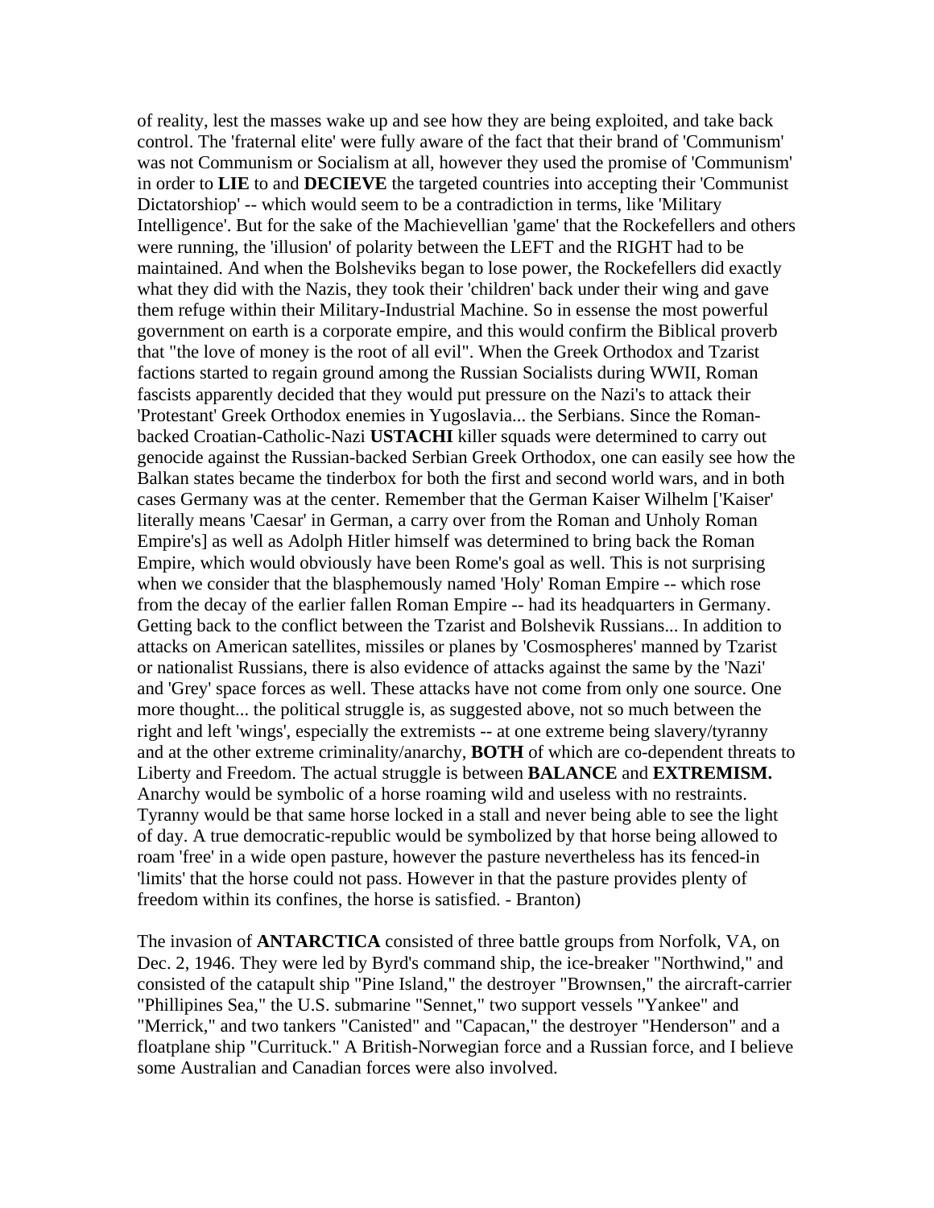of reality, lest the masses wake up and see how they are being exploited, and take back control. The 'fraternal elite' were fully aware of the fact that their brand of 'Communism' was not Communism or Socialism at all, however they used the promise of 'Communism' in order to **LIE** to and **DECIEVE** the targeted countries into accepting their 'Communist Dictatorshiop' -- which would seem to be a contradiction in terms, like 'Military Intelligence'. But for the sake of the Machievellian 'game' that the Rockefellers and others were running, the 'illusion' of polarity between the LEFT and the RIGHT had to be maintained. And when the Bolsheviks began to lose power, the Rockefellers did exactly what they did with the Nazis, they took their 'children' back under their wing and gave them refuge within their Military-Industrial Machine. So in essense the most powerful government on earth is a corporate empire, and this would confirm the Biblical proverb that "the love of money is the root of all evil". When the Greek Orthodox and Tzarist factions started to regain ground among the Russian Socialists during WWII, Roman fascists apparently decided that they would put pressure on the Nazi's to attack their 'Protestant' Greek Orthodox enemies in Yugoslavia... the Serbians. Since the Roman-backed Croatian-Catholic-Nazi **USTACHI** killer squads were determined to carry out genocide against the Russian-backed Serbian Greek Orthodox, one can easily see how the Balkan states became the tinderbox for both the first and second world wars, and in both cases Germany was at the center. Remember that the German Kaiser Wilhelm ['Kaiser' literally means 'Caesar' in German, a carry over from the Roman and Unholy Roman Empire's] as well as Adolph Hitler himself was determined to bring back the Roman Empire, which would obviously have been Rome's goal as well. This is not surprising when we consider that the blasphemously named 'Holy' Roman Empire -- which rose from the decay of the earlier fallen Roman Empire -- had its headquarters in Germany. Getting back to the conflict between the Tzarist and Bolshevik Russians... In addition to attacks on American satellites, missiles or planes by 'Cosmospheres' manned by Tzarist or nationalist Russians, there is also evidence of attacks against the same by the 'Nazi' and 'Grey' space forces as well. These attacks have not come from only one source. One more thought... the political struggle is, as suggested above, not so much between the right and left 'wings', especially the extremists -- at one extreme being slavery/tyranny and at the other extreme criminality/anarchy, **BOTH** of which are co-dependent threats to Liberty and Freedom. The actual struggle is between **BALANCE** and **EXTREMISM.** Anarchy would be symbolic of a horse roaming wild and useless with no restraints. Tyranny would be that same horse locked in a stall and never being able to see the light of day. A true democratic-republic would be symbolized by that horse being allowed to roam 'free' in a wide open pasture, however the pasture nevertheless has its fenced-in 'limits' that the horse could not pass. However in that the pasture provides plenty of freedom within its confines, the horse is satisfied. - Branton)

The invasion of **ANTARCTICA** consisted of three battle groups from Norfolk, VA, on Dec. 2, 1946. They were led by Byrd's command ship, the ice-breaker "Northwind," and consisted of the catapult ship "Pine Island," the destroyer "Brownsen," the aircraft-carrier "Phillipines Sea," the U.S. submarine "Sennet," two support vessels "Yankee" and "Merrick," and two tankers "Canisted" and "Capacan," the destroyer "Henderson" and a floatplane ship "Currituck." A British-Norwegian force and a Russian force, and I believe some Australian and Canadian forces were also involved.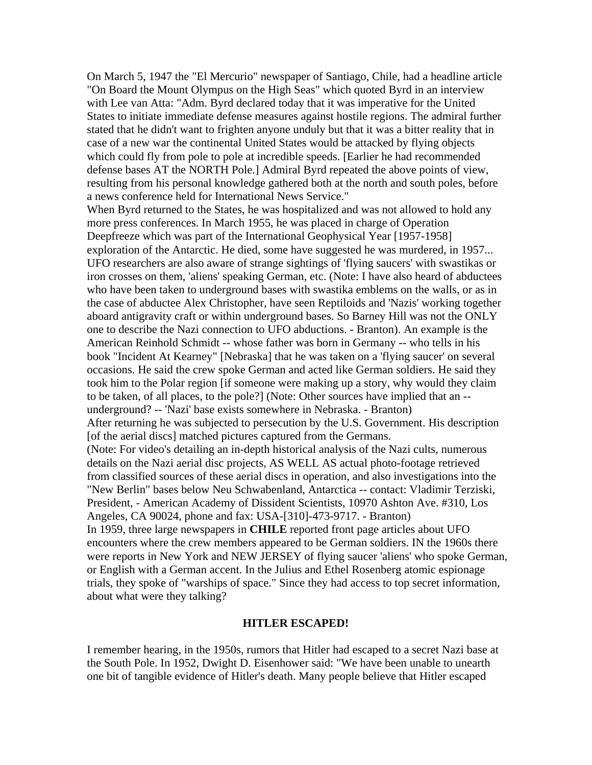On March 5, 1947 the "El Mercurio" newspaper of Santiago, Chile, had a headline article "On Board the Mount Olympus on the High Seas" which quoted Byrd in an interview with Lee van Atta: "Adm. Byrd declared today that it was imperative for the United States to initiate immediate defense measures against hostile regions. The admiral further stated that he didn't want to frighten anyone unduly but that it was a bitter reality that in case of a new war the continental United States would be attacked by flying objects which could fly from pole to pole at incredible speeds. [Earlier he had recommended defense bases AT the NORTH Pole.] Admiral Byrd repeated the above points of view, resulting from his personal knowledge gathered both at the north and south poles, before a news conference held for International News Service."

When Byrd returned to the States, he was hospitalized and was not allowed to hold any more press conferences. In March 1955, he was placed in charge of Operation Deepfreeze which was part of the International Geophysical Year [1957-1958] exploration of the Antarctic. He died, some have suggested he was murdered, in 1957...

UFO researchers are also aware of strange sightings of 'flying saucers' with swastikas or iron crosses on them, 'aliens' speaking German, etc. (Note: I have also heard of abductees who have been taken to underground bases with swastika emblems on the walls, or as in the case of abductee Alex Christopher, have seen Reptiloids and 'Nazis' working together aboard antigravity craft or within underground bases. So Barney Hill was not the ONLY one to describe the Nazi connection to UFO abductions. - Branton). An example is the American Reinhold Schmidt -- whose father was born in Germany -- who tells in his book "Incident At Kearney" [Nebraska] that he was taken on a 'flying saucer' on several occasions. He said the crew spoke German and acted like German soldiers. He said they took him to the Polar region [if someone were making up a story, why would they claim to be taken, of all places, to the pole?] (Note: Other sources have implied that an -- underground? -- 'Nazi' base exists somewhere in Nebraska. - Branton)

After returning he was subjected to persecution by the U.S. Government. His description [of the aerial discs] matched pictures captured from the Germans.

(Note: For video's detailing an in-depth historical analysis of the Nazi cults, numerous details on the Nazi aerial disc projects, AS WELL AS actual photo-footage retrieved from classified sources of these aerial discs in operation, and also investigations into the "New Berlin" bases below Neu Schwabenland, Antarctica -- contact: Vladimir Terziski, President, - American Academy of Dissident Scientists, 10970 Ashton Ave. #310, Los Angeles, CA 90024, phone and fax: USA-[310]-473-9717. - Branton)

In 1959, three large newspapers in **CHILE** reported front page articles about UFO encounters where the crew members appeared to be German soldiers. IN the 1960s there were reports in New York and NEW JERSEY of flying saucer 'aliens' who spoke German, or English with a German accent. In the Julius and Ethel Rosenberg atomic espionage trials, they spoke of "warships of space." Since they had access to top secret information, about what were they talking?

## HITLER ESCAPED!

I remember hearing, in the 1950s, rumors that Hitler had escaped to a secret Nazi base at the South Pole. In 1952, Dwight D. Eisenhower said: "We have been unable to unearth one bit of tangible evidence of Hitler's death. Many people believe that Hitler escaped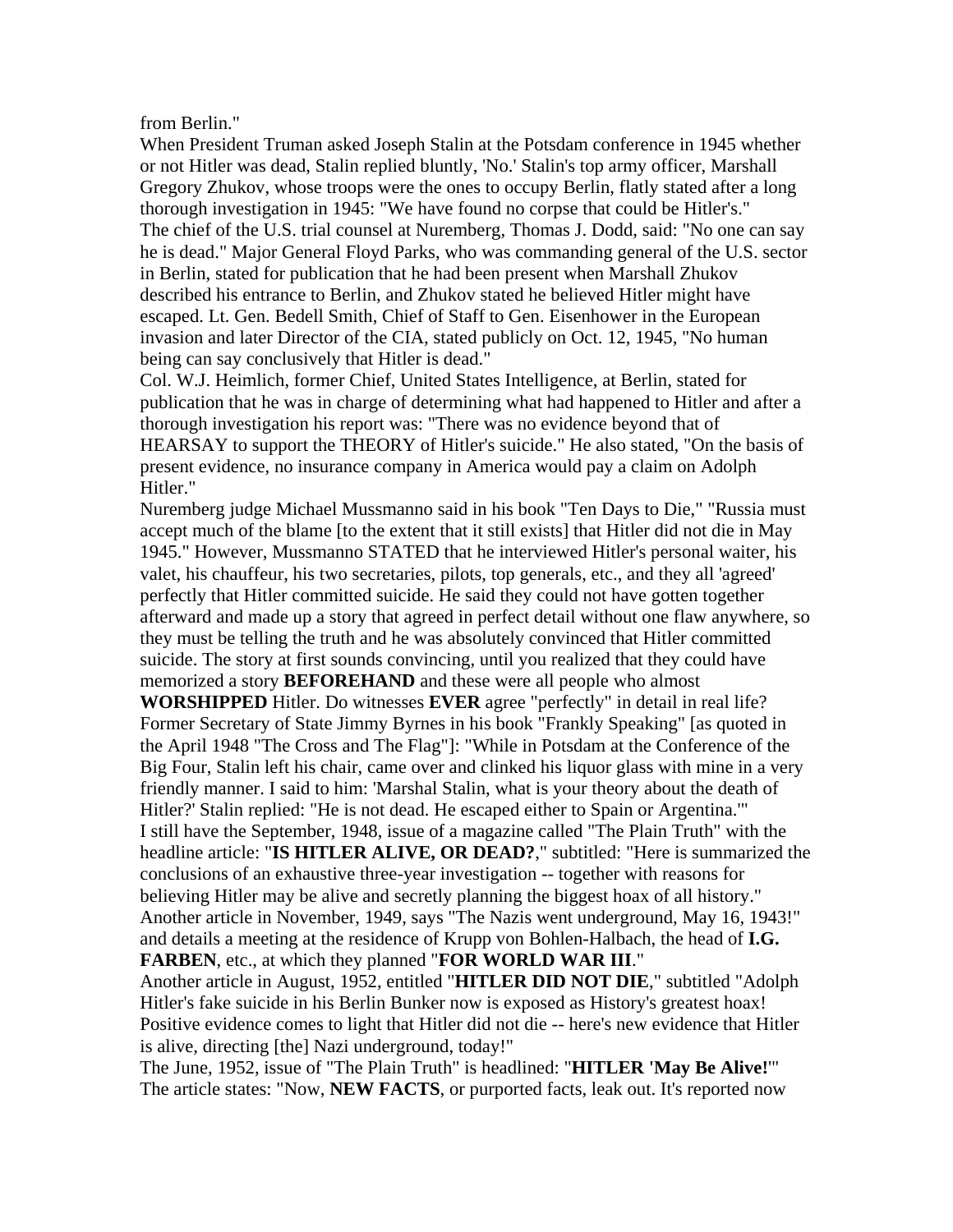from Berlin."

When President Truman asked Joseph Stalin at the Potsdam conference in 1945 whether or not Hitler was dead, Stalin replied bluntly, 'No.' Stalin's top army officer, Marshall Gregory Zhukov, whose troops were the ones to occupy Berlin, flatly stated after a long thorough investigation in 1945: "We have found no corpse that could be Hitler's."

The chief of the U.S. trial counsel at Nuremberg, Thomas J. Dodd, said: "No one can say he is dead." Major General Floyd Parks, who was commanding general of the U.S. sector in Berlin, stated for publication that he had been present when Marshall Zhukov described his entrance to Berlin, and Zhukov stated he believed Hitler might have escaped. Lt. Gen. Bedell Smith, Chief of Staff to Gen. Eisenhower in the European invasion and later Director of the CIA, stated publicly on Oct. 12, 1945, "No human being can say conclusively that Hitler is dead."

Col. W.J. Heimlich, former Chief, United States Intelligence, at Berlin, stated for publication that he was in charge of determining what had happened to Hitler and after a thorough investigation his report was: "There was no evidence beyond that of HEARSAY to support the THEORY of Hitler's suicide." He also stated, "On the basis of present evidence, no insurance company in America would pay a claim on Adolph Hitler."

Nuremberg judge Michael Mussmanno said in his book "Ten Days to Die," "Russia must accept much of the blame [to the extent that it still exists] that Hitler did not die in May 1945." However, Mussmanno STATED that he interviewed Hitler's personal waiter, his valet, his chauffeur, his two secretaries, pilots, top generals, etc., and they all 'agreed' perfectly that Hitler committed suicide. He said they could not have gotten together afterward and made up a story that agreed in perfect detail without one flaw anywhere, so they must be telling the truth and he was absolutely convinced that Hitler committed suicide. The story at first sounds convincing, until you realized that they could have memorized a story **BEFOREHAND** and these were all people who almost **WORSHIPPED** Hitler. Do witnesses **EVER** agree "perfectly" in detail in real life?

Former Secretary of State Jimmy Byrnes in his book "Frankly Speaking" [as quoted in the April 1948 "The Cross and The Flag"]: "While in Potsdam at the Conference of the Big Four, Stalin left his chair, came over and clinked his liquor glass with mine in a very friendly manner. I said to him: 'Marshal Stalin, what is your theory about the death of Hitler?' Stalin replied: "He is not dead. He escaped either to Spain or Argentina.'"

I still have the September, 1948, issue of a magazine called "The Plain Truth" with the headline article: "**IS HITLER ALIVE, OR DEAD?**," subtitled: "Here is summarized the conclusions of an exhaustive three-year investigation -- together with reasons for believing Hitler may be alive and secretly planning the biggest hoax of all history."

Another article in November, 1949, says "The Nazis went underground, May 16, 1943!" and details a meeting at the residence of Krupp von Bohlen-Halbach, the head of **I.G. FARBEN**, etc., at which they planned "**FOR WORLD WAR III**."

Another article in August, 1952, entitled "**HITLER DID NOT DIE**," subtitled "Adolph Hitler's fake suicide in his Berlin Bunker now is exposed as History's greatest hoax! Positive evidence comes to light that Hitler did not die -- here's new evidence that Hitler is alive, directing [the] Nazi underground, today!"

The June, 1952, issue of "The Plain Truth" is headlined: "**HITLER 'May Be Alive!'**" The article states: "Now, **NEW FACTS**, or purported facts, leak out. It's reported now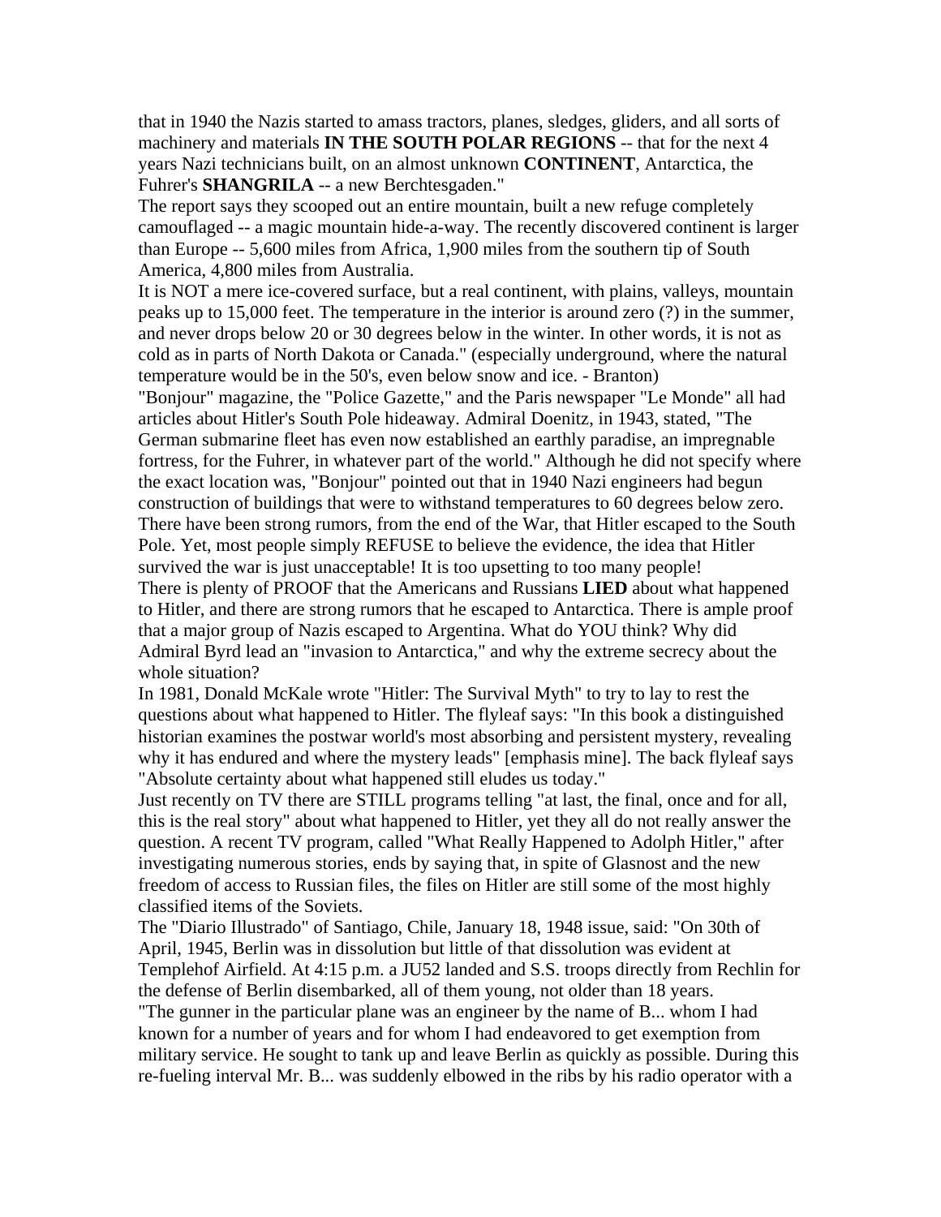that in 1940 the Nazis started to amass tractors, planes, sledges, gliders, and all sorts of machinery and materials **IN THE SOUTH POLAR REGIONS** -- that for the next 4 years Nazi technicians built, on an almost unknown **CONTINENT**, Antarctica, the Fuhrer's **SHANGRILA** -- a new Berchtesgaden."

The report says they scooped out an entire mountain, built a new refuge completely camouflaged -- a magic mountain hide-a-way. The recently discovered continent is larger than Europe -- 5,600 miles from Africa, 1,900 miles from the southern tip of South America, 4,800 miles from Australia.

It is NOT a mere ice-covered surface, but a real continent, with plains, valleys, mountain peaks up to 15,000 feet. The temperature in the interior is around zero (?) in the summer, and never drops below 20 or 30 degrees below in the winter. In other words, it is not as cold as in parts of North Dakota or Canada." (especially underground, where the natural temperature would be in the 50's, even below snow and ice. - Branton)

"Bonjour" magazine, the "Police Gazette," and the Paris newspaper "Le Monde" all had articles about Hitler's South Pole hideaway. Admiral Doenitz, in 1943, stated, "The German submarine fleet has even now established an earthly paradise, an impregnable fortress, for the Fuhrer, in whatever part of the world." Although he did not specify where the exact location was, "Bonjour" pointed out that in 1940 Nazi engineers had begun construction of buildings that were to withstand temperatures to 60 degrees below zero. There have been strong rumors, from the end of the War, that Hitler escaped to the South Pole. Yet, most people simply REFUSE to believe the evidence, the idea that Hitler survived the war is just unacceptable! It is too upsetting to too many people!

There is plenty of PROOF that the Americans and Russians **LIED** about what happened to Hitler, and there are strong rumors that he escaped to Antarctica. There is ample proof that a major group of Nazis escaped to Argentina. What do YOU think? Why did Admiral Byrd lead an "invasion to Antarctica," and why the extreme secrecy about the whole situation?

In 1981, Donald McKale wrote "Hitler: The Survival Myth" to try to lay to rest the questions about what happened to Hitler. The flyleaf says: "In this book a distinguished historian examines the postwar world's most absorbing and persistent mystery, revealing why it has endured and where the mystery leads" [emphasis mine]. The back flyleaf says "Absolute certainty about what happened still eludes us today."

Just recently on TV there are STILL programs telling "at last, the final, once and for all, this is the real story" about what happened to Hitler, yet they all do not really answer the question. A recent TV program, called "What Really Happened to Adolph Hitler," after investigating numerous stories, ends by saying that, in spite of Glasnost and the new freedom of access to Russian files, the files on Hitler are still some of the most highly classified items of the Soviets.

The "Diario Illustrado" of Santiago, Chile, January 18, 1948 issue, said: "On 30th of April, 1945, Berlin was in dissolution but little of that dissolution was evident at Templehof Airfield. At 4:15 p.m. a JU52 landed and S.S. troops directly from Rechlin for the defense of Berlin disembarked, all of them young, not older than 18 years.

"The gunner in the particular plane was an engineer by the name of B... whom I had known for a number of years and for whom I had endeavored to get exemption from military service. He sought to tank up and leave Berlin as quickly as possible. During this re-fueling interval Mr. B... was suddenly elbowed in the ribs by his radio operator with a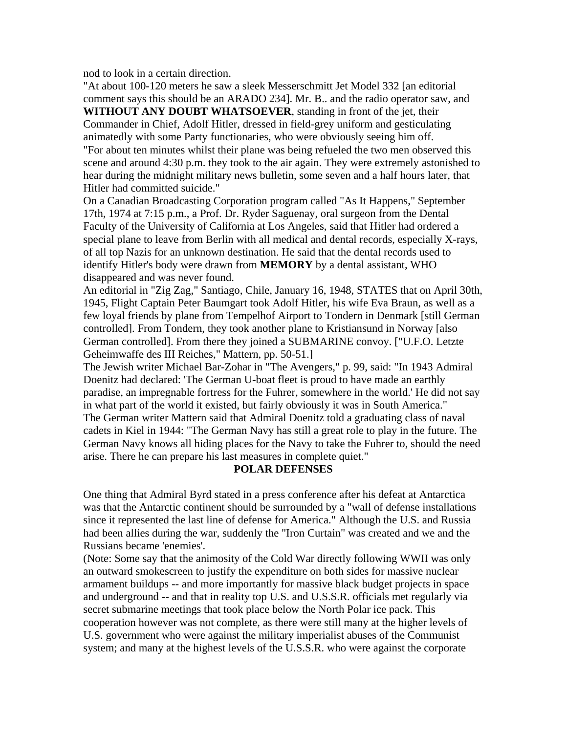nod to look in a certain direction.

"At about 100-120 meters he saw a sleek Messerschmitt Jet Model 332 [an editorial comment says this should be an ARADO 234]. Mr. B.. and the radio operator saw, and **WITHOUT ANY DOUBT WHATSOEVER**, standing in front of the jet, their Commander in Chief, Adolf Hitler, dressed in field-grey uniform and gesticulating animatedly with some Party functionaries, who were obviously seeing him off.

"For about ten minutes whilst their plane was being refueled the two men observed this scene and around 4:30 p.m. they took to the air again. They were extremely astonished to hear during the midnight military news bulletin, some seven and a half hours later, that Hitler had committed suicide."

On a Canadian Broadcasting Corporation program called "As It Happens," September 17th, 1974 at 7:15 p.m., a Prof. Dr. Ryder Saguenay, oral surgeon from the Dental Faculty of the University of California at Los Angeles, said that Hitler had ordered a special plane to leave from Berlin with all medical and dental records, especially X-rays, of all top Nazis for an unknown destination. He said that the dental records used to identify Hitler's body were drawn from **MEMORY** by a dental assistant, WHO disappeared and was never found.

An editorial in "Zig Zag," Santiago, Chile, January 16, 1948, STATES that on April 30th, 1945, Flight Captain Peter Baumgart took Adolf Hitler, his wife Eva Braun, as well as a few loyal friends by plane from Tempelhof Airport to Tondern in Denmark [still German controlled]. From Tondern, they took another plane to Kristiansund in Norway [also German controlled]. From there they joined a SUBMARINE convoy. ["U.F.O. Letzte Geheimwaffe des III Reiches," Mattern, pp. 50-51.]

The Jewish writer Michael Bar-Zohar in "The Avengers," p. 99, said: "In 1943 Admiral Doenitz had declared: 'The German U-boat fleet is proud to have made an earthly paradise, an impregnable fortress for the Fuhrer, somewhere in the world.' He did not say in what part of the world it existed, but fairly obviously it was in South America."

The German writer Mattern said that Admiral Doenitz told a graduating class of naval cadets in Kiel in 1944: "The German Navy has still a great role to play in the future. The German Navy knows all hiding places for the Navy to take the Fuhrer to, should the need arise. There he can prepare his last measures in complete quiet."

## POLAR DEFENSES

One thing that Admiral Byrd stated in a press conference after his defeat at Antarctica was that the Antarctic continent should be surrounded by a "wall of defense installations since it represented the last line of defense for America." Although the U.S. and Russia had been allies during the war, suddenly the "Iron Curtain" was created and we and the Russians became 'enemies'.

(Note: Some say that the animosity of the Cold War directly following WWII was only an outward smokescreen to justify the expenditure on both sides for massive nuclear armament buildups -- and more importantly for massive black budget projects in space and underground -- and that in reality top U.S. and U.S.S.R. officials met regularly via secret submarine meetings that took place below the North Polar ice pack. This cooperation however was not complete, as there were still many at the higher levels of U.S. government who were against the military imperialist abuses of the Communist system; and many at the highest levels of the U.S.S.R. who were against the corporate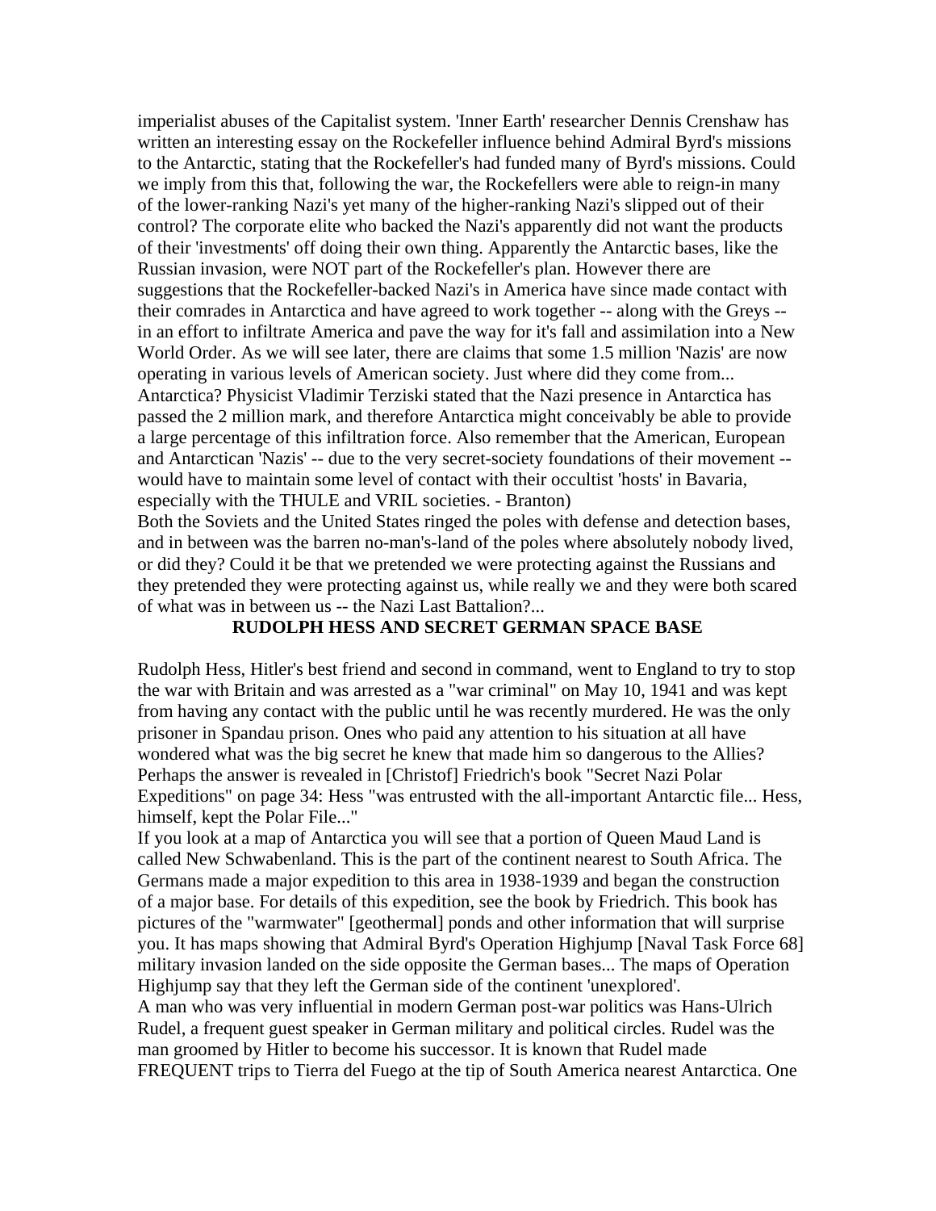imperialist abuses of the Capitalist system. 'Inner Earth' researcher Dennis Crenshaw has written an interesting essay on the Rockefeller influence behind Admiral Byrd's missions to the Antarctic, stating that the Rockefeller's had funded many of Byrd's missions. Could we imply from this that, following the war, the Rockefellers were able to reign-in many of the lower-ranking Nazi's yet many of the higher-ranking Nazi's slipped out of their control? The corporate elite who backed the Nazi's apparently did not want the products of their 'investments' off doing their own thing. Apparently the Antarctic bases, like the Russian invasion, were NOT part of the Rockefeller's plan. However there are suggestions that the Rockefeller-backed Nazi's in America have since made contact with their comrades in Antarctica and have agreed to work together -- along with the Greys -- in an effort to infiltrate America and pave the way for it's fall and assimilation into a New World Order. As we will see later, there are claims that some 1.5 million 'Nazis' are now operating in various levels of American society. Just where did they come from... Antarctica? Physicist Vladimir Terziski stated that the Nazi presence in Antarctica has passed the 2 million mark, and therefore Antarctica might conceivably be able to provide a large percentage of this infiltration force. Also remember that the American, European and Antarctican 'Nazis' -- due to the very secret-society foundations of their movement -- would have to maintain some level of contact with their occultist 'hosts' in Bavaria, especially with the THULE and VRIL societies. - Branton)

Both the Soviets and the United States ringed the poles with defense and detection bases, and in between was the barren no-man's-land of the poles where absolutely nobody lived, or did they? Could it be that we pretended we were protecting against the Russians and they pretended they were protecting against us, while really we and they were both scared of what was in between us -- the Nazi Last Battalion?...

**RUDOLPH HESS AND SECRET GERMAN SPACE BASE**

Rudolph Hess, Hitler's best friend and second in command, went to England to try to stop the war with Britain and was arrested as a "war criminal" on May 10, 1941 and was kept from having any contact with the public until he was recently murdered. He was the only prisoner in Spandau prison. Ones who paid any attention to his situation at all have wondered what was the big secret he knew that made him so dangerous to the Allies? Perhaps the answer is revealed in [Christof] Friedrich's book "Secret Nazi Polar Expeditions" on page 34: Hess "was entrusted with the all-important Antarctic file... Hess, himself, kept the Polar File..."

If you look at a map of Antarctica you will see that a portion of Queen Maud Land is called New Schwabenland. This is the part of the continent nearest to South Africa. The Germans made a major expedition to this area in 1938-1939 and began the construction of a major base. For details of this expedition, see the book by Friedrich. This book has pictures of the "warmwater" [geothermal] ponds and other information that will surprise you. It has maps showing that Admiral Byrd's Operation Highjump [Naval Task Force 68] military invasion landed on the side opposite the German bases... The maps of Operation Highjump say that they left the German side of the continent 'unexplored'.

A man who was very influential in modern German post-war politics was Hans-Ulrich Rudel, a frequent guest speaker in German military and political circles. Rudel was the man groomed by Hitler to become his successor. It is known that Rudel made FREQUENT trips to Tierra del Fuego at the tip of South America nearest Antarctica. One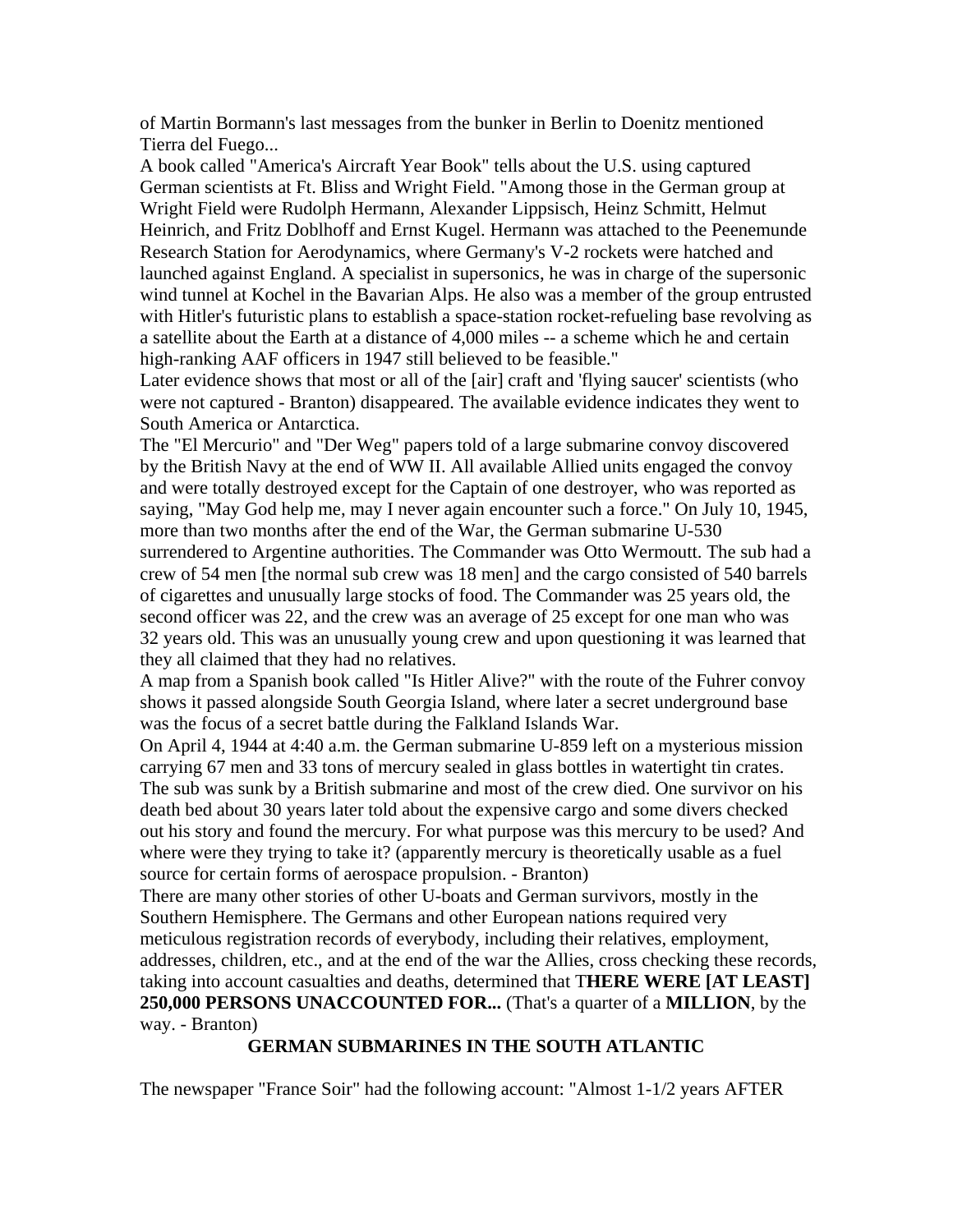of Martin Bormann's last messages from the bunker in Berlin to Doenitz mentioned Tierra del Fuego...

A book called "America's Aircraft Year Book" tells about the U.S. using captured German scientists at Ft. Bliss and Wright Field. "Among those in the German group at Wright Field were Rudolph Hermann, Alexander Lippsisch, Heinz Schmitt, Helmut Heinrich, and Fritz Doblhoff and Ernst Kugel. Hermann was attached to the Peenemunde Research Station for Aerodynamics, where Germany's V-2 rockets were hatched and launched against England. A specialist in supersonics, he was in charge of the supersonic wind tunnel at Kochel in the Bavarian Alps. He also was a member of the group entrusted with Hitler's futuristic plans to establish a space-station rocket-refueling base revolving as a satellite about the Earth at a distance of 4,000 miles -- a scheme which he and certain high-ranking AAF officers in 1947 still believed to be feasible."

Later evidence shows that most or all of the [air] craft and 'flying saucer' scientists (who were not captured - Branton) disappeared. The available evidence indicates they went to South America or Antarctica.

The "El Mercurio" and "Der Weg" papers told of a large submarine convoy discovered by the British Navy at the end of WW II. All available Allied units engaged the convoy and were totally destroyed except for the Captain of one destroyer, who was reported as saying, "May God help me, may I never again encounter such a force." On July 10, 1945, more than two months after the end of the War, the German submarine U-530 surrendered to Argentine authorities. The Commander was Otto Wermoutt. The sub had a crew of 54 men [the normal sub crew was 18 men] and the cargo consisted of 540 barrels of cigarettes and unusually large stocks of food. The Commander was 25 years old, the second officer was 22, and the crew was an average of 25 except for one man who was 32 years old. This was an unusually young crew and upon questioning it was learned that they all claimed that they had no relatives.

A map from a Spanish book called "Is Hitler Alive?" with the route of the Fuhrer convoy shows it passed alongside South Georgia Island, where later a secret underground base was the focus of a secret battle during the Falkland Islands War.

On April 4, 1944 at 4:40 a.m. the German submarine U-859 left on a mysterious mission carrying 67 men and 33 tons of mercury sealed in glass bottles in watertight tin crates. The sub was sunk by a British submarine and most of the crew died. One survivor on his death bed about 30 years later told about the expensive cargo and some divers checked out his story and found the mercury. For what purpose was this mercury to be used? And where were they trying to take it? (apparently mercury is theoretically usable as a fuel source for certain forms of aerospace propulsion. - Branton)

There are many other stories of other U-boats and German survivors, mostly in the Southern Hemisphere. The Germans and other European nations required very meticulous registration records of everybody, including their relatives, employment, addresses, children, etc., and at the end of the war the Allies, cross checking these records, taking into account casualties and deaths, determined that T**HERE WERE [AT LEAST] 250,000 PERSONS UNACCOUNTED FOR...** (That's a quarter of a **MILLION**, by the way. - Branton)

## GERMAN SUBMARINES IN THE SOUTH ATLANTIC

The newspaper "France Soir" had the following account: "Almost 1-1/2 years AFTER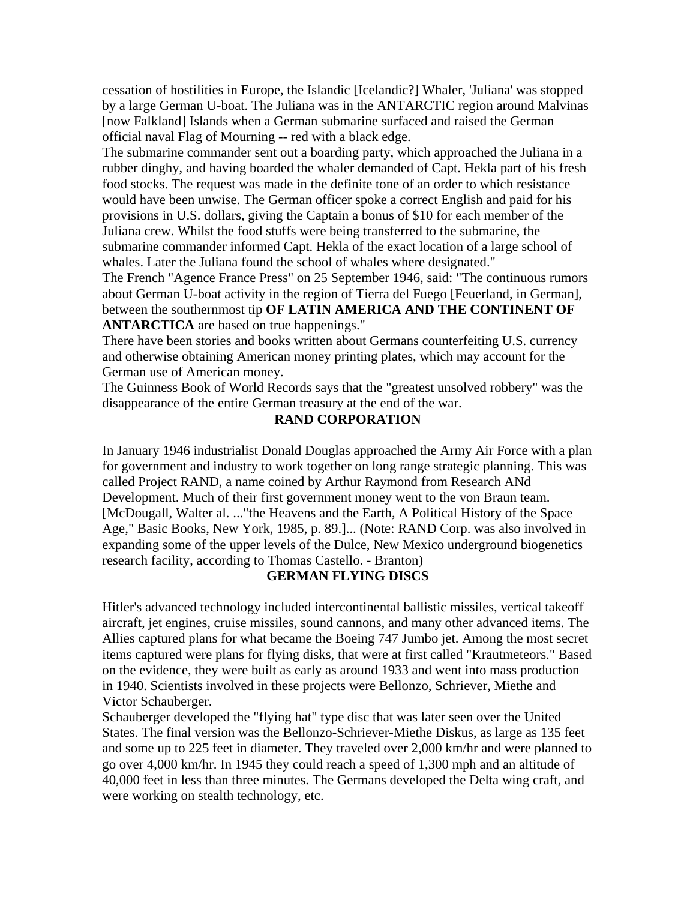cessation of hostilities in Europe, the Islandic [Icelandic?] Whaler, 'Juliana' was stopped by a large German U-boat. The Juliana was in the ANTARCTIC region around Malvinas [now Falkland] Islands when a German submarine surfaced and raised the German official naval Flag of Mourning -- red with a black edge.

The submarine commander sent out a boarding party, which approached the Juliana in a rubber dinghy, and having boarded the whaler demanded of Capt. Hekla part of his fresh food stocks. The request was made in the definite tone of an order to which resistance would have been unwise. The German officer spoke a correct English and paid for his provisions in U.S. dollars, giving the Captain a bonus of $10 for each member of the Juliana crew. Whilst the food stuffs were being transferred to the submarine, the submarine commander informed Capt. Hekla of the exact location of a large school of whales. Later the Juliana found the school of whales where designated."

The French "Agence France Press" on 25 September 1946, said: "The continuous rumors about German U-boat activity in the region of Tierra del Fuego [Feuerland, in German], between the southernmost tip **OF LATIN AMERICA AND THE CONTINENT OF ANTARCTICA** are based on true happenings."

There have been stories and books written about Germans counterfeiting U.S. currency and otherwise obtaining American money printing plates, which may account for the German use of American money.

The Guinness Book of World Records says that the "greatest unsolved robbery" was the disappearance of the entire German treasury at the end of the war.

## RAND CORPORATION

In January 1946 industrialist Donald Douglas approached the Army Air Force with a plan for government and industry to work together on long range strategic planning. This was called Project RAND, a name coined by Arthur Raymond from Research ANd Development. Much of their first government money went to the von Braun team. [McDougall, Walter al. ..."the Heavens and the Earth, A Political History of the Space Age," Basic Books, New York, 1985, p. 89.]... (Note: RAND Corp. was also involved in expanding some of the upper levels of the Dulce, New Mexico underground biogenetics research facility, according to Thomas Castello. - Branton)

## GERMAN FLYING DISCS

Hitler's advanced technology included intercontinental ballistic missiles, vertical takeoff aircraft, jet engines, cruise missiles, sound cannons, and many other advanced items. The Allies captured plans for what became the Boeing 747 Jumbo jet. Among the most secret items captured were plans for flying disks, that were at first called "Krautmeteors." Based on the evidence, they were built as early as around 1933 and went into mass production in 1940. Scientists involved in these projects were Bellonzo, Schriever, Miethe and Victor Schauberger.

Schauberger developed the "flying hat" type disc that was later seen over the United States. The final version was the Bellonzo-Schriever-Miethe Diskus, as large as 135 feet and some up to 225 feet in diameter. They traveled over 2,000 km/hr and were planned to go over 4,000 km/hr. In 1945 they could reach a speed of 1,300 mph and an altitude of 40,000 feet in less than three minutes. The Germans developed the Delta wing craft, and were working on stealth technology, etc.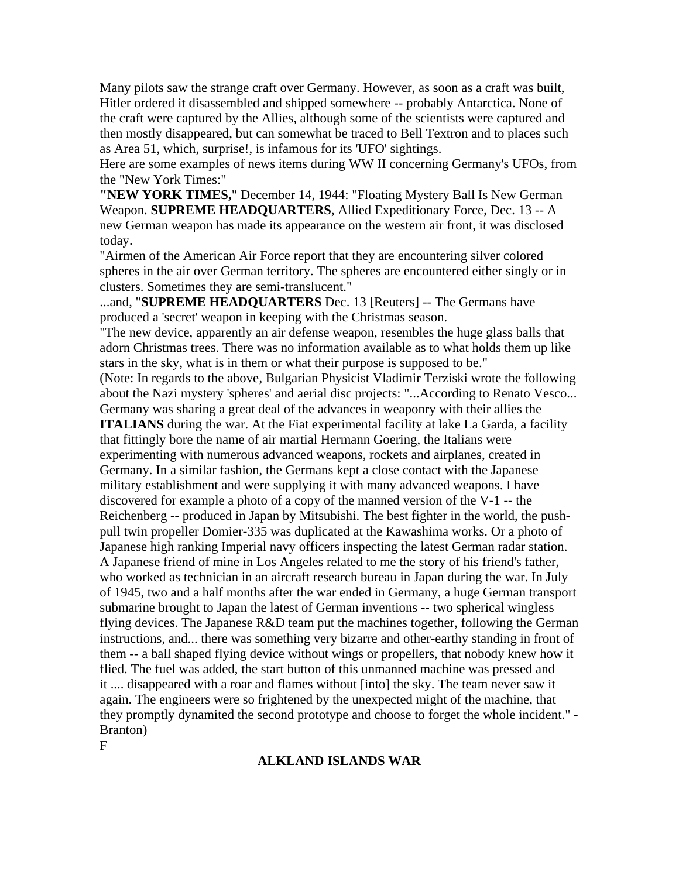Many pilots saw the strange craft over Germany. However, as soon as a craft was built, Hitler ordered it disassembled and shipped somewhere -- probably Antarctica. None of the craft were captured by the Allies, although some of the scientists were captured and then mostly disappeared, but can somewhat be traced to Bell Textron and to places such as Area 51, which, surprise!, is infamous for its 'UFO' sightings.

Here are some examples of news items during WW II concerning Germany's UFOs, from the "New York Times:"

**"NEW YORK TIMES,"** December 14, 1944: "Floating Mystery Ball Is New German Weapon. **SUPREME HEADQUARTERS**, Allied Expeditionary Force, Dec. 13 -- A new German weapon has made its appearance on the western air front, it was disclosed today.

"Airmen of the American Air Force report that they are encountering silver colored spheres in the air over German territory. The spheres are encountered either singly or in clusters. Sometimes they are semi-translucent."

...and, "**SUPREME HEADQUARTERS** Dec. 13 [Reuters] -- The Germans have produced a 'secret' weapon in keeping with the Christmas season.

"The new device, apparently an air defense weapon, resembles the huge glass balls that adorn Christmas trees. There was no information available as to what holds them up like stars in the sky, what is in them or what their purpose is supposed to be."

(Note: In regards to the above, Bulgarian Physicist Vladimir Terziski wrote the following about the Nazi mystery 'spheres' and aerial disc projects: "...According to Renato Vesco... Germany was sharing a great deal of the advances in weaponry with their allies the **ITALIANS** during the war. At the Fiat experimental facility at lake La Garda, a facility that fittingly bore the name of air martial Hermann Goering, the Italians were experimenting with numerous advanced weapons, rockets and airplanes, created in Germany. In a similar fashion, the Germans kept a close contact with the Japanese military establishment and were supplying it with many advanced weapons. I have discovered for example a photo of a copy of the manned version of the V-1 -- the Reichenberg -- produced in Japan by Mitsubishi. The best fighter in the world, the push-pull twin propeller Domier-335 was duplicated at the Kawashima works. Or a photo of Japanese high ranking Imperial navy officers inspecting the latest German radar station. A Japanese friend of mine in Los Angeles related to me the story of his friend's father, who worked as technician in an aircraft research bureau in Japan during the war. In July of 1945, two and a half months after the war ended in Germany, a huge German transport submarine brought to Japan the latest of German inventions -- two spherical wingless flying devices. The Japanese R&D team put the machines together, following the German instructions, and... there was something very bizarre and other-earthy standing in front of them -- a ball shaped flying device without wings or propellers, that nobody knew how it flied. The fuel was added, the start button of this unmanned machine was pressed and it .... disappeared with a roar and flames without [into] the sky. The team never saw it again. The engineers were so frightened by the unexpected might of the machine, that they promptly dynamited the second prototype and choose to forget the whole incident." - Branton)

F

## ALKLAND ISLANDS WAR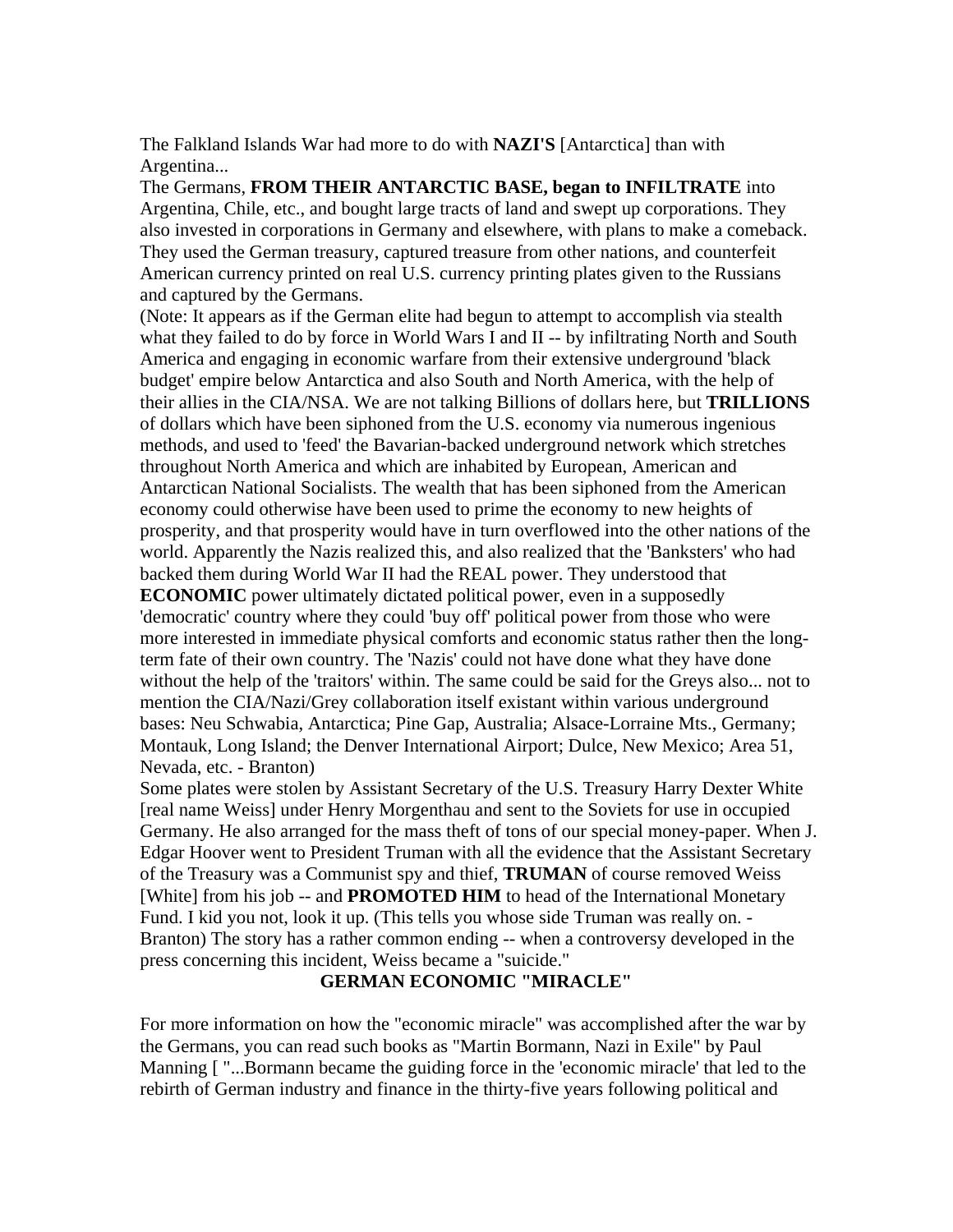The Falkland Islands War had more to do with **NAZI'S** [Antarctica] than with Argentina...

The Germans, **FROM THEIR ANTARCTIC BASE, began to INFILTRATE** into Argentina, Chile, etc., and bought large tracts of land and swept up corporations. They also invested in corporations in Germany and elsewhere, with plans to make a comeback. They used the German treasury, captured treasure from other nations, and counterfeit American currency printed on real U.S. currency printing plates given to the Russians and captured by the Germans.

(Note: It appears as if the German elite had begun to attempt to accomplish via stealth what they failed to do by force in World Wars I and II -- by infiltrating North and South America and engaging in economic warfare from their extensive underground 'black budget' empire below Antarctica and also South and North America, with the help of their allies in the CIA/NSA. We are not talking Billions of dollars here, but **TRILLIONS** of dollars which have been siphoned from the U.S. economy via numerous ingenious methods, and used to 'feed' the Bavarian-backed underground network which stretches throughout North America and which are inhabited by European, American and Antarctican National Socialists. The wealth that has been siphoned from the American economy could otherwise have been used to prime the economy to new heights of prosperity, and that prosperity would have in turn overflowed into the other nations of the world. Apparently the Nazis realized this, and also realized that the 'Banksters' who had backed them during World War II had the REAL power. They understood that **ECONOMIC** power ultimately dictated political power, even in a supposedly 'democratic' country where they could 'buy off' political power from those who were more interested in immediate physical comforts and economic status rather then the long-term fate of their own country. The 'Nazis' could not have done what they have done without the help of the 'traitors' within. The same could be said for the Greys also... not to mention the CIA/Nazi/Grey collaboration itself existant within various underground bases: Neu Schwabia, Antarctica; Pine Gap, Australia; Alsace-Lorraine Mts., Germany; Montauk, Long Island; the Denver International Airport; Dulce, New Mexico; Area 51, Nevada, etc. - Branton)

Some plates were stolen by Assistant Secretary of the U.S. Treasury Harry Dexter White [real name Weiss] under Henry Morgenthau and sent to the Soviets for use in occupied Germany. He also arranged for the mass theft of tons of our special money-paper. When J. Edgar Hoover went to President Truman with all the evidence that the Assistant Secretary of the Treasury was a Communist spy and thief, **TRUMAN** of course removed Weiss [White] from his job -- and **PROMOTED HIM** to head of the International Monetary Fund. I kid you not, look it up. (This tells you whose side Truman was really on. - Branton) The story has a rather common ending -- when a controversy developed in the press concerning this incident, Weiss became a "suicide."

## GERMAN ECONOMIC "MIRACLE"

For more information on how the "economic miracle" was accomplished after the war by the Germans, you can read such books as "Martin Bormann, Nazi in Exile" by Paul Manning [ "...Bormann became the guiding force in the 'economic miracle' that led to the rebirth of German industry and finance in the thirty-five years following political and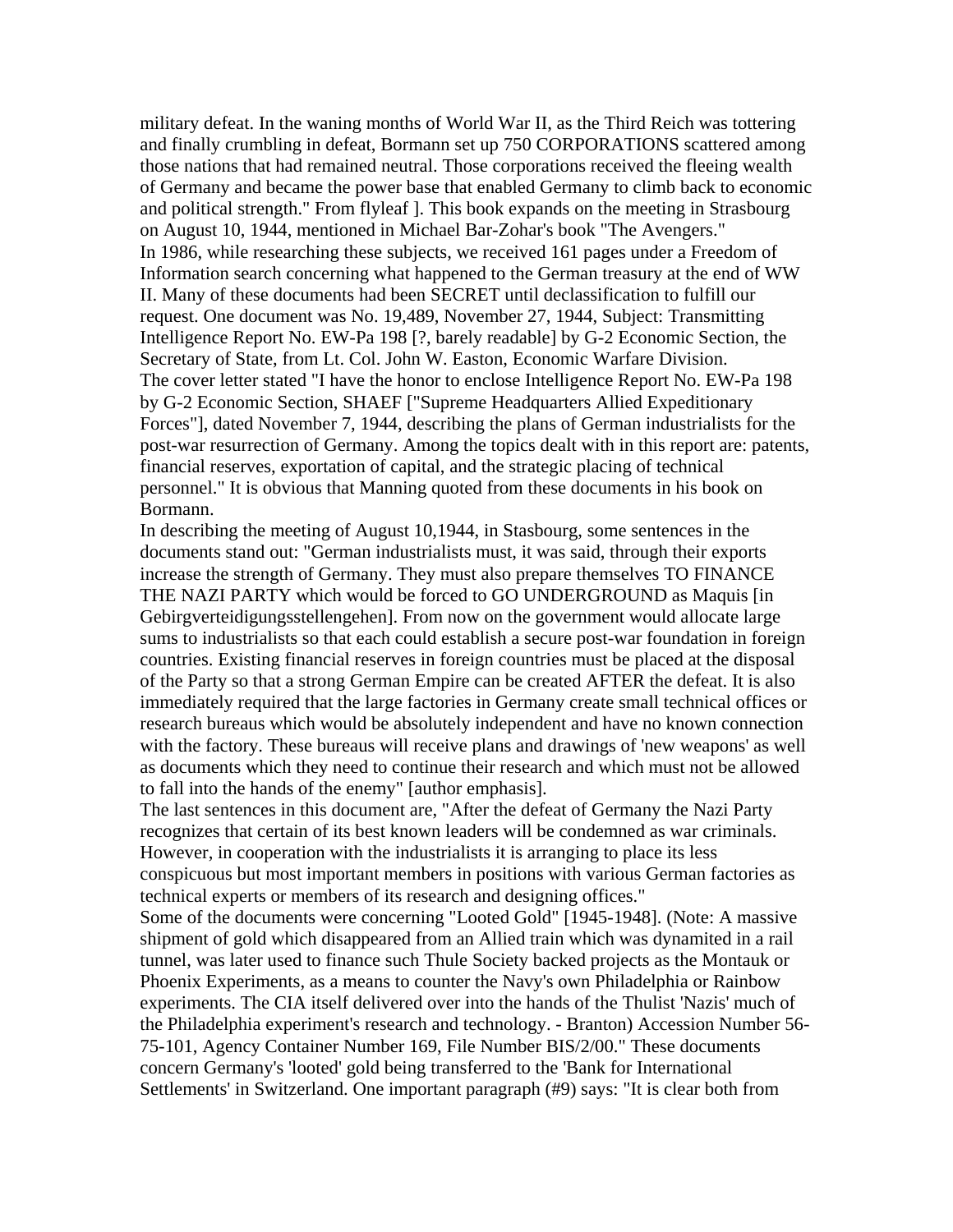military defeat. In the waning months of World War II, as the Third Reich was tottering and finally crumbling in defeat, Bormann set up 750 CORPORATIONS scattered among those nations that had remained neutral. Those corporations received the fleeing wealth of Germany and became the power base that enabled Germany to climb back to economic and political strength." From flyleaf ]. This book expands on the meeting in Strasbourg on August 10, 1944, mentioned in Michael Bar-Zohar's book "The Avengers."

In 1986, while researching these subjects, we received 161 pages under a Freedom of Information search concerning what happened to the German treasury at the end of WW II. Many of these documents had been SECRET until declassification to fulfill our request. One document was No. 19,489, November 27, 1944, Subject: Transmitting Intelligence Report No. EW-Pa 198 [?, barely readable] by G-2 Economic Section, the Secretary of State, from Lt. Col. John W. Easton, Economic Warfare Division.

The cover letter stated "I have the honor to enclose Intelligence Report No. EW-Pa 198 by G-2 Economic Section, SHAEF ["Supreme Headquarters Allied Expeditionary Forces"], dated November 7, 1944, describing the plans of German industrialists for the post-war resurrection of Germany. Among the topics dealt with in this report are: patents, financial reserves, exportation of capital, and the strategic placing of technical personnel." It is obvious that Manning quoted from these documents in his book on Bormann.

In describing the meeting of August 10,1944, in Stasbourg, some sentences in the documents stand out: "German industrialists must, it was said, through their exports increase the strength of Germany. They must also prepare themselves TO FINANCE THE NAZI PARTY which would be forced to GO UNDERGROUND as Maquis [in Gebirgverteidigungsstellengehen]. From now on the government would allocate large sums to industrialists so that each could establish a secure post-war foundation in foreign countries. Existing financial reserves in foreign countries must be placed at the disposal of the Party so that a strong German Empire can be created AFTER the defeat. It is also immediately required that the large factories in Germany create small technical offices or research bureaus which would be absolutely independent and have no known connection with the factory. These bureaus will receive plans and drawings of 'new weapons' as well as documents which they need to continue their research and which must not be allowed to fall into the hands of the enemy" [author emphasis].

The last sentences in this document are, "After the defeat of Germany the Nazi Party recognizes that certain of its best known leaders will be condemned as war criminals. However, in cooperation with the industrialists it is arranging to place its less conspicuous but most important members in positions with various German factories as technical experts or members of its research and designing offices."

Some of the documents were concerning "Looted Gold" [1945-1948]. (Note: A massive shipment of gold which disappeared from an Allied train which was dynamited in a rail tunnel, was later used to finance such Thule Society backed projects as the Montauk or Phoenix Experiments, as a means to counter the Navy's own Philadelphia or Rainbow experiments. The CIA itself delivered over into the hands of the Thulist 'Nazis' much of the Philadelphia experiment's research and technology. - Branton) Accession Number 56-75-101, Agency Container Number 169, File Number BIS/2/00." These documents concern Germany's 'looted' gold being transferred to the 'Bank for International Settlements' in Switzerland. One important paragraph (#9) says: "It is clear both from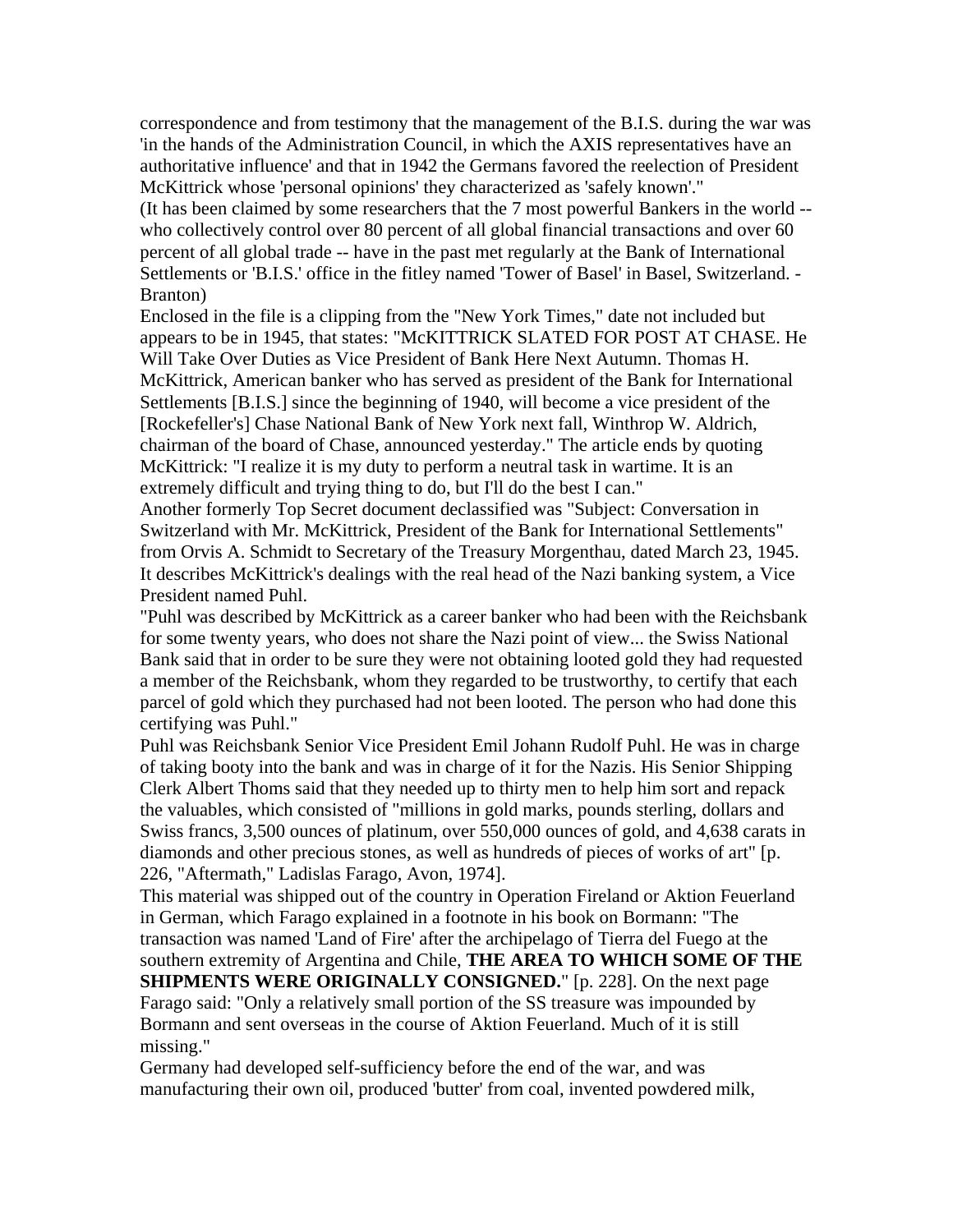correspondence and from testimony that the management of the B.I.S. during the war was 'in the hands of the Administration Council, in which the AXIS representatives have an authoritative influence' and that in 1942 the Germans favored the reelection of President McKittrick whose 'personal opinions' they characterized as 'safely known'."

(It has been claimed by some researchers that the 7 most powerful Bankers in the world -- who collectively control over 80 percent of all global financial transactions and over 60 percent of all global trade -- have in the past met regularly at the Bank of International Settlements or 'B.I.S.' office in the fitley named 'Tower of Basel' in Basel, Switzerland. - Branton)

Enclosed in the file is a clipping from the "New York Times," date not included but appears to be in 1945, that states: "McKITTRICK SLATED FOR POST AT CHASE. He Will Take Over Duties as Vice President of Bank Here Next Autumn. Thomas H. McKittrick, American banker who has served as president of the Bank for International Settlements [B.I.S.] since the beginning of 1940, will become a vice president of the [Rockefeller's] Chase National Bank of New York next fall, Winthrop W. Aldrich, chairman of the board of Chase, announced yesterday." The article ends by quoting McKittrick: "I realize it is my duty to perform a neutral task in wartime. It is an extremely difficult and trying thing to do, but I'll do the best I can."

Another formerly Top Secret document declassified was "Subject: Conversation in Switzerland with Mr. McKittrick, President of the Bank for International Settlements" from Orvis A. Schmidt to Secretary of the Treasury Morgenthau, dated March 23, 1945. It describes McKittrick's dealings with the real head of the Nazi banking system, a Vice President named Puhl.

"Puhl was described by McKittrick as a career banker who had been with the Reichsbank for some twenty years, who does not share the Nazi point of view... the Swiss National Bank said that in order to be sure they were not obtaining looted gold they had requested a member of the Reichsbank, whom they regarded to be trustworthy, to certify that each parcel of gold which they purchased had not been looted. The person who had done this certifying was Puhl."

Puhl was Reichsbank Senior Vice President Emil Johann Rudolf Puhl. He was in charge of taking booty into the bank and was in charge of it for the Nazis. His Senior Shipping Clerk Albert Thoms said that they needed up to thirty men to help him sort and repack the valuables, which consisted of "millions in gold marks, pounds sterling, dollars and Swiss francs, 3,500 ounces of platinum, over 550,000 ounces of gold, and 4,638 carats in diamonds and other precious stones, as well as hundreds of pieces of works of art" [p. 226, "Aftermath," Ladislas Farago, Avon, 1974].

This material was shipped out of the country in Operation Fireland or Aktion Feuerland in German, which Farago explained in a footnote in his book on Bormann: "The transaction was named 'Land of Fire' after the archipelago of Tierra del Fuego at the southern extremity of Argentina and Chile, **THE AREA TO WHICH SOME OF THE SHIPMENTS WERE ORIGINALLY CONSIGNED.**" [p. 228]. On the next page Farago said: "Only a relatively small portion of the SS treasure was impounded by Bormann and sent overseas in the course of Aktion Feuerland. Much of it is still missing."

Germany had developed self-sufficiency before the end of the war, and was manufacturing their own oil, produced 'butter' from coal, invented powdered milk,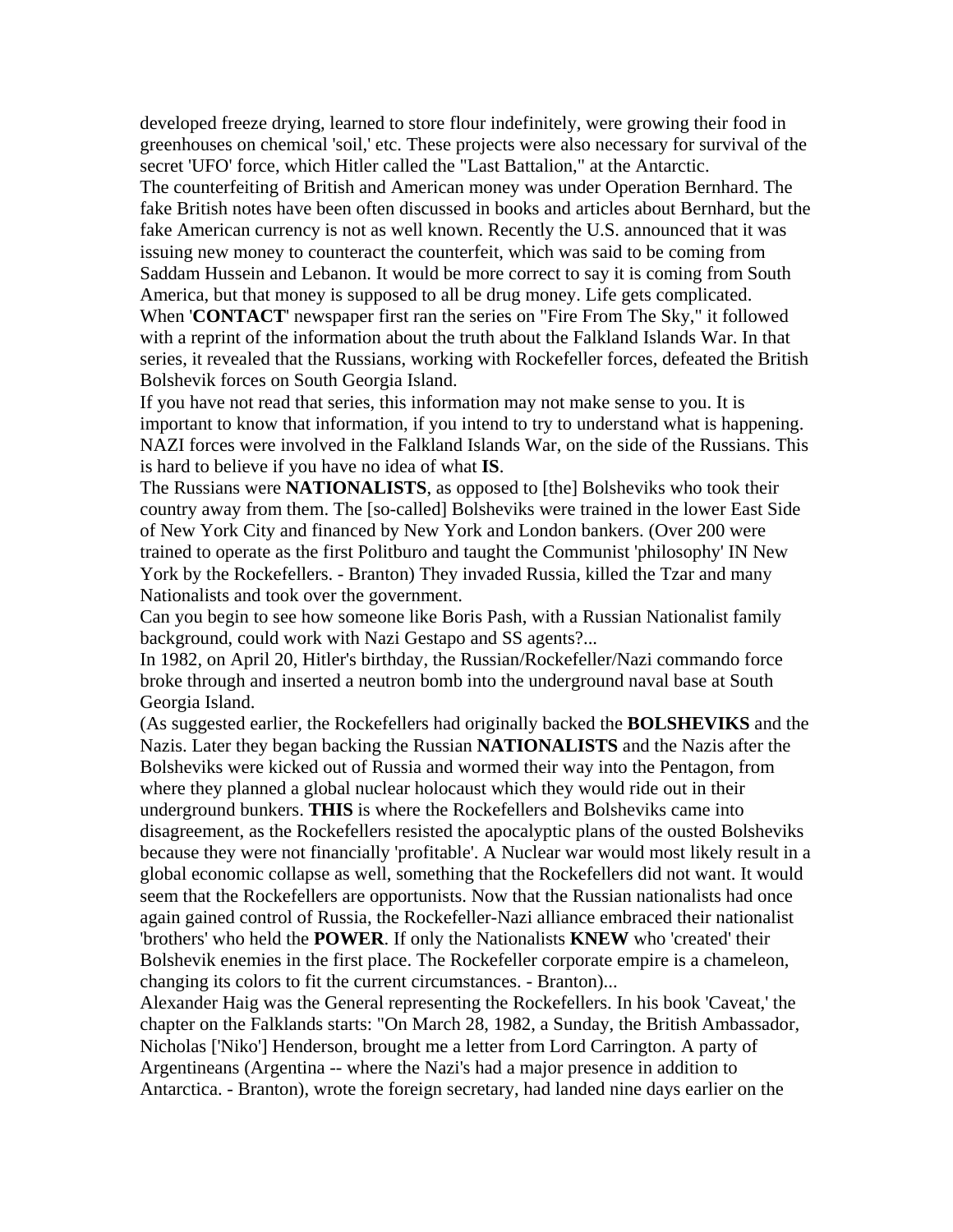developed freeze drying, learned to store flour indefinitely, were growing their food in greenhouses on chemical 'soil,' etc. These projects were also necessary for survival of the secret 'UFO' force, which Hitler called the "Last Battalion," at the Antarctic.

The counterfeiting of British and American money was under Operation Bernhard. The fake British notes have been often discussed in books and articles about Bernhard, but the fake American currency is not as well known. Recently the U.S. announced that it was issuing new money to counteract the counterfeit, which was said to be coming from Saddam Hussein and Lebanon. It would be more correct to say it is coming from South America, but that money is supposed to all be drug money. Life gets complicated.

When '**CONTACT**' newspaper first ran the series on "Fire From The Sky," it followed with a reprint of the information about the truth about the Falkland Islands War. In that series, it revealed that the Russians, working with Rockefeller forces, defeated the British Bolshevik forces on South Georgia Island.

If you have not read that series, this information may not make sense to you. It is important to know that information, if you intend to try to understand what is happening. NAZI forces were involved in the Falkland Islands War, on the side of the Russians. This is hard to believe if you have no idea of what **IS**.

The Russians were **NATIONALISTS**, as opposed to [the] Bolsheviks who took their country away from them. The [so-called] Bolsheviks were trained in the lower East Side of New York City and financed by New York and London bankers. (Over 200 were trained to operate as the first Politburo and taught the Communist 'philosophy' IN New York by the Rockefellers. - Branton) They invaded Russia, killed the Tzar and many Nationalists and took over the government.

Can you begin to see how someone like Boris Pash, with a Russian Nationalist family background, could work with Nazi Gestapo and SS agents?...

In 1982, on April 20, Hitler's birthday, the Russian/Rockefeller/Nazi commando force broke through and inserted a neutron bomb into the underground naval base at South Georgia Island.

(As suggested earlier, the Rockefellers had originally backed the **BOLSHEVIKS** and the Nazis. Later they began backing the Russian **NATIONALISTS** and the Nazis after the Bolsheviks were kicked out of Russia and wormed their way into the Pentagon, from where they planned a global nuclear holocaust which they would ride out in their underground bunkers. **THIS** is where the Rockefellers and Bolsheviks came into disagreement, as the Rockefellers resisted the apocalyptic plans of the ousted Bolsheviks because they were not financially 'profitable'. A Nuclear war would most likely result in a global economic collapse as well, something that the Rockefellers did not want. It would seem that the Rockefellers are opportunists. Now that the Russian nationalists had once again gained control of Russia, the Rockefeller-Nazi alliance embraced their nationalist 'brothers' who held the **POWER**. If only the Nationalists **KNEW** who 'created' their Bolshevik enemies in the first place. The Rockefeller corporate empire is a chameleon, changing its colors to fit the current circumstances. - Branton)...

Alexander Haig was the General representing the Rockefellers. In his book 'Caveat,' the chapter on the Falklands starts: "On March 28, 1982, a Sunday, the British Ambassador, Nicholas ['Niko'] Henderson, brought me a letter from Lord Carrington. A party of Argentineans (Argentina -- where the Nazi's had a major presence in addition to Antarctica. - Branton), wrote the foreign secretary, had landed nine days earlier on the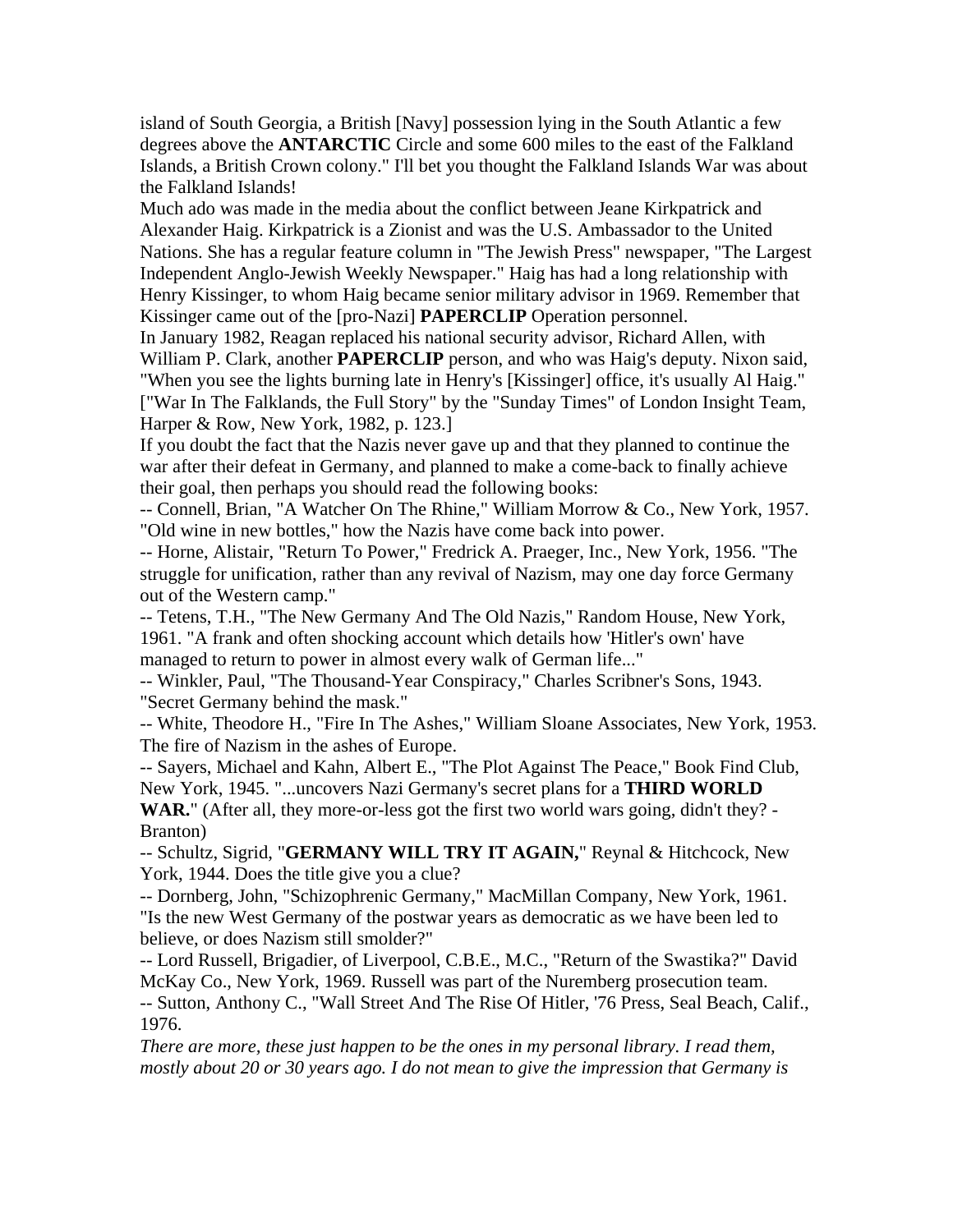island of South Georgia, a British [Navy] possession lying in the South Atlantic a few degrees above the **ANTARCTIC** Circle and some 600 miles to the east of the Falkland Islands, a British Crown colony." I'll bet you thought the Falkland Islands War was about the Falkland Islands!

Much ado was made in the media about the conflict between Jeane Kirkpatrick and Alexander Haig. Kirkpatrick is a Zionist and was the U.S. Ambassador to the United Nations. She has a regular feature column in "The Jewish Press" newspaper, "The Largest Independent Anglo-Jewish Weekly Newspaper." Haig has had a long relationship with Henry Kissinger, to whom Haig became senior military advisor in 1969. Remember that Kissinger came out of the [pro-Nazi] **PAPERCLIP** Operation personnel.

In January 1982, Reagan replaced his national security advisor, Richard Allen, with William P. Clark, another **PAPERCLIP** person, and who was Haig's deputy. Nixon said, "When you see the lights burning late in Henry's [Kissinger] office, it's usually Al Haig." ["War In The Falklands, the Full Story" by the "Sunday Times" of London Insight Team, Harper & Row, New York, 1982, p. 123.]

If you doubt the fact that the Nazis never gave up and that they planned to continue the war after their defeat in Germany, and planned to make a come-back to finally achieve their goal, then perhaps you should read the following books:

-- Connell, Brian, "A Watcher On The Rhine," William Morrow & Co., New York, 1957. "Old wine in new bottles," how the Nazis have come back into power.

-- Horne, Alistair, "Return To Power," Fredrick A. Praeger, Inc., New York, 1956. "The struggle for unification, rather than any revival of Nazism, may one day force Germany out of the Western camp."

-- Tetens, T.H., "The New Germany And The Old Nazis," Random House, New York, 1961. "A frank and often shocking account which details how 'Hitler's own' have managed to return to power in almost every walk of German life..."

-- Winkler, Paul, "The Thousand-Year Conspiracy," Charles Scribner's Sons, 1943. "Secret Germany behind the mask."

-- White, Theodore H., "Fire In The Ashes," William Sloane Associates, New York, 1953. The fire of Nazism in the ashes of Europe.

-- Sayers, Michael and Kahn, Albert E., "The Plot Against The Peace," Book Find Club, New York, 1945. "...uncovers Nazi Germany's secret plans for a **THIRD WORLD WAR.**" (After all, they more-or-less got the first two world wars going, didn't they? - Branton)

-- Schultz, Sigrid, "**GERMANY WILL TRY IT AGAIN,**" Reynal & Hitchcock, New York, 1944. Does the title give you a clue?

-- Dornberg, John, "Schizophrenic Germany," MacMillan Company, New York, 1961. "Is the new West Germany of the postwar years as democratic as we have been led to believe, or does Nazism still smolder?"

-- Lord Russell, Brigadier, of Liverpool, C.B.E., M.C., "Return of the Swastika?" David McKay Co., New York, 1969. Russell was part of the Nuremberg prosecution team.

-- Sutton, Anthony C., "Wall Street And The Rise Of Hitler, '76 Press, Seal Beach, Calif., 1976.

*There are more, these just happen to be the ones in my personal library. I read them, mostly about 20 or 30 years ago. I do not mean to give the impression that Germany is*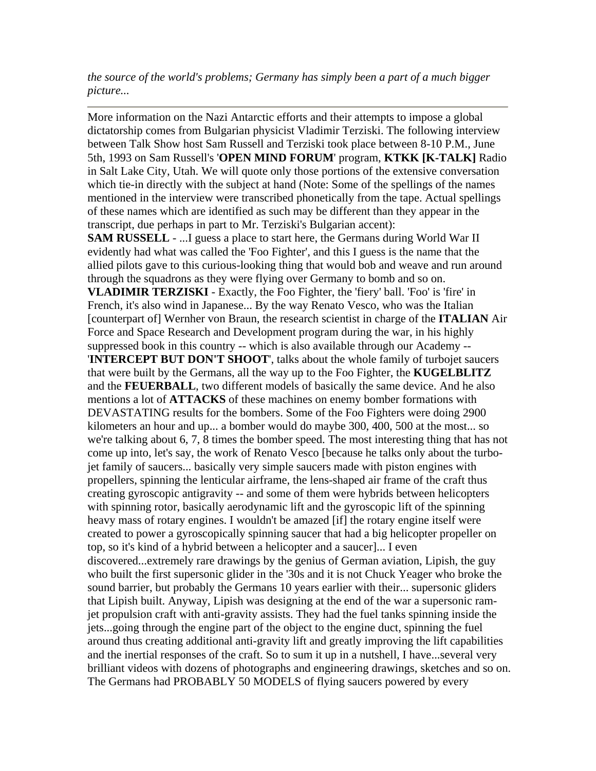*the source of the world's problems; Germany has simply been a part of a much bigger picture...*

---

More information on the Nazi Antarctic efforts and their attempts to impose a global dictatorship comes from Bulgarian physicist Vladimir Terziski. The following interview between Talk Show host Sam Russell and Terziski took place between 8-10 P.M., June 5th, 1993 on Sam Russell's '**OPEN MIND FORUM**' program, **KTKK [K-TALK]** Radio in Salt Lake City, Utah. We will quote only those portions of the extensive conversation which tie-in directly with the subject at hand (Note: Some of the spellings of the names mentioned in the interview were transcribed phonetically from the tape. Actual spellings of these names which are identified as such may be different than they appear in the transcript, due perhaps in part to Mr. Terziski's Bulgarian accent):

**SAM RUSSELL** - ...I guess a place to start here, the Germans during World War II evidently had what was called the 'Foo Fighter', and this I guess is the name that the allied pilots gave to this curious-looking thing that would bob and weave and run around through the squadrons as they were flying over Germany to bomb and so on.

**VLADIMIR TERZISKI** - Exactly, the Foo Fighter, the 'fiery' ball. 'Foo' is 'fire' in French, it's also wind in Japanese... By the way Renato Vesco, who was the Italian [counterpart of] Wernher von Braun, the research scientist in charge of the **ITALIAN** Air Force and Space Research and Development program during the war, in his highly suppressed book in this country -- which is also available through our Academy -- '**INTERCEPT BUT DON'T SHOOT**', talks about the whole family of turbojet saucers that were built by the Germans, all the way up to the Foo Fighter, the **KUGELBLITZ** and the **FEUERBALL**, two different models of basically the same device. And he also mentions a lot of **ATTACKS** of these machines on enemy bomber formations with DEVASTATING results for the bombers. Some of the Foo Fighters were doing 2900 kilometers an hour and up... a bomber would do maybe 300, 400, 500 at the most... so we're talking about 6, 7, 8 times the bomber speed. The most interesting thing that has not come up into, let's say, the work of Renato Vesco [because he talks only about the turbo-jet family of saucers... basically very simple saucers made with piston engines with propellers, spinning the lenticular airframe, the lens-shaped air frame of the craft thus creating gyroscopic antigravity -- and some of them were hybrids between helicopters with spinning rotor, basically aerodynamic lift and the gyroscopic lift of the spinning heavy mass of rotary engines. I wouldn't be amazed [if] the rotary engine itself were created to power a gyroscopically spinning saucer that had a big helicopter propeller on top, so it's kind of a hybrid between a helicopter and a saucer]... I even discovered...extremely rare drawings by the genius of German aviation, Lipish, the guy who built the first supersonic glider in the '30s and it is not Chuck Yeager who broke the sound barrier, but probably the Germans 10 years earlier with their... supersonic gliders that Lipish built. Anyway, Lipish was designing at the end of the war a supersonic ram-jet propulsion craft with anti-gravity assists. They had the fuel tanks spinning inside the jets...going through the engine part of the object to the engine duct, spinning the fuel around thus creating additional anti-gravity lift and greatly improving the lift capabilities and the inertial responses of the craft. So to sum it up in a nutshell, I have...several very brilliant videos with dozens of photographs and engineering drawings, sketches and so on. The Germans had PROBABLY 50 MODELS of flying saucers powered by every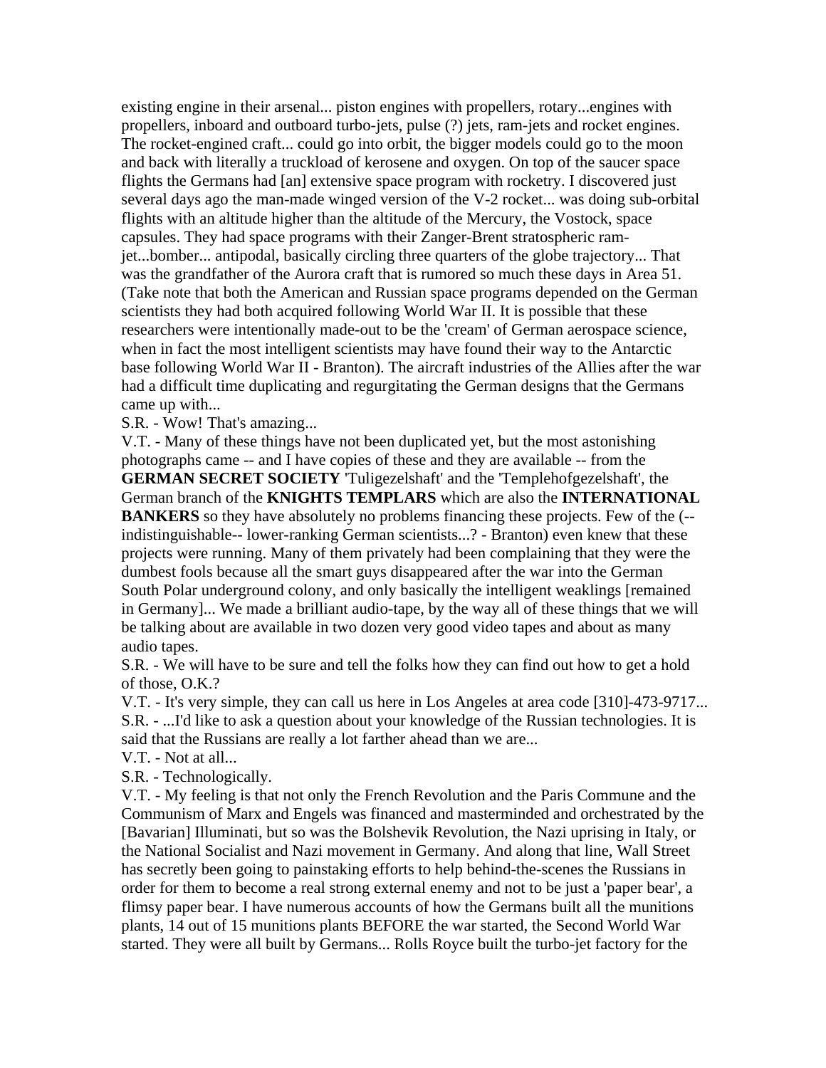existing engine in their arsenal... piston engines with propellers, rotary...engines with propellers, inboard and outboard turbo-jets, pulse (?) jets, ram-jets and rocket engines. The rocket-engined craft... could go into orbit, the bigger models could go to the moon and back with literally a truckload of kerosene and oxygen. On top of the saucer space flights the Germans had [an] extensive space program with rocketry. I discovered just several days ago the man-made winged version of the V-2 rocket... was doing sub-orbital flights with an altitude higher than the altitude of the Mercury, the Vostock, space capsules. They had space programs with their Zanger-Brent stratospheric ram-jet...bomber... antipodal, basically circling three quarters of the globe trajectory... That was the grandfather of the Aurora craft that is rumored so much these days in Area 51. (Take note that both the American and Russian space programs depended on the German scientists they had both acquired following World War II. It is possible that these researchers were intentionally made-out to be the 'cream' of German aerospace science, when in fact the most intelligent scientists may have found their way to the Antarctic base following World War II - Branton). The aircraft industries of the Allies after the war had a difficult time duplicating and regurgitating the German designs that the Germans came up with...

S.R. - Wow! That's amazing...

V.T. - Many of these things have not been duplicated yet, but the most astonishing photographs came -- and I have copies of these and they are available -- from the **GERMAN SECRET SOCIETY** 'Tuligezelshaft' and the 'Templehofgezelshaft', the German branch of the **KNIGHTS TEMPLARS** which are also the **INTERNATIONAL BANKERS** so they have absolutely no problems financing these projects. Few of the (--indistinguishable-- lower-ranking German scientists...? - Branton) even knew that these projects were running. Many of them privately had been complaining that they were the dumbest fools because all the smart guys disappeared after the war into the German South Polar underground colony, and only basically the intelligent weaklings [remained in Germany]... We made a brilliant audio-tape, by the way all of these things that we will be talking about are available in two dozen very good video tapes and about as many audio tapes.

S.R. - We will have to be sure and tell the folks how they can find out how to get a hold of those, O.K.?

V.T. - It's very simple, they can call us here in Los Angeles at area code [310]-473-9717...

S.R. - ...I'd like to ask a question about your knowledge of the Russian technologies. It is said that the Russians are really a lot farther ahead than we are...

V.T. - Not at all...

S.R. - Technologically.

V.T. - My feeling is that not only the French Revolution and the Paris Commune and the Communism of Marx and Engels was financed and masterminded and orchestrated by the [Bavarian] Illuminati, but so was the Bolshevik Revolution, the Nazi uprising in Italy, or the National Socialist and Nazi movement in Germany. And along that line, Wall Street has secretly been going to painstaking efforts to help behind-the-scenes the Russians in order for them to become a real strong external enemy and not to be just a 'paper bear', a flimsy paper bear. I have numerous accounts of how the Germans built all the munitions plants, 14 out of 15 munitions plants BEFORE the war started, the Second World War started. They were all built by Germans... Rolls Royce built the turbo-jet factory for the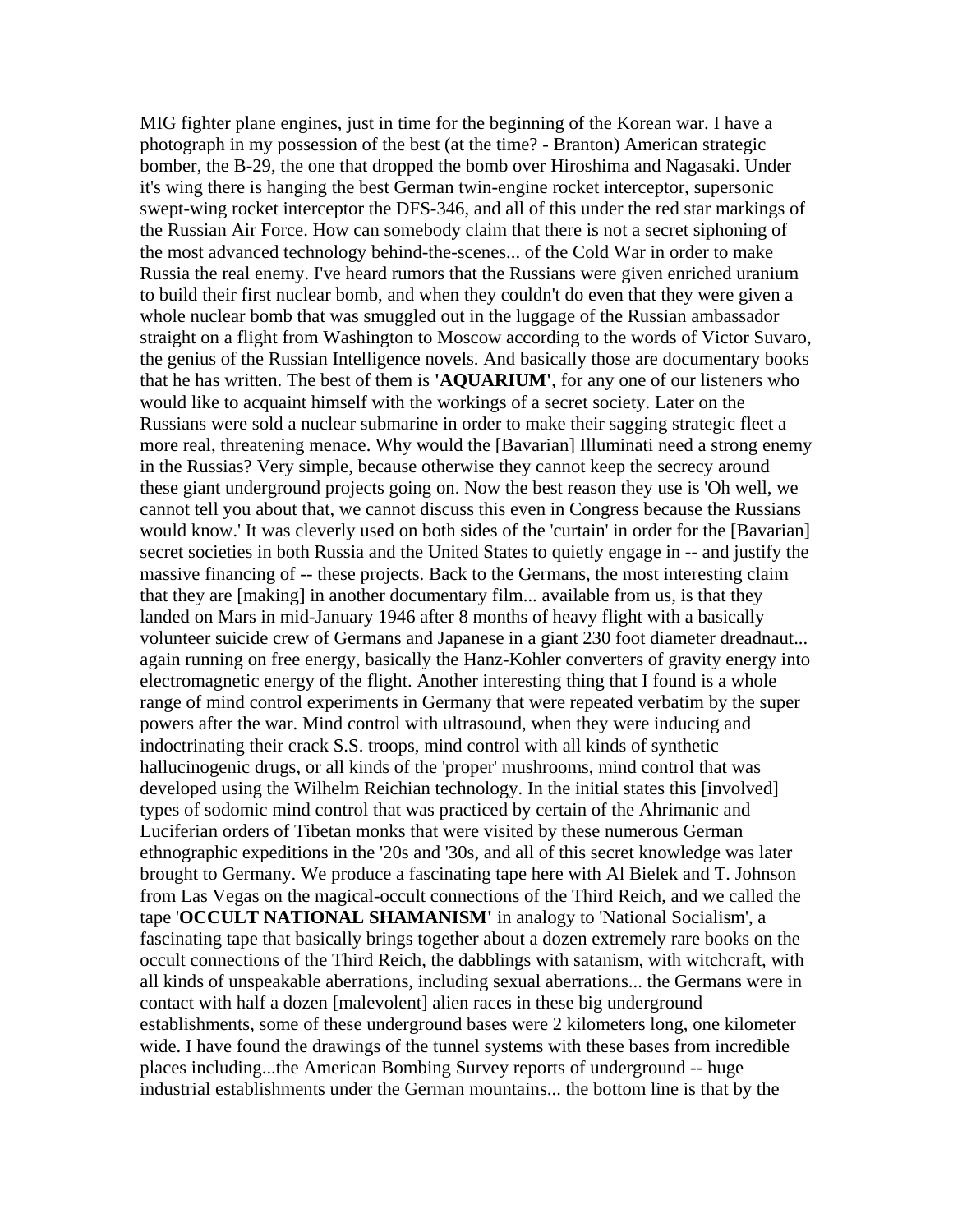MIG fighter plane engines, just in time for the beginning of the Korean war. I have a photograph in my possession of the best (at the time? - Branton) American strategic bomber, the B-29, the one that dropped the bomb over Hiroshima and Nagasaki. Under it's wing there is hanging the best German twin-engine rocket interceptor, supersonic swept-wing rocket interceptor the DFS-346, and all of this under the red star markings of the Russian Air Force. How can somebody claim that there is not a secret siphoning of the most advanced technology behind-the-scenes... of the Cold War in order to make Russia the real enemy. I've heard rumors that the Russians were given enriched uranium to build their first nuclear bomb, and when they couldn't do even that they were given a whole nuclear bomb that was smuggled out in the luggage of the Russian ambassador straight on a flight from Washington to Moscow according to the words of Victor Suvaro, the genius of the Russian Intelligence novels. And basically those are documentary books that he has written. The best of them is '**AQUARIUM**', for any one of our listeners who would like to acquaint himself with the workings of a secret society. Later on the Russians were sold a nuclear submarine in order to make their sagging strategic fleet a more real, threatening menace. Why would the [Bavarian] Illuminati need a strong enemy in the Russias? Very simple, because otherwise they cannot keep the secrecy around these giant underground projects going on. Now the best reason they use is 'Oh well, we cannot tell you about that, we cannot discuss this even in Congress because the Russians would know.' It was cleverly used on both sides of the 'curtain' in order for the [Bavarian] secret societies in both Russia and the United States to quietly engage in -- and justify the massive financing of -- these projects. Back to the Germans, the most interesting claim that they are [making] in another documentary film... available from us, is that they landed on Mars in mid-January 1946 after 8 months of heavy flight with a basically volunteer suicide crew of Germans and Japanese in a giant 230 foot diameter dreadnaut... again running on free energy, basically the Hanz-Kohler converters of gravity energy into electromagnetic energy of the flight. Another interesting thing that I found is a whole range of mind control experiments in Germany that were repeated verbatim by the super powers after the war. Mind control with ultrasound, when they were inducing and indoctrinating their crack S.S. troops, mind control with all kinds of synthetic hallucinogenic drugs, or all kinds of the 'proper' mushrooms, mind control that was developed using the Wilhelm Reichian technology. In the initial states this [involved] types of sodomic mind control that was practiced by certain of the Ahrimanic and Luciferian orders of Tibetan monks that were visited by these numerous German ethnographic expeditions in the '20s and '30s, and all of this secret knowledge was later brought to Germany. We produce a fascinating tape here with Al Bielek and T. Johnson from Las Vegas on the magical-occult connections of the Third Reich, and we called the tape '**OCCULT NATIONAL SHAMANISM**' in analogy to 'National Socialism', a fascinating tape that basically brings together about a dozen extremely rare books on the occult connections of the Third Reich, the dabblings with satanism, with witchcraft, with all kinds of unspeakable aberrations, including sexual aberrations... the Germans were in contact with half a dozen [malevolent] alien races in these big underground establishments, some of these underground bases were 2 kilometers long, one kilometer wide. I have found the drawings of the tunnel systems with these bases from incredible places including...the American Bombing Survey reports of underground -- huge industrial establishments under the German mountains... the bottom line is that by the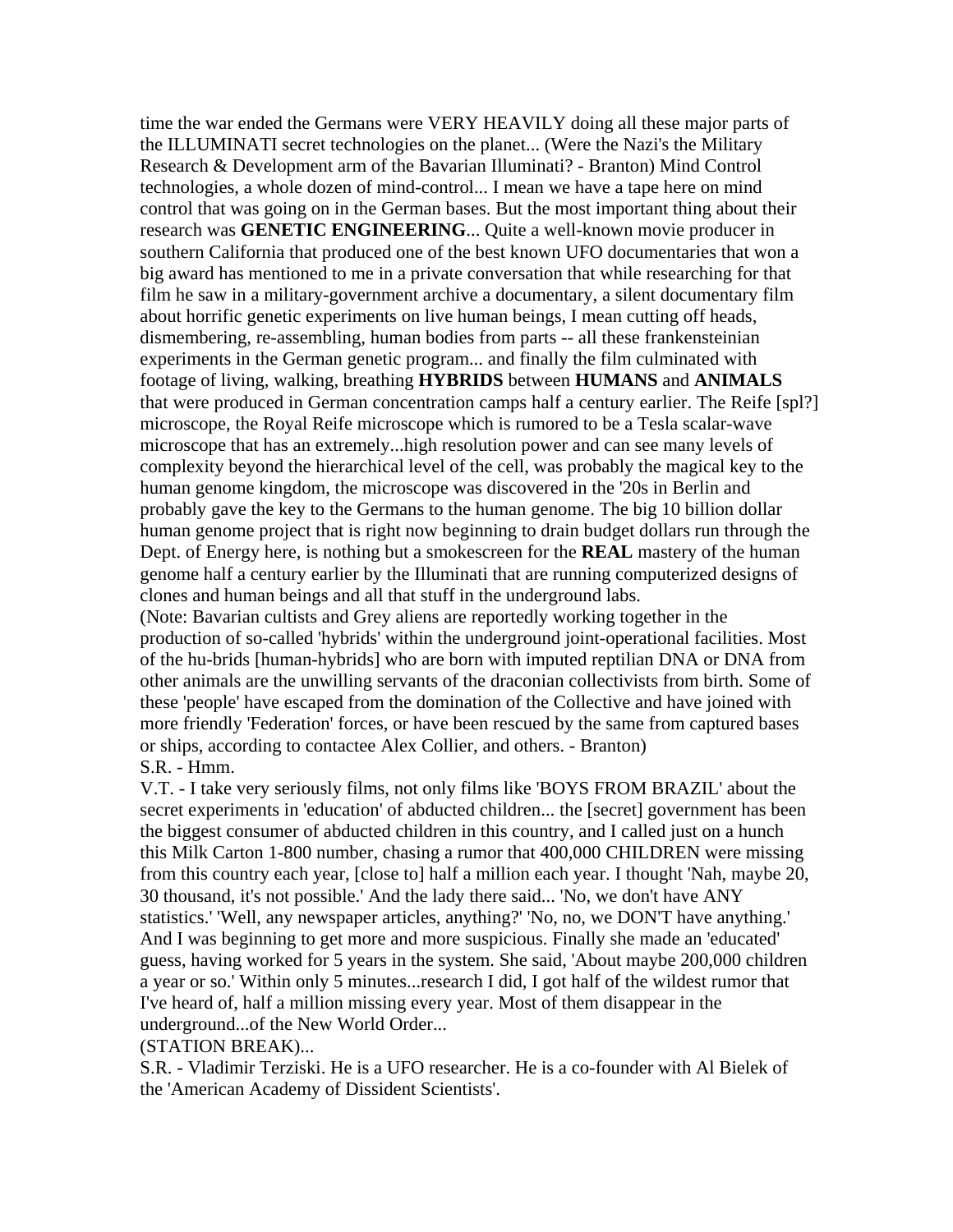time the war ended the Germans were VERY HEAVILY doing all these major parts of the ILLUMINATI secret technologies on the planet... (Were the Nazi's the Military Research & Development arm of the Bavarian Illuminati? - Branton) Mind Control technologies, a whole dozen of mind-control... I mean we have a tape here on mind control that was going on in the German bases. But the most important thing about their research was **GENETIC ENGINEERING**... Quite a well-known movie producer in southern California that produced one of the best known UFO documentaries that won a big award has mentioned to me in a private conversation that while researching for that film he saw in a military-government archive a documentary, a silent documentary film about horrific genetic experiments on live human beings, I mean cutting off heads, dismembering, re-assembling, human bodies from parts -- all these frankensteinian experiments in the German genetic program... and finally the film culminated with footage of living, walking, breathing **HYBRIDS** between **HUMANS** and **ANIMALS** that were produced in German concentration camps half a century earlier. The Reife [spl?] microscope, the Royal Reife microscope which is rumored to be a Tesla scalar-wave microscope that has an extremely...high resolution power and can see many levels of complexity beyond the hierarchical level of the cell, was probably the magical key to the human genome kingdom, the microscope was discovered in the '20s in Berlin and probably gave the key to the Germans to the human genome. The big 10 billion dollar human genome project that is right now beginning to drain budget dollars run through the Dept. of Energy here, is nothing but a smokescreen for the **REAL** mastery of the human genome half a century earlier by the Illuminati that are running computerized designs of clones and human beings and all that stuff in the underground labs.

(Note: Bavarian cultists and Grey aliens are reportedly working together in the production of so-called 'hybrids' within the underground joint-operational facilities. Most of the hu-brids [human-hybrids] who are born with imputed reptilian DNA or DNA from other animals are the unwilling servants of the draconian collectivists from birth. Some of these 'people' have escaped from the domination of the Collective and have joined with more friendly 'Federation' forces, or have been rescued by the same from captured bases or ships, according to contactee Alex Collier, and others. - Branton)

S.R. - Hmm.

V.T. - I take very seriously films, not only films like 'BOYS FROM BRAZIL' about the secret experiments in 'education' of abducted children... the [secret] government has been the biggest consumer of abducted children in this country, and I called just on a hunch this Milk Carton 1-800 number, chasing a rumor that 400,000 CHILDREN were missing from this country each year, [close to] half a million each year. I thought 'Nah, maybe 20, 30 thousand, it's not possible.' And the lady there said... 'No, we don't have ANY statistics.' 'Well, any newspaper articles, anything?' 'No, no, we DON'T have anything.' And I was beginning to get more and more suspicious. Finally she made an 'educated' guess, having worked for 5 years in the system. She said, 'About maybe 200,000 children a year or so.' Within only 5 minutes...research I did, I got half of the wildest rumor that I've heard of, half a million missing every year. Most of them disappear in the underground...of the New World Order...

(STATION BREAK)...

S.R. - Vladimir Terziski. He is a UFO researcher. He is a co-founder with Al Bielek of the 'American Academy of Dissident Scientists'.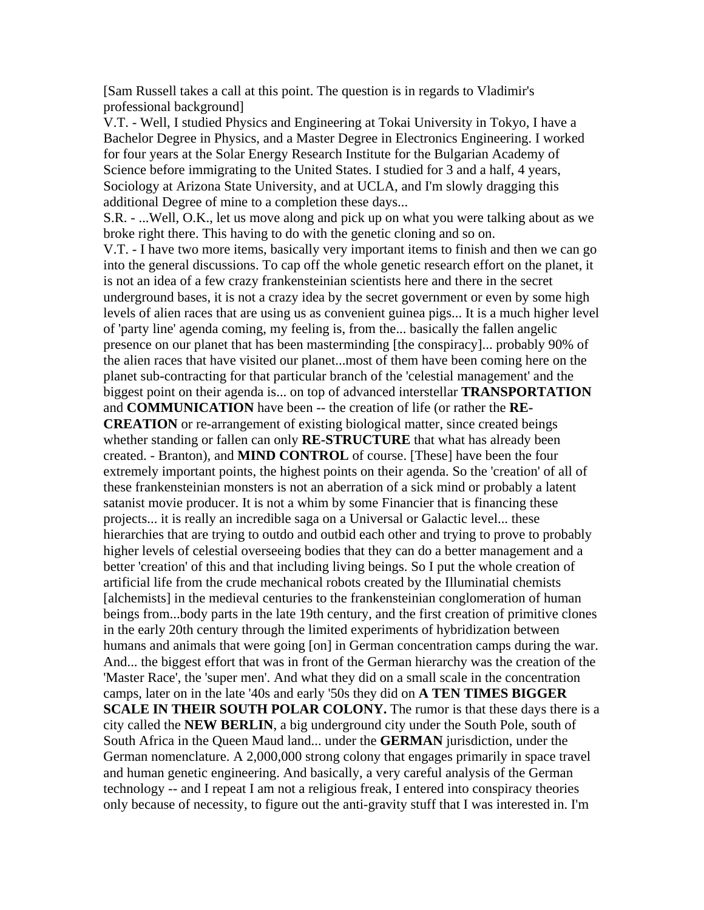[Sam Russell takes a call at this point. The question is in regards to Vladimir's professional background]

V.T. - Well, I studied Physics and Engineering at Tokai University in Tokyo, I have a Bachelor Degree in Physics, and a Master Degree in Electronics Engineering. I worked for four years at the Solar Energy Research Institute for the Bulgarian Academy of Science before immigrating to the United States. I studied for 3 and a half, 4 years, Sociology at Arizona State University, and at UCLA, and I'm slowly dragging this additional Degree of mine to a completion these days...

S.R. - ...Well, O.K., let us move along and pick up on what you were talking about as we broke right there. This having to do with the genetic cloning and so on.

V.T. - I have two more items, basically very important items to finish and then we can go into the general discussions. To cap off the whole genetic research effort on the planet, it is not an idea of a few crazy frankensteinian scientists here and there in the secret underground bases, it is not a crazy idea by the secret government or even by some high levels of alien races that are using us as convenient guinea pigs... It is a much higher level of 'party line' agenda coming, my feeling is, from the... basically the fallen angelic presence on our planet that has been masterminding [the conspiracy]... probably 90% of the alien races that have visited our planet...most of them have been coming here on the planet sub-contracting for that particular branch of the 'celestial management' and the biggest point on their agenda is... on top of advanced interstellar **TRANSPORTATION** and **COMMUNICATION** have been -- the creation of life (or rather the **RE-CREATION** or re-arrangement of existing biological matter, since created beings whether standing or fallen can only **RE-STRUCTURE** that what has already been created. - Branton), and **MIND CONTROL** of course. [These] have been the four extremely important points, the highest points on their agenda. So the 'creation' of all of these frankensteinian monsters is not an aberration of a sick mind or probably a latent satanist movie producer. It is not a whim by some Financier that is financing these projects... it is really an incredible saga on a Universal or Galactic level... these hierarchies that are trying to outdo and outbid each other and trying to prove to probably higher levels of celestial overseeing bodies that they can do a better management and a better 'creation' of this and that including living beings. So I put the whole creation of artificial life from the crude mechanical robots created by the Illuminatial chemists [alchemists] in the medieval centuries to the frankensteinian conglomeration of human beings from...body parts in the late 19th century, and the first creation of primitive clones in the early 20th century through the limited experiments of hybridization between humans and animals that were going [on] in German concentration camps during the war. And... the biggest effort that was in front of the German hierarchy was the creation of the 'Master Race', the 'super men'. And what they did on a small scale in the concentration camps, later on in the late '40s and early '50s they did on **A TEN TIMES BIGGER SCALE IN THEIR SOUTH POLAR COLONY.** The rumor is that these days there is a city called the **NEW BERLIN**, a big underground city under the South Pole, south of South Africa in the Queen Maud land... under the **GERMAN** jurisdiction, under the German nomenclature. A 2,000,000 strong colony that engages primarily in space travel and human genetic engineering. And basically, a very careful analysis of the German technology -- and I repeat I am not a religious freak, I entered into conspiracy theories only because of necessity, to figure out the anti-gravity stuff that I was interested in. I'm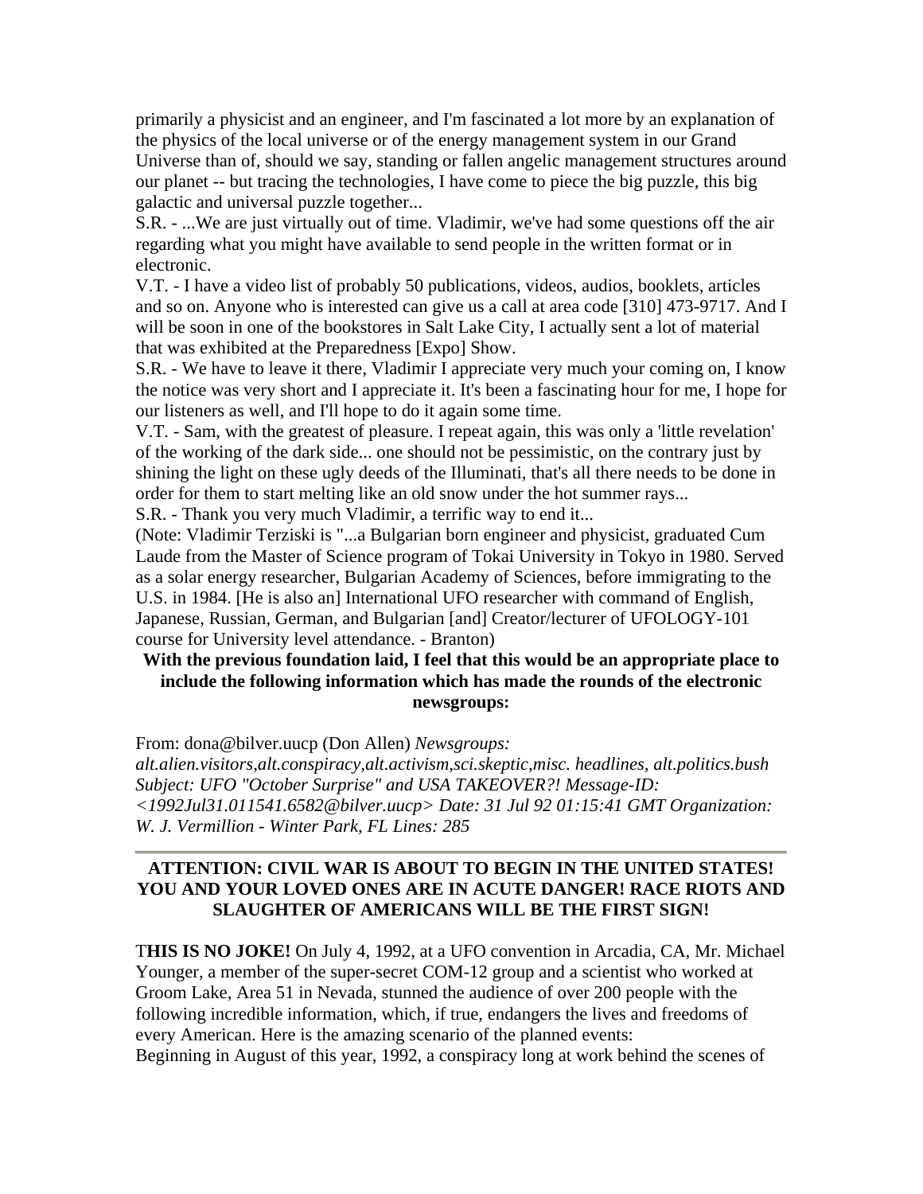primarily a physicist and an engineer, and I'm fascinated a lot more by an explanation of the physics of the local universe or of the energy management system in our Grand Universe than of, should we say, standing or fallen angelic management structures around our planet -- but tracing the technologies, I have come to piece the big puzzle, this big galactic and universal puzzle together...

S.R. - ...We are just virtually out of time. Vladimir, we've had some questions off the air regarding what you might have available to send people in the written format or in electronic.

V.T. - I have a video list of probably 50 publications, videos, audios, booklets, articles and so on. Anyone who is interested can give us a call at area code [310] 473-9717. And I will be soon in one of the bookstores in Salt Lake City, I actually sent a lot of material that was exhibited at the Preparedness [Expo] Show.

S.R. - We have to leave it there, Vladimir I appreciate very much your coming on, I know the notice was very short and I appreciate it. It's been a fascinating hour for me, I hope for our listeners as well, and I'll hope to do it again some time.

V.T. - Sam, with the greatest of pleasure. I repeat again, this was only a 'little revelation' of the working of the dark side... one should not be pessimistic, on the contrary just by shining the light on these ugly deeds of the Illuminati, that's all there needs to be done in order for them to start melting like an old snow under the hot summer rays...

S.R. - Thank you very much Vladimir, a terrific way to end it...

(Note: Vladimir Terziski is "...a Bulgarian born engineer and physicist, graduated Cum Laude from the Master of Science program of Tokai University in Tokyo in 1980. Served as a solar energy researcher, Bulgarian Academy of Sciences, before immigrating to the U.S. in 1984. [He is also an] International UFO researcher with command of English, Japanese, Russian, German, and Bulgarian [and] Creator/lecturer of UFOLOGY-101 course for University level attendance. - Branton)

**With the previous foundation laid, I feel that this would be an appropriate place to include the following information which has made the rounds of the electronic newsgroups:**

From: dona@bilver.uucp (Don Allen) *Newsgroups: alt.alien.visitors,alt.conspiracy,alt.activism,sci.skeptic,misc. headlines, alt.politics.bush Subject: UFO "October Surprise" and USA TAKEOVER?! Message-ID: <1992Jul31.011541.6582@bilver.uucp> Date: 31 Jul 92 01:15:41 GMT Organization: W. J. Vermillion - Winter Park, FL Lines: 285*

---

**ATTENTION: CIVIL WAR IS ABOUT TO BEGIN IN THE UNITED STATES! YOU AND YOUR LOVED ONES ARE IN ACUTE DANGER! RACE RIOTS AND SLAUGHTER OF AMERICANS WILL BE THE FIRST SIGN!**

T**HIS IS NO JOKE!** On July 4, 1992, at a UFO convention in Arcadia, CA, Mr. Michael Younger, a member of the super-secret COM-12 group and a scientist who worked at Groom Lake, Area 51 in Nevada, stunned the audience of over 200 people with the following incredible information, which, if true, endangers the lives and freedoms of every American. Here is the amazing scenario of the planned events:

Beginning in August of this year, 1992, a conspiracy long at work behind the scenes of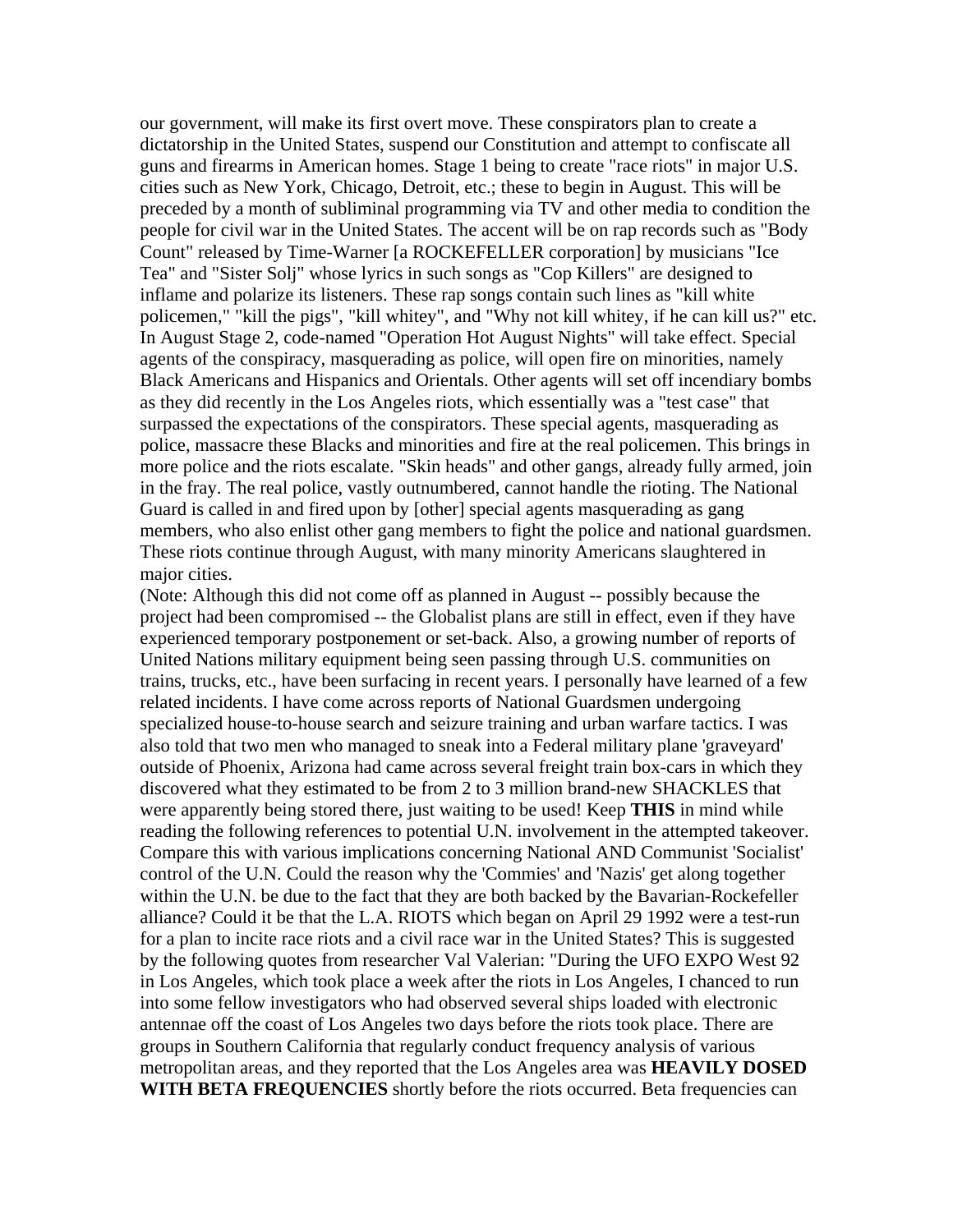our government, will make its first overt move. These conspirators plan to create a dictatorship in the United States, suspend our Constitution and attempt to confiscate all guns and firearms in American homes. Stage 1 being to create "race riots" in major U.S. cities such as New York, Chicago, Detroit, etc.; these to begin in August. This will be preceded by a month of subliminal programming via TV and other media to condition the people for civil war in the United States. The accent will be on rap records such as "Body Count" released by Time-Warner [a ROCKEFELLER corporation] by musicians "Ice Tea" and "Sister Solj" whose lyrics in such songs as "Cop Killers" are designed to inflame and polarize its listeners. These rap songs contain such lines as "kill white policemen," "kill the pigs", "kill whitey", and "Why not kill whitey, if he can kill us?" etc. In August Stage 2, code-named "Operation Hot August Nights" will take effect. Special agents of the conspiracy, masquerading as police, will open fire on minorities, namely Black Americans and Hispanics and Orientals. Other agents will set off incendiary bombs as they did recently in the Los Angeles riots, which essentially was a "test case" that surpassed the expectations of the conspirators. These special agents, masquerading as police, massacre these Blacks and minorities and fire at the real policemen. This brings in more police and the riots escalate. "Skin heads" and other gangs, already fully armed, join in the fray. The real police, vastly outnumbered, cannot handle the rioting. The National Guard is called in and fired upon by [other] special agents masquerading as gang members, who also enlist other gang members to fight the police and national guardsmen. These riots continue through August, with many minority Americans slaughtered in major cities.

(Note: Although this did not come off as planned in August -- possibly because the project had been compromised -- the Globalist plans are still in effect, even if they have experienced temporary postponement or set-back. Also, a growing number of reports of United Nations military equipment being seen passing through U.S. communities on trains, trucks, etc., have been surfacing in recent years. I personally have learned of a few related incidents. I have come across reports of National Guardsmen undergoing specialized house-to-house search and seizure training and urban warfare tactics. I was also told that two men who managed to sneak into a Federal military plane 'graveyard' outside of Phoenix, Arizona had came across several freight train box-cars in which they discovered what they estimated to be from 2 to 3 million brand-new SHACKLES that were apparently being stored there, just waiting to be used! Keep **THIS** in mind while reading the following references to potential U.N. involvement in the attempted takeover. Compare this with various implications concerning National AND Communist 'Socialist' control of the U.N. Could the reason why the 'Commies' and 'Nazis' get along together within the U.N. be due to the fact that they are both backed by the Bavarian-Rockefeller alliance? Could it be that the L.A. RIOTS which began on April 29 1992 were a test-run for a plan to incite race riots and a civil race war in the United States? This is suggested by the following quotes from researcher Val Valerian: "During the UFO EXPO West 92 in Los Angeles, which took place a week after the riots in Los Angeles, I chanced to run into some fellow investigators who had observed several ships loaded with electronic antennae off the coast of Los Angeles two days before the riots took place. There are groups in Southern California that regularly conduct frequency analysis of various metropolitan areas, and they reported that the Los Angeles area was **HEAVILY DOSED WITH BETA FREQUENCIES** shortly before the riots occurred. Beta frequencies can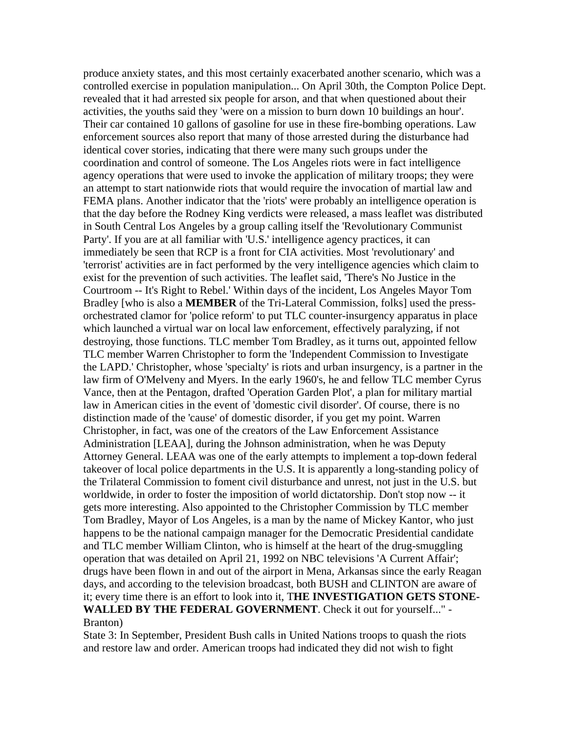produce anxiety states, and this most certainly exacerbated another scenario, which was a controlled exercise in population manipulation... On April 30th, the Compton Police Dept. revealed that it had arrested six people for arson, and that when questioned about their activities, the youths said they 'were on a mission to burn down 10 buildings an hour'. Their car contained 10 gallons of gasoline for use in these fire-bombing operations. Law enforcement sources also report that many of those arrested during the disturbance had identical cover stories, indicating that there were many such groups under the coordination and control of someone. The Los Angeles riots were in fact intelligence agency operations that were used to invoke the application of military troops; they were an attempt to start nationwide riots that would require the invocation of martial law and FEMA plans. Another indicator that the 'riots' were probably an intelligence operation is that the day before the Rodney King verdicts were released, a mass leaflet was distributed in South Central Los Angeles by a group calling itself the 'Revolutionary Communist Party'. If you are at all familiar with 'U.S.' intelligence agency practices, it can immediately be seen that RCP is a front for CIA activities. Most 'revolutionary' and 'terrorist' activities are in fact performed by the very intelligence agencies which claim to exist for the prevention of such activities. The leaflet said, 'There's No Justice in the Courtroom -- It's Right to Rebel.' Within days of the incident, Los Angeles Mayor Tom Bradley [who is also a **MEMBER** of the Tri-Lateral Commission, folks] used the press-orchestrated clamor for 'police reform' to put TLC counter-insurgency apparatus in place which launched a virtual war on local law enforcement, effectively paralyzing, if not destroying, those functions. TLC member Tom Bradley, as it turns out, appointed fellow TLC member Warren Christopher to form the 'Independent Commission to Investigate the LAPD.' Christopher, whose 'specialty' is riots and urban insurgency, is a partner in the law firm of O'Melveny and Myers. In the early 1960's, he and fellow TLC member Cyrus Vance, then at the Pentagon, drafted 'Operation Garden Plot', a plan for military martial law in American cities in the event of 'domestic civil disorder'. Of course, there is no distinction made of the 'cause' of domestic disorder, if you get my point. Warren Christopher, in fact, was one of the creators of the Law Enforcement Assistance Administration [LEAA], during the Johnson administration, when he was Deputy Attorney General. LEAA was one of the early attempts to implement a top-down federal takeover of local police departments in the U.S. It is apparently a long-standing policy of the Trilateral Commission to foment civil disturbance and unrest, not just in the U.S. but worldwide, in order to foster the imposition of world dictatorship. Don't stop now -- it gets more interesting. Also appointed to the Christopher Commission by TLC member Tom Bradley, Mayor of Los Angeles, is a man by the name of Mickey Kantor, who just happens to be the national campaign manager for the Democratic Presidential candidate and TLC member William Clinton, who is himself at the heart of the drug-smuggling operation that was detailed on April 21, 1992 on NBC televisions 'A Current Affair'; drugs have been flown in and out of the airport in Mena, Arkansas since the early Reagan days, and according to the television broadcast, both BUSH and CLINTON are aware of it; every time there is an effort to look into it, T**HE INVESTIGATION GETS STONE-WALLED BY THE FEDERAL GOVERNMENT**. Check it out for yourself..." - Branton)

State 3: In September, President Bush calls in United Nations troops to quash the riots and restore law and order. American troops had indicated they did not wish to fight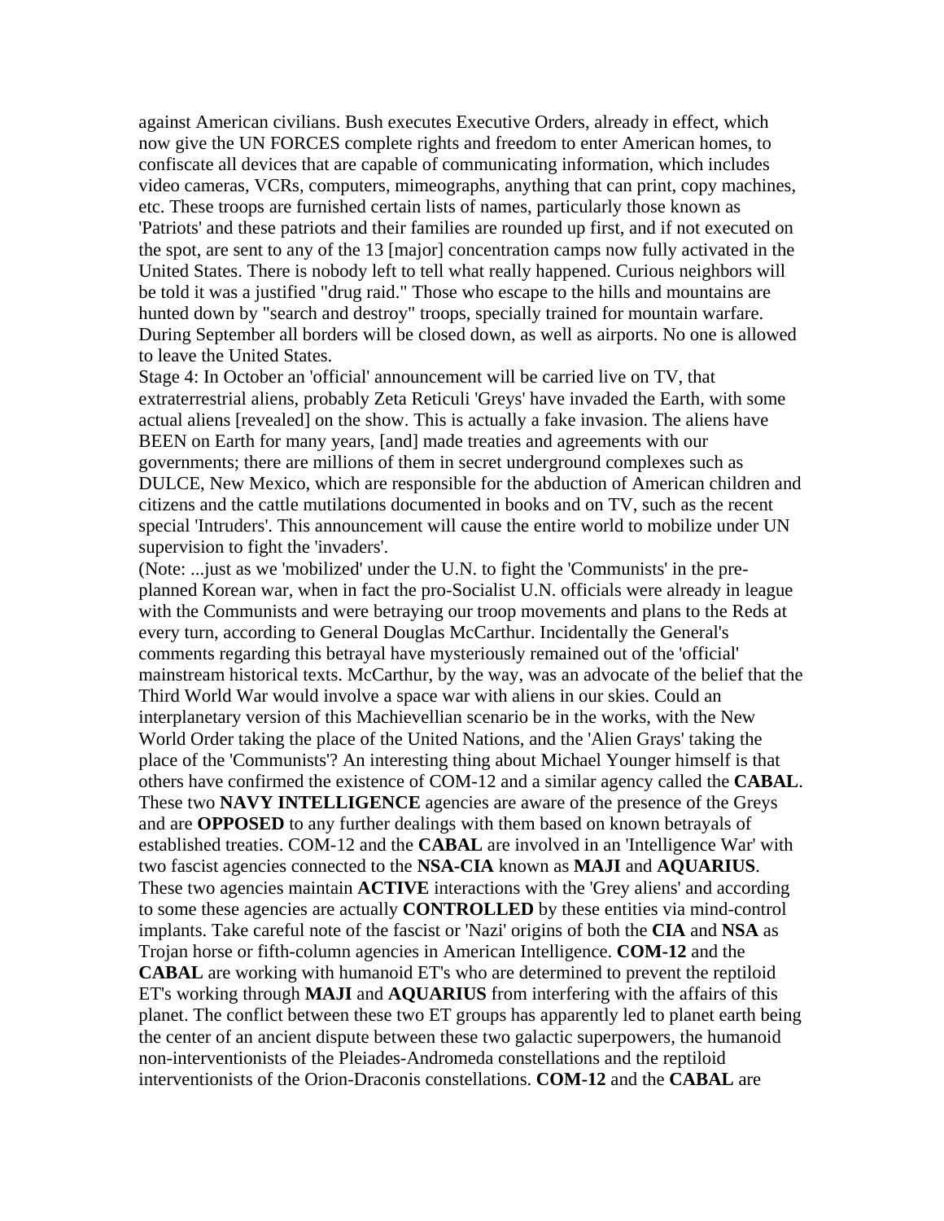against American civilians. Bush executes Executive Orders, already in effect, which now give the UN FORCES complete rights and freedom to enter American homes, to confiscate all devices that are capable of communicating information, which includes video cameras, VCRs, computers, mimeographs, anything that can print, copy machines, etc. These troops are furnished certain lists of names, particularly those known as 'Patriots' and these patriots and their families are rounded up first, and if not executed on the spot, are sent to any of the 13 [major] concentration camps now fully activated in the United States. There is nobody left to tell what really happened. Curious neighbors will be told it was a justified "drug raid." Those who escape to the hills and mountains are hunted down by "search and destroy" troops, specially trained for mountain warfare. During September all borders will be closed down, as well as airports. No one is allowed to leave the United States.

Stage 4: In October an 'official' announcement will be carried live on TV, that extraterrestrial aliens, probably Zeta Reticuli 'Greys' have invaded the Earth, with some actual aliens [revealed] on the show. This is actually a fake invasion. The aliens have BEEN on Earth for many years, [and] made treaties and agreements with our governments; there are millions of them in secret underground complexes such as DULCE, New Mexico, which are responsible for the abduction of American children and citizens and the cattle mutilations documented in books and on TV, such as the recent special 'Intruders'. This announcement will cause the entire world to mobilize under UN supervision to fight the 'invaders'.

(Note: ...just as we 'mobilized' under the U.N. to fight the 'Communists' in the pre-planned Korean war, when in fact the pro-Socialist U.N. officials were already in league with the Communists and were betraying our troop movements and plans to the Reds at every turn, according to General Douglas McCarthur. Incidentally the General's comments regarding this betrayal have mysteriously remained out of the 'official' mainstream historical texts. McCarthur, by the way, was an advocate of the belief that the Third World War would involve a space war with aliens in our skies. Could an interplanetary version of this Machievellian scenario be in the works, with the New World Order taking the place of the United Nations, and the 'Alien Grays' taking the place of the 'Communists'? An interesting thing about Michael Younger himself is that others have confirmed the existence of COM-12 and a similar agency called the **CABAL**. These two **NAVY INTELLIGENCE** agencies are aware of the presence of the Greys and are **OPPOSED** to any further dealings with them based on known betrayals of established treaties. COM-12 and the **CABAL** are involved in an 'Intelligence War' with two fascist agencies connected to the **NSA-CIA** known as **MAJI** and **AQUARIUS**. These two agencies maintain **ACTIVE** interactions with the 'Grey aliens' and according to some these agencies are actually **CONTROLLED** by these entities via mind-control implants. Take careful note of the fascist or 'Nazi' origins of both the **CIA** and **NSA** as Trojan horse or fifth-column agencies in American Intelligence. **COM-12** and the **CABAL** are working with humanoid ET's who are determined to prevent the reptiloid ET's working through **MAJI** and **AQUARIUS** from interfering with the affairs of this planet. The conflict between these two ET groups has apparently led to planet earth being the center of an ancient dispute between these two galactic superpowers, the humanoid non-interventionists of the Pleiades-Andromeda constellations and the reptiloid interventionists of the Orion-Draconis constellations. **COM-12** and the **CABAL** are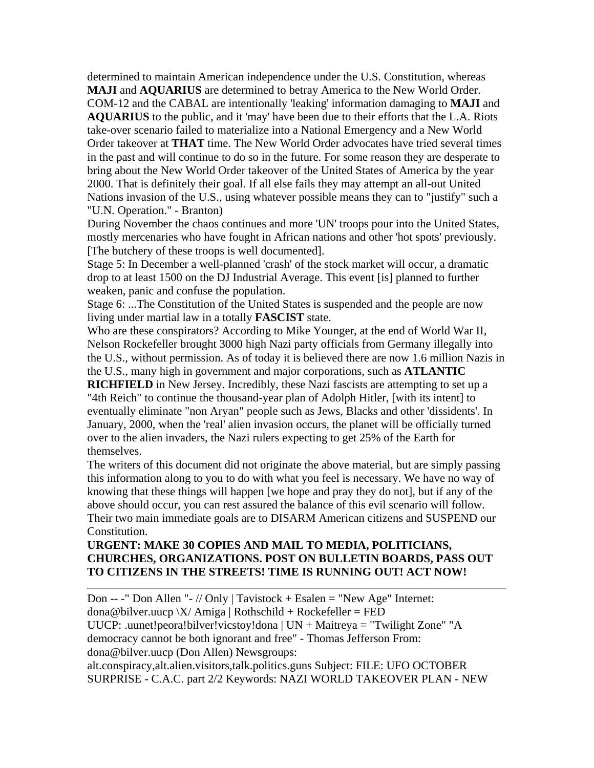determined to maintain American independence under the U.S. Constitution, whereas **MAJI** and **AQUARIUS** are determined to betray America to the New World Order. COM-12 and the CABAL are intentionally 'leaking' information damaging to **MAJI** and **AQUARIUS** to the public, and it 'may' have been due to their efforts that the L.A. Riots take-over scenario failed to materialize into a National Emergency and a New World Order takeover at **THAT** time. The New World Order advocates have tried several times in the past and will continue to do so in the future. For some reason they are desperate to bring about the New World Order takeover of the United States of America by the year 2000. That is definitely their goal. If all else fails they may attempt an all-out United Nations invasion of the U.S., using whatever possible means they can to "justify" such a "U.N. Operation." - Branton)

During November the chaos continues and more 'UN' troops pour into the United States, mostly mercenaries who have fought in African nations and other 'hot spots' previously. [The butchery of these troops is well documented].

Stage 5: In December a well-planned 'crash' of the stock market will occur, a dramatic drop to at least 1500 on the DJ Industrial Average. This event [is] planned to further weaken, panic and confuse the population.

Stage 6: ...The Constitution of the United States is suspended and the people are now living under martial law in a totally **FASCIST** state.

Who are these conspirators? According to Mike Younger, at the end of World War II, Nelson Rockefeller brought 3000 high Nazi party officials from Germany illegally into the U.S., without permission. As of today it is believed there are now 1.6 million Nazis in the U.S., many high in government and major corporations, such as **ATLANTIC RICHFIELD** in New Jersey. Incredibly, these Nazi fascists are attempting to set up a "4th Reich" to continue the thousand-year plan of Adolph Hitler, [with its intent] to eventually eliminate "non Aryan" people such as Jews, Blacks and other 'dissidents'. In January, 2000, when the 'real' alien invasion occurs, the planet will be officially turned over to the alien invaders, the Nazi rulers expecting to get 25% of the Earth for themselves.

The writers of this document did not originate the above material, but are simply passing this information along to you to do with what you feel is necessary. We have no way of knowing that these things will happen [we hope and pray they do not], but if any of the above should occur, you can rest assured the balance of this evil scenario will follow. Their two main immediate goals are to DISARM American citizens and SUSPEND our Constitution.

**URGENT: MAKE 30 COPIES AND MAIL TO MEDIA, POLITICIANS, CHURCHES, ORGANIZATIONS. POST ON BULLETIN BOARDS, PASS OUT TO CITIZENS IN THE STREETS! TIME IS RUNNING OUT! ACT NOW!**

---

Don -- -" Don Allen "- // Only | Tavistock + Esalen = "New Age" Internet: dona@bilver.uucp \X/ Amiga | Rothschild + Rockefeller = FED UUCP: .uunet!peora!bilver!vicstoy!dona | UN + Maitreya = "Twilight Zone" "A democracy cannot be both ignorant and free" - Thomas Jefferson From: dona@bilver.uucp (Don Allen) Newsgroups: alt.conspiracy,alt.alien.visitors,talk.politics.guns Subject: FILE: UFO OCTOBER SURPRISE - C.A.C. part 2/2 Keywords: NAZI WORLD TAKEOVER PLAN - NEW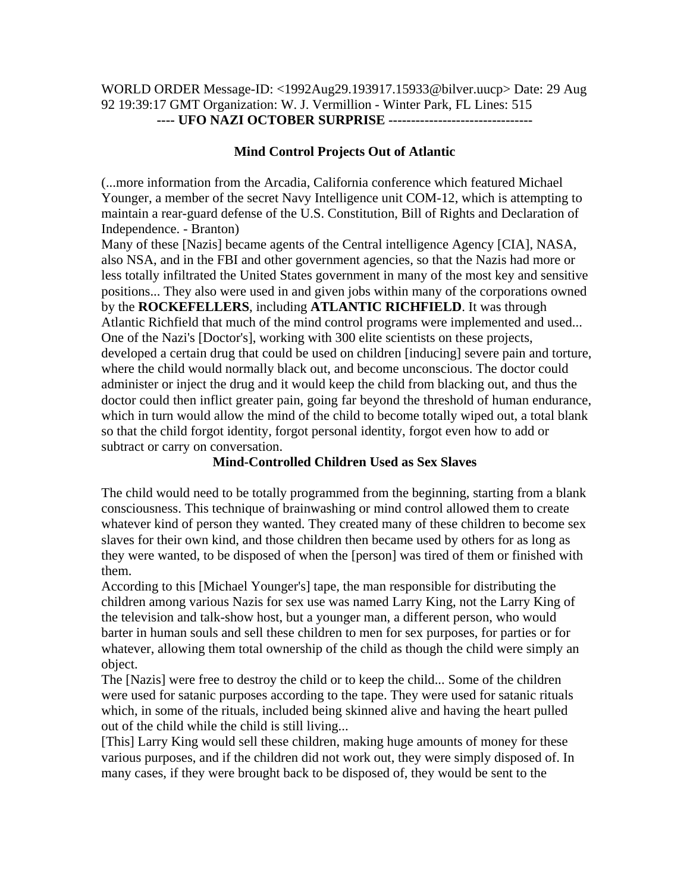WORLD ORDER Message-ID: <1992Aug29.193917.15933@bilver.uucp> Date: 29 Aug 92 19:39:17 GMT Organization: W. J. Vermillion - Winter Park, FL Lines: 515

**---- UFO NAZI OCTOBER SURPRISE --------------------------------**

## Mind Control Projects Out of Atlantic

(...more information from the Arcadia, California conference which featured Michael Younger, a member of the secret Navy Intelligence unit COM-12, which is attempting to maintain a rear-guard defense of the U.S. Constitution, Bill of Rights and Declaration of Independence. - Branton)

Many of these [Nazis] became agents of the Central intelligence Agency [CIA], NASA, also NSA, and in the FBI and other government agencies, so that the Nazis had more or less totally infiltrated the United States government in many of the most key and sensitive positions... They also were used in and given jobs within many of the corporations owned by the **ROCKEFELLERS**, including **ATLANTIC RICHFIELD**. It was through Atlantic Richfield that much of the mind control programs were implemented and used... One of the Nazi's [Doctor's], working with 300 elite scientists on these projects, developed a certain drug that could be used on children [inducing] severe pain and torture, where the child would normally black out, and become unconscious. The doctor could administer or inject the drug and it would keep the child from blacking out, and thus the doctor could then inflict greater pain, going far beyond the threshold of human endurance, which in turn would allow the mind of the child to become totally wiped out, a total blank so that the child forgot identity, forgot personal identity, forgot even how to add or subtract or carry on conversation.

## Mind-Controlled Children Used as Sex Slaves

The child would need to be totally programmed from the beginning, starting from a blank consciousness. This technique of brainwashing or mind control allowed them to create whatever kind of person they wanted. They created many of these children to become sex slaves for their own kind, and those children then became used by others for as long as they were wanted, to be disposed of when the [person] was tired of them or finished with them.

According to this [Michael Younger's] tape, the man responsible for distributing the children among various Nazis for sex use was named Larry King, not the Larry King of the television and talk-show host, but a younger man, a different person, who would barter in human souls and sell these children to men for sex purposes, for parties or for whatever, allowing them total ownership of the child as though the child were simply an object.

The [Nazis] were free to destroy the child or to keep the child... Some of the children were used for satanic purposes according to the tape. They were used for satanic rituals which, in some of the rituals, included being skinned alive and having the heart pulled out of the child while the child is still living...

[This] Larry King would sell these children, making huge amounts of money for these various purposes, and if the children did not work out, they were simply disposed of. In many cases, if they were brought back to be disposed of, they would be sent to the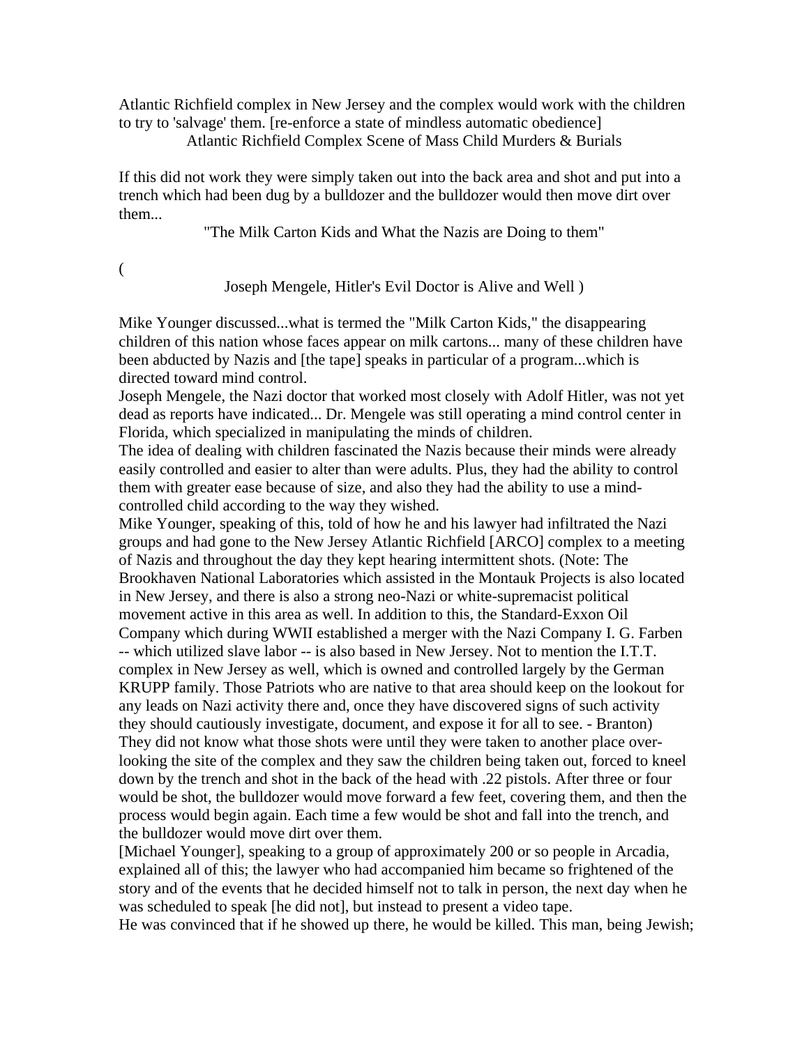Atlantic Richfield complex in New Jersey and the complex would work with the children to try to 'salvage' them. [re-enforce a state of mindless automatic obedience]

Atlantic Richfield Complex Scene of Mass Child Murders & Burials

If this did not work they were simply taken out into the back area and shot and put into a trench which had been dug by a bulldozer and the bulldozer would then move dirt over them...

"The Milk Carton Kids and What the Nazis are Doing to them"

(

Joseph Mengele, Hitler's Evil Doctor is Alive and Well )

Mike Younger discussed...what is termed the "Milk Carton Kids," the disappearing children of this nation whose faces appear on milk cartons... many of these children have been abducted by Nazis and [the tape] speaks in particular of a program...which is directed toward mind control.

Joseph Mengele, the Nazi doctor that worked most closely with Adolf Hitler, was not yet dead as reports have indicated... Dr. Mengele was still operating a mind control center in Florida, which specialized in manipulating the minds of children.

The idea of dealing with children fascinated the Nazis because their minds were already easily controlled and easier to alter than were adults. Plus, they had the ability to control them with greater ease because of size, and also they had the ability to use a mind-controlled child according to the way they wished.

Mike Younger, speaking of this, told of how he and his lawyer had infiltrated the Nazi groups and had gone to the New Jersey Atlantic Richfield [ARCO] complex to a meeting of Nazis and throughout the day they kept hearing intermittent shots. (Note: The Brookhaven National Laboratories which assisted in the Montauk Projects is also located in New Jersey, and there is also a strong neo-Nazi or white-supremacist political movement active in this area as well. In addition to this, the Standard-Exxon Oil Company which during WWII established a merger with the Nazi Company I. G. Farben -- which utilized slave labor -- is also based in New Jersey. Not to mention the I.T.T. complex in New Jersey as well, which is owned and controlled largely by the German KRUPP family. Those Patriots who are native to that area should keep on the lookout for any leads on Nazi activity there and, once they have discovered signs of such activity they should cautiously investigate, document, and expose it for all to see. - Branton)

They did not know what those shots were until they were taken to another place over-looking the site of the complex and they saw the children being taken out, forced to kneel down by the trench and shot in the back of the head with .22 pistols. After three or four would be shot, the bulldozer would move forward a few feet, covering them, and then the process would begin again. Each time a few would be shot and fall into the trench, and the bulldozer would move dirt over them.

[Michael Younger], speaking to a group of approximately 200 or so people in Arcadia, explained all of this; the lawyer who had accompanied him became so frightened of the story and of the events that he decided himself not to talk in person, the next day when he was scheduled to speak [he did not], but instead to present a video tape.

He was convinced that if he showed up there, he would be killed. This man, being Jewish;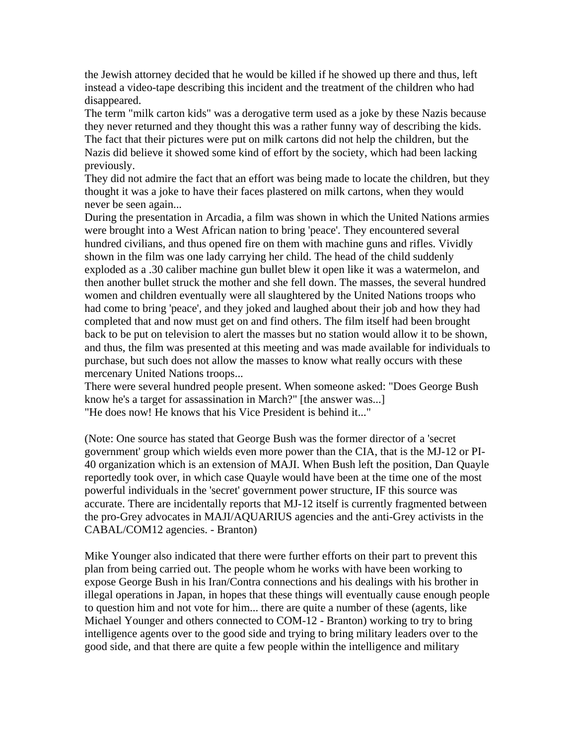the Jewish attorney decided that he would be killed if he showed up there and thus, left instead a video-tape describing this incident and the treatment of the children who had disappeared.

The term "milk carton kids" was a derogative term used as a joke by these Nazis because they never returned and they thought this was a rather funny way of describing the kids. The fact that their pictures were put on milk cartons did not help the children, but the Nazis did believe it showed some kind of effort by the society, which had been lacking previously.

They did not admire the fact that an effort was being made to locate the children, but they thought it was a joke to have their faces plastered on milk cartons, when they would never be seen again...

During the presentation in Arcadia, a film was shown in which the United Nations armies were brought into a West African nation to bring 'peace'. They encountered several hundred civilians, and thus opened fire on them with machine guns and rifles. Vividly shown in the film was one lady carrying her child. The head of the child suddenly exploded as a .30 caliber machine gun bullet blew it open like it was a watermelon, and then another bullet struck the mother and she fell down. The masses, the several hundred women and children eventually were all slaughtered by the United Nations troops who had come to bring 'peace', and they joked and laughed about their job and how they had completed that and now must get on and find others. The film itself had been brought back to be put on television to alert the masses but no station would allow it to be shown, and thus, the film was presented at this meeting and was made available for individuals to purchase, but such does not allow the masses to know what really occurs with these mercenary United Nations troops...

There were several hundred people present. When someone asked: "Does George Bush know he's a target for assassination in March?" [the answer was...]

"He does now! He knows that his Vice President is behind it..."

(Note: One source has stated that George Bush was the former director of a 'secret government' group which wields even more power than the CIA, that is the MJ-12 or PI-40 organization which is an extension of MAJI. When Bush left the position, Dan Quayle reportedly took over, in which case Quayle would have been at the time one of the most powerful individuals in the 'secret' government power structure, IF this source was accurate. There are incidentally reports that MJ-12 itself is currently fragmented between the pro-Grey advocates in MAJI/AQUARIUS agencies and the anti-Grey activists in the CABAL/COM12 agencies. - Branton)

Mike Younger also indicated that there were further efforts on their part to prevent this plan from being carried out. The people whom he works with have been working to expose George Bush in his Iran/Contra connections and his dealings with his brother in illegal operations in Japan, in hopes that these things will eventually cause enough people to question him and not vote for him... there are quite a number of these (agents, like Michael Younger and others connected to COM-12 - Branton) working to try to bring intelligence agents over to the good side and trying to bring military leaders over to the good side, and that there are quite a few people within the intelligence and military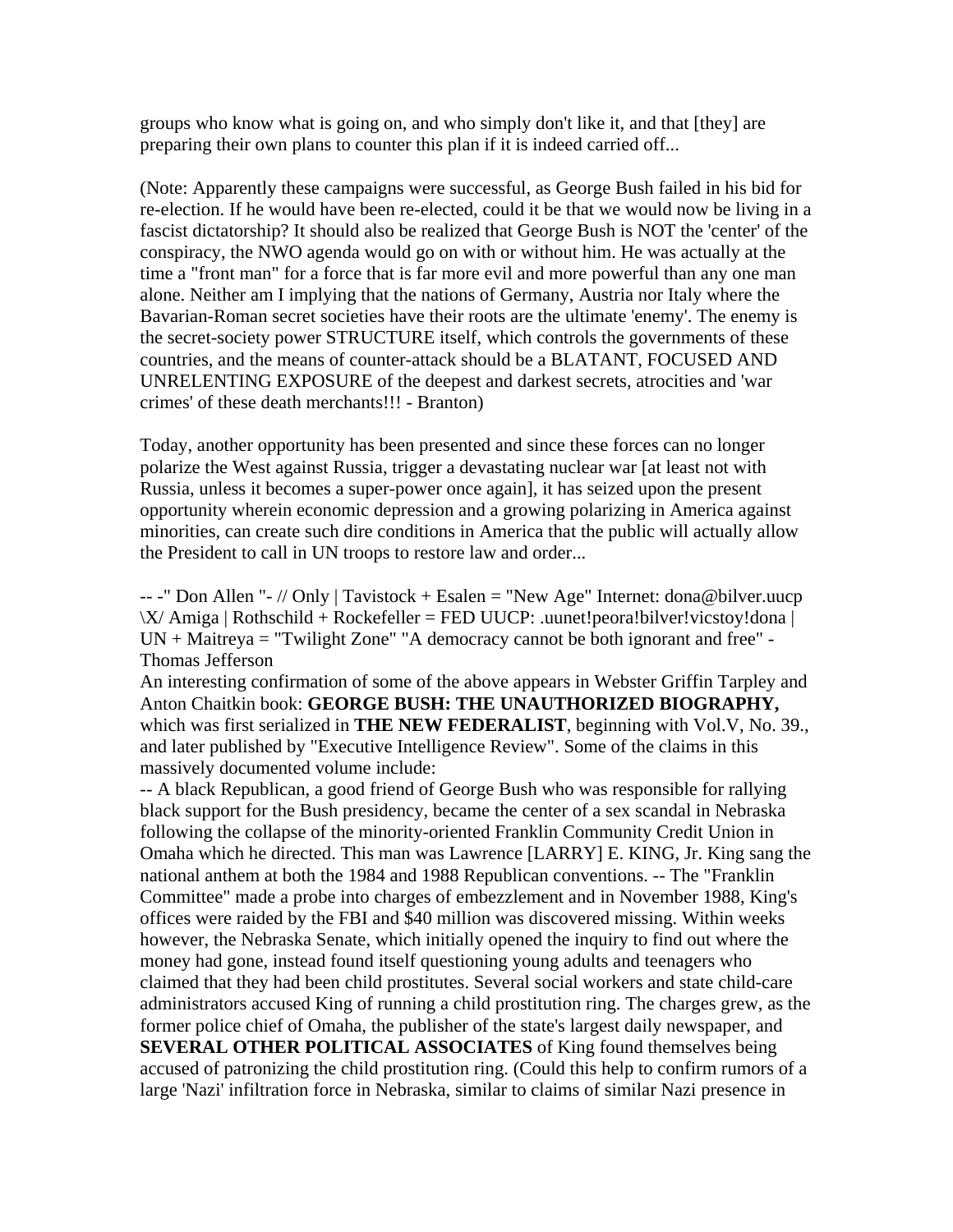groups who know what is going on, and who simply don't like it, and that [they] are preparing their own plans to counter this plan if it is indeed carried off...

(Note: Apparently these campaigns were successful, as George Bush failed in his bid for re-election. If he would have been re-elected, could it be that we would now be living in a fascist dictatorship? It should also be realized that George Bush is NOT the 'center' of the conspiracy, the NWO agenda would go on with or without him. He was actually at the time a "front man" for a force that is far more evil and more powerful than any one man alone. Neither am I implying that the nations of Germany, Austria nor Italy where the Bavarian-Roman secret societies have their roots are the ultimate 'enemy'. The enemy is the secret-society power STRUCTURE itself, which controls the governments of these countries, and the means of counter-attack should be a BLATANT, FOCUSED AND UNRELENTING EXPOSURE of the deepest and darkest secrets, atrocities and 'war crimes' of these death merchants!!! - Branton)

Today, another opportunity has been presented and since these forces can no longer polarize the West against Russia, trigger a devastating nuclear war [at least not with Russia, unless it becomes a super-power once again], it has seized upon the present opportunity wherein economic depression and a growing polarizing in America against minorities, can create such dire conditions in America that the public will actually allow the President to call in UN troops to restore law and order...

-- -" Don Allen "- // Only | Tavistock + Esalen = "New Age" Internet: dona@bilver.uucp \X/ Amiga | Rothschild + Rockefeller = FED UUCP: .uunet!peora!bilver!vicstoy!dona | UN + Maitreya = "Twilight Zone" "A democracy cannot be both ignorant and free" - Thomas Jefferson

An interesting confirmation of some of the above appears in Webster Griffin Tarpley and Anton Chaitkin book: **GEORGE BUSH: THE UNAUTHORIZED BIOGRAPHY,** which was first serialized in **THE NEW FEDERALIST**, beginning with Vol.V, No. 39., and later published by "Executive Intelligence Review". Some of the claims in this massively documented volume include:

-- A black Republican, a good friend of George Bush who was responsible for rallying black support for the Bush presidency, became the center of a sex scandal in Nebraska following the collapse of the minority-oriented Franklin Community Credit Union in Omaha which he directed. This man was Lawrence [LARRY] E. KING, Jr. King sang the national anthem at both the 1984 and 1988 Republican conventions. -- The "Franklin Committee" made a probe into charges of embezzlement and in November 1988, King's offices were raided by the FBI and $40 million was discovered missing. Within weeks however, the Nebraska Senate, which initially opened the inquiry to find out where the money had gone, instead found itself questioning young adults and teenagers who claimed that they had been child prostitutes. Several social workers and state child-care administrators accused King of running a child prostitution ring. The charges grew, as the former police chief of Omaha, the publisher of the state's largest daily newspaper, and **SEVERAL OTHER POLITICAL ASSOCIATES** of King found themselves being accused of patronizing the child prostitution ring. (Could this help to confirm rumors of a large 'Nazi' infiltration force in Nebraska, similar to claims of similar Nazi presence in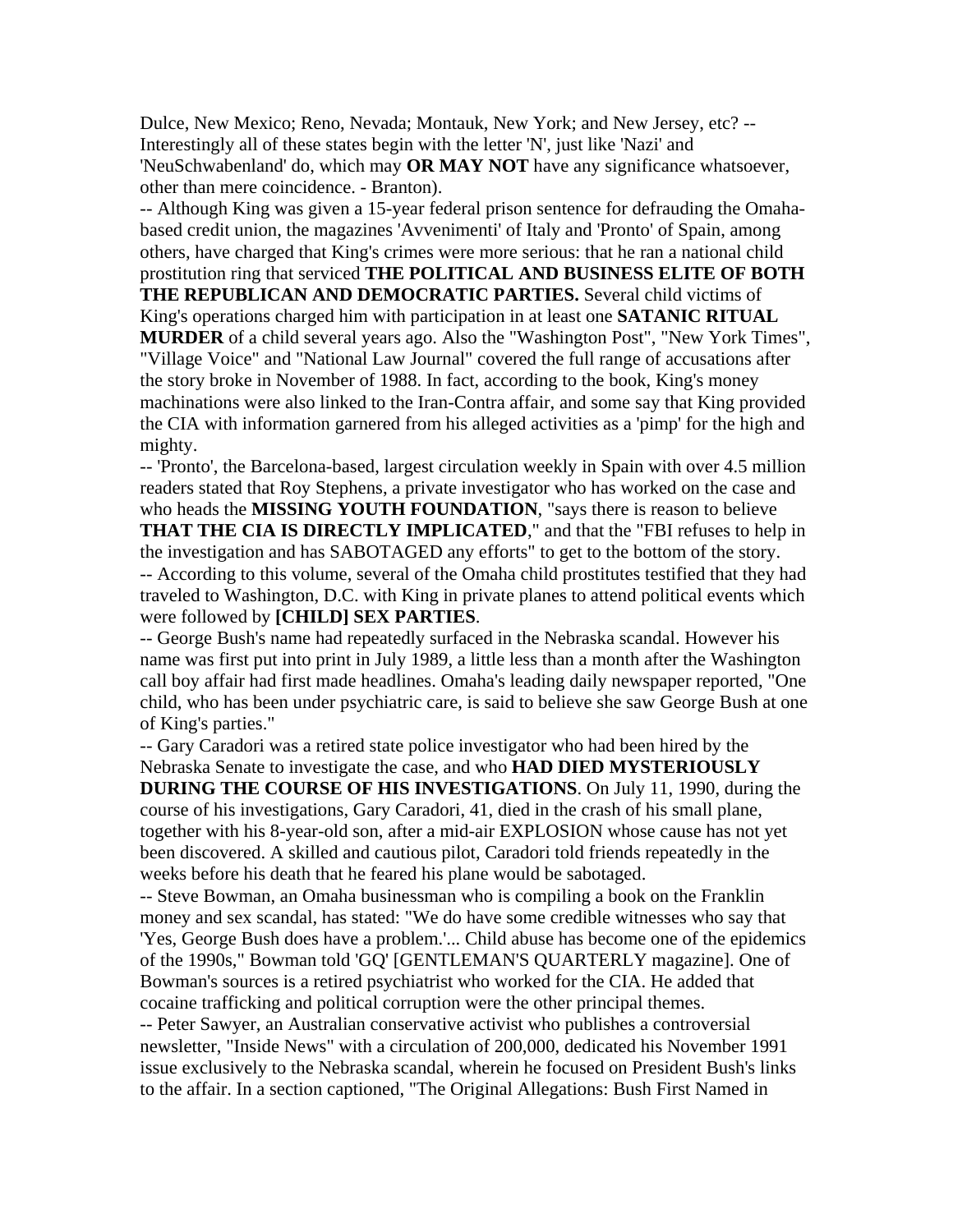Dulce, New Mexico; Reno, Nevada; Montauk, New York; and New Jersey, etc? -- Interestingly all of these states begin with the letter 'N', just like 'Nazi' and 'NeuSchwabenland' do, which may **OR MAY NOT** have any significance whatsoever, other than mere coincidence. - Branton).

-- Although King was given a 15-year federal prison sentence for defrauding the Omaha-based credit union, the magazines 'Avvenimenti' of Italy and 'Pronto' of Spain, among others, have charged that King's crimes were more serious: that he ran a national child prostitution ring that serviced **THE POLITICAL AND BUSINESS ELITE OF BOTH THE REPUBLICAN AND DEMOCRATIC PARTIES.** Several child victims of King's operations charged him with participation in at least one **SATANIC RITUAL MURDER** of a child several years ago. Also the "Washington Post", "New York Times", "Village Voice" and "National Law Journal" covered the full range of accusations after the story broke in November of 1988. In fact, according to the book, King's money machinations were also linked to the Iran-Contra affair, and some say that King provided the CIA with information garnered from his alleged activities as a 'pimp' for the high and mighty.

-- 'Pronto', the Barcelona-based, largest circulation weekly in Spain with over 4.5 million readers stated that Roy Stephens, a private investigator who has worked on the case and who heads the **MISSING YOUTH FOUNDATION**, "says there is reason to believe **THAT THE CIA IS DIRECTLY IMPLICATED**," and that the "FBI refuses to help in the investigation and has SABOTAGED any efforts" to get to the bottom of the story.

-- According to this volume, several of the Omaha child prostitutes testified that they had traveled to Washington, D.C. with King in private planes to attend political events which were followed by **[CHILD] SEX PARTIES**.

-- George Bush's name had repeatedly surfaced in the Nebraska scandal. However his name was first put into print in July 1989, a little less than a month after the Washington call boy affair had first made headlines. Omaha's leading daily newspaper reported, "One child, who has been under psychiatric care, is said to believe she saw George Bush at one of King's parties."

-- Gary Caradori was a retired state police investigator who had been hired by the Nebraska Senate to investigate the case, and who **HAD DIED MYSTERIOUSLY DURING THE COURSE OF HIS INVESTIGATIONS**. On July 11, 1990, during the course of his investigations, Gary Caradori, 41, died in the crash of his small plane, together with his 8-year-old son, after a mid-air EXPLOSION whose cause has not yet been discovered. A skilled and cautious pilot, Caradori told friends repeatedly in the weeks before his death that he feared his plane would be sabotaged.

-- Steve Bowman, an Omaha businessman who is compiling a book on the Franklin money and sex scandal, has stated: "We do have some credible witnesses who say that 'Yes, George Bush does have a problem.'... Child abuse has become one of the epidemics of the 1990s," Bowman told 'GQ' [GENTLEMAN'S QUARTERLY magazine]. One of Bowman's sources is a retired psychiatrist who worked for the CIA. He added that cocaine trafficking and political corruption were the other principal themes.

-- Peter Sawyer, an Australian conservative activist who publishes a controversial newsletter, "Inside News" with a circulation of 200,000, dedicated his November 1991 issue exclusively to the Nebraska scandal, wherein he focused on President Bush's links to the affair. In a section captioned, "The Original Allegations: Bush First Named in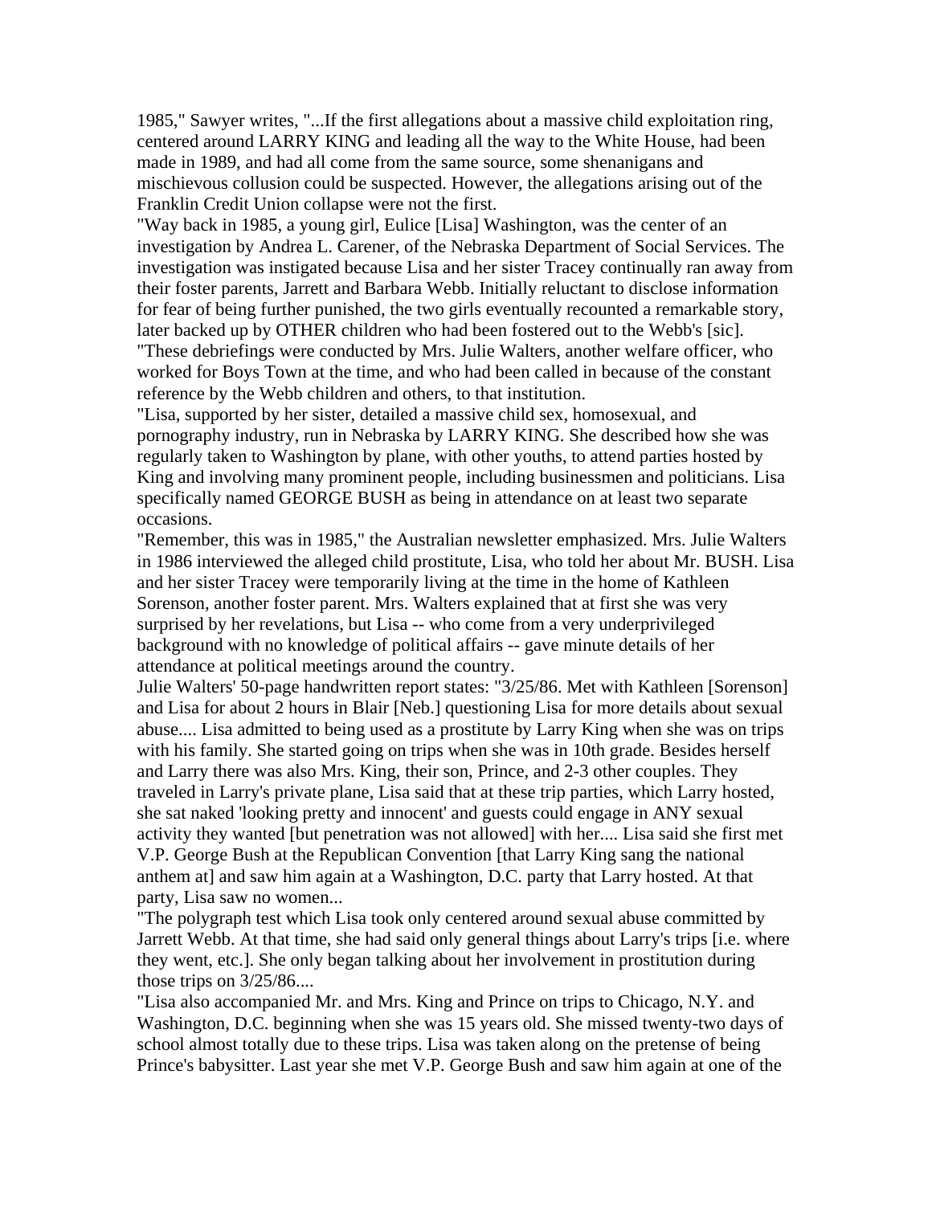1985," Sawyer writes, "...If the first allegations about a massive child exploitation ring, centered around LARRY KING and leading all the way to the White House, had been made in 1989, and had all come from the same source, some shenanigans and mischievous collusion could be suspected. However, the allegations arising out of the Franklin Credit Union collapse were not the first.

"Way back in 1985, a young girl, Eulice [Lisa] Washington, was the center of an investigation by Andrea L. Carener, of the Nebraska Department of Social Services. The investigation was instigated because Lisa and her sister Tracey continually ran away from their foster parents, Jarrett and Barbara Webb. Initially reluctant to disclose information for fear of being further punished, the two girls eventually recounted a remarkable story, later backed up by OTHER children who had been fostered out to the Webb's [sic].

"These debriefings were conducted by Mrs. Julie Walters, another welfare officer, who worked for Boys Town at the time, and who had been called in because of the constant reference by the Webb children and others, to that institution.

"Lisa, supported by her sister, detailed a massive child sex, homosexual, and pornography industry, run in Nebraska by LARRY KING. She described how she was regularly taken to Washington by plane, with other youths, to attend parties hosted by King and involving many prominent people, including businessmen and politicians. Lisa specifically named GEORGE BUSH as being in attendance on at least two separate occasions.

"Remember, this was in 1985," the Australian newsletter emphasized. Mrs. Julie Walters in 1986 interviewed the alleged child prostitute, Lisa, who told her about Mr. BUSH. Lisa and her sister Tracey were temporarily living at the time in the home of Kathleen Sorenson, another foster parent. Mrs. Walters explained that at first she was very surprised by her revelations, but Lisa -- who come from a very underprivileged background with no knowledge of political affairs -- gave minute details of her attendance at political meetings around the country.

Julie Walters' 50-page handwritten report states: "3/25/86. Met with Kathleen [Sorenson] and Lisa for about 2 hours in Blair [Neb.] questioning Lisa for more details about sexual abuse.... Lisa admitted to being used as a prostitute by Larry King when she was on trips with his family. She started going on trips when she was in 10th grade. Besides herself and Larry there was also Mrs. King, their son, Prince, and 2-3 other couples. They traveled in Larry's private plane, Lisa said that at these trip parties, which Larry hosted, she sat naked 'looking pretty and innocent' and guests could engage in ANY sexual activity they wanted [but penetration was not allowed] with her.... Lisa said she first met V.P. George Bush at the Republican Convention [that Larry King sang the national anthem at] and saw him again at a Washington, D.C. party that Larry hosted. At that party, Lisa saw no women...

"The polygraph test which Lisa took only centered around sexual abuse committed by Jarrett Webb. At that time, she had said only general things about Larry's trips [i.e. where they went, etc.]. She only began talking about her involvement in prostitution during those trips on 3/25/86....

"Lisa also accompanied Mr. and Mrs. King and Prince on trips to Chicago, N.Y. and Washington, D.C. beginning when she was 15 years old. She missed twenty-two days of school almost totally due to these trips. Lisa was taken along on the pretense of being Prince's babysitter. Last year she met V.P. George Bush and saw him again at one of the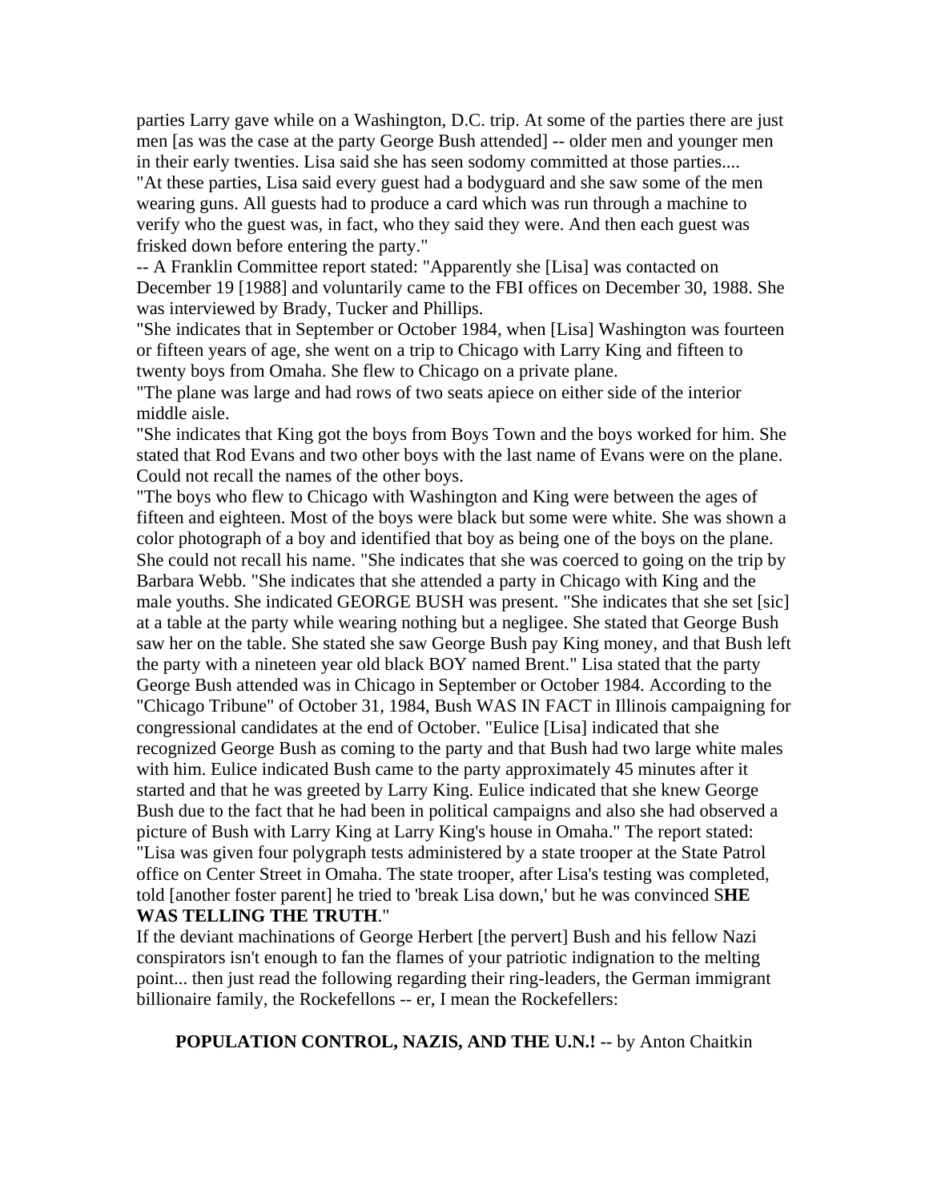parties Larry gave while on a Washington, D.C. trip. At some of the parties there are just men [as was the case at the party George Bush attended] -- older men and younger men in their early twenties. Lisa said she has seen sodomy committed at those parties....

"At these parties, Lisa said every guest had a bodyguard and she saw some of the men wearing guns. All guests had to produce a card which was run through a machine to verify who the guest was, in fact, who they said they were. And then each guest was frisked down before entering the party."

-- A Franklin Committee report stated: "Apparently she [Lisa] was contacted on December 19 [1988] and voluntarily came to the FBI offices on December 30, 1988. She was interviewed by Brady, Tucker and Phillips.

"She indicates that in September or October 1984, when [Lisa] Washington was fourteen or fifteen years of age, she went on a trip to Chicago with Larry King and fifteen to twenty boys from Omaha. She flew to Chicago on a private plane.

"The plane was large and had rows of two seats apiece on either side of the interior middle aisle.

"She indicates that King got the boys from Boys Town and the boys worked for him. She stated that Rod Evans and two other boys with the last name of Evans were on the plane. Could not recall the names of the other boys.

"The boys who flew to Chicago with Washington and King were between the ages of fifteen and eighteen. Most of the boys were black but some were white. She was shown a color photograph of a boy and identified that boy as being one of the boys on the plane. She could not recall his name. "She indicates that she was coerced to going on the trip by Barbara Webb. "She indicates that she attended a party in Chicago with King and the male youths. She indicated GEORGE BUSH was present. "She indicates that she set [sic] at a table at the party while wearing nothing but a negligee. She stated that George Bush saw her on the table. She stated she saw George Bush pay King money, and that Bush left the party with a nineteen year old black BOY named Brent." Lisa stated that the party George Bush attended was in Chicago in September or October 1984. According to the "Chicago Tribune" of October 31, 1984, Bush WAS IN FACT in Illinois campaigning for congressional candidates at the end of October. "Eulice [Lisa] indicated that she recognized George Bush as coming to the party and that Bush had two large white males with him. Eulice indicated Bush came to the party approximately 45 minutes after it started and that he was greeted by Larry King. Eulice indicated that she knew George Bush due to the fact that he had been in political campaigns and also she had observed a picture of Bush with Larry King at Larry King's house in Omaha." The report stated: "Lisa was given four polygraph tests administered by a state trooper at the State Patrol office on Center Street in Omaha. The state trooper, after Lisa's testing was completed, told [another foster parent] he tried to 'break Lisa down,' but he was convinced S**HE WAS TELLING THE TRUTH**."

If the deviant machinations of George Herbert [the pervert] Bush and his fellow Nazi conspirators isn't enough to fan the flames of your patriotic indignation to the melting point... then just read the following regarding their ring-leaders, the German immigrant billionaire family, the Rockefellons -- er, I mean the Rockefellers:

**POPULATION CONTROL, NAZIS, AND THE U.N.!** -- by Anton Chaitkin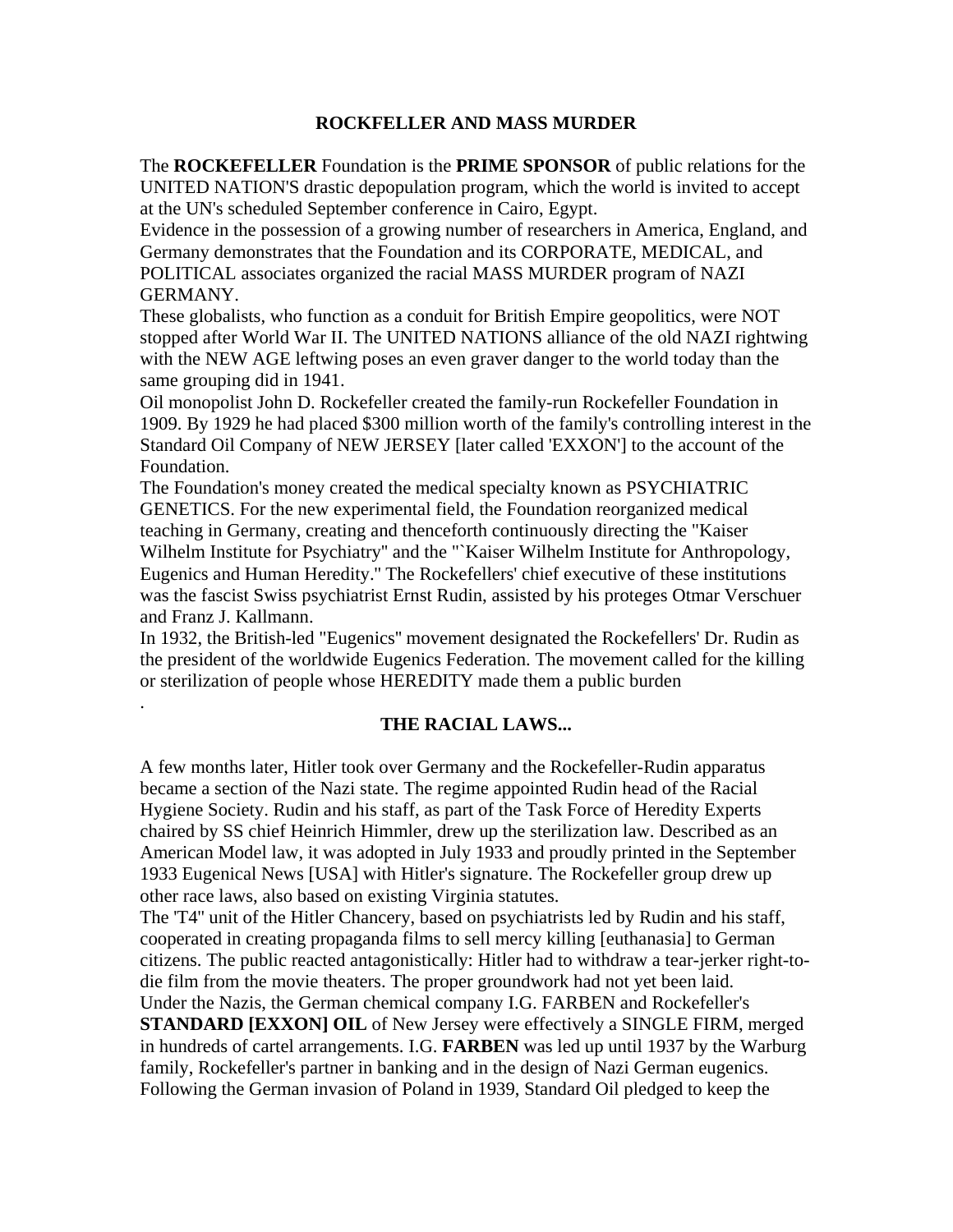## ROCKFELLER AND MASS MURDER

The **ROCKEFELLER** Foundation is the **PRIME SPONSOR** of public relations for the UNITED NATION'S drastic depopulation program, which the world is invited to accept at the UN's scheduled September conference in Cairo, Egypt.

Evidence in the possession of a growing number of researchers in America, England, and Germany demonstrates that the Foundation and its CORPORATE, MEDICAL, and POLITICAL associates organized the racial MASS MURDER program of NAZI GERMANY.

These globalists, who function as a conduit for British Empire geopolitics, were NOT stopped after World War II. The UNITED NATIONS alliance of the old NAZI rightwing with the NEW AGE leftwing poses an even graver danger to the world today than the same grouping did in 1941.

Oil monopolist John D. Rockefeller created the family-run Rockefeller Foundation in 1909. By 1929 he had placed $300 million worth of the family's controlling interest in the Standard Oil Company of NEW JERSEY [later called 'EXXON'] to the account of the Foundation.

The Foundation's money created the medical specialty known as PSYCHIATRIC GENETICS. For the new experimental field, the Foundation reorganized medical teaching in Germany, creating and thenceforth continuously directing the "Kaiser Wilhelm Institute for Psychiatry" and the "`Kaiser Wilhelm Institute for Anthropology, Eugenics and Human Heredity." The Rockefellers' chief executive of these institutions was the fascist Swiss psychiatrist Ernst Rudin, assisted by his proteges Otmar Verschuer and Franz J. Kallmann.

In 1932, the British-led "Eugenics" movement designated the Rockefellers' Dr. Rudin as the president of the worldwide Eugenics Federation. The movement called for the killing or sterilization of people whose HEREDITY made them a public burden

.

## THE RACIAL LAWS...

A few months later, Hitler took over Germany and the Rockefeller-Rudin apparatus became a section of the Nazi state. The regime appointed Rudin head of the Racial Hygiene Society. Rudin and his staff, as part of the Task Force of Heredity Experts chaired by SS chief Heinrich Himmler, drew up the sterilization law. Described as an American Model law, it was adopted in July 1933 and proudly printed in the September 1933 Eugenical News [USA] with Hitler's signature. The Rockefeller group drew up other race laws, also based on existing Virginia statutes.

The 'T4" unit of the Hitler Chancery, based on psychiatrists led by Rudin and his staff, cooperated in creating propaganda films to sell mercy killing [euthanasia] to German citizens. The public reacted antagonistically: Hitler had to withdraw a tear-jerker right-to-die film from the movie theaters. The proper groundwork had not yet been laid.

Under the Nazis, the German chemical company I.G. FARBEN and Rockefeller's **STANDARD [EXXON] OIL** of New Jersey were effectively a SINGLE FIRM, merged in hundreds of cartel arrangements. I.G. **FARBEN** was led up until 1937 by the Warburg family, Rockefeller's partner in banking and in the design of Nazi German eugenics.

Following the German invasion of Poland in 1939, Standard Oil pledged to keep the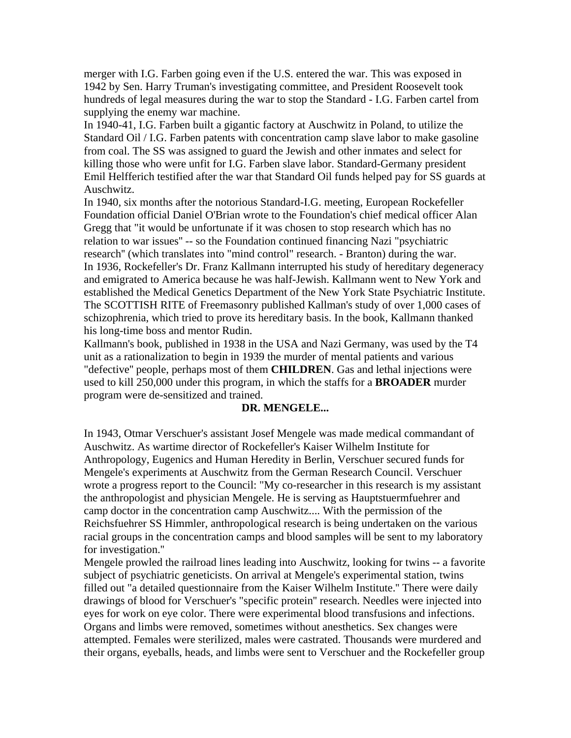merger with I.G. Farben going even if the U.S. entered the war. This was exposed in 1942 by Sen. Harry Truman's investigating committee, and President Roosevelt took hundreds of legal measures during the war to stop the Standard - I.G. Farben cartel from supplying the enemy war machine.

In 1940-41, I.G. Farben built a gigantic factory at Auschwitz in Poland, to utilize the Standard Oil / I.G. Farben patents with concentration camp slave labor to make gasoline from coal. The SS was assigned to guard the Jewish and other inmates and select for killing those who were unfit for I.G. Farben slave labor. Standard-Germany president Emil Helfferich testified after the war that Standard Oil funds helped pay for SS guards at Auschwitz.

In 1940, six months after the notorious Standard-I.G. meeting, European Rockefeller Foundation official Daniel O'Brian wrote to the Foundation's chief medical officer Alan Gregg that "it would be unfortunate if it was chosen to stop research which has no relation to war issues" -- so the Foundation continued financing Nazi "psychiatric research" (which translates into "mind control" research. - Branton) during the war.

In 1936, Rockefeller's Dr. Franz Kallmann interrupted his study of hereditary degeneracy and emigrated to America because he was half-Jewish. Kallmann went to New York and established the Medical Genetics Department of the New York State Psychiatric Institute. The SCOTTISH RITE of Freemasonry published Kallman's study of over 1,000 cases of schizophrenia, which tried to prove its hereditary basis. In the book, Kallmann thanked his long-time boss and mentor Rudin.

Kallmann's book, published in 1938 in the USA and Nazi Germany, was used by the T4 unit as a rationalization to begin in 1939 the murder of mental patients and various "defective" people, perhaps most of them **CHILDREN**. Gas and lethal injections were used to kill 250,000 under this program, in which the staffs for a **BROADER** murder program were de-sensitized and trained.

**DR. MENGELE...**

In 1943, Otmar Verschuer's assistant Josef Mengele was made medical commandant of Auschwitz. As wartime director of Rockefeller's Kaiser Wilhelm Institute for Anthropology, Eugenics and Human Heredity in Berlin, Verschuer secured funds for Mengele's experiments at Auschwitz from the German Research Council. Verschuer wrote a progress report to the Council: "My co-researcher in this research is my assistant the anthropologist and physician Mengele. He is serving as Hauptsturmfuehrer and camp doctor in the concentration camp Auschwitz.... With the permission of the Reichsfuehrer SS Himmler, anthropological research is being undertaken on the various racial groups in the concentration camps and blood samples will be sent to my laboratory for investigation."

Mengele prowled the railroad lines leading into Auschwitz, looking for twins -- a favorite subject of psychiatric geneticists. On arrival at Mengele's experimental station, twins filled out "a detailed questionnaire from the Kaiser Wilhelm Institute." There were daily drawings of blood for Verschuer's "specific protein" research. Needles were injected into eyes for work on eye color. There were experimental blood transfusions and infections. Organs and limbs were removed, sometimes without anesthetics. Sex changes were attempted. Females were sterilized, males were castrated. Thousands were murdered and their organs, eyeballs, heads, and limbs were sent to Verschuer and the Rockefeller group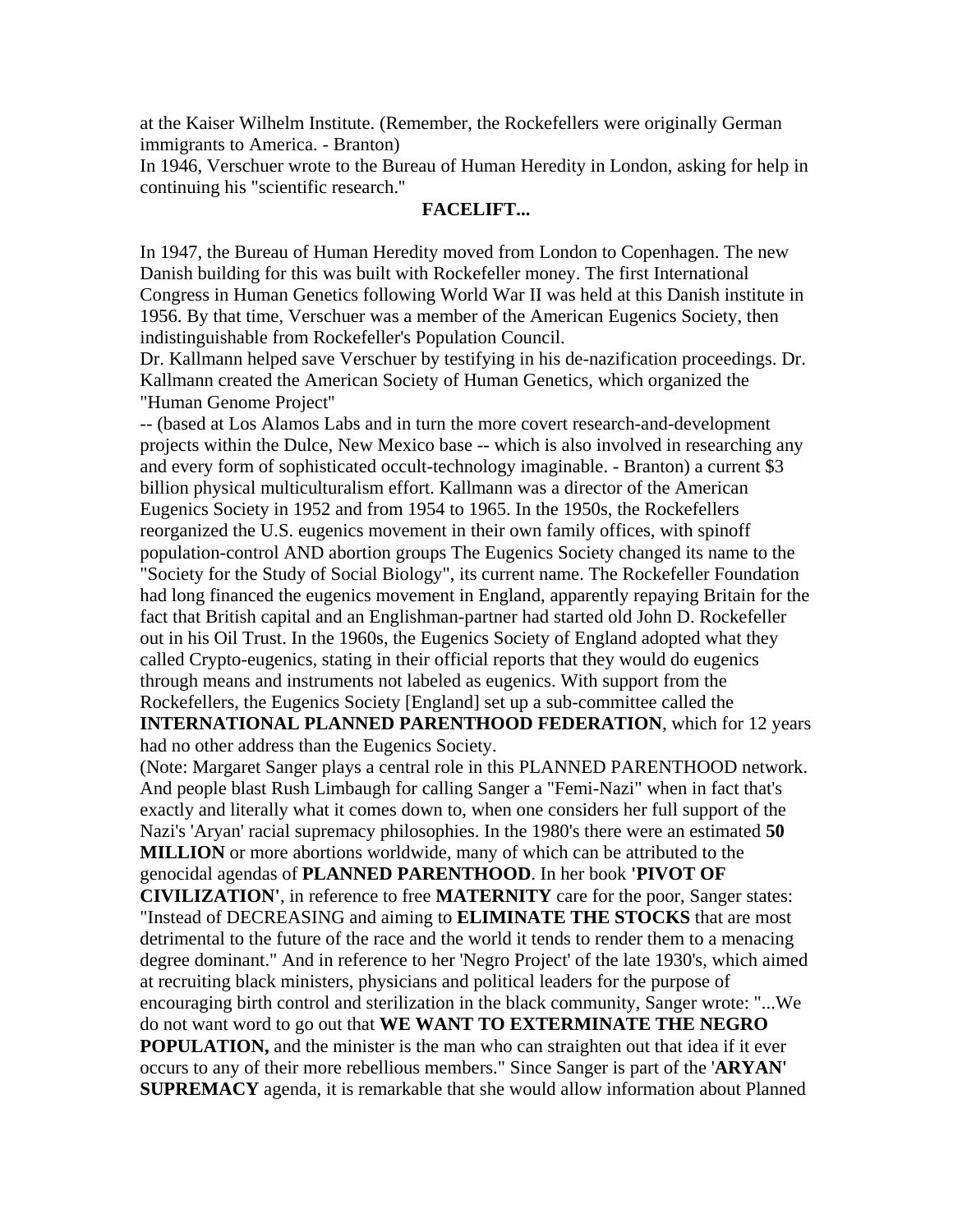at the Kaiser Wilhelm Institute. (Remember, the Rockefellers were originally German immigrants to America. - Branton)

In 1946, Verschuer wrote to the Bureau of Human Heredity in London, asking for help in continuing his "scientific research."

**FACELIFT...**

In 1947, the Bureau of Human Heredity moved from London to Copenhagen. The new Danish building for this was built with Rockefeller money. The first International Congress in Human Genetics following World War II was held at this Danish institute in 1956. By that time, Verschuer was a member of the American Eugenics Society, then indistinguishable from Rockefeller's Population Council.

Dr. Kallmann helped save Verschuer by testifying in his de-nazification proceedings. Dr. Kallmann created the American Society of Human Genetics, which organized the "Human Genome Project"

-- (based at Los Alamos Labs and in turn the more covert research-and-development projects within the Dulce, New Mexico base -- which is also involved in researching any and every form of sophisticated occult-technology imaginable. - Branton) a current $3 billion physical multiculturalism effort. Kallmann was a director of the American Eugenics Society in 1952 and from 1954 to 1965. In the 1950s, the Rockefellers reorganized the U.S. eugenics movement in their own family offices, with spinoff population-control AND abortion groups The Eugenics Society changed its name to the "Society for the Study of Social Biology", its current name. The Rockefeller Foundation had long financed the eugenics movement in England, apparently repaying Britain for the fact that British capital and an Englishman-partner had started old John D. Rockefeller out in his Oil Trust. In the 1960s, the Eugenics Society of England adopted what they called Crypto-eugenics, stating in their official reports that they would do eugenics through means and instruments not labeled as eugenics. With support from the Rockefellers, the Eugenics Society [England] set up a sub-committee called the **INTERNATIONAL PLANNED PARENTHOOD FEDERATION**, which for 12 years had no other address than the Eugenics Society.

(Note: Margaret Sanger plays a central role in this PLANNED PARENTHOOD network. And people blast Rush Limbaugh for calling Sanger a "Femi-Nazi" when in fact that's exactly and literally what it comes down to, when one considers her full support of the Nazi's 'Aryan' racial supremacy philosophies. In the 1980's there were an estimated **50 MILLION** or more abortions worldwide, many of which can be attributed to the genocidal agendas of **PLANNED PARENTHOOD**. In her book '**PIVOT OF CIVILIZATION**', in reference to free **MATERNITY** care for the poor, Sanger states: "Instead of DECREASING and aiming to **ELIMINATE THE STOCKS** that are most detrimental to the future of the race and the world it tends to render them to a menacing degree dominant." And in reference to her 'Negro Project' of the late 1930's, which aimed at recruiting black ministers, physicians and political leaders for the purpose of encouraging birth control and sterilization in the black community, Sanger wrote: "...We do not want word to go out that **WE WANT TO EXTERMINATE THE NEGRO POPULATION,** and the minister is the man who can straighten out that idea if it ever occurs to any of their more rebellious members." Since Sanger is part of the '**ARYAN' SUPREMACY** agenda, it is remarkable that she would allow information about Planned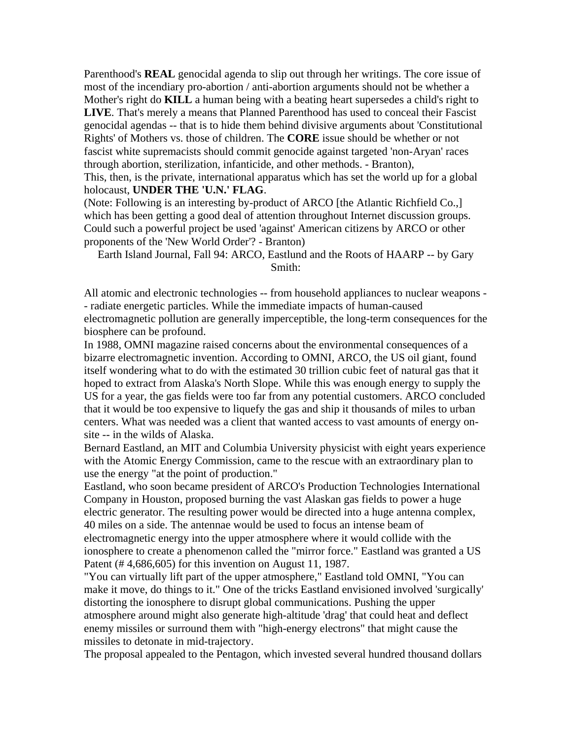Parenthood's **REAL** genocidal agenda to slip out through her writings. The core issue of most of the incendiary pro-abortion / anti-abortion arguments should not be whether a Mother's right do **KILL** a human being with a beating heart supersedes a child's right to **LIVE**. That's merely a means that Planned Parenthood has used to conceal their Fascist genocidal agendas -- that is to hide them behind divisive arguments about 'Constitutional Rights' of Mothers vs. those of children. The **CORE** issue should be whether or not fascist white supremacists should commit genocide against targeted 'non-Aryan' races through abortion, sterilization, infanticide, and other methods. - Branton),

This, then, is the private, international apparatus which has set the world up for a global holocaust, **UNDER THE 'U.N.' FLAG**.

(Note: Following is an interesting by-product of ARCO [the Atlantic Richfield Co.,] which has been getting a good deal of attention throughout Internet discussion groups. Could such a powerful project be used 'against' American citizens by ARCO or other proponents of the 'New World Order'? - Branton)

Earth Island Journal, Fall 94: ARCO, Eastlund and the Roots of HAARP -- by Gary Smith:

All atomic and electronic technologies -- from household appliances to nuclear weapons -- radiate energetic particles. While the immediate impacts of human-caused electromagnetic pollution are generally imperceptible, the long-term consequences for the biosphere can be profound.

In 1988, OMNI magazine raised concerns about the environmental consequences of a bizarre electromagnetic invention. According to OMNI, ARCO, the US oil giant, found itself wondering what to do with the estimated 30 trillion cubic feet of natural gas that it hoped to extract from Alaska's North Slope. While this was enough energy to supply the US for a year, the gas fields were too far from any potential customers. ARCO concluded that it would be too expensive to liquefy the gas and ship it thousands of miles to urban centers. What was needed was a client that wanted access to vast amounts of energy on-site -- in the wilds of Alaska.

Bernard Eastland, an MIT and Columbia University physicist with eight years experience with the Atomic Energy Commission, came to the rescue with an extraordinary plan to use the energy "at the point of production."

Eastland, who soon became president of ARCO's Production Technologies International Company in Houston, proposed burning the vast Alaskan gas fields to power a huge electric generator. The resulting power would be directed into a huge antenna complex, 40 miles on a side. The antennae would be used to focus an intense beam of electromagnetic energy into the upper atmosphere where it would collide with the ionosphere to create a phenomenon called the "mirror force." Eastland was granted a US Patent (# 4,686,605) for this invention on August 11, 1987.

"You can virtually lift part of the upper atmosphere," Eastland told OMNI, "You can make it move, do things to it." One of the tricks Eastland envisioned involved 'surgically' distorting the ionosphere to disrupt global communications. Pushing the upper atmosphere around might also generate high-altitude 'drag' that could heat and deflect enemy missiles or surround them with "high-energy electrons" that might cause the missiles to detonate in mid-trajectory.

The proposal appealed to the Pentagon, which invested several hundred thousand dollars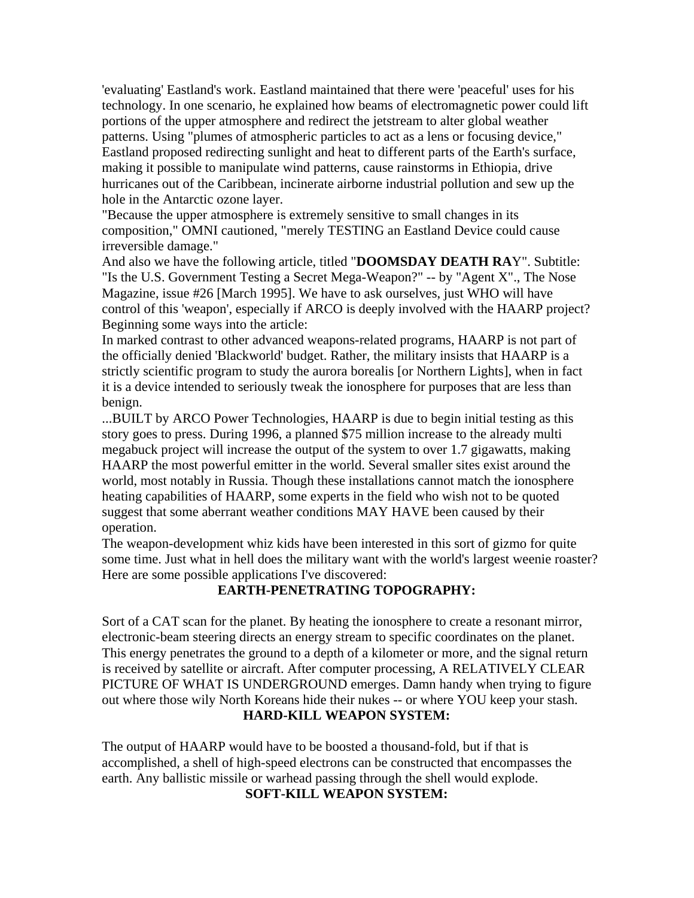'evaluating' Eastland's work. Eastland maintained that there were 'peaceful' uses for his technology. In one scenario, he explained how beams of electromagnetic power could lift portions of the upper atmosphere and redirect the jetstream to alter global weather patterns. Using "plumes of atmospheric particles to act as a lens or focusing device," Eastland proposed redirecting sunlight and heat to different parts of the Earth's surface, making it possible to manipulate wind patterns, cause rainstorms in Ethiopia, drive hurricanes out of the Caribbean, incinerate airborne industrial pollution and sew up the hole in the Antarctic ozone layer.

"Because the upper atmosphere is extremely sensitive to small changes in its composition," OMNI cautioned, "merely TESTING an Eastland Device could cause irreversible damage."

And also we have the following article, titled "**DOOMSDAY DEATH RA**Y". Subtitle: "Is the U.S. Government Testing a Secret Mega-Weapon?" -- by "Agent X"., The Nose Magazine, issue #26 [March 1995]. We have to ask ourselves, just WHO will have control of this 'weapon', especially if ARCO is deeply involved with the HAARP project? Beginning some ways into the article:

In marked contrast to other advanced weapons-related programs, HAARP is not part of the officially denied 'Blackworld' budget. Rather, the military insists that HAARP is a strictly scientific program to study the aurora borealis [or Northern Lights], when in fact it is a device intended to seriously tweak the ionosphere for purposes that are less than benign.

...BUILT by ARCO Power Technologies, HAARP is due to begin initial testing as this story goes to press. During 1996, a planned $75 million increase to the already multi megabuck project will increase the output of the system to over 1.7 gigawatts, making HAARP the most powerful emitter in the world. Several smaller sites exist around the world, most notably in Russia. Though these installations cannot match the ionosphere heating capabilities of HAARP, some experts in the field who wish not to be quoted suggest that some aberrant weather conditions MAY HAVE been caused by their operation.

The weapon-development whiz kids have been interested in this sort of gizmo for quite some time. Just what in hell does the military want with the world's largest weenie roaster? Here are some possible applications I've discovered:

**EARTH-PENETRATING TOPOGRAPHY:**

Sort of a CAT scan for the planet. By heating the ionosphere to create a resonant mirror, electronic-beam steering directs an energy stream to specific coordinates on the planet. This energy penetrates the ground to a depth of a kilometer or more, and the signal return is received by satellite or aircraft. After computer processing, A RELATIVELY CLEAR PICTURE OF WHAT IS UNDERGROUND emerges. Damn handy when trying to figure out where those wily North Koreans hide their nukes -- or where YOU keep your stash.

**HARD-KILL WEAPON SYSTEM:**

The output of HAARP would have to be boosted a thousand-fold, but if that is accomplished, a shell of high-speed electrons can be constructed that encompasses the earth. Any ballistic missile or warhead passing through the shell would explode.

**SOFT-KILL WEAPON SYSTEM:**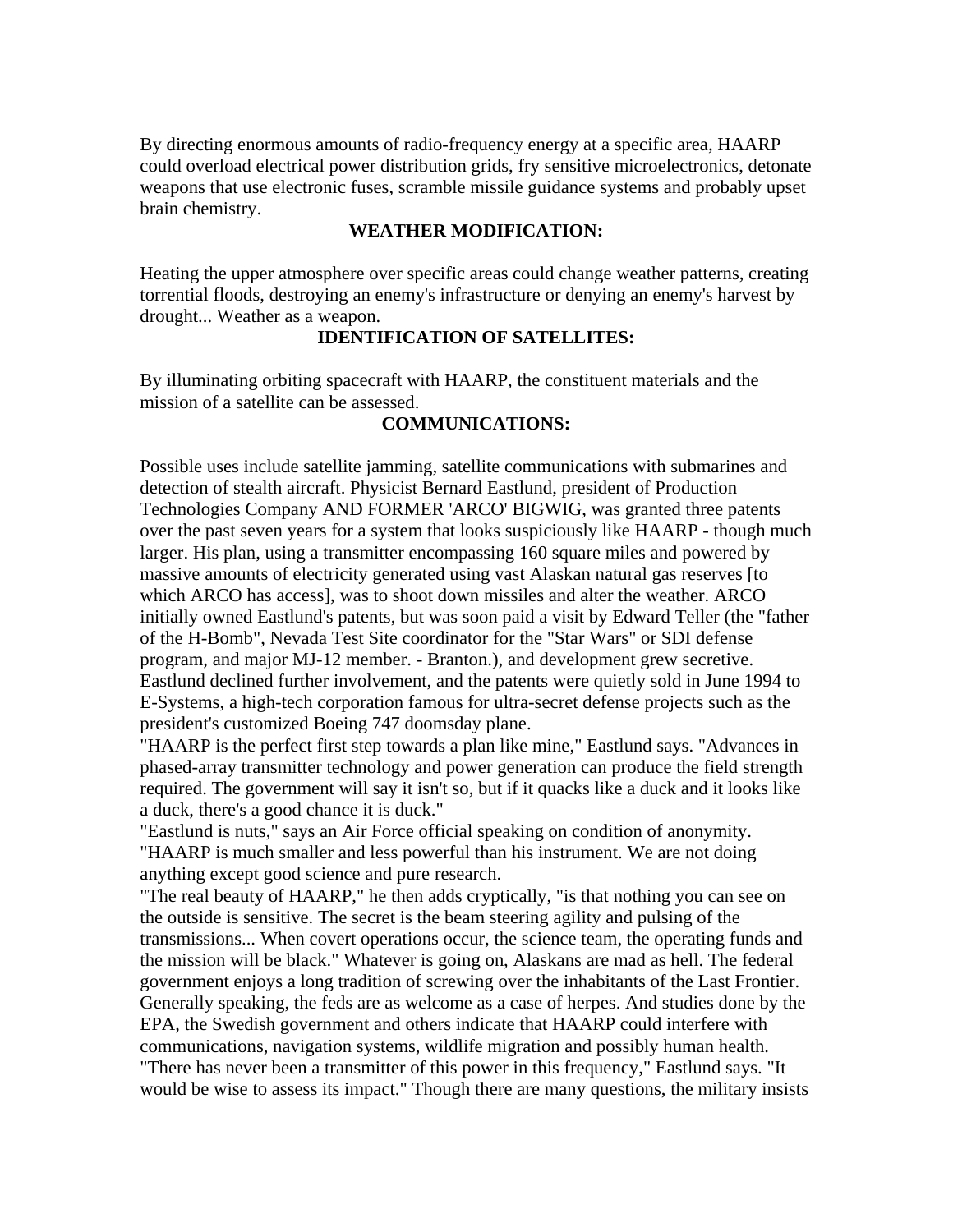By directing enormous amounts of radio-frequency energy at a specific area, HAARP could overload electrical power distribution grids, fry sensitive microelectronics, detonate weapons that use electronic fuses, scramble missile guidance systems and probably upset brain chemistry.

**WEATHER MODIFICATION:**

Heating the upper atmosphere over specific areas could change weather patterns, creating torrential floods, destroying an enemy's infrastructure or denying an enemy's harvest by drought... Weather as a weapon.

**IDENTIFICATION OF SATELLITES:**

By illuminating orbiting spacecraft with HAARP, the constituent materials and the mission of a satellite can be assessed.

**COMMUNICATIONS:**

Possible uses include satellite jamming, satellite communications with submarines and detection of stealth aircraft. Physicist Bernard Eastlund, president of Production Technologies Company AND FORMER 'ARCO' BIGWIG, was granted three patents over the past seven years for a system that looks suspiciously like HAARP - though much larger. His plan, using a transmitter encompassing 160 square miles and powered by massive amounts of electricity generated using vast Alaskan natural gas reserves [to which ARCO has access], was to shoot down missiles and alter the weather. ARCO initially owned Eastlund's patents, but was soon paid a visit by Edward Teller (the "father of the H-Bomb", Nevada Test Site coordinator for the "Star Wars" or SDI defense program, and major MJ-12 member. - Branton.), and development grew secretive. Eastlund declined further involvement, and the patents were quietly sold in June 1994 to E-Systems, a high-tech corporation famous for ultra-secret defense projects such as the president's customized Boeing 747 doomsday plane.

"HAARP is the perfect first step towards a plan like mine," Eastlund says. "Advances in phased-array transmitter technology and power generation can produce the field strength required. The government will say it isn't so, but if it quacks like a duck and it looks like a duck, there's a good chance it is duck."

"Eastlund is nuts," says an Air Force official speaking on condition of anonymity. "HAARP is much smaller and less powerful than his instrument. We are not doing anything except good science and pure research.

"The real beauty of HAARP," he then adds cryptically, "is that nothing you can see on the outside is sensitive. The secret is the beam steering agility and pulsing of the transmissions... When covert operations occur, the science team, the operating funds and the mission will be black." Whatever is going on, Alaskans are mad as hell. The federal government enjoys a long tradition of screwing over the inhabitants of the Last Frontier. Generally speaking, the feds are as welcome as a case of herpes. And studies done by the EPA, the Swedish government and others indicate that HAARP could interfere with communications, navigation systems, wildlife migration and possibly human health.

"There has never been a transmitter of this power in this frequency," Eastlund says. "It would be wise to assess its impact." Though there are many questions, the military insists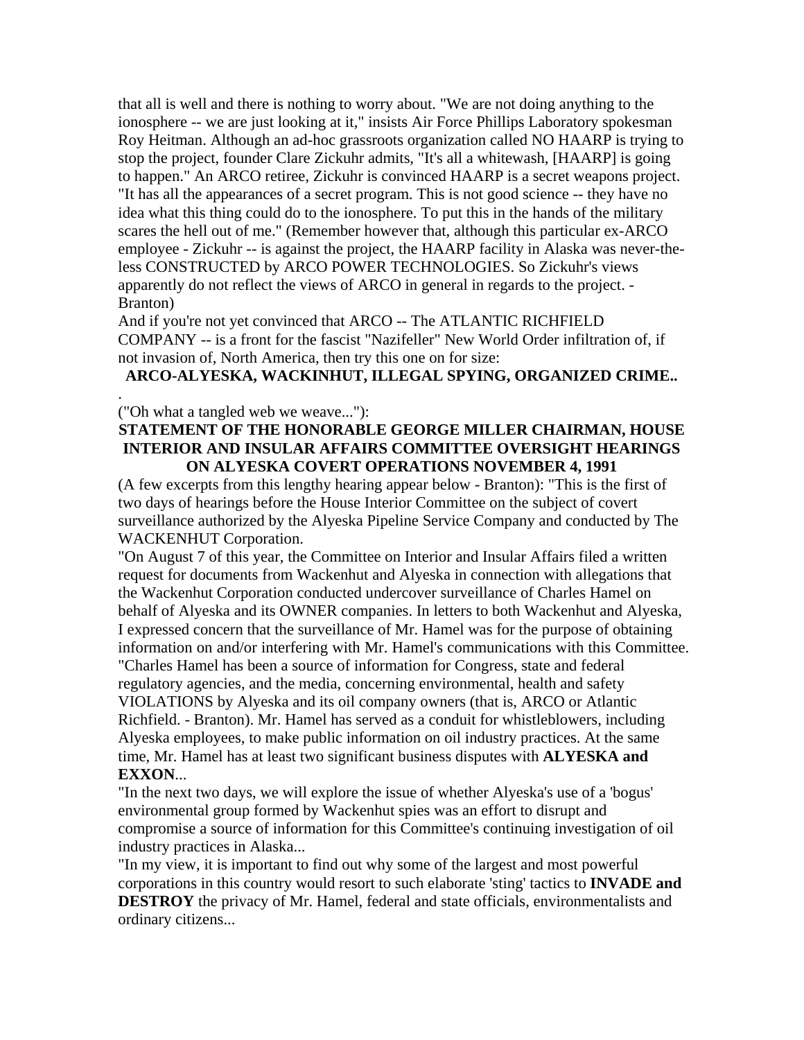that all is well and there is nothing to worry about. "We are not doing anything to the ionosphere -- we are just looking at it," insists Air Force Phillips Laboratory spokesman Roy Heitman. Although an ad-hoc grassroots organization called NO HAARP is trying to stop the project, founder Clare Zickuhr admits, "It's all a whitewash, [HAARP] is going to happen." An ARCO retiree, Zickuhr is convinced HAARP is a secret weapons project. "It has all the appearances of a secret program. This is not good science -- they have no idea what this thing could do to the ionosphere. To put this in the hands of the military scares the hell out of me." (Remember however that, although this particular ex-ARCO employee - Zickuhr -- is against the project, the HAARP facility in Alaska was never-the-less CONSTRUCTED by ARCO POWER TECHNOLOGIES. So Zickuhr's views apparently do not reflect the views of ARCO in general in regards to the project. - Branton)

And if you're not yet convinced that ARCO -- The ATLANTIC RICHFIELD COMPANY -- is a front for the fascist "Nazifeller" New World Order infiltration of, if not invasion of, North America, then try this one on for size:

**ARCO-ALYESKA, WACKINHUT, ILLEGAL SPYING, ORGANIZED CRIME..**

.

("Oh what a tangled web we weave..."):

**STATEMENT OF THE HONORABLE GEORGE MILLER CHAIRMAN, HOUSE INTERIOR AND INSULAR AFFAIRS COMMITTEE OVERSIGHT HEARINGS ON ALYESKA COVERT OPERATIONS NOVEMBER 4, 1991**

(A few excerpts from this lengthy hearing appear below - Branton): "This is the first of two days of hearings before the House Interior Committee on the subject of covert surveillance authorized by the Alyeska Pipeline Service Company and conducted by The WACKENHUT Corporation.

"On August 7 of this year, the Committee on Interior and Insular Affairs filed a written request for documents from Wackenhut and Alyeska in connection with allegations that the Wackenhut Corporation conducted undercover surveillance of Charles Hamel on behalf of Alyeska and its OWNER companies. In letters to both Wackenhut and Alyeska, I expressed concern that the surveillance of Mr. Hamel was for the purpose of obtaining information on and/or interfering with Mr. Hamel's communications with this Committee.

"Charles Hamel has been a source of information for Congress, state and federal regulatory agencies, and the media, concerning environmental, health and safety VIOLATIONS by Alyeska and its oil company owners (that is, ARCO or Atlantic Richfield. - Branton). Mr. Hamel has served as a conduit for whistleblowers, including Alyeska employees, to make public information on oil industry practices. At the same time, Mr. Hamel has at least two significant business disputes with **ALYESKA and EXXON**...

"In the next two days, we will explore the issue of whether Alyeska's use of a 'bogus' environmental group formed by Wackenhut spies was an effort to disrupt and compromise a source of information for this Committee's continuing investigation of oil industry practices in Alaska...

"In my view, it is important to find out why some of the largest and most powerful corporations in this country would resort to such elaborate 'sting' tactics to **INVADE and DESTROY** the privacy of Mr. Hamel, federal and state officials, environmentalists and ordinary citizens...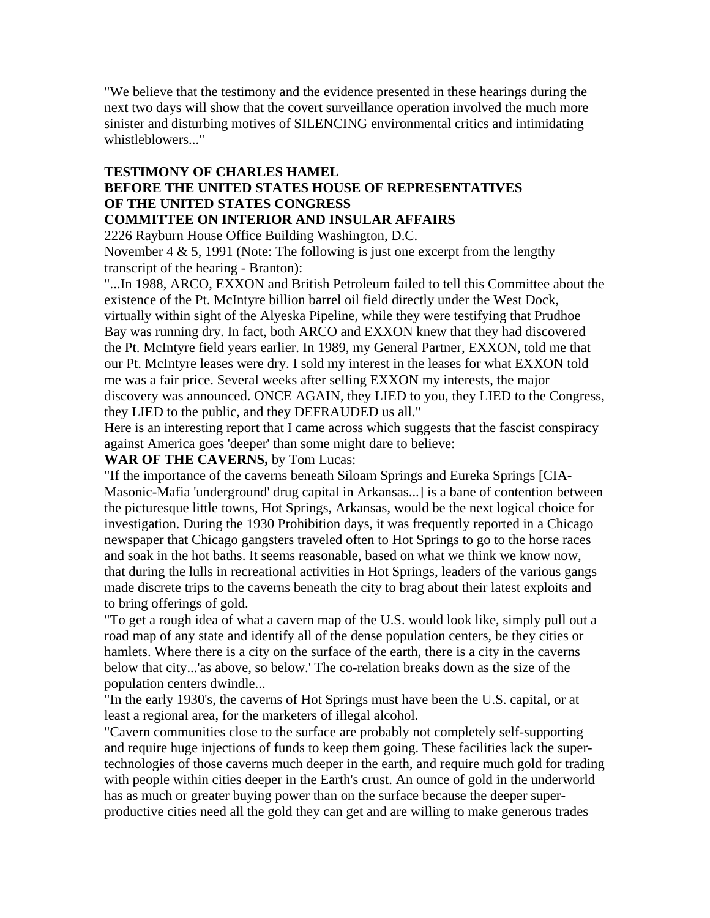"We believe that the testimony and the evidence presented in these hearings during the next two days will show that the covert surveillance operation involved the much more sinister and disturbing motives of SILENCING environmental critics and intimidating whistleblowers..."

**TESTIMONY OF CHARLES HAMEL**
**BEFORE THE UNITED STATES HOUSE OF REPRESENTATIVES**
**OF THE UNITED STATES CONGRESS**
**COMMITTEE ON INTERIOR AND INSULAR AFFAIRS**

2226 Rayburn House Office Building Washington, D.C.

November 4 & 5, 1991 (Note: The following is just one excerpt from the lengthy transcript of the hearing - Branton):

"...In 1988, ARCO, EXXON and British Petroleum failed to tell this Committee about the existence of the Pt. McIntyre billion barrel oil field directly under the West Dock, virtually within sight of the Alyeska Pipeline, while they were testifying that Prudhoe Bay was running dry. In fact, both ARCO and EXXON knew that they had discovered the Pt. McIntyre field years earlier. In 1989, my General Partner, EXXON, told me that our Pt. McIntyre leases were dry. I sold my interest in the leases for what EXXON told me was a fair price. Several weeks after selling EXXON my interests, the major discovery was announced. ONCE AGAIN, they LIED to you, they LIED to the Congress, they LIED to the public, and they DEFRAUDED us all."

Here is an interesting report that I came across which suggests that the fascist conspiracy against America goes 'deeper' than some might dare to believe:

**WAR OF THE CAVERNS,** by Tom Lucas:

"If the importance of the caverns beneath Siloam Springs and Eureka Springs [CIA-Masonic-Mafia 'underground' drug capital in Arkansas...] is a bane of contention between the picturesque little towns, Hot Springs, Arkansas, would be the next logical choice for investigation. During the 1930 Prohibition days, it was frequently reported in a Chicago newspaper that Chicago gangsters traveled often to Hot Springs to go to the horse races and soak in the hot baths. It seems reasonable, based on what we think we know now, that during the lulls in recreational activities in Hot Springs, leaders of the various gangs made discrete trips to the caverns beneath the city to brag about their latest exploits and to bring offerings of gold.

"To get a rough idea of what a cavern map of the U.S. would look like, simply pull out a road map of any state and identify all of the dense population centers, be they cities or hamlets. Where there is a city on the surface of the earth, there is a city in the caverns below that city...'as above, so below.' The co-relation breaks down as the size of the population centers dwindle...

"In the early 1930's, the caverns of Hot Springs must have been the U.S. capital, or at least a regional area, for the marketers of illegal alcohol.

"Cavern communities close to the surface are probably not completely self-supporting and require huge injections of funds to keep them going. These facilities lack the super-technologies of those caverns much deeper in the earth, and require much gold for trading with people within cities deeper in the Earth's crust. An ounce of gold in the underworld has as much or greater buying power than on the surface because the deeper super-productive cities need all the gold they can get and are willing to make generous trades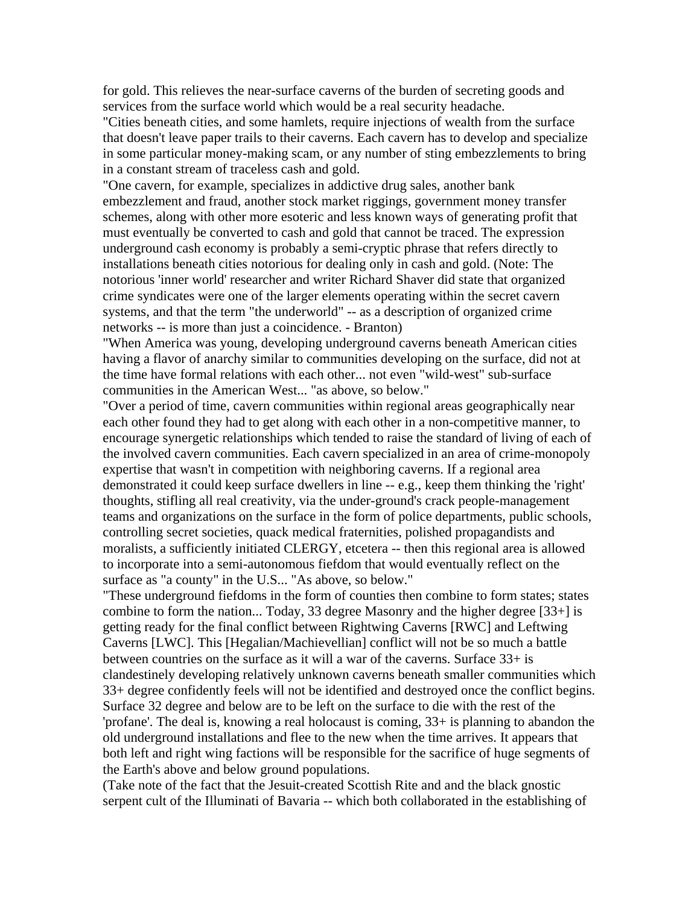for gold. This relieves the near-surface caverns of the burden of secreting goods and services from the surface world which would be a real security headache.

"Cities beneath cities, and some hamlets, require injections of wealth from the surface that doesn't leave paper trails to their caverns. Each cavern has to develop and specialize in some particular money-making scam, or any number of sting embezzlements to bring in a constant stream of traceless cash and gold.

"One cavern, for example, specializes in addictive drug sales, another bank embezzlement and fraud, another stock market riggings, government money transfer schemes, along with other more esoteric and less known ways of generating profit that must eventually be converted to cash and gold that cannot be traced. The expression underground cash economy is probably a semi-cryptic phrase that refers directly to installations beneath cities notorious for dealing only in cash and gold. (Note: The notorious 'inner world' researcher and writer Richard Shaver did state that organized crime syndicates were one of the larger elements operating within the secret cavern systems, and that the term "the underworld" -- as a description of organized crime networks -- is more than just a coincidence. - Branton)

"When America was young, developing underground caverns beneath American cities having a flavor of anarchy similar to communities developing on the surface, did not at the time have formal relations with each other... not even "wild-west" sub-surface communities in the American West... "as above, so below."

"Over a period of time, cavern communities within regional areas geographically near each other found they had to get along with each other in a non-competitive manner, to encourage synergetic relationships which tended to raise the standard of living of each of the involved cavern communities. Each cavern specialized in an area of crime-monopoly expertise that wasn't in competition with neighboring caverns. If a regional area demonstrated it could keep surface dwellers in line -- e.g., keep them thinking the 'right' thoughts, stifling all real creativity, via the under-ground's crack people-management teams and organizations on the surface in the form of police departments, public schools, controlling secret societies, quack medical fraternities, polished propagandists and moralists, a sufficiently initiated CLERGY, etcetera -- then this regional area is allowed to incorporate into a semi-autonomous fiefdom that would eventually reflect on the surface as "a county" in the U.S... "As above, so below."

"These underground fiefdoms in the form of counties then combine to form states; states combine to form the nation... Today, 33 degree Masonry and the higher degree [33+] is getting ready for the final conflict between Rightwing Caverns [RWC] and Leftwing Caverns [LWC]. This [Hegalian/Machievellian] conflict will not be so much a battle between countries on the surface as it will a war of the caverns. Surface 33+ is clandestinely developing relatively unknown caverns beneath smaller communities which 33+ degree confidently feels will not be identified and destroyed once the conflict begins. Surface 32 degree and below are to be left on the surface to die with the rest of the 'profane'. The deal is, knowing a real holocaust is coming, 33+ is planning to abandon the old underground installations and flee to the new when the time arrives. It appears that both left and right wing factions will be responsible for the sacrifice of huge segments of the Earth's above and below ground populations.

(Take note of the fact that the Jesuit-created Scottish Rite and and the black gnostic serpent cult of the Illuminati of Bavaria -- which both collaborated in the establishing of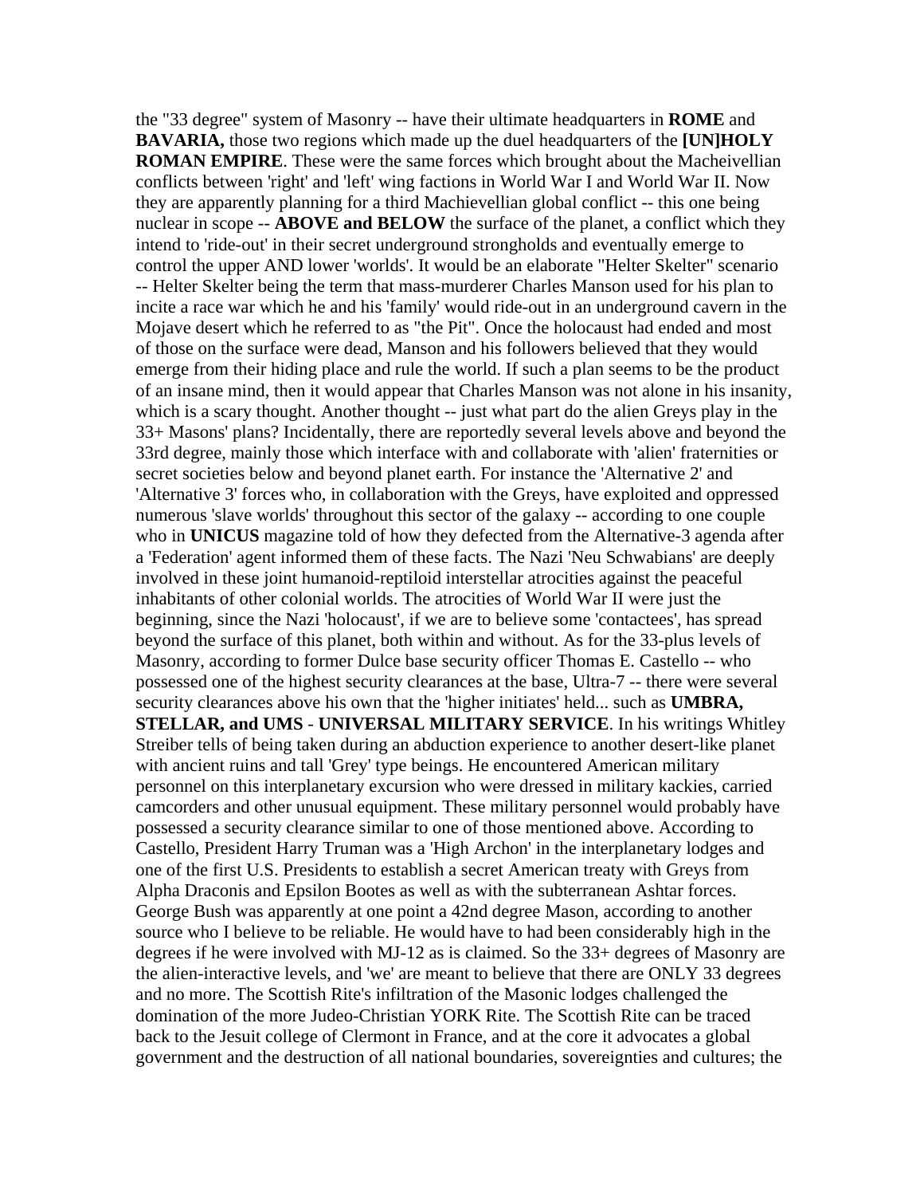the "33 degree" system of Masonry -- have their ultimate headquarters in **ROME** and **BAVARIA,** those two regions which made up the duel headquarters of the **[UN]HOLY ROMAN EMPIRE**. These were the same forces which brought about the Macheivellian conflicts between 'right' and 'left' wing factions in World War I and World War II. Now they are apparently planning for a third Machievellian global conflict -- this one being nuclear in scope -- **ABOVE and BELOW** the surface of the planet, a conflict which they intend to 'ride-out' in their secret underground strongholds and eventually emerge to control the upper AND lower 'worlds'. It would be an elaborate "Helter Skelter" scenario -- Helter Skelter being the term that mass-murderer Charles Manson used for his plan to incite a race war which he and his 'family' would ride-out in an underground cavern in the Mojave desert which he referred to as "the Pit". Once the holocaust had ended and most of those on the surface were dead, Manson and his followers believed that they would emerge from their hiding place and rule the world. If such a plan seems to be the product of an insane mind, then it would appear that Charles Manson was not alone in his insanity, which is a scary thought. Another thought -- just what part do the alien Greys play in the 33+ Masons' plans? Incidentally, there are reportedly several levels above and beyond the 33rd degree, mainly those which interface with and collaborate with 'alien' fraternities or secret societies below and beyond planet earth. For instance the 'Alternative 2' and 'Alternative 3' forces who, in collaboration with the Greys, have exploited and oppressed numerous 'slave worlds' throughout this sector of the galaxy -- according to one couple who in **UNICUS** magazine told of how they defected from the Alternative-3 agenda after a 'Federation' agent informed them of these facts. The Nazi 'Neu Schwabians' are deeply involved in these joint humanoid-reptiloid interstellar atrocities against the peaceful inhabitants of other colonial worlds. The atrocities of World War II were just the beginning, since the Nazi 'holocaust', if we are to believe some 'contactees', has spread beyond the surface of this planet, both within and without. As for the 33-plus levels of Masonry, according to former Dulce base security officer Thomas E. Castello -- who possessed one of the highest security clearances at the base, Ultra-7 -- there were several security clearances above his own that the 'higher initiates' held... such as **UMBRA, STELLAR, and UMS** - **UNIVERSAL MILITARY SERVICE**. In his writings Whitley Streiber tells of being taken during an abduction experience to another desert-like planet with ancient ruins and tall 'Grey' type beings. He encountered American military personnel on this interplanetary excursion who were dressed in military kackies, carried camcorders and other unusual equipment. These military personnel would probably have possessed a security clearance similar to one of those mentioned above. According to Castello, President Harry Truman was a 'High Archon' in the interplanetary lodges and one of the first U.S. Presidents to establish a secret American treaty with Greys from Alpha Draconis and Epsilon Bootes as well as with the subterranean Ashtar forces. George Bush was apparently at one point a 42nd degree Mason, according to another source who I believe to be reliable. He would have to had been considerably high in the degrees if he were involved with MJ-12 as is claimed. So the 33+ degrees of Masonry are the alien-interactive levels, and 'we' are meant to believe that there are ONLY 33 degrees and no more. The Scottish Rite's infiltration of the Masonic lodges challenged the domination of the more Judeo-Christian YORK Rite. The Scottish Rite can be traced back to the Jesuit college of Clermont in France, and at the core it advocates a global government and the destruction of all national boundaries, sovereignties and cultures; the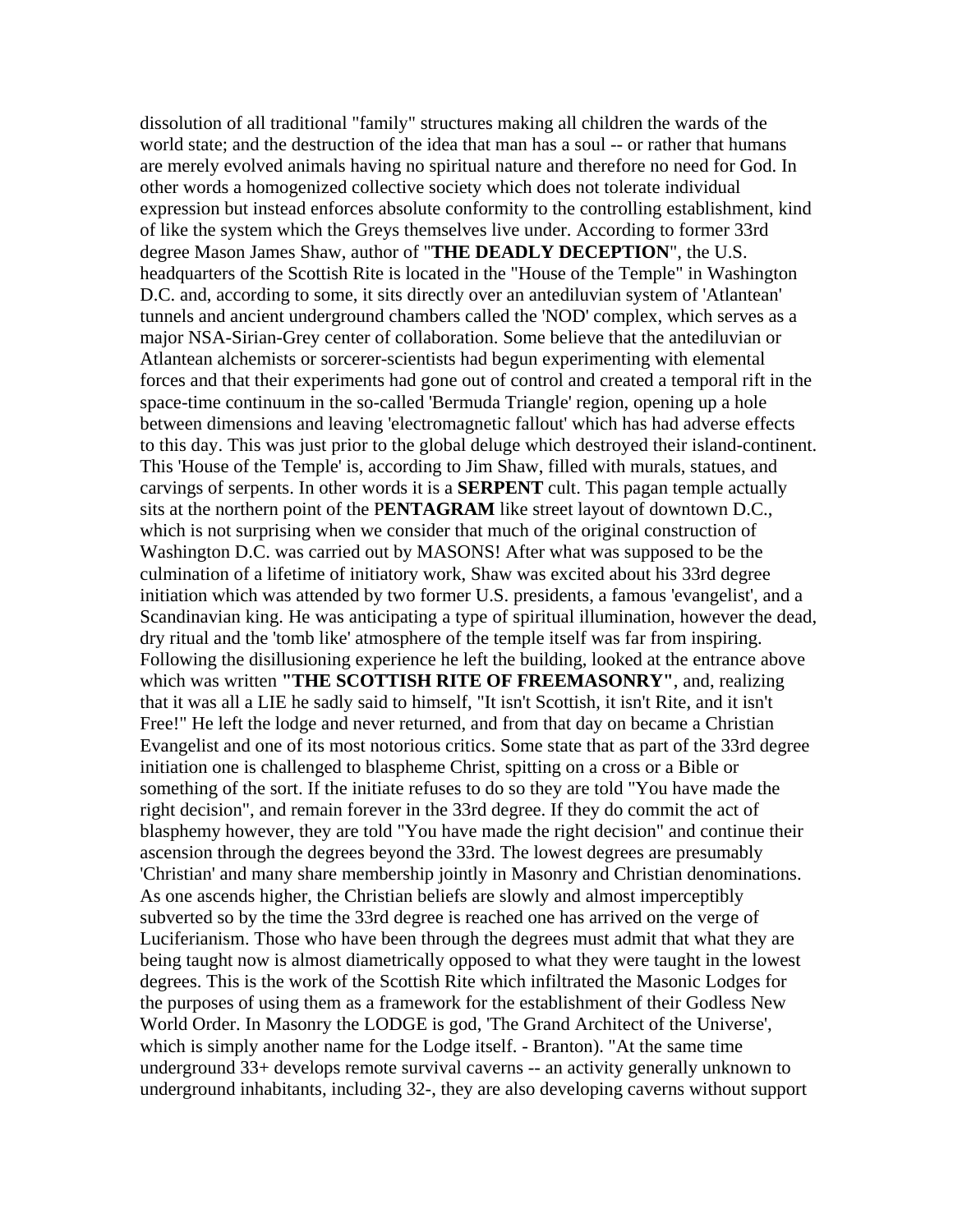dissolution of all traditional "family" structures making all children the wards of the world state; and the destruction of the idea that man has a soul -- or rather that humans are merely evolved animals having no spiritual nature and therefore no need for God. In other words a homogenized collective society which does not tolerate individual expression but instead enforces absolute conformity to the controlling establishment, kind of like the system which the Greys themselves live under. According to former 33rd degree Mason James Shaw, author of "**THE DEADLY DECEPTION**", the U.S. headquarters of the Scottish Rite is located in the "House of the Temple" in Washington D.C. and, according to some, it sits directly over an antediluvian system of 'Atlantean' tunnels and ancient underground chambers called the 'NOD' complex, which serves as a major NSA-Sirian-Grey center of collaboration. Some believe that the antediluvian or Atlantean alchemists or sorcerer-scientists had begun experimenting with elemental forces and that their experiments had gone out of control and created a temporal rift in the space-time continuum in the so-called 'Bermuda Triangle' region, opening up a hole between dimensions and leaving 'electromagnetic fallout' which has had adverse effects to this day. This was just prior to the global deluge which destroyed their island-continent. This 'House of the Temple' is, according to Jim Shaw, filled with murals, statues, and carvings of serpents. In other words it is a **SERPENT** cult. This pagan temple actually sits at the northern point of the P**ENTAGRAM** like street layout of downtown D.C., which is not surprising when we consider that much of the original construction of Washington D.C. was carried out by MASONS! After what was supposed to be the culmination of a lifetime of initiatory work, Shaw was excited about his 33rd degree initiation which was attended by two former U.S. presidents, a famous 'evangelist', and a Scandinavian king. He was anticipating a type of spiritual illumination, however the dead, dry ritual and the 'tomb like' atmosphere of the temple itself was far from inspiring. Following the disillusioning experience he left the building, looked at the entrance above which was written **"THE SCOTTISH RITE OF FREEMASONRY"**, and, realizing that it was all a LIE he sadly said to himself, "It isn't Scottish, it isn't Rite, and it isn't Free!" He left the lodge and never returned, and from that day on became a Christian Evangelist and one of its most notorious critics. Some state that as part of the 33rd degree initiation one is challenged to blaspheme Christ, spitting on a cross or a Bible or something of the sort. If the initiate refuses to do so they are told "You have made the right decision", and remain forever in the 33rd degree. If they do commit the act of blasphemy however, they are told "You have made the right decision" and continue their ascension through the degrees beyond the 33rd. The lowest degrees are presumably 'Christian' and many share membership jointly in Masonry and Christian denominations. As one ascends higher, the Christian beliefs are slowly and almost imperceptibly subverted so by the time the 33rd degree is reached one has arrived on the verge of Luciferianism. Those who have been through the degrees must admit that what they are being taught now is almost diametrically opposed to what they were taught in the lowest degrees. This is the work of the Scottish Rite which infiltrated the Masonic Lodges for the purposes of using them as a framework for the establishment of their Godless New World Order. In Masonry the LODGE is god, 'The Grand Architect of the Universe', which is simply another name for the Lodge itself. - Branton). "At the same time underground 33+ develops remote survival caverns -- an activity generally unknown to underground inhabitants, including 32-, they are also developing caverns without support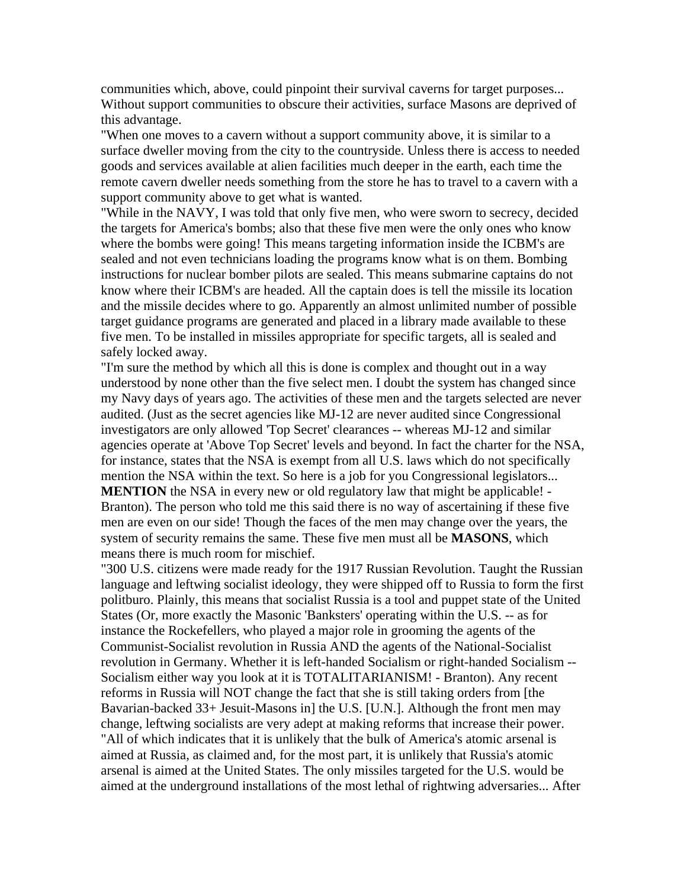communities which, above, could pinpoint their survival caverns for target purposes... Without support communities to obscure their activities, surface Masons are deprived of this advantage.

"When one moves to a cavern without a support community above, it is similar to a surface dweller moving from the city to the countryside. Unless there is access to needed goods and services available at alien facilities much deeper in the earth, each time the remote cavern dweller needs something from the store he has to travel to a cavern with a support community above to get what is wanted.

"While in the NAVY, I was told that only five men, who were sworn to secrecy, decided the targets for America's bombs; also that these five men were the only ones who know where the bombs were going! This means targeting information inside the ICBM's are sealed and not even technicians loading the programs know what is on them. Bombing instructions for nuclear bomber pilots are sealed. This means submarine captains do not know where their ICBM's are headed. All the captain does is tell the missile its location and the missile decides where to go. Apparently an almost unlimited number of possible target guidance programs are generated and placed in a library made available to these five men. To be installed in missiles appropriate for specific targets, all is sealed and safely locked away.

"I'm sure the method by which all this is done is complex and thought out in a way understood by none other than the five select men. I doubt the system has changed since my Navy days of years ago. The activities of these men and the targets selected are never audited. (Just as the secret agencies like MJ-12 are never audited since Congressional investigators are only allowed 'Top Secret' clearances -- whereas MJ-12 and similar agencies operate at 'Above Top Secret' levels and beyond. In fact the charter for the NSA, for instance, states that the NSA is exempt from all U.S. laws which do not specifically mention the NSA within the text. So here is a job for you Congressional legislators... **MENTION** the NSA in every new or old regulatory law that might be applicable! - Branton). The person who told me this said there is no way of ascertaining if these five men are even on our side! Though the faces of the men may change over the years, the system of security remains the same. These five men must all be **MASONS**, which means there is much room for mischief.

"300 U.S. citizens were made ready for the 1917 Russian Revolution. Taught the Russian language and leftwing socialist ideology, they were shipped off to Russia to form the first politburo. Plainly, this means that socialist Russia is a tool and puppet state of the United States (Or, more exactly the Masonic 'Banksters' operating within the U.S. -- as for instance the Rockefellers, who played a major role in grooming the agents of the Communist-Socialist revolution in Russia AND the agents of the National-Socialist revolution in Germany. Whether it is left-handed Socialism or right-handed Socialism -- Socialism either way you look at it is TOTALITARIANISM! - Branton). Any recent reforms in Russia will NOT change the fact that she is still taking orders from [the Bavarian-backed 33+ Jesuit-Masons in] the U.S. [U.N.]. Although the front men may change, leftwing socialists are very adept at making reforms that increase their power.

"All of which indicates that it is unlikely that the bulk of America's atomic arsenal is aimed at Russia, as claimed and, for the most part, it is unlikely that Russia's atomic arsenal is aimed at the United States. The only missiles targeted for the U.S. would be aimed at the underground installations of the most lethal of rightwing adversaries... After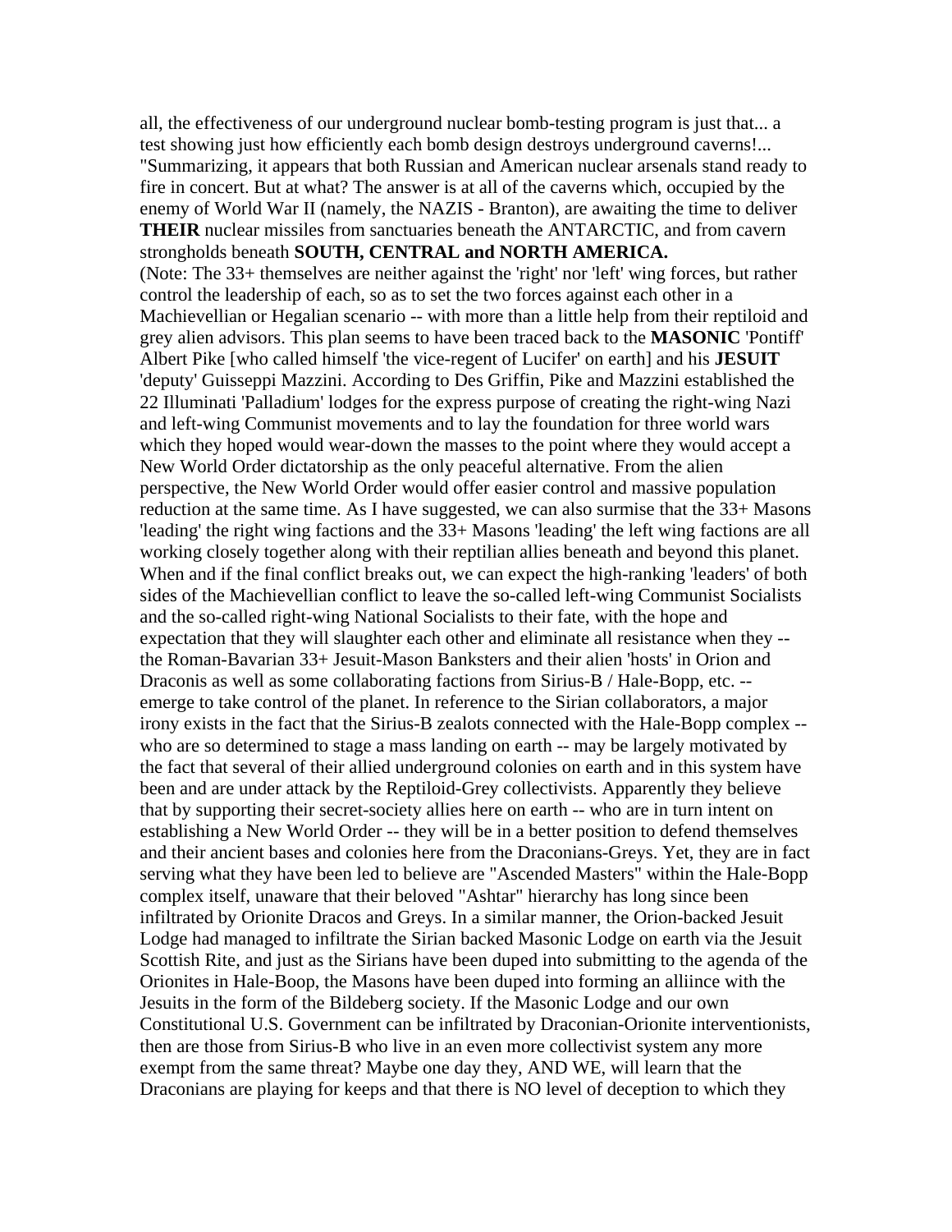all, the effectiveness of our underground nuclear bomb-testing program is just that... a test showing just how efficiently each bomb design destroys underground caverns!... "Summarizing, it appears that both Russian and American nuclear arsenals stand ready to fire in concert. But at what? The answer is at all of the caverns which, occupied by the enemy of World War II (namely, the NAZIS - Branton), are awaiting the time to deliver **THEIR** nuclear missiles from sanctuaries beneath the ANTARCTIC, and from cavern strongholds beneath **SOUTH, CENTRAL and NORTH AMERICA.**

(Note: The 33+ themselves are neither against the 'right' nor 'left' wing forces, but rather control the leadership of each, so as to set the two forces against each other in a Machievellian or Hegalian scenario -- with more than a little help from their reptiloid and grey alien advisors. This plan seems to have been traced back to the **MASONIC** 'Pontiff' Albert Pike [who called himself 'the vice-regent of Lucifer' on earth] and his **JESUIT** 'deputy' Guisseppi Mazzini. According to Des Griffin, Pike and Mazzini established the 22 Illuminati 'Palladium' lodges for the express purpose of creating the right-wing Nazi and left-wing Communist movements and to lay the foundation for three world wars which they hoped would wear-down the masses to the point where they would accept a New World Order dictatorship as the only peaceful alternative. From the alien perspective, the New World Order would offer easier control and massive population reduction at the same time. As I have suggested, we can also surmise that the 33+ Masons 'leading' the right wing factions and the 33+ Masons 'leading' the left wing factions are all working closely together along with their reptilian allies beneath and beyond this planet. When and if the final conflict breaks out, we can expect the high-ranking 'leaders' of both sides of the Machievellian conflict to leave the so-called left-wing Communist Socialists and the so-called right-wing National Socialists to their fate, with the hope and expectation that they will slaughter each other and eliminate all resistance when they -- the Roman-Bavarian 33+ Jesuit-Mason Banksters and their alien 'hosts' in Orion and Draconis as well as some collaborating factions from Sirius-B / Hale-Bopp, etc. -- emerge to take control of the planet. In reference to the Sirian collaborators, a major irony exists in the fact that the Sirius-B zealots connected with the Hale-Bopp complex -- who are so determined to stage a mass landing on earth -- may be largely motivated by the fact that several of their allied underground colonies on earth and in this system have been and are under attack by the Reptiloid-Grey collectivists. Apparently they believe that by supporting their secret-society allies here on earth -- who are in turn intent on establishing a New World Order -- they will be in a better position to defend themselves and their ancient bases and colonies here from the Draconians-Greys. Yet, they are in fact serving what they have been led to believe are "Ascended Masters" within the Hale-Bopp complex itself, unaware that their beloved "Ashtar" hierarchy has long since been infiltrated by Orionite Dracos and Greys. In a similar manner, the Orion-backed Jesuit Lodge had managed to infiltrate the Sirian backed Masonic Lodge on earth via the Jesuit Scottish Rite, and just as the Sirians have been duped into submitting to the agenda of the Orionites in Hale-Boop, the Masons have been duped into forming an alliince with the Jesuits in the form of the Bildeberg society. If the Masonic Lodge and our own Constitutional U.S. Government can be infiltrated by Draconian-Orionite interventionists, then are those from Sirius-B who live in an even more collectivist system any more exempt from the same threat? Maybe one day they, AND WE, will learn that the Draconians are playing for keeps and that there is NO level of deception to which they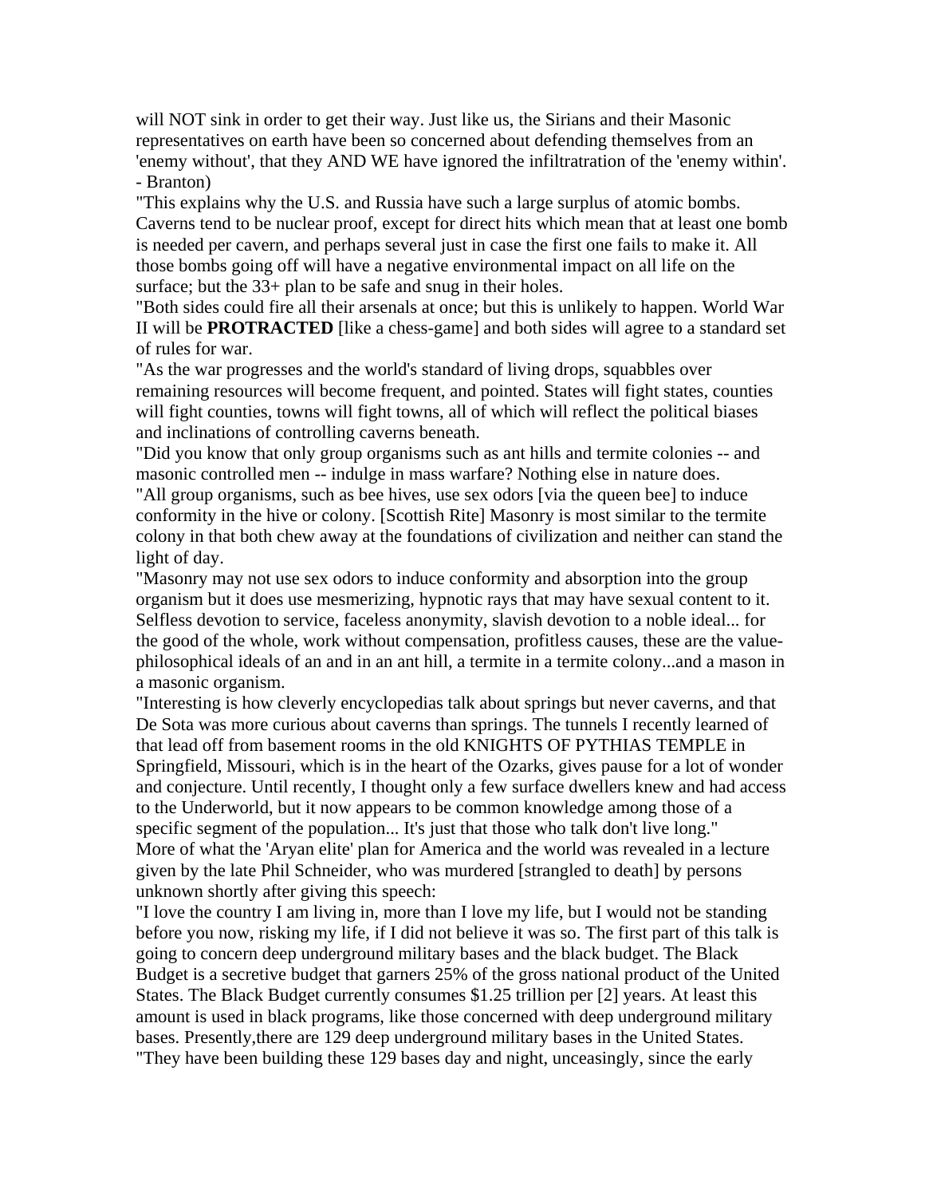will NOT sink in order to get their way. Just like us, the Sirians and their Masonic representatives on earth have been so concerned about defending themselves from an 'enemy without', that they AND WE have ignored the infiltratration of the 'enemy within'. - Branton)

"This explains why the U.S. and Russia have such a large surplus of atomic bombs. Caverns tend to be nuclear proof, except for direct hits which mean that at least one bomb is needed per cavern, and perhaps several just in case the first one fails to make it. All those bombs going off will have a negative environmental impact on all life on the surface; but the 33+ plan to be safe and snug in their holes.

"Both sides could fire all their arsenals at once; but this is unlikely to happen. World War II will be **PROTRACTED** [like a chess-game] and both sides will agree to a standard set of rules for war.

"As the war progresses and the world's standard of living drops, squabbles over remaining resources will become frequent, and pointed. States will fight states, counties will fight counties, towns will fight towns, all of which will reflect the political biases and inclinations of controlling caverns beneath.

"Did you know that only group organisms such as ant hills and termite colonies -- and masonic controlled men -- indulge in mass warfare? Nothing else in nature does.

"All group organisms, such as bee hives, use sex odors [via the queen bee] to induce conformity in the hive or colony. [Scottish Rite] Masonry is most similar to the termite colony in that both chew away at the foundations of civilization and neither can stand the light of day.

"Masonry may not use sex odors to induce conformity and absorption into the group organism but it does use mesmerizing, hypnotic rays that may have sexual content to it. Selfless devotion to service, faceless anonymity, slavish devotion to a noble ideal... for the good of the whole, work without compensation, profitless causes, these are the value-philosophical ideals of an and in an ant hill, a termite in a termite colony...and a mason in a masonic organism.

"Interesting is how cleverly encyclopedias talk about springs but never caverns, and that De Sota was more curious about caverns than springs. The tunnels I recently learned of that lead off from basement rooms in the old KNIGHTS OF PYTHIAS TEMPLE in Springfield, Missouri, which is in the heart of the Ozarks, gives pause for a lot of wonder and conjecture. Until recently, I thought only a few surface dwellers knew and had access to the Underworld, but it now appears to be common knowledge among those of a specific segment of the population... It's just that those who talk don't live long."

More of what the 'Aryan elite' plan for America and the world was revealed in a lecture given by the late Phil Schneider, who was murdered [strangled to death] by persons unknown shortly after giving this speech:

"I love the country I am living in, more than I love my life, but I would not be standing before you now, risking my life, if I did not believe it was so. The first part of this talk is going to concern deep underground military bases and the black budget. The Black Budget is a secretive budget that garners 25% of the gross national product of the United States. The Black Budget currently consumes $1.25 trillion per [2] years. At least this amount is used in black programs, like those concerned with deep underground military bases. Presently,there are 129 deep underground military bases in the United States.

"They have been building these 129 bases day and night, unceasingly, since the early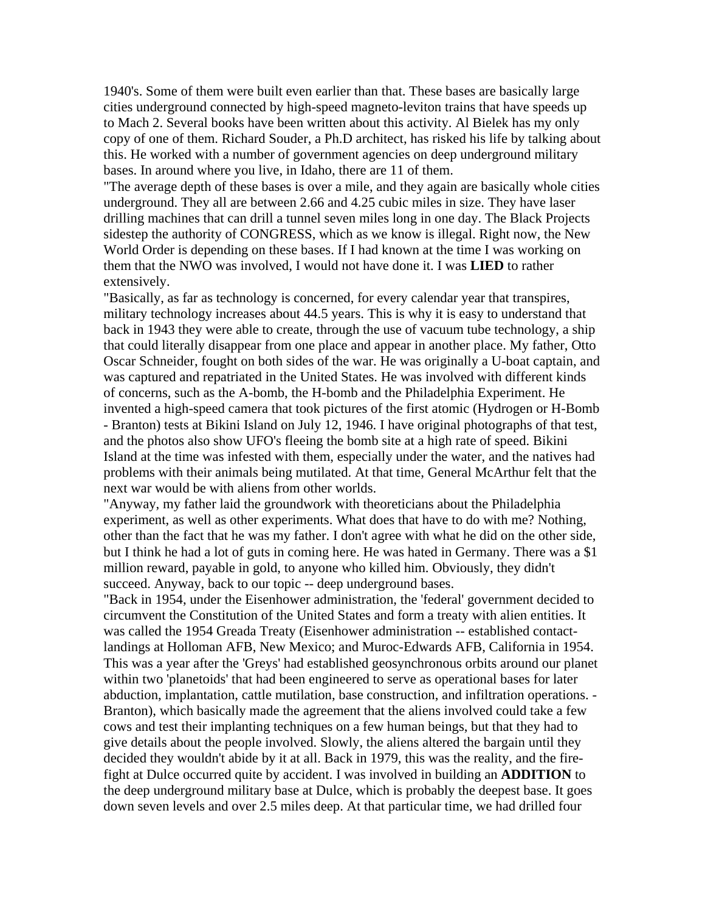1940's. Some of them were built even earlier than that. These bases are basically large cities underground connected by high-speed magneto-leviton trains that have speeds up to Mach 2. Several books have been written about this activity. Al Bielek has my only copy of one of them. Richard Souder, a Ph.D architect, has risked his life by talking about this. He worked with a number of government agencies on deep underground military bases. In around where you live, in Idaho, there are 11 of them.

"The average depth of these bases is over a mile, and they again are basically whole cities underground. They all are between 2.66 and 4.25 cubic miles in size. They have laser drilling machines that can drill a tunnel seven miles long in one day. The Black Projects sidestep the authority of CONGRESS, which as we know is illegal. Right now, the New World Order is depending on these bases. If I had known at the time I was working on them that the NWO was involved, I would not have done it. I was **LIED** to rather extensively.

"Basically, as far as technology is concerned, for every calendar year that transpires, military technology increases about 44.5 years. This is why it is easy to understand that back in 1943 they were able to create, through the use of vacuum tube technology, a ship that could literally disappear from one place and appear in another place. My father, Otto Oscar Schneider, fought on both sides of the war. He was originally a U-boat captain, and was captured and repatriated in the United States. He was involved with different kinds of concerns, such as the A-bomb, the H-bomb and the Philadelphia Experiment. He invented a high-speed camera that took pictures of the first atomic (Hydrogen or H-Bomb - Branton) tests at Bikini Island on July 12, 1946. I have original photographs of that test, and the photos also show UFO's fleeing the bomb site at a high rate of speed. Bikini Island at the time was infested with them, especially under the water, and the natives had problems with their animals being mutilated. At that time, General McArthur felt that the next war would be with aliens from other worlds.

"Anyway, my father laid the groundwork with theoreticians about the Philadelphia experiment, as well as other experiments. What does that have to do with me? Nothing, other than the fact that he was my father. I don't agree with what he did on the other side, but I think he had a lot of guts in coming here. He was hated in Germany. There was a $1 million reward, payable in gold, to anyone who killed him. Obviously, they didn't succeed. Anyway, back to our topic -- deep underground bases.

"Back in 1954, under the Eisenhower administration, the 'federal' government decided to circumvent the Constitution of the United States and form a treaty with alien entities. It was called the 1954 Greada Treaty (Eisenhower administration -- established contact-landings at Holloman AFB, New Mexico; and Muroc-Edwards AFB, California in 1954. This was a year after the 'Greys' had established geosynchronous orbits around our planet within two 'planetoids' that had been engineered to serve as operational bases for later abduction, implantation, cattle mutilation, base construction, and infiltration operations. - Branton), which basically made the agreement that the aliens involved could take a few cows and test their implanting techniques on a few human beings, but that they had to give details about the people involved. Slowly, the aliens altered the bargain until they decided they wouldn't abide by it at all. Back in 1979, this was the reality, and the fire-fight at Dulce occurred quite by accident. I was involved in building an **ADDITION** to the deep underground military base at Dulce, which is probably the deepest base. It goes down seven levels and over 2.5 miles deep. At that particular time, we had drilled four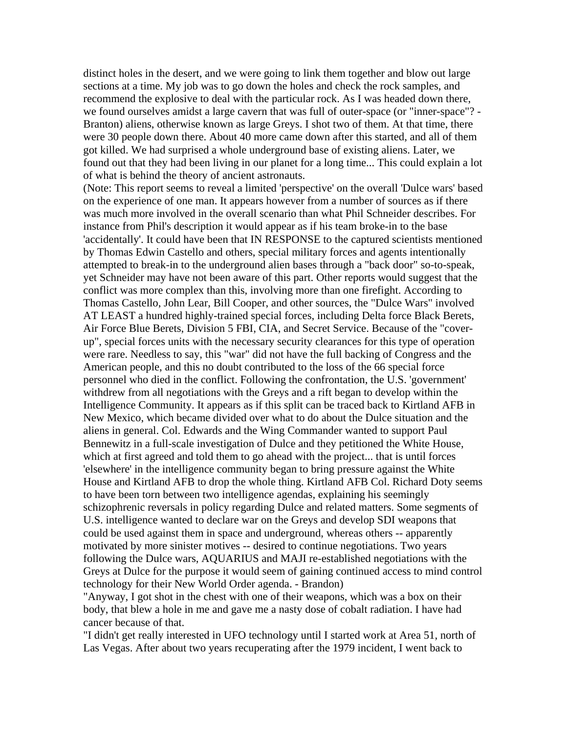distinct holes in the desert, and we were going to link them together and blow out large sections at a time. My job was to go down the holes and check the rock samples, and recommend the explosive to deal with the particular rock. As I was headed down there, we found ourselves amidst a large cavern that was full of outer-space (or "inner-space"? - Branton) aliens, otherwise known as large Greys. I shot two of them. At that time, there were 30 people down there. About 40 more came down after this started, and all of them got killed. We had surprised a whole underground base of existing aliens. Later, we found out that they had been living in our planet for a long time... This could explain a lot of what is behind the theory of ancient astronauts.

(Note: This report seems to reveal a limited 'perspective' on the overall 'Dulce wars' based on the experience of one man. It appears however from a number of sources as if there was much more involved in the overall scenario than what Phil Schneider describes. For instance from Phil's description it would appear as if his team broke-in to the base 'accidentally'. It could have been that IN RESPONSE to the captured scientists mentioned by Thomas Edwin Castello and others, special military forces and agents intentionally attempted to break-in to the underground alien bases through a "back door" so-to-speak, yet Schneider may have not been aware of this part. Other reports would suggest that the conflict was more complex than this, involving more than one firefight. According to Thomas Castello, John Lear, Bill Cooper, and other sources, the "Dulce Wars" involved AT LEAST a hundred highly-trained special forces, including Delta force Black Berets, Air Force Blue Berets, Division 5 FBI, CIA, and Secret Service. Because of the "cover-up", special forces units with the necessary security clearances for this type of operation were rare. Needless to say, this "war" did not have the full backing of Congress and the American people, and this no doubt contributed to the loss of the 66 special force personnel who died in the conflict. Following the confrontation, the U.S. 'government' withdrew from all negotiations with the Greys and a rift began to develop within the Intelligence Community. It appears as if this split can be traced back to Kirtland AFB in New Mexico, which became divided over what to do about the Dulce situation and the aliens in general. Col. Edwards and the Wing Commander wanted to support Paul Bennewitz in a full-scale investigation of Dulce and they petitioned the White House, which at first agreed and told them to go ahead with the project... that is until forces 'elsewhere' in the intelligence community began to bring pressure against the White House and Kirtland AFB to drop the whole thing. Kirtland AFB Col. Richard Doty seems to have been torn between two intelligence agendas, explaining his seemingly schizophrenic reversals in policy regarding Dulce and related matters. Some segments of U.S. intelligence wanted to declare war on the Greys and develop SDI weapons that could be used against them in space and underground, whereas others -- apparently motivated by more sinister motives -- desired to continue negotiations. Two years following the Dulce wars, AQUARIUS and MAJI re-established negotiations with the Greys at Dulce for the purpose it would seem of gaining continued access to mind control technology for their New World Order agenda. - Brandon)

"Anyway, I got shot in the chest with one of their weapons, which was a box on their body, that blew a hole in me and gave me a nasty dose of cobalt radiation. I have had cancer because of that.

"I didn't get really interested in UFO technology until I started work at Area 51, north of Las Vegas. After about two years recuperating after the 1979 incident, I went back to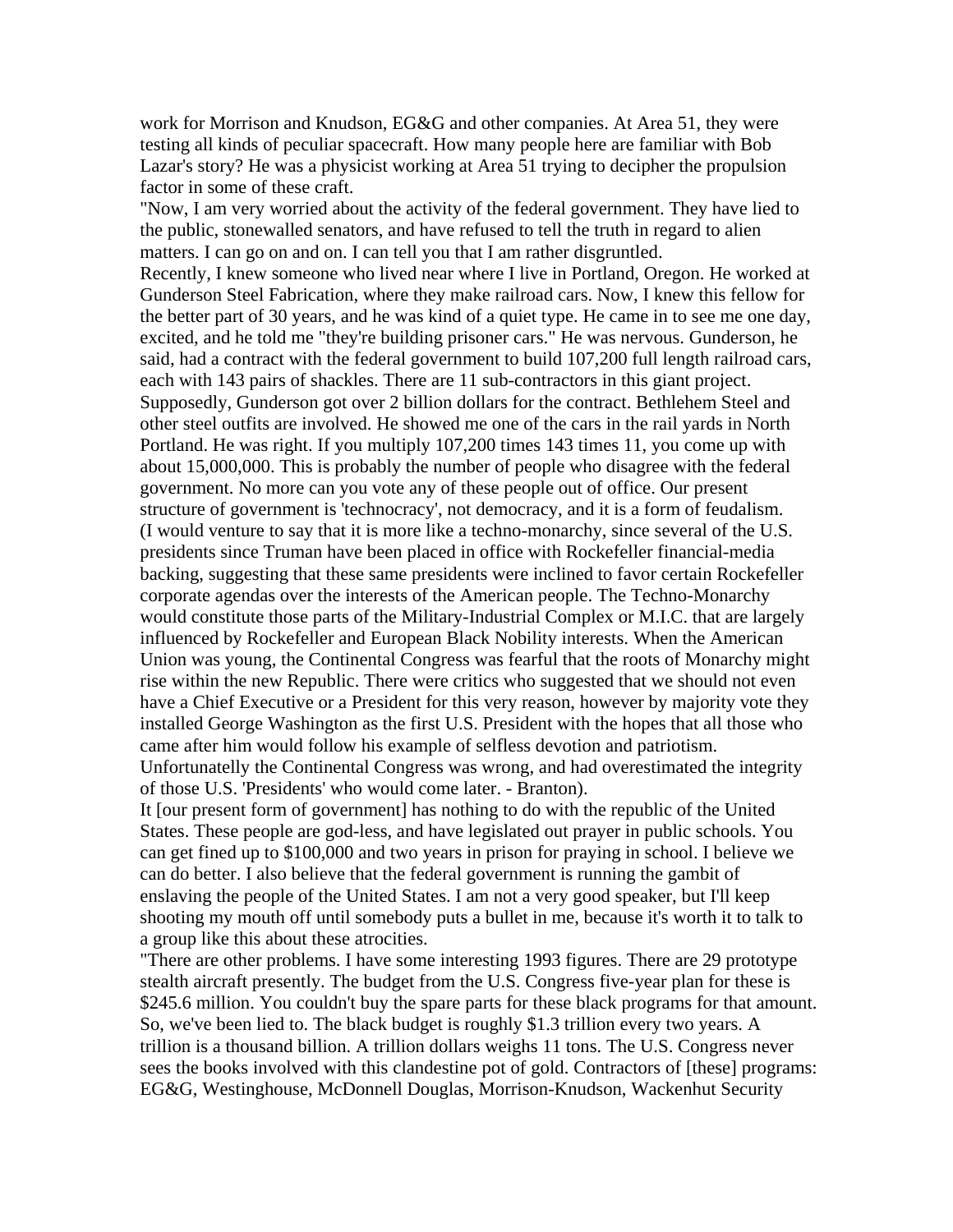work for Morrison and Knudson, EG&G and other companies. At Area 51, they were testing all kinds of peculiar spacecraft. How many people here are familiar with Bob Lazar's story? He was a physicist working at Area 51 trying to decipher the propulsion factor in some of these craft.

"Now, I am very worried about the activity of the federal government. They have lied to the public, stonewalled senators, and have refused to tell the truth in regard to alien matters. I can go on and on. I can tell you that I am rather disgruntled.

Recently, I knew someone who lived near where I live in Portland, Oregon. He worked at Gunderson Steel Fabrication, where they make railroad cars. Now, I knew this fellow for the better part of 30 years, and he was kind of a quiet type. He came in to see me one day, excited, and he told me "they're building prisoner cars." He was nervous. Gunderson, he said, had a contract with the federal government to build 107,200 full length railroad cars, each with 143 pairs of shackles. There are 11 sub-contractors in this giant project. Supposedly, Gunderson got over 2 billion dollars for the contract. Bethlehem Steel and other steel outfits are involved. He showed me one of the cars in the rail yards in North Portland. He was right. If you multiply 107,200 times 143 times 11, you come up with about 15,000,000. This is probably the number of people who disagree with the federal government. No more can you vote any of these people out of office. Our present structure of government is 'technocracy', not democracy, and it is a form of feudalism. (I would venture to say that it is more like a techno-monarchy, since several of the U.S. presidents since Truman have been placed in office with Rockefeller financial-media backing, suggesting that these same presidents were inclined to favor certain Rockefeller corporate agendas over the interests of the American people. The Techno-Monarchy would constitute those parts of the Military-Industrial Complex or M.I.C. that are largely influenced by Rockefeller and European Black Nobility interests. When the American Union was young, the Continental Congress was fearful that the roots of Monarchy might rise within the new Republic. There were critics who suggested that we should not even have a Chief Executive or a President for this very reason, however by majority vote they installed George Washington as the first U.S. President with the hopes that all those who came after him would follow his example of selfless devotion and patriotism. Unfortunatelly the Continental Congress was wrong, and had overestimated the integrity of those U.S. 'Presidents' who would come later. - Branton).

It [our present form of government] has nothing to do with the republic of the United States. These people are god-less, and have legislated out prayer in public schools. You can get fined up to $100,000 and two years in prison for praying in school. I believe we can do better. I also believe that the federal government is running the gambit of enslaving the people of the United States. I am not a very good speaker, but I'll keep shooting my mouth off until somebody puts a bullet in me, because it's worth it to talk to a group like this about these atrocities.

"There are other problems. I have some interesting 1993 figures. There are 29 prototype stealth aircraft presently. The budget from the U.S. Congress five-year plan for these is $245.6 million. You couldn't buy the spare parts for these black programs for that amount. So, we've been lied to. The black budget is roughly $1.3 trillion every two years. A trillion is a thousand billion. A trillion dollars weighs 11 tons. The U.S. Congress never sees the books involved with this clandestine pot of gold. Contractors of [these] programs: EG&G, Westinghouse, McDonnell Douglas, Morrison-Knudson, Wackenhut Security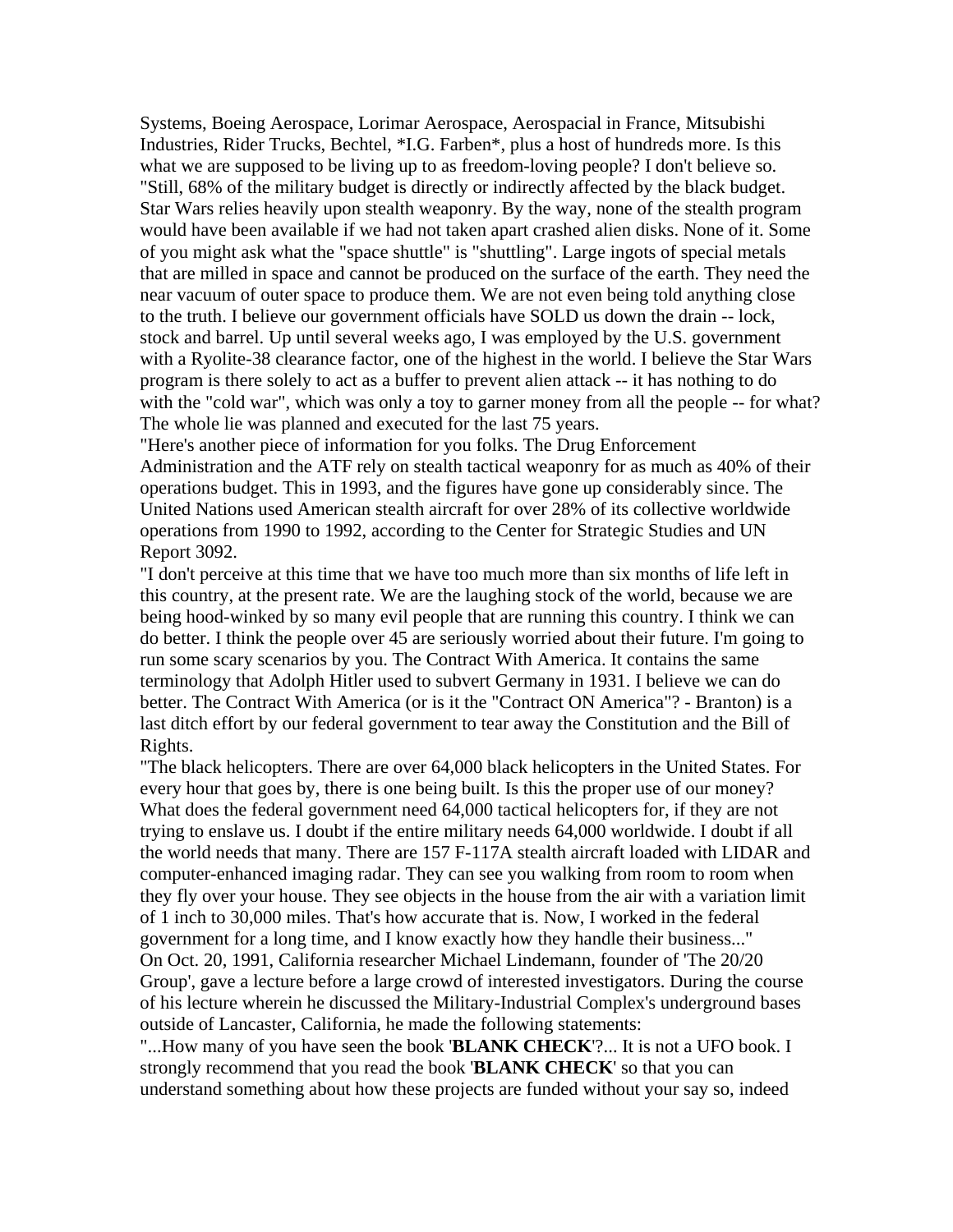Systems, Boeing Aerospace, Lorimar Aerospace, Aerospacial in France, Mitsubishi Industries, Rider Trucks, Bechtel, *I.G. Farben*, plus a host of hundreds more. Is this what we are supposed to be living up to as freedom-loving people? I don't believe so.

"Still, 68% of the military budget is directly or indirectly affected by the black budget. Star Wars relies heavily upon stealth weaponry. By the way, none of the stealth program would have been available if we had not taken apart crashed alien disks. None of it. Some of you might ask what the "space shuttle" is "shuttling". Large ingots of special metals that are milled in space and cannot be produced on the surface of the earth. They need the near vacuum of outer space to produce them. We are not even being told anything close to the truth. I believe our government officials have SOLD us down the drain -- lock, stock and barrel. Up until several weeks ago, I was employed by the U.S. government with a Ryolite-38 clearance factor, one of the highest in the world. I believe the Star Wars program is there solely to act as a buffer to prevent alien attack -- it has nothing to do with the "cold war", which was only a toy to garner money from all the people -- for what? The whole lie was planned and executed for the last 75 years.

"Here's another piece of information for you folks. The Drug Enforcement Administration and the ATF rely on stealth tactical weaponry for as much as 40% of their operations budget. This in 1993, and the figures have gone up considerably since. The United Nations used American stealth aircraft for over 28% of its collective worldwide operations from 1990 to 1992, according to the Center for Strategic Studies and UN Report 3092.

"I don't perceive at this time that we have too much more than six months of life left in this country, at the present rate. We are the laughing stock of the world, because we are being hood-winked by so many evil people that are running this country. I think we can do better. I think the people over 45 are seriously worried about their future. I'm going to run some scary scenarios by you. The Contract With America. It contains the same terminology that Adolph Hitler used to subvert Germany in 1931. I believe we can do better. The Contract With America (or is it the "Contract ON America"? - Branton) is a last ditch effort by our federal government to tear away the Constitution and the Bill of Rights.

"The black helicopters. There are over 64,000 black helicopters in the United States. For every hour that goes by, there is one being built. Is this the proper use of our money? What does the federal government need 64,000 tactical helicopters for, if they are not trying to enslave us. I doubt if the entire military needs 64,000 worldwide. I doubt if all the world needs that many. There are 157 F-117A stealth aircraft loaded with LIDAR and computer-enhanced imaging radar. They can see you walking from room to room when they fly over your house. They see objects in the house from the air with a variation limit of 1 inch to 30,000 miles. That's how accurate that is. Now, I worked in the federal government for a long time, and I know exactly how they handle their business..."

On Oct. 20, 1991, California researcher Michael Lindemann, founder of 'The 20/20 Group', gave a lecture before a large crowd of interested investigators. During the course of his lecture wherein he discussed the Military-Industrial Complex's underground bases outside of Lancaster, California, he made the following statements:

"...How many of you have seen the book '**BLANK CHECK**'?... It is not a UFO book. I strongly recommend that you read the book '**BLANK CHECK**' so that you can understand something about how these projects are funded without your say so, indeed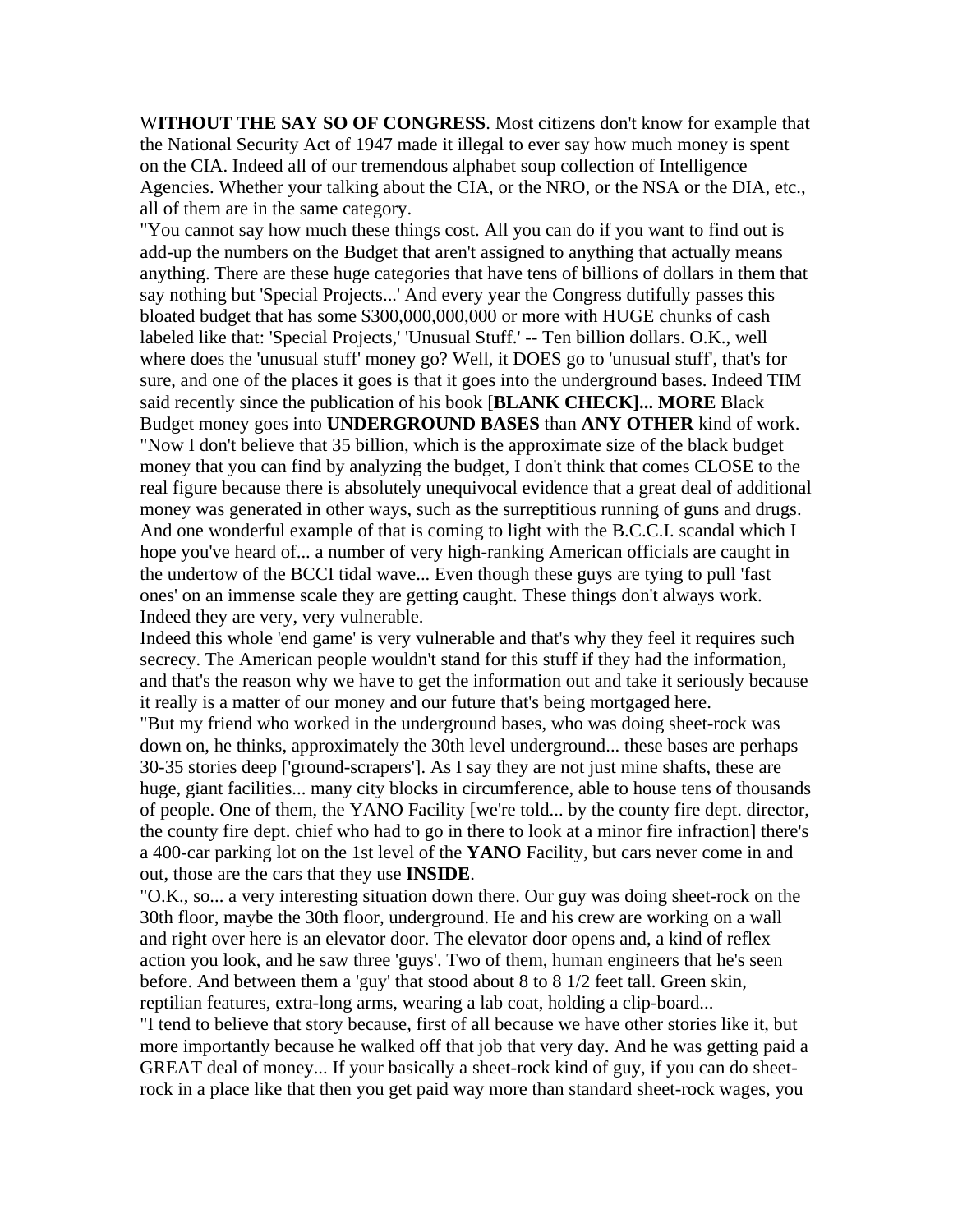W**ITHOUT THE SAY SO OF CONGRESS**. Most citizens don't know for example that the National Security Act of 1947 made it illegal to ever say how much money is spent on the CIA. Indeed all of our tremendous alphabet soup collection of Intelligence Agencies. Whether your talking about the CIA, or the NRO, or the NSA or the DIA, etc., all of them are in the same category.

"You cannot say how much these things cost. All you can do if you want to find out is add-up the numbers on the Budget that aren't assigned to anything that actually means anything. There are these huge categories that have tens of billions of dollars in them that say nothing but 'Special Projects...' And every year the Congress dutifully passes this bloated budget that has some $300,000,000,000 or more with HUGE chunks of cash labeled like that: 'Special Projects,' 'Unusual Stuff.' -- Ten billion dollars. O.K., well where does the 'unusual stuff' money go? Well, it DOES go to 'unusual stuff', that's for sure, and one of the places it goes is that it goes into the underground bases. Indeed TIM said recently since the publication of his book [**BLANK CHECK]... MORE** Black Budget money goes into **UNDERGROUND BASES** than **ANY OTHER** kind of work.

"Now I don't believe that 35 billion, which is the approximate size of the black budget money that you can find by analyzing the budget, I don't think that comes CLOSE to the real figure because there is absolutely unequivocal evidence that a great deal of additional money was generated in other ways, such as the surreptitious running of guns and drugs. And one wonderful example of that is coming to light with the B.C.C.I. scandal which I hope you've heard of... a number of very high-ranking American officials are caught in the undertow of the BCCI tidal wave... Even though these guys are tying to pull 'fast ones' on an immense scale they are getting caught. These things don't always work. Indeed they are very, very vulnerable.

Indeed this whole 'end game' is very vulnerable and that's why they feel it requires such secrecy. The American people wouldn't stand for this stuff if they had the information, and that's the reason why we have to get the information out and take it seriously because it really is a matter of our money and our future that's being mortgaged here.

"But my friend who worked in the underground bases, who was doing sheet-rock was down on, he thinks, approximately the 30th level underground... these bases are perhaps 30-35 stories deep ['ground-scrapers']. As I say they are not just mine shafts, these are huge, giant facilities... many city blocks in circumference, able to house tens of thousands of people. One of them, the YANO Facility [we're told... by the county fire dept. director, the county fire dept. chief who had to go in there to look at a minor fire infraction] there's a 400-car parking lot on the 1st level of the **YANO** Facility, but cars never come in and out, those are the cars that they use **INSIDE**.

"O.K., so... a very interesting situation down there. Our guy was doing sheet-rock on the 30th floor, maybe the 30th floor, underground. He and his crew are working on a wall and right over here is an elevator door. The elevator door opens and, a kind of reflex action you look, and he saw three 'guys'. Two of them, human engineers that he's seen before. And between them a 'guy' that stood about 8 to 8 1/2 feet tall. Green skin, reptilian features, extra-long arms, wearing a lab coat, holding a clip-board...

"I tend to believe that story because, first of all because we have other stories like it, but more importantly because he walked off that job that very day. And he was getting paid a GREAT deal of money... If your basically a sheet-rock kind of guy, if you can do sheet-rock in a place like that then you get paid way more than standard sheet-rock wages, you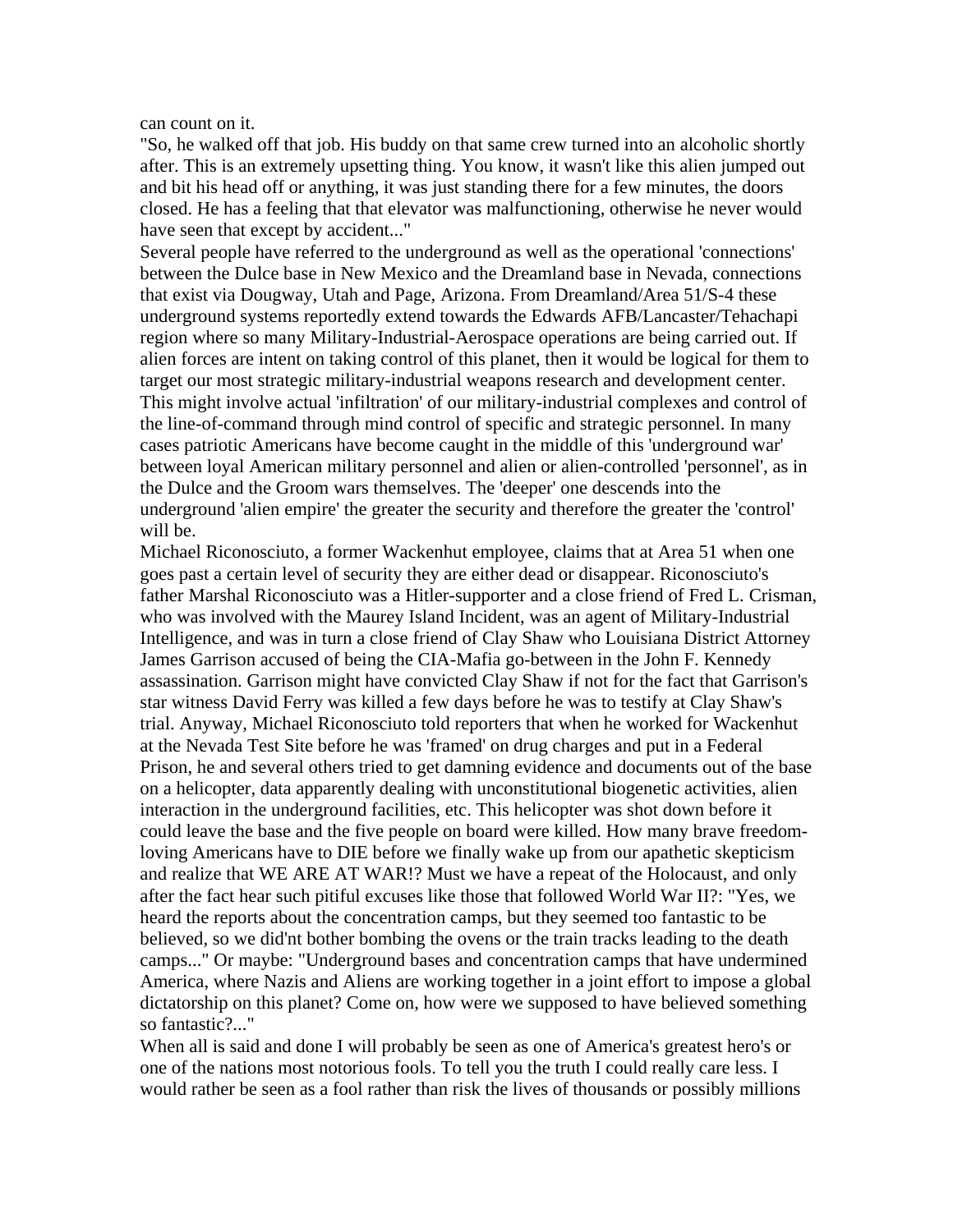can count on it.

"So, he walked off that job. His buddy on that same crew turned into an alcoholic shortly after. This is an extremely upsetting thing. You know, it wasn't like this alien jumped out and bit his head off or anything, it was just standing there for a few minutes, the doors closed. He has a feeling that that elevator was malfunctioning, otherwise he never would have seen that except by accident..."

Several people have referred to the underground as well as the operational 'connections' between the Dulce base in New Mexico and the Dreamland base in Nevada, connections that exist via Dougway, Utah and Page, Arizona. From Dreamland/Area 51/S-4 these underground systems reportedly extend towards the Edwards AFB/Lancaster/Tehachapi region where so many Military-Industrial-Aerospace operations are being carried out. If alien forces are intent on taking control of this planet, then it would be logical for them to target our most strategic military-industrial weapons research and development center. This might involve actual 'infiltration' of our military-industrial complexes and control of the line-of-command through mind control of specific and strategic personnel. In many cases patriotic Americans have become caught in the middle of this 'underground war' between loyal American military personnel and alien or alien-controlled 'personnel', as in the Dulce and the Groom wars themselves. The 'deeper' one descends into the underground 'alien empire' the greater the security and therefore the greater the 'control' will be.

Michael Riconosciuto, a former Wackenhut employee, claims that at Area 51 when one goes past a certain level of security they are either dead or disappear. Riconosciuto's father Marshal Riconosciuto was a Hitler-supporter and a close friend of Fred L. Crisman, who was involved with the Maurey Island Incident, was an agent of Military-Industrial Intelligence, and was in turn a close friend of Clay Shaw who Louisiana District Attorney James Garrison accused of being the CIA-Mafia go-between in the John F. Kennedy assassination. Garrison might have convicted Clay Shaw if not for the fact that Garrison's star witness David Ferry was killed a few days before he was to testify at Clay Shaw's trial. Anyway, Michael Riconosciuto told reporters that when he worked for Wackenhut at the Nevada Test Site before he was 'framed' on drug charges and put in a Federal Prison, he and several others tried to get damning evidence and documents out of the base on a helicopter, data apparently dealing with unconstitutional biogenetic activities, alien interaction in the underground facilities, etc. This helicopter was shot down before it could leave the base and the five people on board were killed. How many brave freedom-loving Americans have to DIE before we finally wake up from our apathetic skepticism and realize that WE ARE AT WAR!? Must we have a repeat of the Holocaust, and only after the fact hear such pitiful excuses like those that followed World War II?: "Yes, we heard the reports about the concentration camps, but they seemed too fantastic to be believed, so we did'nt bother bombing the ovens or the train tracks leading to the death camps..." Or maybe: "Underground bases and concentration camps that have undermined America, where Nazis and Aliens are working together in a joint effort to impose a global dictatorship on this planet? Come on, how were we supposed to have believed something so fantastic?..."

When all is said and done I will probably be seen as one of America's greatest hero's or one of the nations most notorious fools. To tell you the truth I could really care less. I would rather be seen as a fool rather than risk the lives of thousands or possibly millions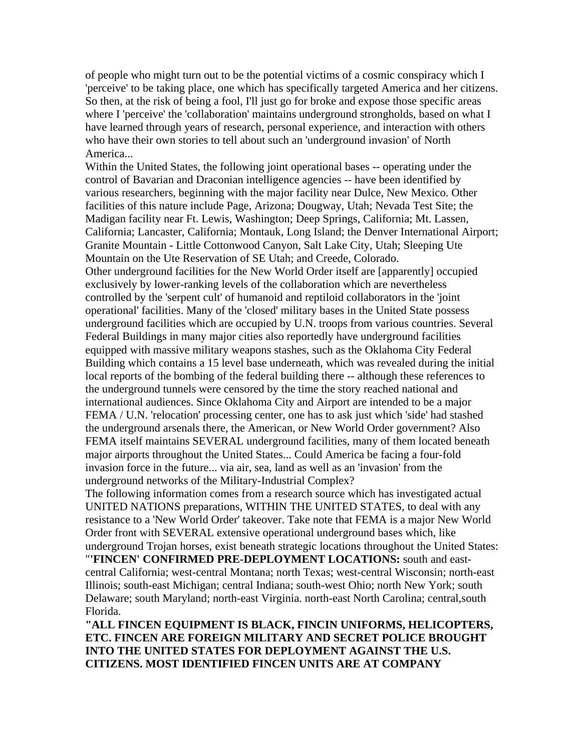of people who might turn out to be the potential victims of a cosmic conspiracy which I 'perceive' to be taking place, one which has specifically targeted America and her citizens. So then, at the risk of being a fool, I'll just go for broke and expose those specific areas where I 'perceive' the 'collaboration' maintains underground strongholds, based on what I have learned through years of research, personal experience, and interaction with others who have their own stories to tell about such an 'underground invasion' of North America...

Within the United States, the following joint operational bases -- operating under the control of Bavarian and Draconian intelligence agencies -- have been identified by various researchers, beginning with the major facility near Dulce, New Mexico. Other facilities of this nature include Page, Arizona; Dougway, Utah; Nevada Test Site; the Madigan facility near Ft. Lewis, Washington; Deep Springs, California; Mt. Lassen, California; Lancaster, California; Montauk, Long Island; the Denver International Airport; Granite Mountain - Little Cottonwood Canyon, Salt Lake City, Utah; Sleeping Ute Mountain on the Ute Reservation of SE Utah; and Creede, Colorado.

Other underground facilities for the New World Order itself are [apparently] occupied exclusively by lower-ranking levels of the collaboration which are nevertheless controlled by the 'serpent cult' of humanoid and reptiloid collaborators in the 'joint operational' facilities. Many of the 'closed' military bases in the United State possess underground facilities which are occupied by U.N. troops from various countries. Several Federal Buildings in many major cities also reportedly have underground facilities equipped with massive military weapons stashes, such as the Oklahoma City Federal Building which contains a 15 level base underneath, which was revealed during the initial local reports of the bombing of the federal building there -- although these references to the underground tunnels were censored by the time the story reached national and international audiences. Since Oklahoma City and Airport are intended to be a major FEMA / U.N. 'relocation' processing center, one has to ask just which 'side' had stashed the underground arsenals there, the American, or New World Order government? Also FEMA itself maintains SEVERAL underground facilities, many of them located beneath major airports throughout the United States... Could America be facing a four-fold invasion force in the future... via air, sea, land as well as an 'invasion' from the underground networks of the Military-Industrial Complex?

The following information comes from a research source which has investigated actual UNITED NATIONS preparations, WITHIN THE UNITED STATES, to deal with any resistance to a 'New World Order' takeover. Take note that FEMA is a major New World Order front with SEVERAL extensive operational underground bases which, like underground Trojan horses, exist beneath strategic locations throughout the United States:

"**'FINCEN' CONFIRMED PRE-DEPLOYMENT LOCATIONS:** south and east-central California; west-central Montana; north Texas; west-central Wisconsin; north-east Illinois; south-east Michigan; central Indiana; south-west Ohio; north New York; south Delaware; south Maryland; north-east Virginia. north-east North Carolina; central,south Florida.

**"ALL FINCEN EQUIPMENT IS BLACK, FINCIN UNIFORMS, HELICOPTERS, ETC. FINCEN ARE FOREIGN MILITARY AND SECRET POLICE BROUGHT INTO THE UNITED STATES FOR DEPLOYMENT AGAINST THE U.S. CITIZENS. MOST IDENTIFIED FINCEN UNITS ARE AT COMPANY**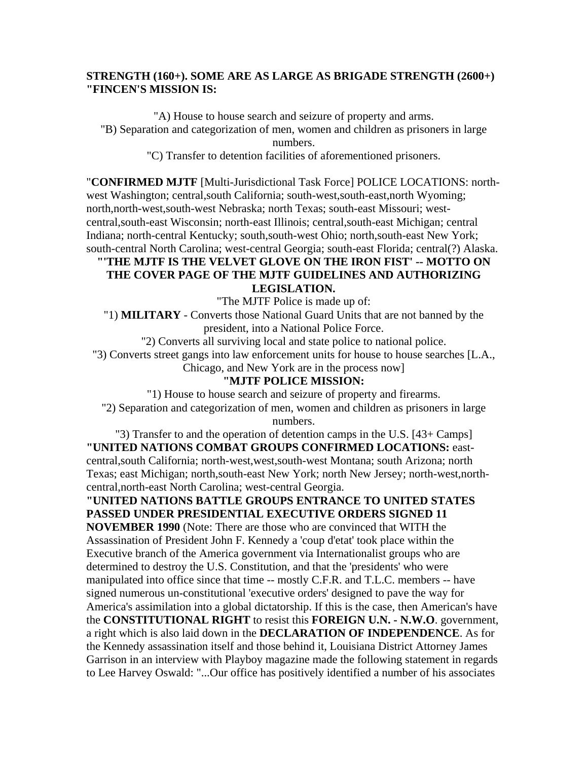**STRENGTH (160+). SOME ARE AS LARGE AS BRIGADE STRENGTH (2600+) "FINCEN'S MISSION IS:**

"A) House to house search and seizure of property and arms.
"B) Separation and categorization of men, women and children as prisoners in large numbers.
"C) Transfer to detention facilities of aforementioned prisoners.

"**CONFIRMED MJTF** [Multi-Jurisdictional Task Force] POLICE LOCATIONS: north-west Washington; central,south California; south-west,south-east,north Wyoming; north,north-west,south-west Nebraska; north Texas; south-east Missouri; west-central,south-east Wisconsin; north-east Illinois; central,south-east Michigan; central Indiana; north-central Kentucky; south,south-west Ohio; north,south-east New York; south-central North Carolina; west-central Georgia; south-east Florida; central(?) Alaska.

**"'THE MJTF IS THE VELVET GLOVE ON THE IRON FIST' -- MOTTO ON THE COVER PAGE OF THE MJTF GUIDELINES AND AUTHORIZING LEGISLATION.**

"The MJTF Police is made up of:
"1) **MILITARY** - Converts those National Guard Units that are not banned by the president, into a National Police Force.
"2) Converts all surviving local and state police to national police.
"3) Converts street gangs into law enforcement units for house to house searches [L.A., Chicago, and New York are in the process now]

**"MJTF POLICE MISSION:**

"1) House to house search and seizure of property and firearms.
"2) Separation and categorization of men, women and children as prisoners in large numbers.
"3) Transfer to and the operation of detention camps in the U.S. [43+ Camps]

**"UNITED NATIONS COMBAT GROUPS CONFIRMED LOCATIONS:** east-central,south California; north-west,west,south-west Montana; south Arizona; north Texas; east Michigan; north,south-east New York; north New Jersey; north-west,north-central,north-east North Carolina; west-central Georgia.

**"UNITED NATIONS BATTLE GROUPS ENTRANCE TO UNITED STATES PASSED UNDER PRESIDENTIAL EXECUTIVE ORDERS SIGNED 11 NOVEMBER 1990** (Note: There are those who are convinced that WITH the Assassination of President John F. Kennedy a 'coup d'etat' took place within the Executive branch of the America government via Internationalist groups who are determined to destroy the U.S. Constitution, and that the 'presidents' who were manipulated into office since that time -- mostly C.F.R. and T.L.C. members -- have signed numerous un-constitutional 'executive orders' designed to pave the way for America's assimilation into a global dictatorship. If this is the case, then American's have the **CONSTITUTIONAL RIGHT** to resist this **FOREIGN U.N. - N.W.O**. government, a right which is also laid down in the **DECLARATION OF INDEPENDENCE**. As for the Kennedy assassination itself and those behind it, Louisiana District Attorney James Garrison in an interview with Playboy magazine made the following statement in regards to Lee Harvey Oswald: "...Our office has positively identified a number of his associates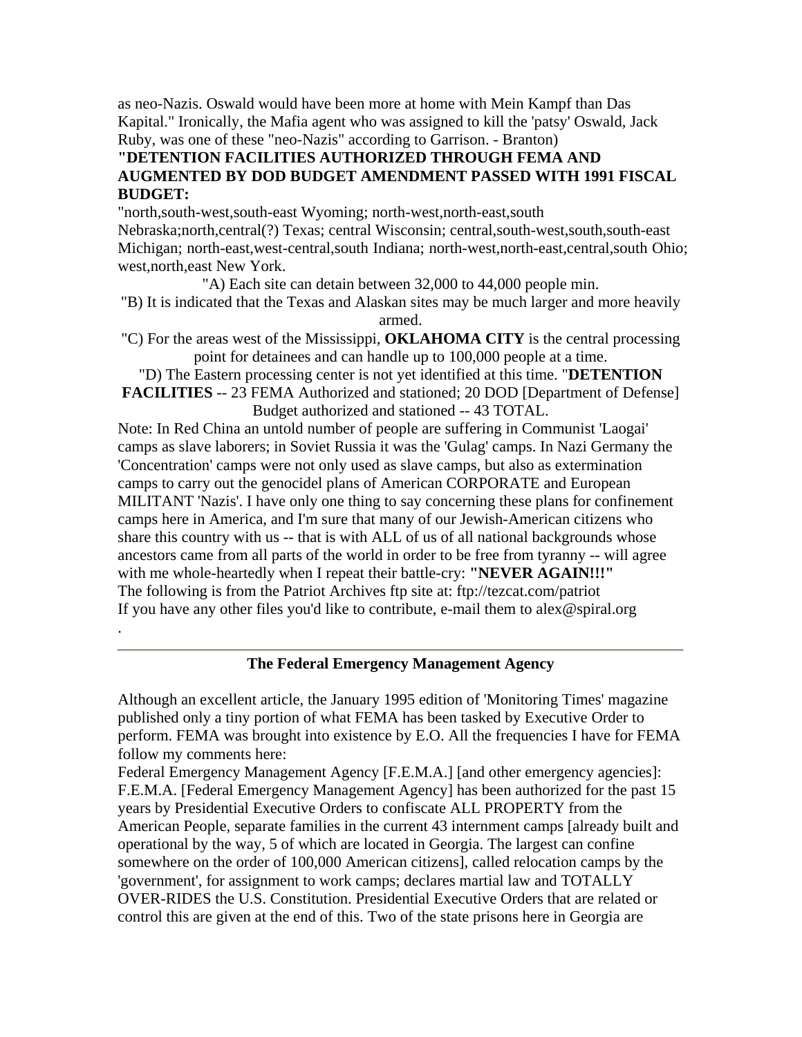as neo-Nazis. Oswald would have been more at home with Mein Kampf than Das Kapital." Ironically, the Mafia agent who was assigned to kill the 'patsy' Oswald, Jack Ruby, was one of these "neo-Nazis" according to Garrison. - Branton)

**"DETENTION FACILITIES AUTHORIZED THROUGH FEMA AND AUGMENTED BY DOD BUDGET AMENDMENT PASSED WITH 1991 FISCAL BUDGET:**

"north,south-west,south-east Wyoming; north-west,north-east,south Nebraska;north,central(?) Texas; central Wisconsin; central,south-west,south,south-east Michigan; north-east,west-central,south Indiana; north-west,north-east,central,south Ohio; west,north,east New York.

"A) Each site can detain between 32,000 to 44,000 people min.

"B) It is indicated that the Texas and Alaskan sites may be much larger and more heavily armed.

"C) For the areas west of the Mississippi, **OKLAHOMA CITY** is the central processing point for detainees and can handle up to 100,000 people at a time.

"D) The Eastern processing center is not yet identified at this time. "**DETENTION FACILITIES** -- 23 FEMA Authorized and stationed; 20 DOD [Department of Defense] Budget authorized and stationed -- 43 TOTAL.

Note: In Red China an untold number of people are suffering in Communist 'Laogai' camps as slave laborers; in Soviet Russia it was the 'Gulag' camps. In Nazi Germany the 'Concentration' camps were not only used as slave camps, but also as extermination camps to carry out the genocidel plans of American CORPORATE and European MILITANT 'Nazis'. I have only one thing to say concerning these plans for confinement camps here in America, and I'm sure that many of our Jewish-American citizens who share this country with us -- that is with ALL of us of all national backgrounds whose ancestors came from all parts of the world in order to be free from tyranny -- will agree with me whole-heartedly when I repeat their battle-cry: **"NEVER AGAIN!!!"**

The following is from the Patriot Archives ftp site at: ftp://tezcat.com/patriot

If you have any other files you'd like to contribute, e-mail them to alex@spiral.org

.

---

**The Federal Emergency Management Agency**

Although an excellent article, the January 1995 edition of 'Monitoring Times' magazine published only a tiny portion of what FEMA has been tasked by Executive Order to perform. FEMA was brought into existence by E.O. All the frequencies I have for FEMA follow my comments here:

Federal Emergency Management Agency [F.E.M.A.] [and other emergency agencies]: F.E.M.A. [Federal Emergency Management Agency] has been authorized for the past 15 years by Presidential Executive Orders to confiscate ALL PROPERTY from the American People, separate families in the current 43 internment camps [already built and operational by the way, 5 of which are located in Georgia. The largest can confine somewhere on the order of 100,000 American citizens], called relocation camps by the 'government', for assignment to work camps; declares martial law and TOTALLY OVER-RIDES the U.S. Constitution. Presidential Executive Orders that are related or control this are given at the end of this. Two of the state prisons here in Georgia are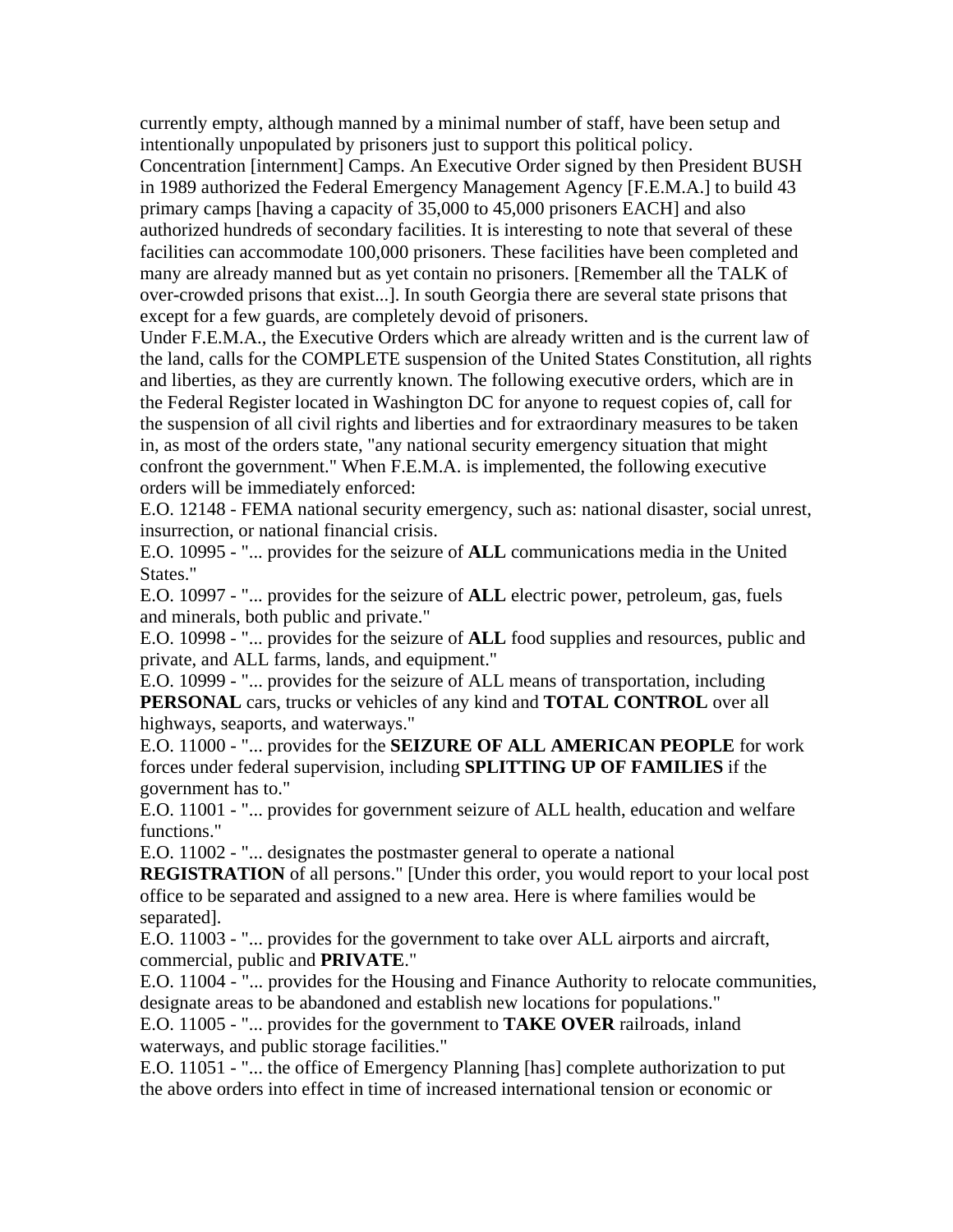currently empty, although manned by a minimal number of staff, have been setup and intentionally unpopulated by prisoners just to support this political policy.
Concentration [internment] Camps. An Executive Order signed by then President BUSH in 1989 authorized the Federal Emergency Management Agency [F.E.M.A.] to build 43 primary camps [having a capacity of 35,000 to 45,000 prisoners EACH] and also authorized hundreds of secondary facilities. It is interesting to note that several of these facilities can accommodate 100,000 prisoners. These facilities have been completed and many are already manned but as yet contain no prisoners. [Remember all the TALK of over-crowded prisons that exist...]. In south Georgia there are several state prisons that except for a few guards, are completely devoid of prisoners.
Under F.E.M.A., the Executive Orders which are already written and is the current law of the land, calls for the COMPLETE suspension of the United States Constitution, all rights and liberties, as they are currently known. The following executive orders, which are in the Federal Register located in Washington DC for anyone to request copies of, call for the suspension of all civil rights and liberties and for extraordinary measures to be taken in, as most of the orders state, "any national security emergency situation that might confront the government." When F.E.M.A. is implemented, the following executive orders will be immediately enforced:
E.O. 12148 - FEMA national security emergency, such as: national disaster, social unrest, insurrection, or national financial crisis.
E.O. 10995 - "... provides for the seizure of **ALL** communications media in the United States."
E.O. 10997 - "... provides for the seizure of **ALL** electric power, petroleum, gas, fuels and minerals, both public and private."
E.O. 10998 - "... provides for the seizure of **ALL** food supplies and resources, public and private, and ALL farms, lands, and equipment."
E.O. 10999 - "... provides for the seizure of ALL means of transportation, including **PERSONAL** cars, trucks or vehicles of any kind and **TOTAL CONTROL** over all highways, seaports, and waterways."
E.O. 11000 - "... provides for the **SEIZURE OF ALL AMERICAN PEOPLE** for work forces under federal supervision, including **SPLITTING UP OF FAMILIES** if the government has to."
E.O. 11001 - "... provides for government seizure of ALL health, education and welfare functions."
E.O. 11002 - "... designates the postmaster general to operate a national **REGISTRATION** of all persons." [Under this order, you would report to your local post office to be separated and assigned to a new area. Here is where families would be separated].
E.O. 11003 - "... provides for the government to take over ALL airports and aircraft, commercial, public and **PRIVATE**."
E.O. 11004 - "... provides for the Housing and Finance Authority to relocate communities, designate areas to be abandoned and establish new locations for populations."
E.O. 11005 - "... provides for the government to **TAKE OVER** railroads, inland waterways, and public storage facilities."
E.O. 11051 - "... the office of Emergency Planning [has] complete authorization to put the above orders into effect in time of increased international tension or economic or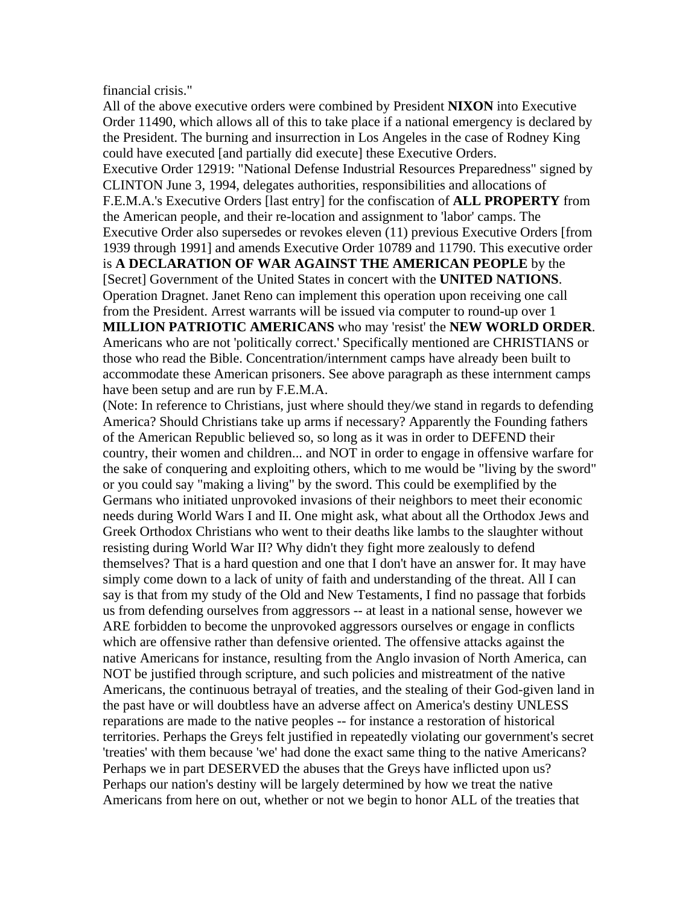financial crisis."

All of the above executive orders were combined by President **NIXON** into Executive Order 11490, which allows all of this to take place if a national emergency is declared by the President. The burning and insurrection in Los Angeles in the case of Rodney King could have executed [and partially did execute] these Executive Orders.

Executive Order 12919: "National Defense Industrial Resources Preparedness" signed by CLINTON June 3, 1994, delegates authorities, responsibilities and allocations of F.E.M.A.'s Executive Orders [last entry] for the confiscation of **ALL PROPERTY** from the American people, and their re-location and assignment to 'labor' camps. The Executive Order also supersedes or revokes eleven (11) previous Executive Orders [from 1939 through 1991] and amends Executive Order 10789 and 11790. This executive order is **A DECLARATION OF WAR AGAINST THE AMERICAN PEOPLE** by the [Secret] Government of the United States in concert with the **UNITED NATIONS**.

Operation Dragnet. Janet Reno can implement this operation upon receiving one call from the President. Arrest warrants will be issued via computer to round-up over 1 **MILLION PATRIOTIC AMERICANS** who may 'resist' the **NEW WORLD ORDER**. Americans who are not 'politically correct.' Specifically mentioned are CHRISTIANS or those who read the Bible. Concentration/internment camps have already been built to accommodate these American prisoners. See above paragraph as these internment camps have been setup and are run by F.E.M.A.

(Note: In reference to Christians, just where should they/we stand in regards to defending America? Should Christians take up arms if necessary? Apparently the Founding fathers of the American Republic believed so, so long as it was in order to DEFEND their country, their women and children... and NOT in order to engage in offensive warfare for the sake of conquering and exploiting others, which to me would be "living by the sword" or you could say "making a living" by the sword. This could be exemplified by the Germans who initiated unprovoked invasions of their neighbors to meet their economic needs during World Wars I and II. One might ask, what about all the Orthodox Jews and Greek Orthodox Christians who went to their deaths like lambs to the slaughter without resisting during World War II? Why didn't they fight more zealously to defend themselves? That is a hard question and one that I don't have an answer for. It may have simply come down to a lack of unity of faith and understanding of the threat. All I can say is that from my study of the Old and New Testaments, I find no passage that forbids us from defending ourselves from aggressors -- at least in a national sense, however we ARE forbidden to become the unprovoked aggressors ourselves or engage in conflicts which are offensive rather than defensive oriented. The offensive attacks against the native Americans for instance, resulting from the Anglo invasion of North America, can NOT be justified through scripture, and such policies and mistreatment of the native Americans, the continuous betrayal of treaties, and the stealing of their God-given land in the past have or will doubtless have an adverse affect on America's destiny UNLESS reparations are made to the native peoples -- for instance a restoration of historical territories. Perhaps the Greys felt justified in repeatedly violating our government's secret 'treaties' with them because 'we' had done the exact same thing to the native Americans? Perhaps we in part DESERVED the abuses that the Greys have inflicted upon us? Perhaps our nation's destiny will be largely determined by how we treat the native Americans from here on out, whether or not we begin to honor ALL of the treaties that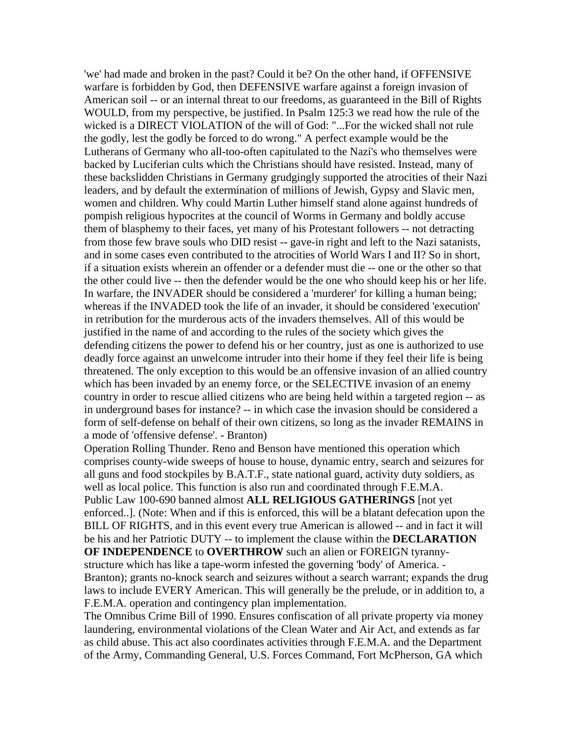'we' had made and broken in the past? Could it be? On the other hand, if OFFENSIVE warfare is forbidden by God, then DEFENSIVE warfare against a foreign invasion of American soil -- or an internal threat to our freedoms, as guaranteed in the Bill of Rights WOULD, from my perspective, be justified. In Psalm 125:3 we read how the rule of the wicked is a DIRECT VIOLATION of the will of God: "...For the wicked shall not rule the godly, lest the godly be forced to do wrong." A perfect example would be the Lutherans of Germany who all-too-often capitulated to the Nazi's who themselves were backed by Luciferian cults which the Christians should have resisted. Instead, many of these backslidden Christians in Germany grudgingly supported the atrocities of their Nazi leaders, and by default the extermination of millions of Jewish, Gypsy and Slavic men, women and children. Why could Martin Luther himself stand alone against hundreds of pompish religious hypocrites at the council of Worms in Germany and boldly accuse them of blasphemy to their faces, yet many of his Protestant followers -- not detracting from those few brave souls who DID resist -- gave-in right and left to the Nazi satanists, and in some cases even contributed to the atrocities of World Wars I and II? So in short, if a situation exists wherein an offender or a defender must die -- one or the other so that the other could live -- then the defender would be the one who should keep his or her life. In warfare, the INVADER should be considered a 'murderer' for killing a human being; whereas if the INVADED took the life of an invader, it should be considered 'execution' in retribution for the murderous acts of the invaders themselves. All of this would be justified in the name of and according to the rules of the society which gives the defending citizens the power to defend his or her country, just as one is authorized to use deadly force against an unwelcome intruder into their home if they feel their life is being threatened. The only exception to this would be an offensive invasion of an allied country which has been invaded by an enemy force, or the SELECTIVE invasion of an enemy country in order to rescue allied citizens who are being held within a targeted region -- as in underground bases for instance? -- in which case the invasion should be considered a form of self-defense on behalf of their own citizens, so long as the invader REMAINS in a mode of 'offensive defense'. - Branton)

Operation Rolling Thunder. Reno and Benson have mentioned this operation which comprises county-wide sweeps of house to house, dynamic entry, search and seizures for all guns and food stockpiles by B.A.T.F., state national guard, activity duty soldiers, as well as local police. This function is also run and coordinated through F.E.M.A.

Public Law 100-690 banned almost **ALL RELIGIOUS GATHERINGS** [not yet enforced..]. (Note: When and if this is enforced, this will be a blatant defecation upon the BILL OF RIGHTS, and in this event every true American is allowed -- and in fact it will be his and her Patriotic DUTY -- to implement the clause within the **DECLARATION OF INDEPENDENCE** to **OVERTHROW** such an alien or FOREIGN tyranny-structure which has like a tape-worm infested the governing 'body' of America. - Branton); grants no-knock search and seizures without a search warrant; expands the drug laws to include EVERY American. This will generally be the prelude, or in addition to, a F.E.M.A. operation and contingency plan implementation.

The Omnibus Crime Bill of 1990. Ensures confiscation of all private property via money laundering, environmental violations of the Clean Water and Air Act, and extends as far as child abuse. This act also coordinates activities through F.E.M.A. and the Department of the Army, Commanding General, U.S. Forces Command, Fort McPherson, GA which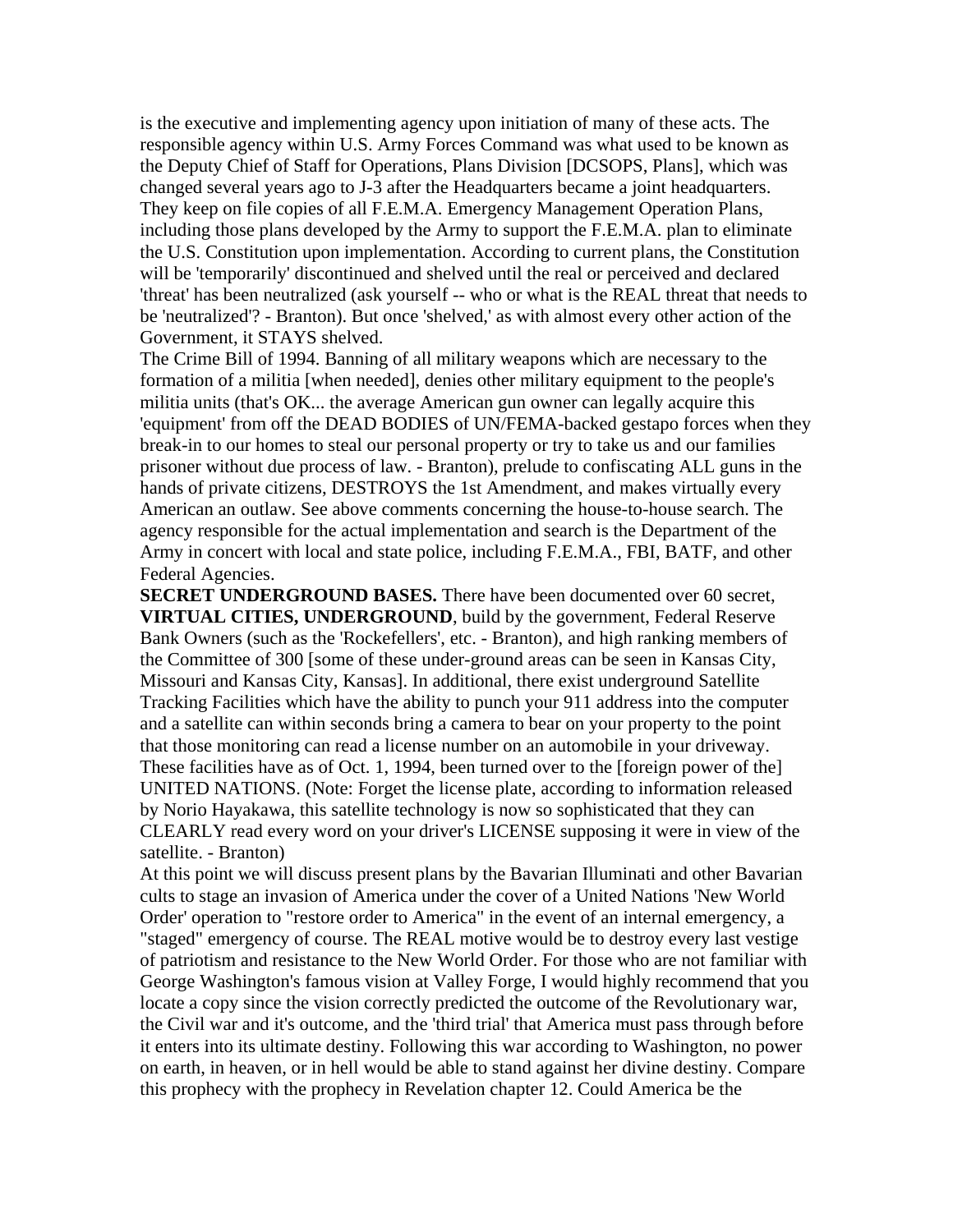is the executive and implementing agency upon initiation of many of these acts. The responsible agency within U.S. Army Forces Command was what used to be known as the Deputy Chief of Staff for Operations, Plans Division [DCSOPS, Plans], which was changed several years ago to J-3 after the Headquarters became a joint headquarters. They keep on file copies of all F.E.M.A. Emergency Management Operation Plans, including those plans developed by the Army to support the F.E.M.A. plan to eliminate the U.S. Constitution upon implementation. According to current plans, the Constitution will be 'temporarily' discontinued and shelved until the real or perceived and declared 'threat' has been neutralized (ask yourself -- who or what is the REAL threat that needs to be 'neutralized'? - Branton). But once 'shelved,' as with almost every other action of the Government, it STAYS shelved.

The Crime Bill of 1994. Banning of all military weapons which are necessary to the formation of a militia [when needed], denies other military equipment to the people's militia units (that's OK... the average American gun owner can legally acquire this 'equipment' from off the DEAD BODIES of UN/FEMA-backed gestapo forces when they break-in to our homes to steal our personal property or try to take us and our families prisoner without due process of law. - Branton), prelude to confiscating ALL guns in the hands of private citizens, DESTROYS the 1st Amendment, and makes virtually every American an outlaw. See above comments concerning the house-to-house search. The agency responsible for the actual implementation and search is the Department of the Army in concert with local and state police, including F.E.M.A., FBI, BATF, and other Federal Agencies.

**SECRET UNDERGROUND BASES.** There have been documented over 60 secret, **VIRTUAL CITIES, UNDERGROUND**, build by the government, Federal Reserve Bank Owners (such as the 'Rockefellers', etc. - Branton), and high ranking members of the Committee of 300 [some of these under-ground areas can be seen in Kansas City, Missouri and Kansas City, Kansas]. In additional, there exist underground Satellite Tracking Facilities which have the ability to punch your 911 address into the computer and a satellite can within seconds bring a camera to bear on your property to the point that those monitoring can read a license number on an automobile in your driveway. These facilities have as of Oct. 1, 1994, been turned over to the [foreign power of the] UNITED NATIONS. (Note: Forget the license plate, according to information released by Norio Hayakawa, this satellite technology is now so sophisticated that they can CLEARLY read every word on your driver's LICENSE supposing it were in view of the satellite. - Branton)

At this point we will discuss present plans by the Bavarian Illuminati and other Bavarian cults to stage an invasion of America under the cover of a United Nations 'New World Order' operation to "restore order to America" in the event of an internal emergency, a "staged" emergency of course. The REAL motive would be to destroy every last vestige of patriotism and resistance to the New World Order. For those who are not familiar with George Washington's famous vision at Valley Forge, I would highly recommend that you locate a copy since the vision correctly predicted the outcome of the Revolutionary war, the Civil war and it's outcome, and the 'third trial' that America must pass through before it enters into its ultimate destiny. Following this war according to Washington, no power on earth, in heaven, or in hell would be able to stand against her divine destiny. Compare this prophecy with the prophecy in Revelation chapter 12. Could America be the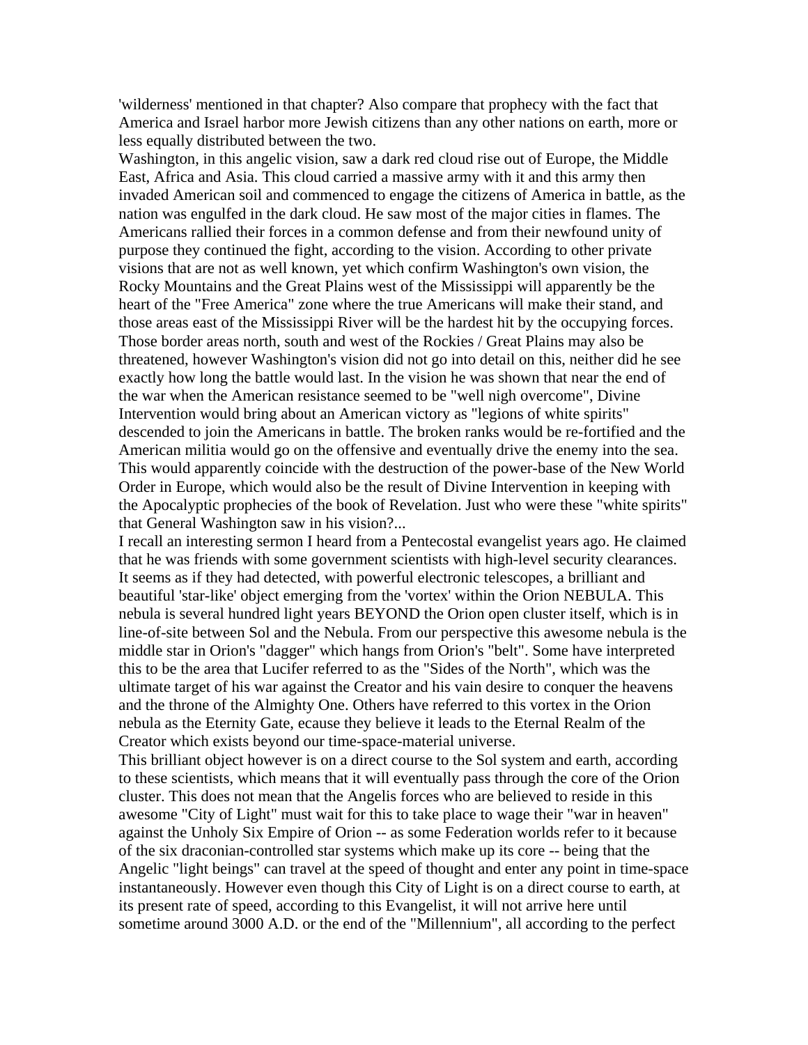'wilderness' mentioned in that chapter? Also compare that prophecy with the fact that America and Israel harbor more Jewish citizens than any other nations on earth, more or less equally distributed between the two.

Washington, in this angelic vision, saw a dark red cloud rise out of Europe, the Middle East, Africa and Asia. This cloud carried a massive army with it and this army then invaded American soil and commenced to engage the citizens of America in battle, as the nation was engulfed in the dark cloud. He saw most of the major cities in flames. The Americans rallied their forces in a common defense and from their newfound unity of purpose they continued the fight, according to the vision. According to other private visions that are not as well known, yet which confirm Washington's own vision, the Rocky Mountains and the Great Plains west of the Mississippi will apparently be the heart of the "Free America" zone where the true Americans will make their stand, and those areas east of the Mississippi River will be the hardest hit by the occupying forces. Those border areas north, south and west of the Rockies / Great Plains may also be threatened, however Washington's vision did not go into detail on this, neither did he see exactly how long the battle would last. In the vision he was shown that near the end of the war when the American resistance seemed to be "well nigh overcome", Divine Intervention would bring about an American victory as "legions of white spirits" descended to join the Americans in battle. The broken ranks would be re-fortified and the American militia would go on the offensive and eventually drive the enemy into the sea. This would apparently coincide with the destruction of the power-base of the New World Order in Europe, which would also be the result of Divine Intervention in keeping with the Apocalyptic prophecies of the book of Revelation. Just who were these "white spirits" that General Washington saw in his vision?...

I recall an interesting sermon I heard from a Pentecostal evangelist years ago. He claimed that he was friends with some government scientists with high-level security clearances. It seems as if they had detected, with powerful electronic telescopes, a brilliant and beautiful 'star-like' object emerging from the 'vortex' within the Orion NEBULA. This nebula is several hundred light years BEYOND the Orion open cluster itself, which is in line-of-site between Sol and the Nebula. From our perspective this awesome nebula is the middle star in Orion's "dagger" which hangs from Orion's "belt". Some have interpreted this to be the area that Lucifer referred to as the "Sides of the North", which was the ultimate target of his war against the Creator and his vain desire to conquer the heavens and the throne of the Almighty One. Others have referred to this vortex in the Orion nebula as the Eternity Gate, ecause they believe it leads to the Eternal Realm of the Creator which exists beyond our time-space-material universe.

This brilliant object however is on a direct course to the Sol system and earth, according to these scientists, which means that it will eventually pass through the core of the Orion cluster. This does not mean that the Angelis forces who are believed to reside in this awesome "City of Light" must wait for this to take place to wage their "war in heaven" against the Unholy Six Empire of Orion -- as some Federation worlds refer to it because of the six draconian-controlled star systems which make up its core -- being that the Angelic "light beings" can travel at the speed of thought and enter any point in time-space instantaneously. However even though this City of Light is on a direct course to earth, at its present rate of speed, according to this Evangelist, it will not arrive here until sometime around 3000 A.D. or the end of the "Millennium", all according to the perfect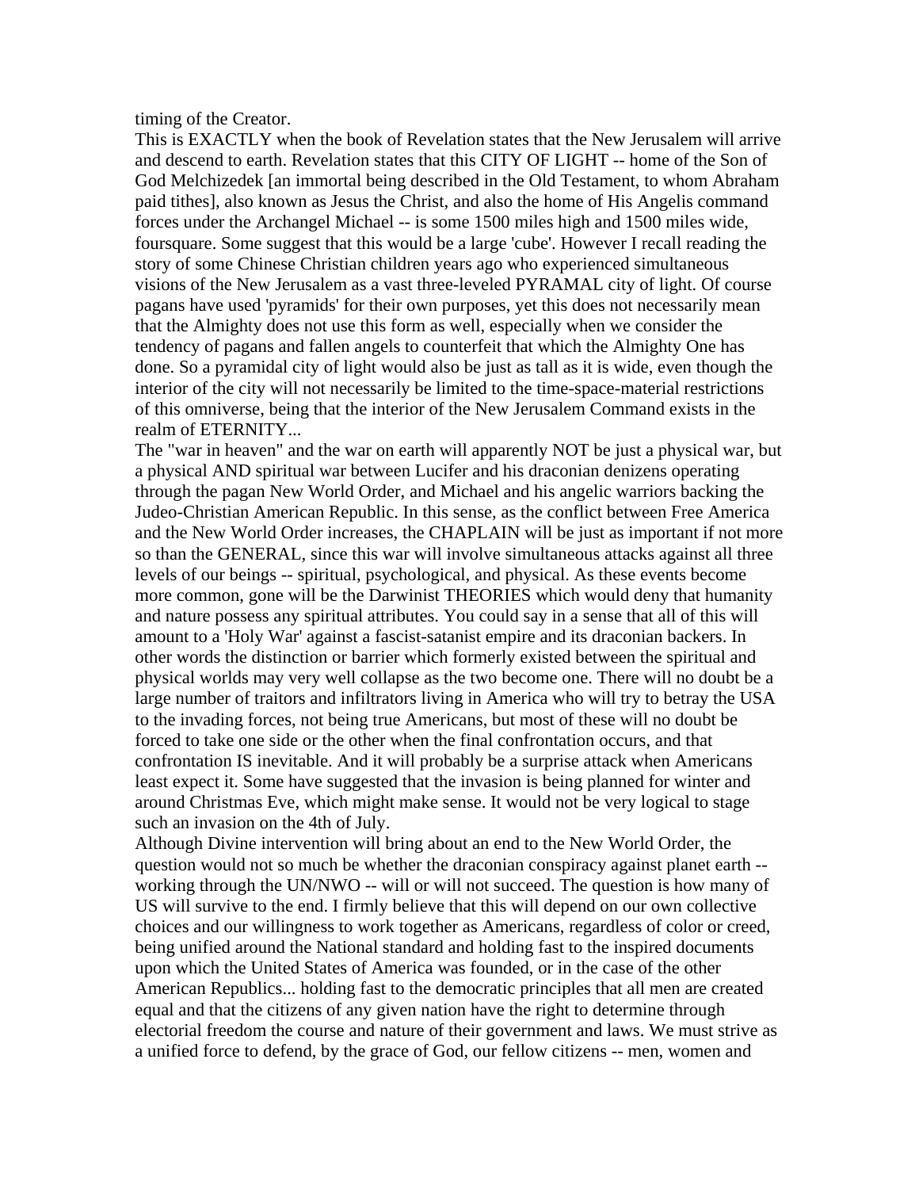timing of the Creator.

This is EXACTLY when the book of Revelation states that the New Jerusalem will arrive and descend to earth. Revelation states that this CITY OF LIGHT -- home of the Son of God Melchizedek [an immortal being described in the Old Testament, to whom Abraham paid tithes], also known as Jesus the Christ, and also the home of His Angelis command forces under the Archangel Michael -- is some 1500 miles high and 1500 miles wide, foursquare. Some suggest that this would be a large 'cube'. However I recall reading the story of some Chinese Christian children years ago who experienced simultaneous visions of the New Jerusalem as a vast three-leveled PYRAMAL city of light. Of course pagans have used 'pyramids' for their own purposes, yet this does not necessarily mean that the Almighty does not use this form as well, especially when we consider the tendency of pagans and fallen angels to counterfeit that which the Almighty One has done. So a pyramidal city of light would also be just as tall as it is wide, even though the interior of the city will not necessarily be limited to the time-space-material restrictions of this omniverse, being that the interior of the New Jerusalem Command exists in the realm of ETERNITY...

The "war in heaven" and the war on earth will apparently NOT be just a physical war, but a physical AND spiritual war between Lucifer and his draconian denizens operating through the pagan New World Order, and Michael and his angelic warriors backing the Judeo-Christian American Republic. In this sense, as the conflict between Free America and the New World Order increases, the CHAPLAIN will be just as important if not more so than the GENERAL, since this war will involve simultaneous attacks against all three levels of our beings -- spiritual, psychological, and physical. As these events become more common, gone will be the Darwinist THEORIES which would deny that humanity and nature possess any spiritual attributes. You could say in a sense that all of this will amount to a 'Holy War' against a fascist-satanist empire and its draconian backers. In other words the distinction or barrier which formerly existed between the spiritual and physical worlds may very well collapse as the two become one. There will no doubt be a large number of traitors and infiltrators living in America who will try to betray the USA to the invading forces, not being true Americans, but most of these will no doubt be forced to take one side or the other when the final confrontation occurs, and that confrontation IS inevitable. And it will probably be a surprise attack when Americans least expect it. Some have suggested that the invasion is being planned for winter and around Christmas Eve, which might make sense. It would not be very logical to stage such an invasion on the 4th of July.

Although Divine intervention will bring about an end to the New World Order, the question would not so much be whether the draconian conspiracy against planet earth -- working through the UN/NWO -- will or will not succeed. The question is how many of US will survive to the end. I firmly believe that this will depend on our own collective choices and our willingness to work together as Americans, regardless of color or creed, being unified around the National standard and holding fast to the inspired documents upon which the United States of America was founded, or in the case of the other American Republics... holding fast to the democratic principles that all men are created equal and that the citizens of any given nation have the right to determine through electorial freedom the course and nature of their government and laws. We must strive as a unified force to defend, by the grace of God, our fellow citizens -- men, women and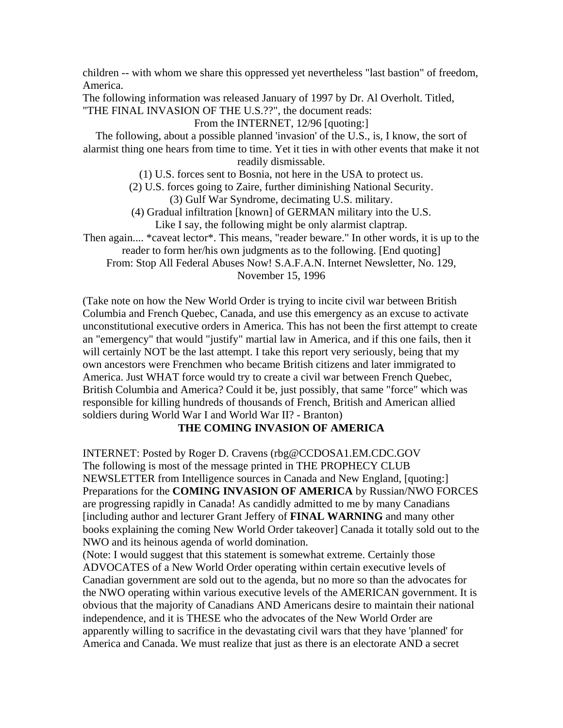children -- with whom we share this oppressed yet nevertheless "last bastion" of freedom, America.

The following information was released January of 1997 by Dr. Al Overholt. Titled, "THE FINAL INVASION OF THE U.S.??", the document reads:

From the INTERNET, 12/96 [quoting:]

The following, about a possible planned 'invasion' of the U.S., is, I know, the sort of alarmist thing one hears from time to time. Yet it ties in with other events that make it not readily dismissable.

(1) U.S. forces sent to Bosnia, not here in the USA to protect us.

(2) U.S. forces going to Zaire, further diminishing National Security.

(3) Gulf War Syndrome, decimating U.S. military.

(4) Gradual infiltration [known] of GERMAN military into the U.S.

Like I say, the following might be only alarmist claptrap.

Then again.... *caveat lector*. This means, "reader beware." In other words, it is up to the reader to form her/his own judgments as to the following. [End quoting]

From: Stop All Federal Abuses Now! S.A.F.A.N. Internet Newsletter, No. 129, November 15, 1996

(Take note on how the New World Order is trying to incite civil war between British Columbia and French Quebec, Canada, and use this emergency as an excuse to activate unconstitutional executive orders in America. This has not been the first attempt to create an "emergency" that would "justify" martial law in America, and if this one fails, then it will certainly NOT be the last attempt. I take this report very seriously, being that my own ancestors were Frenchmen who became British citizens and later immigrated to America. Just WHAT force would try to create a civil war between French Quebec, British Columbia and America? Could it be, just possibly, that same "force" which was responsible for killing hundreds of thousands of French, British and American allied soldiers during World War I and World War II? - Branton)

**THE COMING INVASION OF AMERICA**

INTERNET: Posted by Roger D. Cravens (rbg@CCDOSA1.EM.CDC.GOV

The following is most of the message printed in THE PROPHECY CLUB NEWSLETTER from Intelligence sources in Canada and New England, [quoting:]

Preparations for the **COMING INVASION OF AMERICA** by Russian/NWO FORCES are progressing rapidly in Canada! As candidly admitted to me by many Canadians [including author and lecturer Grant Jeffery of **FINAL WARNING** and many other books explaining the coming New World Order takeover] Canada it totally sold out to the NWO and its heinous agenda of world domination.

(Note: I would suggest that this statement is somewhat extreme. Certainly those ADVOCATES of a New World Order operating within certain executive levels of Canadian government are sold out to the agenda, but no more so than the advocates for the NWO operating within various executive levels of the AMERICAN government. It is obvious that the majority of Canadians AND Americans desire to maintain their national independence, and it is THESE who the advocates of the New World Order are apparently willing to sacrifice in the devastating civil wars that they have 'planned' for America and Canada. We must realize that just as there is an electorate AND a secret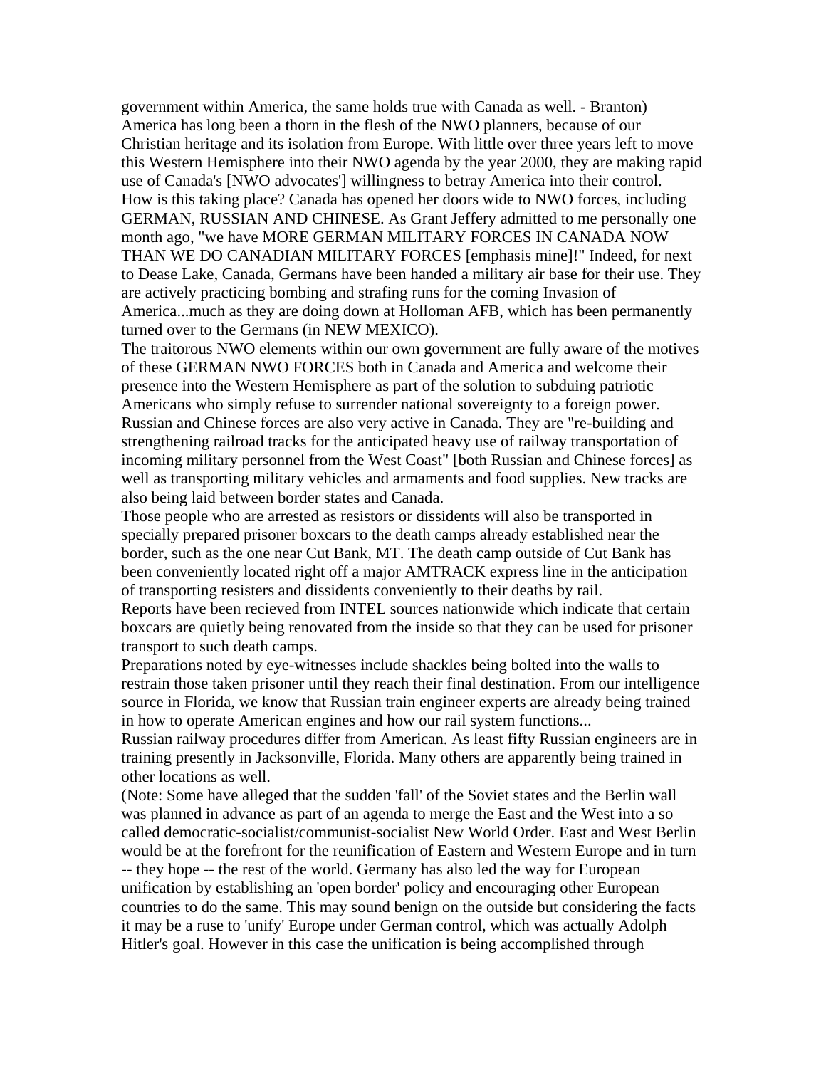government within America, the same holds true with Canada as well. - Branton)

America has long been a thorn in the flesh of the NWO planners, because of our Christian heritage and its isolation from Europe. With little over three years left to move this Western Hemisphere into their NWO agenda by the year 2000, they are making rapid use of Canada's [NWO advocates'] willingness to betray America into their control.

How is this taking place? Canada has opened her doors wide to NWO forces, including GERMAN, RUSSIAN AND CHINESE. As Grant Jeffery admitted to me personally one month ago, "we have MORE GERMAN MILITARY FORCES IN CANADA NOW THAN WE DO CANADIAN MILITARY FORCES [emphasis mine]!" Indeed, for next to Dease Lake, Canada, Germans have been handed a military air base for their use. They are actively practicing bombing and strafing runs for the coming Invasion of America...much as they are doing down at Holloman AFB, which has been permanently turned over to the Germans (in NEW MEXICO).

The traitorous NWO elements within our own government are fully aware of the motives of these GERMAN NWO FORCES both in Canada and America and welcome their presence into the Western Hemisphere as part of the solution to subduing patriotic Americans who simply refuse to surrender national sovereignty to a foreign power.

Russian and Chinese forces are also very active in Canada. They are "re-building and strengthening railroad tracks for the anticipated heavy use of railway transportation of incoming military personnel from the West Coast" [both Russian and Chinese forces] as well as transporting military vehicles and armaments and food supplies. New tracks are also being laid between border states and Canada.

Those people who are arrested as resistors or dissidents will also be transported in specially prepared prisoner boxcars to the death camps already established near the border, such as the one near Cut Bank, MT. The death camp outside of Cut Bank has been conveniently located right off a major AMTRACK express line in the anticipation of transporting resisters and dissidents conveniently to their deaths by rail.

Reports have been recieved from INTEL sources nationwide which indicate that certain boxcars are quietly being renovated from the inside so that they can be used for prisoner transport to such death camps.

Preparations noted by eye-witnesses include shackles being bolted into the walls to restrain those taken prisoner until they reach their final destination. From our intelligence source in Florida, we know that Russian train engineer experts are already being trained in how to operate American engines and how our rail system functions...

Russian railway procedures differ from American. As least fifty Russian engineers are in training presently in Jacksonville, Florida. Many others are apparently being trained in other locations as well.

(Note: Some have alleged that the sudden 'fall' of the Soviet states and the Berlin wall was planned in advance as part of an agenda to merge the East and the West into a so called democratic-socialist/communist-socialist New World Order. East and West Berlin would be at the forefront for the reunification of Eastern and Western Europe and in turn -- they hope -- the rest of the world. Germany has also led the way for European unification by establishing an 'open border' policy and encouraging other European countries to do the same. This may sound benign on the outside but considering the facts it may be a ruse to 'unify' Europe under German control, which was actually Adolph Hitler's goal. However in this case the unification is being accomplished through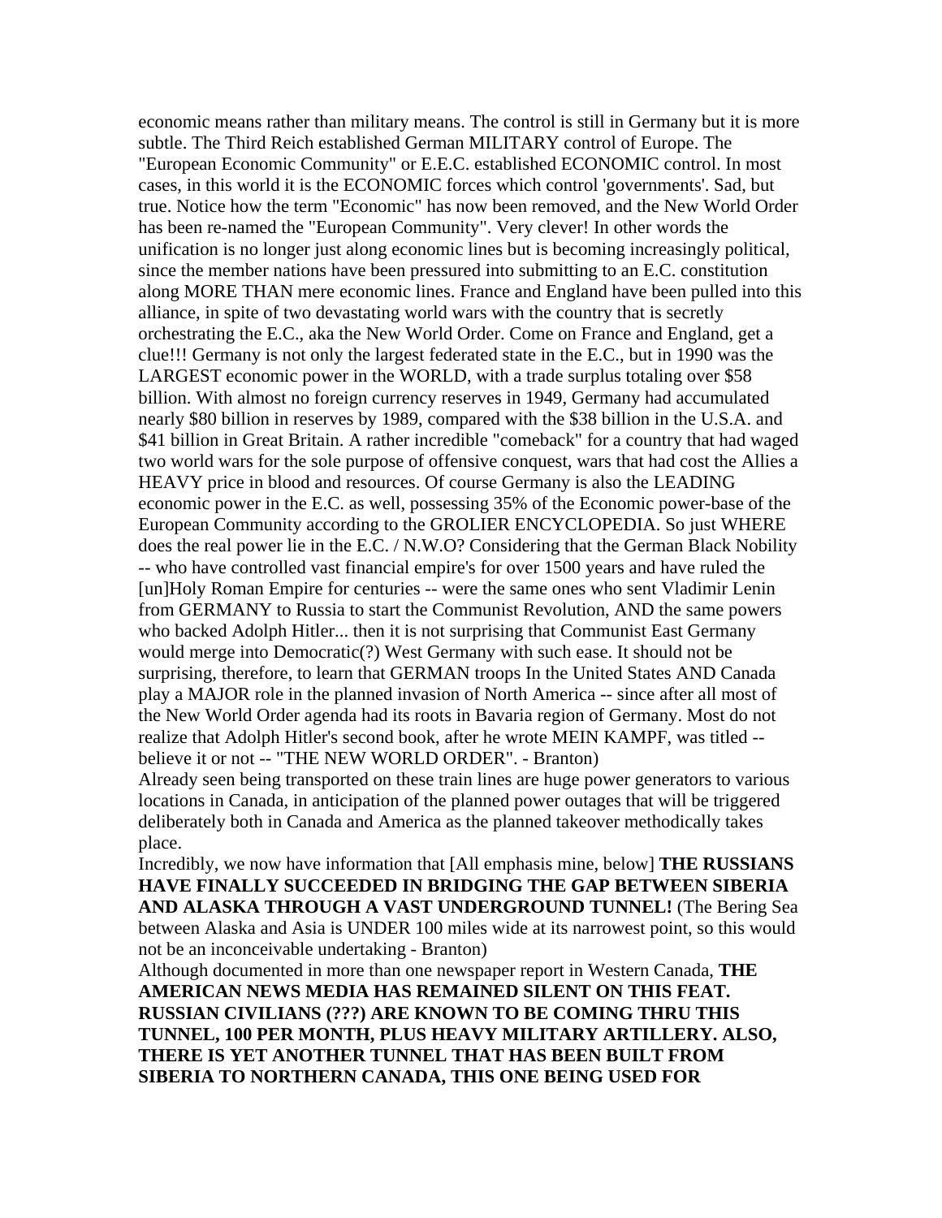economic means rather than military means. The control is still in Germany but it is more subtle. The Third Reich established German MILITARY control of Europe. The "European Economic Community" or E.E.C. established ECONOMIC control. In most cases, in this world it is the ECONOMIC forces which control 'governments'. Sad, but true. Notice how the term "Economic" has now been removed, and the New World Order has been re-named the "European Community". Very clever! In other words the unification is no longer just along economic lines but is becoming increasingly political, since the member nations have been pressured into submitting to an E.C. constitution along MORE THAN mere economic lines. France and England have been pulled into this alliance, in spite of two devastating world wars with the country that is secretly orchestrating the E.C., aka the New World Order. Come on France and England, get a clue!!! Germany is not only the largest federated state in the E.C., but in 1990 was the LARGEST economic power in the WORLD, with a trade surplus totaling over $58 billion. With almost no foreign currency reserves in 1949, Germany had accumulated nearly $80 billion in reserves by 1989, compared with the $38 billion in the U.S.A. and $41 billion in Great Britain. A rather incredible "comeback" for a country that had waged two world wars for the sole purpose of offensive conquest, wars that had cost the Allies a HEAVY price in blood and resources. Of course Germany is also the LEADING economic power in the E.C. as well, possessing 35% of the Economic power-base of the European Community according to the GROLIER ENCYCLOPEDIA. So just WHERE does the real power lie in the E.C. / N.W.O? Considering that the German Black Nobility -- who have controlled vast financial empire's for over 1500 years and have ruled the [un]Holy Roman Empire for centuries -- were the same ones who sent Vladimir Lenin from GERMANY to Russia to start the Communist Revolution, AND the same powers who backed Adolph Hitler... then it is not surprising that Communist East Germany would merge into Democratic(?) West Germany with such ease. It should not be surprising, therefore, to learn that GERMAN troops In the United States AND Canada play a MAJOR role in the planned invasion of North America -- since after all most of the New World Order agenda had its roots in Bavaria region of Germany. Most do not realize that Adolph Hitler's second book, after he wrote MEIN KAMPF, was titled -- believe it or not -- "THE NEW WORLD ORDER". - Branton)

Already seen being transported on these train lines are huge power generators to various locations in Canada, in anticipation of the planned power outages that will be triggered deliberately both in Canada and America as the planned takeover methodically takes place.

Incredibly, we now have information that [All emphasis mine, below] **THE RUSSIANS HAVE FINALLY SUCCEEDED IN BRIDGING THE GAP BETWEEN SIBERIA AND ALASKA THROUGH A VAST UNDERGROUND TUNNEL!** (The Bering Sea between Alaska and Asia is UNDER 100 miles wide at its narrowest point, so this would not be an inconceivable undertaking - Branton)

Although documented in more than one newspaper report in Western Canada, **THE AMERICAN NEWS MEDIA HAS REMAINED SILENT ON THIS FEAT. RUSSIAN CIVILIANS (???) ARE KNOWN TO BE COMING THRU THIS TUNNEL, 100 PER MONTH, PLUS HEAVY MILITARY ARTILLERY. ALSO, THERE IS YET ANOTHER TUNNEL THAT HAS BEEN BUILT FROM SIBERIA TO NORTHERN CANADA, THIS ONE BEING USED FOR**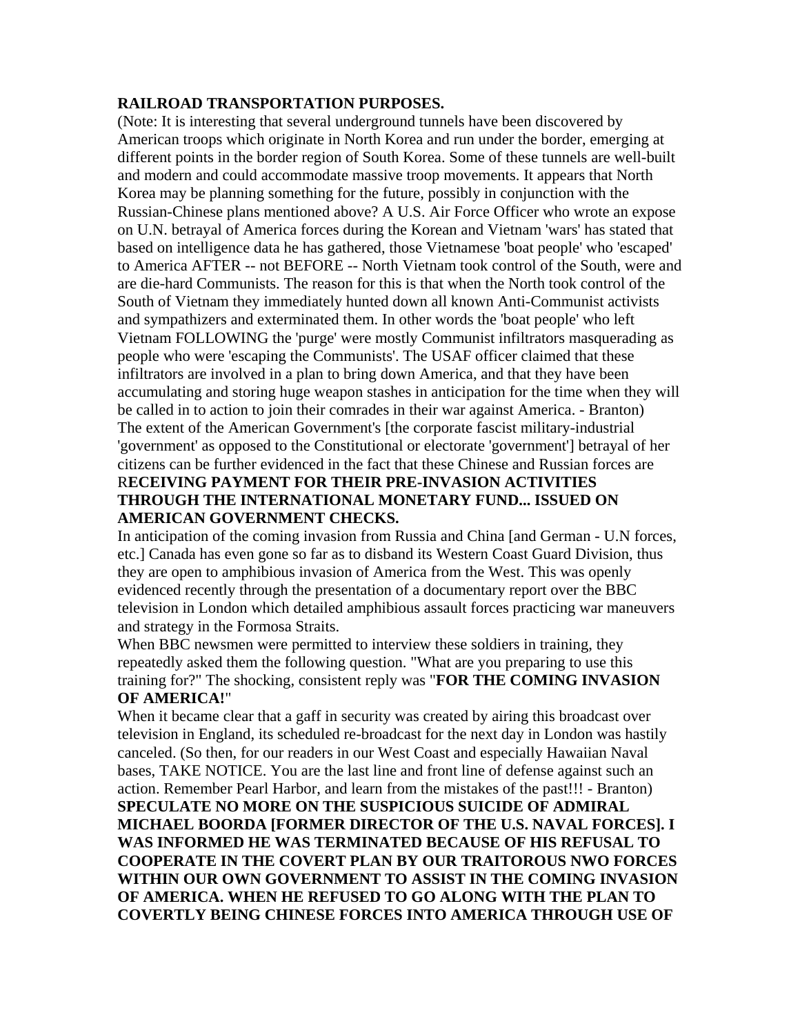**RAILROAD TRANSPORTATION PURPOSES.**

(Note: It is interesting that several underground tunnels have been discovered by American troops which originate in North Korea and run under the border, emerging at different points in the border region of South Korea. Some of these tunnels are well-built and modern and could accommodate massive troop movements. It appears that North Korea may be planning something for the future, possibly in conjunction with the Russian-Chinese plans mentioned above? A U.S. Air Force Officer who wrote an expose on U.N. betrayal of America forces during the Korean and Vietnam 'wars' has stated that based on intelligence data he has gathered, those Vietnamese 'boat people' who 'escaped' to America AFTER -- not BEFORE -- North Vietnam took control of the South, were and are die-hard Communists. The reason for this is that when the North took control of the South of Vietnam they immediately hunted down all known Anti-Communist activists and sympathizers and exterminated them. In other words the 'boat people' who left Vietnam FOLLOWING the 'purge' were mostly Communist infiltrators masquerading as people who were 'escaping the Communists'. The USAF officer claimed that these infiltrators are involved in a plan to bring down America, and that they have been accumulating and storing huge weapon stashes in anticipation for the time when they will be called in to action to join their comrades in their war against America. - Branton)

The extent of the American Government's [the corporate fascist military-industrial 'government' as opposed to the Constitutional or electorate 'government'] betrayal of her citizens can be further evidenced in the fact that these Chinese and Russian forces are R**ECEIVING PAYMENT FOR THEIR PRE-INVASION ACTIVITIES THROUGH THE INTERNATIONAL MONETARY FUND... ISSUED ON AMERICAN GOVERNMENT CHECKS.**

In anticipation of the coming invasion from Russia and China [and German - U.N forces, etc.] Canada has even gone so far as to disband its Western Coast Guard Division, thus they are open to amphibious invasion of America from the West. This was openly evidenced recently through the presentation of a documentary report over the BBC television in London which detailed amphibious assault forces practicing war maneuvers and strategy in the Formosa Straits.

When BBC newsmen were permitted to interview these soldiers in training, they repeatedly asked them the following question. "What are you preparing to use this training for?" The shocking, consistent reply was "**FOR THE COMING INVASION OF AMERICA!**"

When it became clear that a gaff in security was created by airing this broadcast over television in England, its scheduled re-broadcast for the next day in London was hastily canceled. (So then, for our readers in our West Coast and especially Hawaiian Naval bases, TAKE NOTICE. You are the last line and front line of defense against such an action. Remember Pearl Harbor, and learn from the mistakes of the past!!! - Branton)

**SPECULATE NO MORE ON THE SUSPICIOUS SUICIDE OF ADMIRAL MICHAEL BOORDA [FORMER DIRECTOR OF THE U.S. NAVAL FORCES]. I WAS INFORMED HE WAS TERMINATED BECAUSE OF HIS REFUSAL TO COOPERATE IN THE COVERT PLAN BY OUR TRAITOROUS NWO FORCES WITHIN OUR OWN GOVERNMENT TO ASSIST IN THE COMING INVASION OF AMERICA. WHEN HE REFUSED TO GO ALONG WITH THE PLAN TO COVERTLY BEING CHINESE FORCES INTO AMERICA THROUGH USE OF**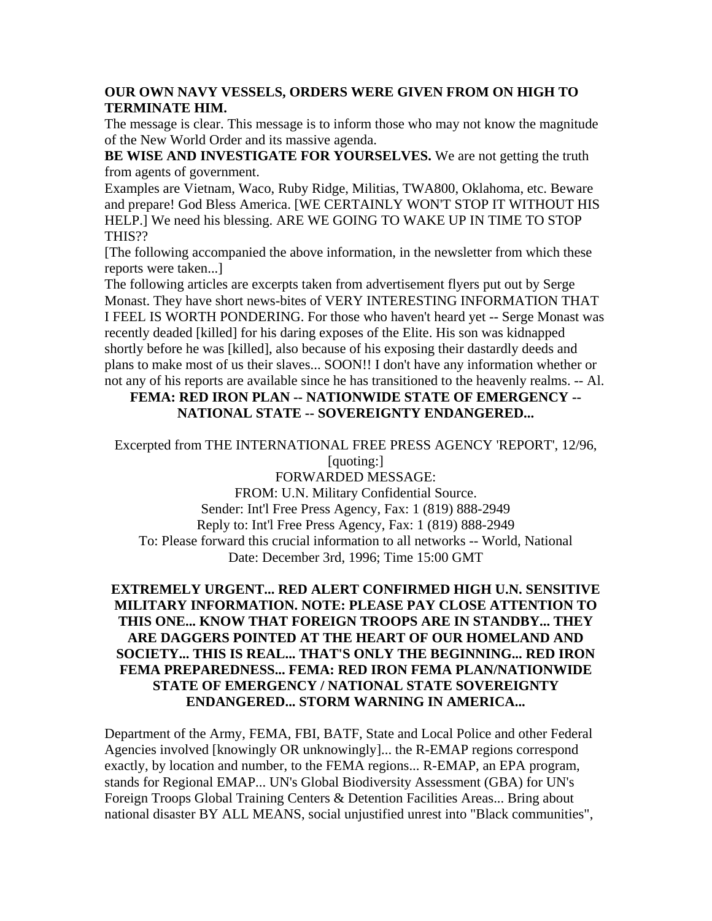**OUR OWN NAVY VESSELS, ORDERS WERE GIVEN FROM ON HIGH TO TERMINATE HIM.**

The message is clear. This message is to inform those who may not know the magnitude of the New World Order and its massive agenda.

**BE WISE AND INVESTIGATE FOR YOURSELVES.** We are not getting the truth from agents of government.

Examples are Vietnam, Waco, Ruby Ridge, Militias, TWA800, Oklahoma, etc. Beware and prepare! God Bless America. [WE CERTAINLY WON'T STOP IT WITHOUT HIS HELP.] We need his blessing. ARE WE GOING TO WAKE UP IN TIME TO STOP THIS??

[The following accompanied the above information, in the newsletter from which these reports were taken...]

The following articles are excerpts taken from advertisement flyers put out by Serge Monast. They have short news-bites of VERY INTERESTING INFORMATION THAT I FEEL IS WORTH PONDERING. For those who haven't heard yet -- Serge Monast was recently deaded [killed] for his daring exposes of the Elite. His son was kidnapped shortly before he was [killed], also because of his exposing their dastardly deeds and plans to make most of us their slaves... SOON!! I don't have any information whether or not any of his reports are available since he has transitioned to the heavenly realms. -- Al.

**FEMA: RED IRON PLAN -- NATIONWIDE STATE OF EMERGENCY -- NATIONAL STATE -- SOVEREIGNTY ENDANGERED...**

Excerpted from THE INTERNATIONAL FREE PRESS AGENCY 'REPORT', 12/96, [quoting:]

FORWARDED MESSAGE:

FROM: U.N. Military Confidential Source.

Sender: Int'l Free Press Agency, Fax: 1 (819) 888-2949

Reply to: Int'l Free Press Agency, Fax: 1 (819) 888-2949

To: Please forward this crucial information to all networks -- World, National

Date: December 3rd, 1996; Time 15:00 GMT

**EXTREMELY URGENT... RED ALERT CONFIRMED HIGH U.N. SENSITIVE MILITARY INFORMATION. NOTE: PLEASE PAY CLOSE ATTENTION TO THIS ONE... KNOW THAT FOREIGN TROOPS ARE IN STANDBY... THEY ARE DAGGERS POINTED AT THE HEART OF OUR HOMELAND AND SOCIETY... THIS IS REAL... THAT'S ONLY THE BEGINNING... RED IRON FEMA PREPAREDNESS... FEMA: RED IRON FEMA PLAN/NATIONWIDE STATE OF EMERGENCY / NATIONAL STATE SOVEREIGNTY ENDANGERED... STORM WARNING IN AMERICA...**

Department of the Army, FEMA, FBI, BATF, State and Local Police and other Federal Agencies involved [knowingly OR unknowingly]... the R-EMAP regions correspond exactly, by location and number, to the FEMA regions... R-EMAP, an EPA program, stands for Regional EMAP... UN's Global Biodiversity Assessment (GBA) for UN's Foreign Troops Global Training Centers & Detention Facilities Areas... Bring about national disaster BY ALL MEANS, social unjustified unrest into "Black communities",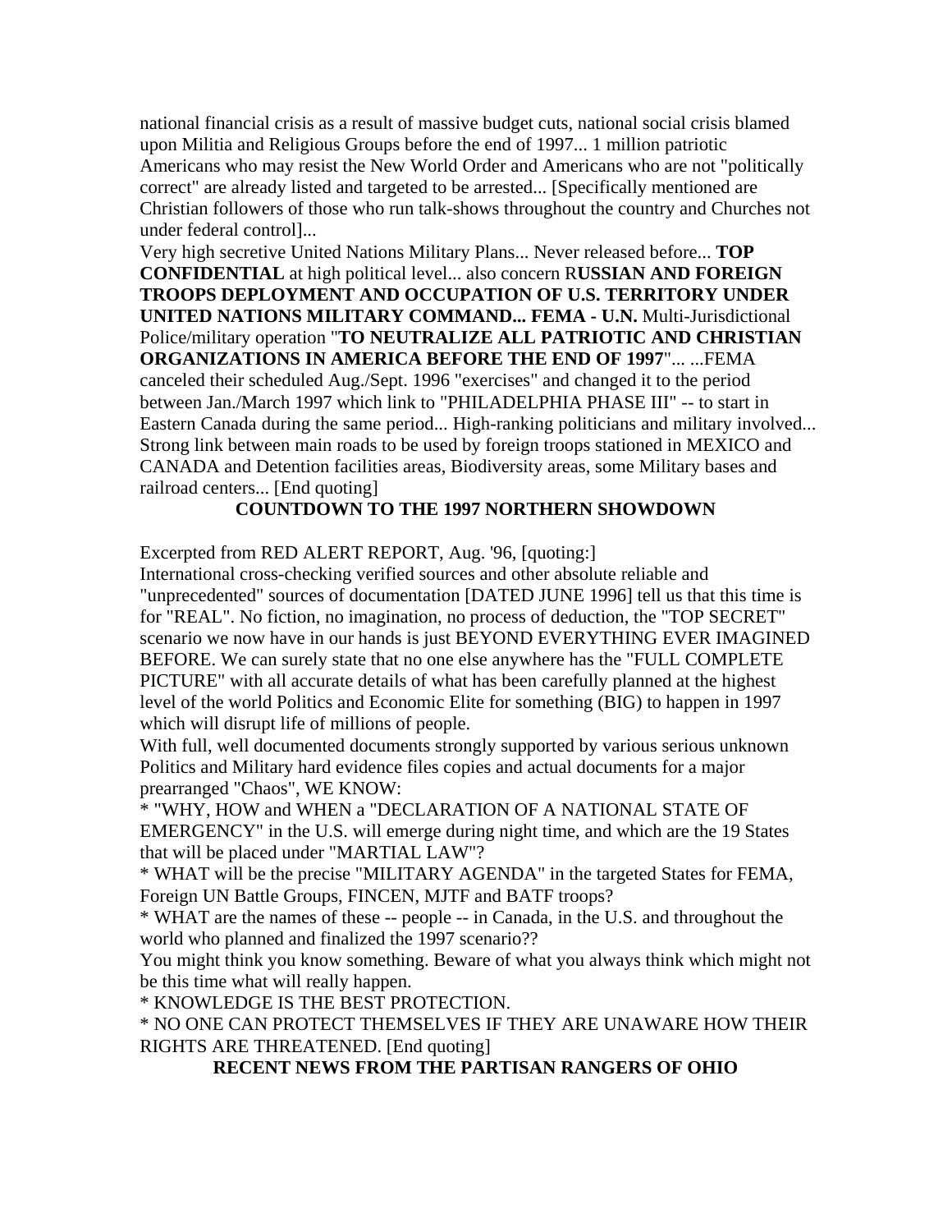national financial crisis as a result of massive budget cuts, national social crisis blamed upon Militia and Religious Groups before the end of 1997... 1 million patriotic Americans who may resist the New World Order and Americans who are not "politically correct" are already listed and targeted to be arrested... [Specifically mentioned are Christian followers of those who run talk-shows throughout the country and Churches not under federal control]...

Very high secretive United Nations Military Plans... Never released before... **TOP CONFIDENTIAL** at high political level... also concern R**USSIAN AND FOREIGN TROOPS DEPLOYMENT AND OCCUPATION OF U.S. TERRITORY UNDER UNITED NATIONS MILITARY COMMAND... FEMA - U.N.** Multi-Jurisdictional Police/military operation "**TO NEUTRALIZE ALL PATRIOTIC AND CHRISTIAN ORGANIZATIONS IN AMERICA BEFORE THE END OF 1997**"... ...FEMA canceled their scheduled Aug./Sept. 1996 "exercises" and changed it to the period between Jan./March 1997 which link to "PHILADELPHIA PHASE III" -- to start in Eastern Canada during the same period... High-ranking politicians and military involved... Strong link between main roads to be used by foreign troops stationed in MEXICO and CANADA and Detention facilities areas, Biodiversity areas, some Military bases and railroad centers... [End quoting]

**COUNTDOWN TO THE 1997 NORTHERN SHOWDOWN**

Excerpted from RED ALERT REPORT, Aug. '96, [quoting:]

International cross-checking verified sources and other absolute reliable and "unprecedented" sources of documentation [DATED JUNE 1996] tell us that this time is for "REAL". No fiction, no imagination, no process of deduction, the "TOP SECRET" scenario we now have in our hands is just BEYOND EVERYTHING EVER IMAGINED BEFORE. We can surely state that no one else anywhere has the "FULL COMPLETE PICTURE" with all accurate details of what has been carefully planned at the highest level of the world Politics and Economic Elite for something (BIG) to happen in 1997 which will disrupt life of millions of people.

With full, well documented documents strongly supported by various serious unknown Politics and Military hard evidence files copies and actual documents for a major prearranged "Chaos", WE KNOW:

* "WHY, HOW and WHEN a "DECLARATION OF A NATIONAL STATE OF EMERGENCY" in the U.S. will emerge during night time, and which are the 19 States that will be placed under "MARTIAL LAW"?
* WHAT will be the precise "MILITARY AGENDA" in the targeted States for FEMA, Foreign UN Battle Groups, FINCEN, MJTF and BATF troops?
* WHAT are the names of these -- people -- in Canada, in the U.S. and throughout the world who planned and finalized the 1997 scenario??

You might think you know something. Beware of what you always think which might not be this time what will really happen.

* KNOWLEDGE IS THE BEST PROTECTION.
* NO ONE CAN PROTECT THEMSELVES IF THEY ARE UNAWARE HOW THEIR RIGHTS ARE THREATENED. [End quoting]

**RECENT NEWS FROM THE PARTISAN RANGERS OF OHIO**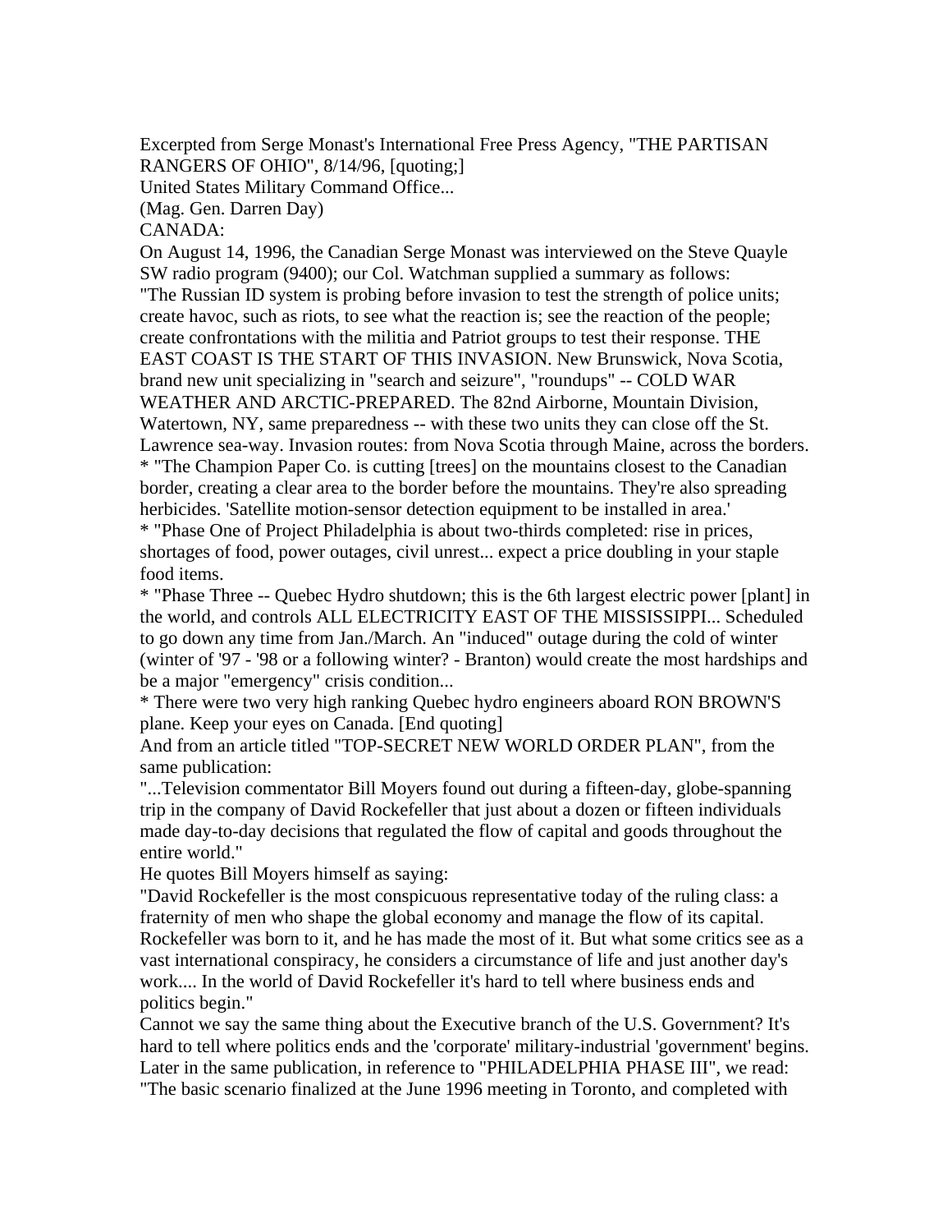Excerpted from Serge Monast's International Free Press Agency, "THE PARTISAN RANGERS OF OHIO", 8/14/96, [quoting;]

United States Military Command Office...

(Mag. Gen. Darren Day)

CANADA:

On August 14, 1996, the Canadian Serge Monast was interviewed on the Steve Quayle SW radio program (9400); our Col. Watchman supplied a summary as follows:

"The Russian ID system is probing before invasion to test the strength of police units; create havoc, such as riots, to see what the reaction is; see the reaction of the people; create confrontations with the militia and Patriot groups to test their response. THE EAST COAST IS THE START OF THIS INVASION. New Brunswick, Nova Scotia, brand new unit specializing in "search and seizure", "roundups" -- COLD WAR WEATHER AND ARCTIC-PREPARED. The 82nd Airborne, Mountain Division, Watertown, NY, same preparedness -- with these two units they can close off the St. Lawrence sea-way. Invasion routes: from Nova Scotia through Maine, across the borders.

* "The Champion Paper Co. is cutting [trees] on the mountains closest to the Canadian border, creating a clear area to the border before the mountains. They're also spreading herbicides. 'Satellite motion-sensor detection equipment to be installed in area.'

* "Phase One of Project Philadelphia is about two-thirds completed: rise in prices, shortages of food, power outages, civil unrest... expect a price doubling in your staple food items.

* "Phase Three -- Quebec Hydro shutdown; this is the 6th largest electric power [plant] in the world, and controls ALL ELECTRICITY EAST OF THE MISSISSIPPI... Scheduled to go down any time from Jan./March. An "induced" outage during the cold of winter (winter of '97 - '98 or a following winter? - Branton) would create the most hardships and be a major "emergency" crisis condition...

* There were two very high ranking Quebec hydro engineers aboard RON BROWN'S plane. Keep your eyes on Canada. [End quoting]

And from an article titled "TOP-SECRET NEW WORLD ORDER PLAN", from the same publication:

"...Television commentator Bill Moyers found out during a fifteen-day, globe-spanning trip in the company of David Rockefeller that just about a dozen or fifteen individuals made day-to-day decisions that regulated the flow of capital and goods throughout the entire world."

He quotes Bill Moyers himself as saying:

"David Rockefeller is the most conspicuous representative today of the ruling class: a fraternity of men who shape the global economy and manage the flow of its capital. Rockefeller was born to it, and he has made the most of it. But what some critics see as a vast international conspiracy, he considers a circumstance of life and just another day's work.... In the world of David Rockefeller it's hard to tell where business ends and politics begin."

Cannot we say the same thing about the Executive branch of the U.S. Government? It's hard to tell where politics ends and the 'corporate' military-industrial 'government' begins.

Later in the same publication, in reference to "PHILADELPHIA PHASE III", we read:

"The basic scenario finalized at the June 1996 meeting in Toronto, and completed with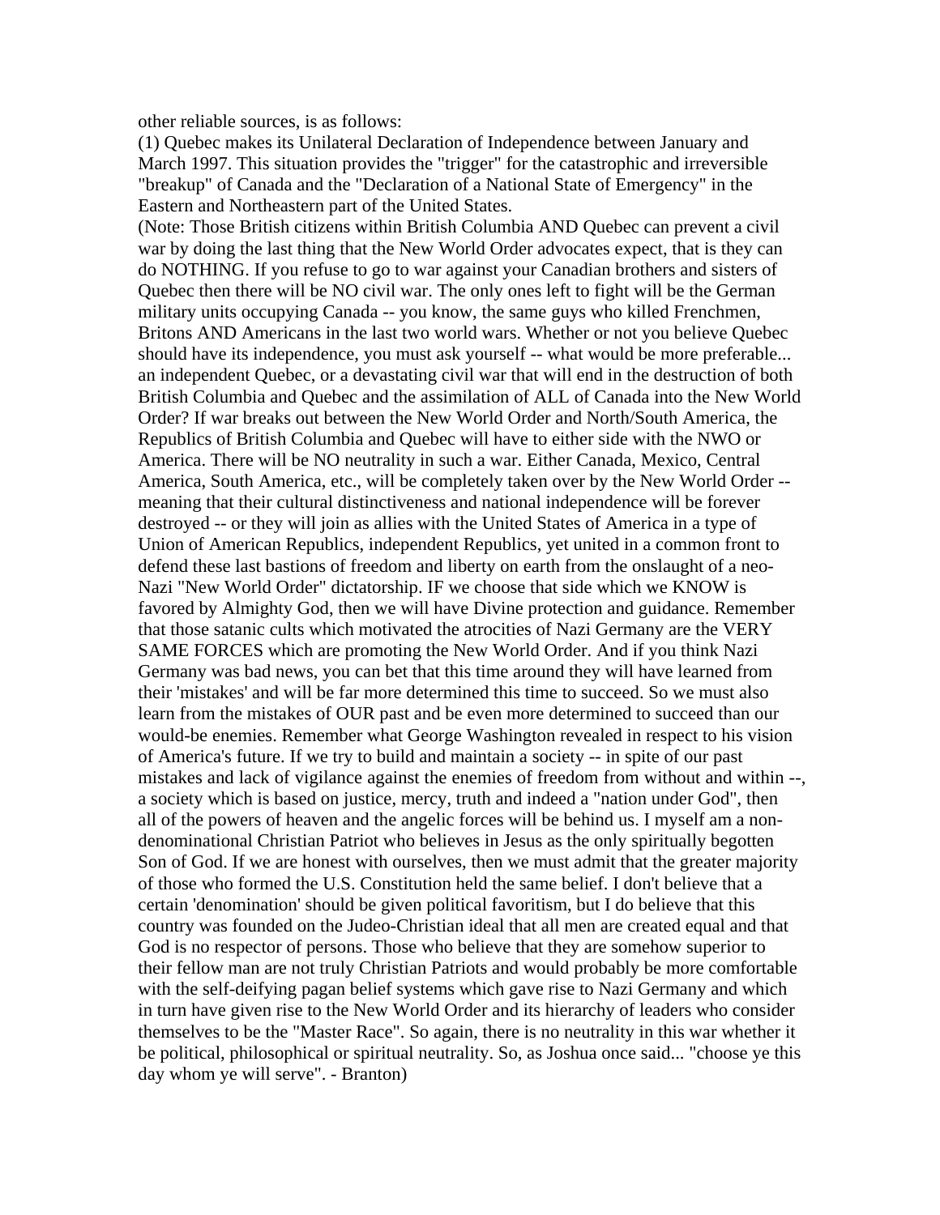other reliable sources, is as follows:

(1) Quebec makes its Unilateral Declaration of Independence between January and March 1997. This situation provides the "trigger" for the catastrophic and irreversible "breakup" of Canada and the "Declaration of a National State of Emergency" in the Eastern and Northeastern part of the United States.

(Note: Those British citizens within British Columbia AND Quebec can prevent a civil war by doing the last thing that the New World Order advocates expect, that is they can do NOTHING. If you refuse to go to war against your Canadian brothers and sisters of Quebec then there will be NO civil war. The only ones left to fight will be the German military units occupying Canada -- you know, the same guys who killed Frenchmen, Britons AND Americans in the last two world wars. Whether or not you believe Quebec should have its independence, you must ask yourself -- what would be more preferable... an independent Quebec, or a devastating civil war that will end in the destruction of both British Columbia and Quebec and the assimilation of ALL of Canada into the New World Order? If war breaks out between the New World Order and North/South America, the Republics of British Columbia and Quebec will have to either side with the NWO or America. There will be NO neutrality in such a war. Either Canada, Mexico, Central America, South America, etc., will be completely taken over by the New World Order -- meaning that their cultural distinctiveness and national independence will be forever destroyed -- or they will join as allies with the United States of America in a type of Union of American Republics, independent Republics, yet united in a common front to defend these last bastions of freedom and liberty on earth from the onslaught of a neo-Nazi "New World Order" dictatorship. IF we choose that side which we KNOW is favored by Almighty God, then we will have Divine protection and guidance. Remember that those satanic cults which motivated the atrocities of Nazi Germany are the VERY SAME FORCES which are promoting the New World Order. And if you think Nazi Germany was bad news, you can bet that this time around they will have learned from their 'mistakes' and will be far more determined this time to succeed. So we must also learn from the mistakes of OUR past and be even more determined to succeed than our would-be enemies. Remember what George Washington revealed in respect to his vision of America's future. If we try to build and maintain a society -- in spite of our past mistakes and lack of vigilance against the enemies of freedom from without and within --, a society which is based on justice, mercy, truth and indeed a "nation under God", then all of the powers of heaven and the angelic forces will be behind us. I myself am a non-denominational Christian Patriot who believes in Jesus as the only spiritually begotten Son of God. If we are honest with ourselves, then we must admit that the greater majority of those who formed the U.S. Constitution held the same belief. I don't believe that a certain 'denomination' should be given political favoritism, but I do believe that this country was founded on the Judeo-Christian ideal that all men are created equal and that God is no respector of persons. Those who believe that they are somehow superior to their fellow man are not truly Christian Patriots and would probably be more comfortable with the self-deifying pagan belief systems which gave rise to Nazi Germany and which in turn have given rise to the New World Order and its hierarchy of leaders who consider themselves to be the "Master Race". So again, there is no neutrality in this war whether it be political, philosophical or spiritual neutrality. So, as Joshua once said... "choose ye this day whom ye will serve". - Branton)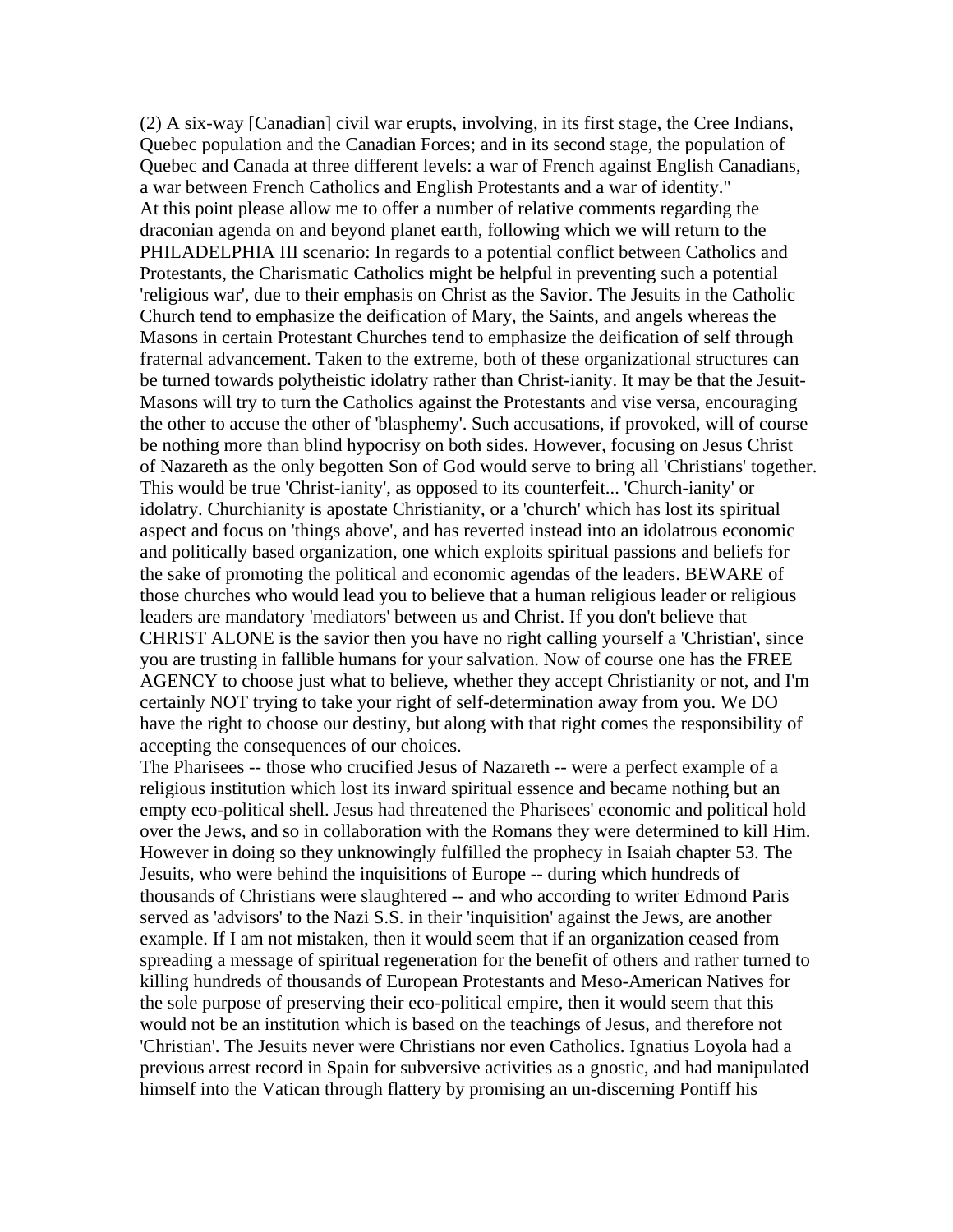(2) A six-way [Canadian] civil war erupts, involving, in its first stage, the Cree Indians, Quebec population and the Canadian Forces; and in its second stage, the population of Quebec and Canada at three different levels: a war of French against English Canadians, a war between French Catholics and English Protestants and a war of identity."

At this point please allow me to offer a number of relative comments regarding the draconian agenda on and beyond planet earth, following which we will return to the PHILADELPHIA III scenario: In regards to a potential conflict between Catholics and Protestants, the Charismatic Catholics might be helpful in preventing such a potential 'religious war', due to their emphasis on Christ as the Savior. The Jesuits in the Catholic Church tend to emphasize the deification of Mary, the Saints, and angels whereas the Masons in certain Protestant Churches tend to emphasize the deification of self through fraternal advancement. Taken to the extreme, both of these organizational structures can be turned towards polytheistic idolatry rather than Christ-ianity. It may be that the Jesuit-Masons will try to turn the Catholics against the Protestants and vise versa, encouraging the other to accuse the other of 'blasphemy'. Such accusations, if provoked, will of course be nothing more than blind hypocrisy on both sides. However, focusing on Jesus Christ of Nazareth as the only begotten Son of God would serve to bring all 'Christians' together. This would be true 'Christ-ianity', as opposed to its counterfeit... 'Church-ianity' or idolatry. Churchianity is apostate Christianity, or a 'church' which has lost its spiritual aspect and focus on 'things above', and has reverted instead into an idolatrous economic and politically based organization, one which exploits spiritual passions and beliefs for the sake of promoting the political and economic agendas of the leaders. BEWARE of those churches who would lead you to believe that a human religious leader or religious leaders are mandatory 'mediators' between us and Christ. If you don't believe that CHRIST ALONE is the savior then you have no right calling yourself a 'Christian', since you are trusting in fallible humans for your salvation. Now of course one has the FREE AGENCY to choose just what to believe, whether they accept Christianity or not, and I'm certainly NOT trying to take your right of self-determination away from you. We DO have the right to choose our destiny, but along with that right comes the responsibility of accepting the consequences of our choices.

The Pharisees -- those who crucified Jesus of Nazareth -- were a perfect example of a religious institution which lost its inward spiritual essence and became nothing but an empty eco-political shell. Jesus had threatened the Pharisees' economic and political hold over the Jews, and so in collaboration with the Romans they were determined to kill Him. However in doing so they unknowingly fulfilled the prophecy in Isaiah chapter 53. The Jesuits, who were behind the inquisitions of Europe -- during which hundreds of thousands of Christians were slaughtered -- and who according to writer Edmond Paris served as 'advisors' to the Nazi S.S. in their 'inquisition' against the Jews, are another example. If I am not mistaken, then it would seem that if an organization ceased from spreading a message of spiritual regeneration for the benefit of others and rather turned to killing hundreds of thousands of European Protestants and Meso-American Natives for the sole purpose of preserving their eco-political empire, then it would seem that this would not be an institution which is based on the teachings of Jesus, and therefore not 'Christian'. The Jesuits never were Christians nor even Catholics. Ignatius Loyola had a previous arrest record in Spain for subversive activities as a gnostic, and had manipulated himself into the Vatican through flattery by promising an un-discerning Pontiff his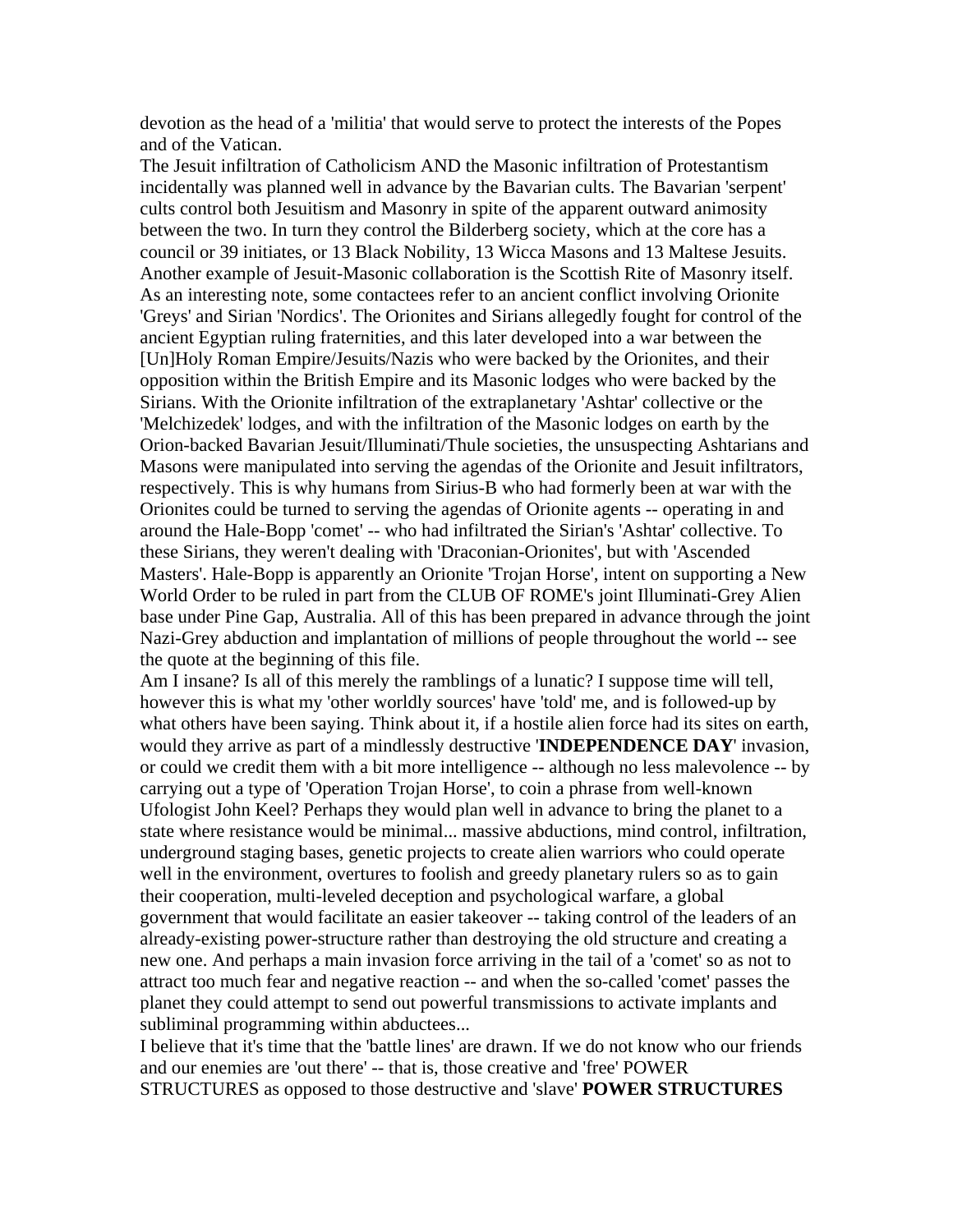devotion as the head of a 'militia' that would serve to protect the interests of the Popes and of the Vatican.

The Jesuit infiltration of Catholicism AND the Masonic infiltration of Protestantism incidentally was planned well in advance by the Bavarian cults. The Bavarian 'serpent' cults control both Jesuitism and Masonry in spite of the apparent outward animosity between the two. In turn they control the Bilderberg society, which at the core has a council or 39 initiates, or 13 Black Nobility, 13 Wicca Masons and 13 Maltese Jesuits. Another example of Jesuit-Masonic collaboration is the Scottish Rite of Masonry itself.

As an interesting note, some contactees refer to an ancient conflict involving Orionite 'Greys' and Sirian 'Nordics'. The Orionites and Sirians allegedly fought for control of the ancient Egyptian ruling fraternities, and this later developed into a war between the [Un]Holy Roman Empire/Jesuits/Nazis who were backed by the Orionites, and their opposition within the British Empire and its Masonic lodges who were backed by the Sirians. With the Orionite infiltration of the extraplanetary 'Ashtar' collective or the 'Melchizedek' lodges, and with the infiltration of the Masonic lodges on earth by the Orion-backed Bavarian Jesuit/Illuminati/Thule societies, the unsuspecting Ashtarians and Masons were manipulated into serving the agendas of the Orionite and Jesuit infiltrators, respectively. This is why humans from Sirius-B who had formerly been at war with the Orionites could be turned to serving the agendas of Orionite agents -- operating in and around the Hale-Bopp 'comet' -- who had infiltrated the Sirian's 'Ashtar' collective. To these Sirians, they weren't dealing with 'Draconian-Orionites', but with 'Ascended Masters'. Hale-Bopp is apparently an Orionite 'Trojan Horse', intent on supporting a New World Order to be ruled in part from the CLUB OF ROME's joint Illuminati-Grey Alien base under Pine Gap, Australia. All of this has been prepared in advance through the joint Nazi-Grey abduction and implantation of millions of people throughout the world -- see the quote at the beginning of this file.

Am I insane? Is all of this merely the ramblings of a lunatic? I suppose time will tell, however this is what my 'other worldly sources' have 'told' me, and is followed-up by what others have been saying. Think about it, if a hostile alien force had its sites on earth, would they arrive as part of a mindlessly destructive '**INDEPENDENCE DAY**' invasion, or could we credit them with a bit more intelligence -- although no less malevolence -- by carrying out a type of 'Operation Trojan Horse', to coin a phrase from well-known Ufologist John Keel? Perhaps they would plan well in advance to bring the planet to a state where resistance would be minimal... massive abductions, mind control, infiltration, underground staging bases, genetic projects to create alien warriors who could operate well in the environment, overtures to foolish and greedy planetary rulers so as to gain their cooperation, multi-leveled deception and psychological warfare, a global government that would facilitate an easier takeover -- taking control of the leaders of an already-existing power-structure rather than destroying the old structure and creating a new one. And perhaps a main invasion force arriving in the tail of a 'comet' so as not to attract too much fear and negative reaction -- and when the so-called 'comet' passes the planet they could attempt to send out powerful transmissions to activate implants and subliminal programming within abductees...

I believe that it's time that the 'battle lines' are drawn. If we do not know who our friends and our enemies are 'out there' -- that is, those creative and 'free' POWER STRUCTURES as opposed to those destructive and 'slave' **POWER STRUCTURES**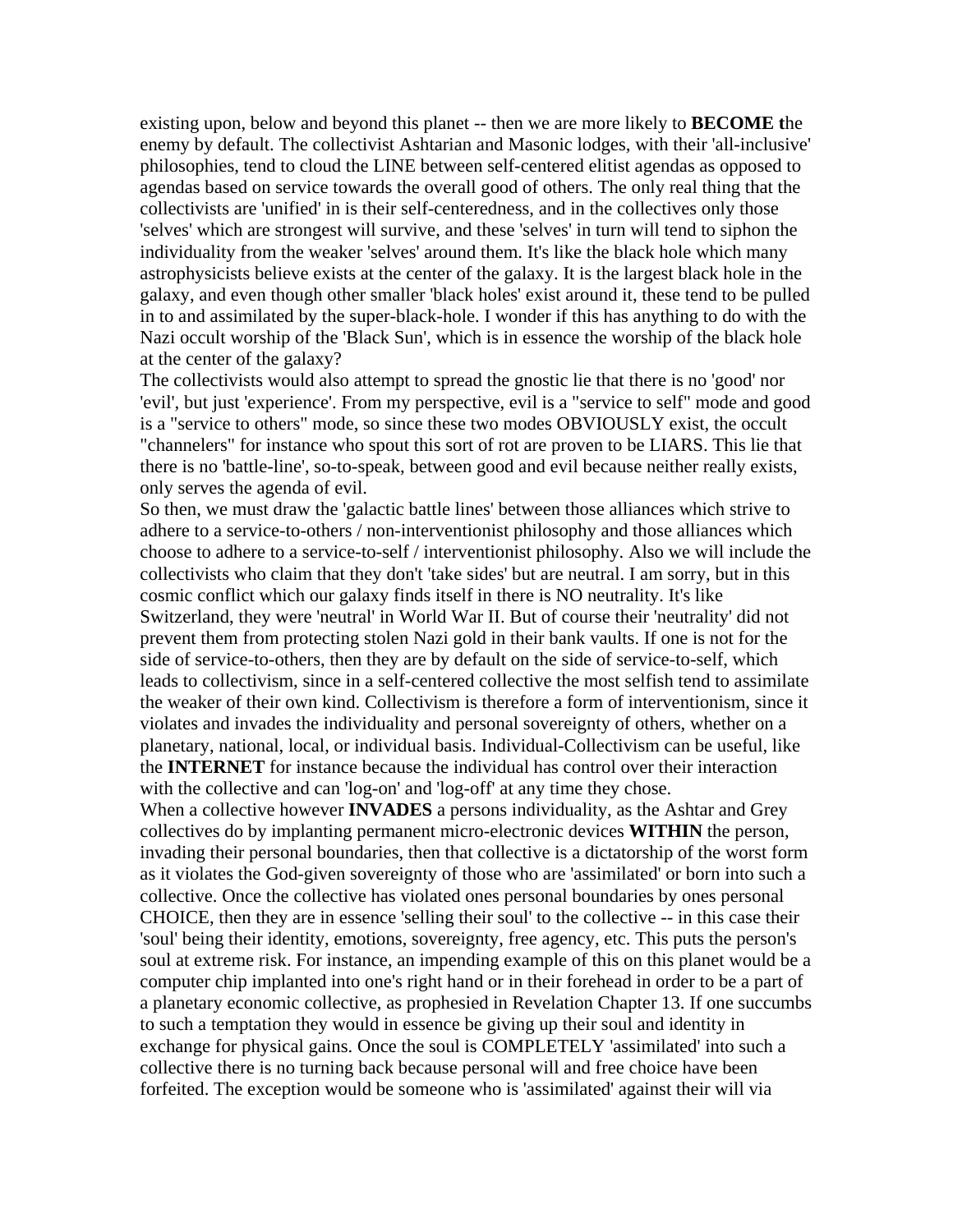existing upon, below and beyond this planet -- then we are more likely to **BECOME t**he enemy by default. The collectivist Ashtarian and Masonic lodges, with their 'all-inclusive' philosophies, tend to cloud the LINE between self-centered elitist agendas as opposed to agendas based on service towards the overall good of others. The only real thing that the collectivists are 'unified' in is their self-centeredness, and in the collectives only those 'selves' which are strongest will survive, and these 'selves' in turn will tend to siphon the individuality from the weaker 'selves' around them. It's like the black hole which many astrophysicists believe exists at the center of the galaxy. It is the largest black hole in the galaxy, and even though other smaller 'black holes' exist around it, these tend to be pulled in to and assimilated by the super-black-hole. I wonder if this has anything to do with the Nazi occult worship of the 'Black Sun', which is in essence the worship of the black hole at the center of the galaxy?

The collectivists would also attempt to spread the gnostic lie that there is no 'good' nor 'evil', but just 'experience'. From my perspective, evil is a "service to self" mode and good is a "service to others" mode, so since these two modes OBVIOUSLY exist, the occult "channelers" for instance who spout this sort of rot are proven to be LIARS. This lie that there is no 'battle-line', so-to-speak, between good and evil because neither really exists, only serves the agenda of evil.

So then, we must draw the 'galactic battle lines' between those alliances which strive to adhere to a service-to-others / non-interventionist philosophy and those alliances which choose to adhere to a service-to-self / interventionist philosophy. Also we will include the collectivists who claim that they don't 'take sides' but are neutral. I am sorry, but in this cosmic conflict which our galaxy finds itself in there is NO neutrality. It's like Switzerland, they were 'neutral' in World War II. But of course their 'neutrality' did not prevent them from protecting stolen Nazi gold in their bank vaults. If one is not for the side of service-to-others, then they are by default on the side of service-to-self, which leads to collectivism, since in a self-centered collective the most selfish tend to assimilate the weaker of their own kind. Collectivism is therefore a form of interventionism, since it violates and invades the individuality and personal sovereignty of others, whether on a planetary, national, local, or individual basis. Individual-Collectivism can be useful, like the **INTERNET** for instance because the individual has control over their interaction with the collective and can 'log-on' and 'log-off' at any time they chose.

When a collective however **INVADES** a persons individuality, as the Ashtar and Grey collectives do by implanting permanent micro-electronic devices **WITHIN** the person, invading their personal boundaries, then that collective is a dictatorship of the worst form as it violates the God-given sovereignty of those who are 'assimilated' or born into such a collective. Once the collective has violated ones personal boundaries by ones personal CHOICE, then they are in essence 'selling their soul' to the collective -- in this case their 'soul' being their identity, emotions, sovereignty, free agency, etc. This puts the person's soul at extreme risk. For instance, an impending example of this on this planet would be a computer chip implanted into one's right hand or in their forehead in order to be a part of a planetary economic collective, as prophesied in Revelation Chapter 13. If one succumbs to such a temptation they would in essence be giving up their soul and identity in exchange for physical gains. Once the soul is COMPLETELY 'assimilated' into such a collective there is no turning back because personal will and free choice have been forfeited. The exception would be someone who is 'assimilated' against their will via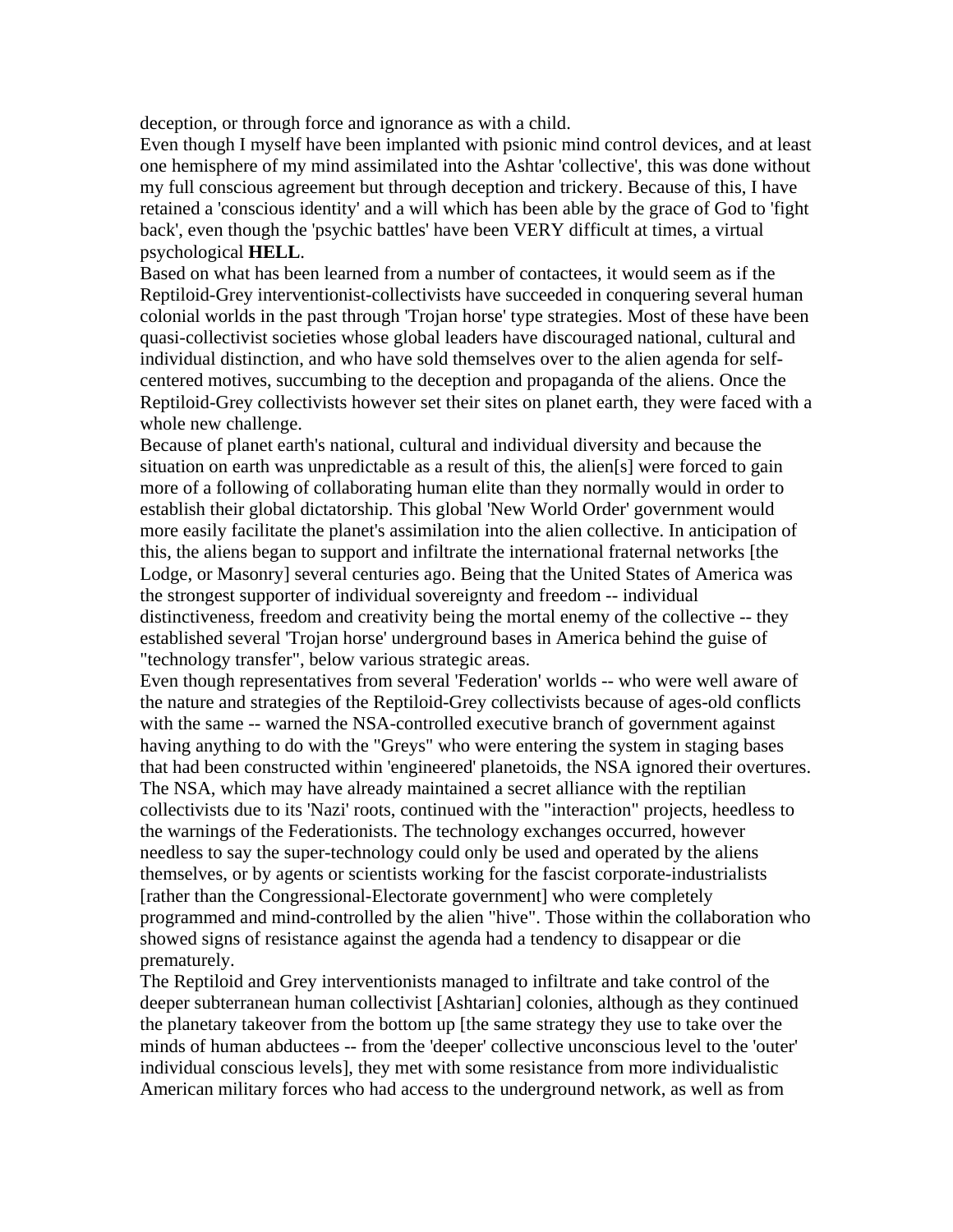deception, or through force and ignorance as with a child.

Even though I myself have been implanted with psionic mind control devices, and at least one hemisphere of my mind assimilated into the Ashtar 'collective', this was done without my full conscious agreement but through deception and trickery. Because of this, I have retained a 'conscious identity' and a will which has been able by the grace of God to 'fight back', even though the 'psychic battles' have been VERY difficult at times, a virtual psychological **HELL**.

Based on what has been learned from a number of contactees, it would seem as if the Reptiloid-Grey interventionist-collectivists have succeeded in conquering several human colonial worlds in the past through 'Trojan horse' type strategies. Most of these have been quasi-collectivist societies whose global leaders have discouraged national, cultural and individual distinction, and who have sold themselves over to the alien agenda for self-centered motives, succumbing to the deception and propaganda of the aliens. Once the Reptiloid-Grey collectivists however set their sites on planet earth, they were faced with a whole new challenge.

Because of planet earth's national, cultural and individual diversity and because the situation on earth was unpredictable as a result of this, the alien[s] were forced to gain more of a following of collaborating human elite than they normally would in order to establish their global dictatorship. This global 'New World Order' government would more easily facilitate the planet's assimilation into the alien collective. In anticipation of this, the aliens began to support and infiltrate the international fraternal networks [the Lodge, or Masonry] several centuries ago. Being that the United States of America was the strongest supporter of individual sovereignty and freedom -- individual distinctiveness, freedom and creativity being the mortal enemy of the collective -- they established several 'Trojan horse' underground bases in America behind the guise of "technology transfer", below various strategic areas.

Even though representatives from several 'Federation' worlds -- who were well aware of the nature and strategies of the Reptiloid-Grey collectivists because of ages-old conflicts with the same -- warned the NSA-controlled executive branch of government against having anything to do with the "Greys" who were entering the system in staging bases that had been constructed within 'engineered' planetoids, the NSA ignored their overtures. The NSA, which may have already maintained a secret alliance with the reptilian collectivists due to its 'Nazi' roots, continued with the "interaction" projects, heedless to the warnings of the Federationists. The technology exchanges occurred, however needless to say the super-technology could only be used and operated by the aliens themselves, or by agents or scientists working for the fascist corporate-industrialists [rather than the Congressional-Electorate government] who were completely programmed and mind-controlled by the alien "hive". Those within the collaboration who showed signs of resistance against the agenda had a tendency to disappear or die prematurely.

The Reptiloid and Grey interventionists managed to infiltrate and take control of the deeper subterranean human collectivist [Ashtarian] colonies, although as they continued the planetary takeover from the bottom up [the same strategy they use to take over the minds of human abductees -- from the 'deeper' collective unconscious level to the 'outer' individual conscious levels], they met with some resistance from more individualistic American military forces who had access to the underground network, as well as from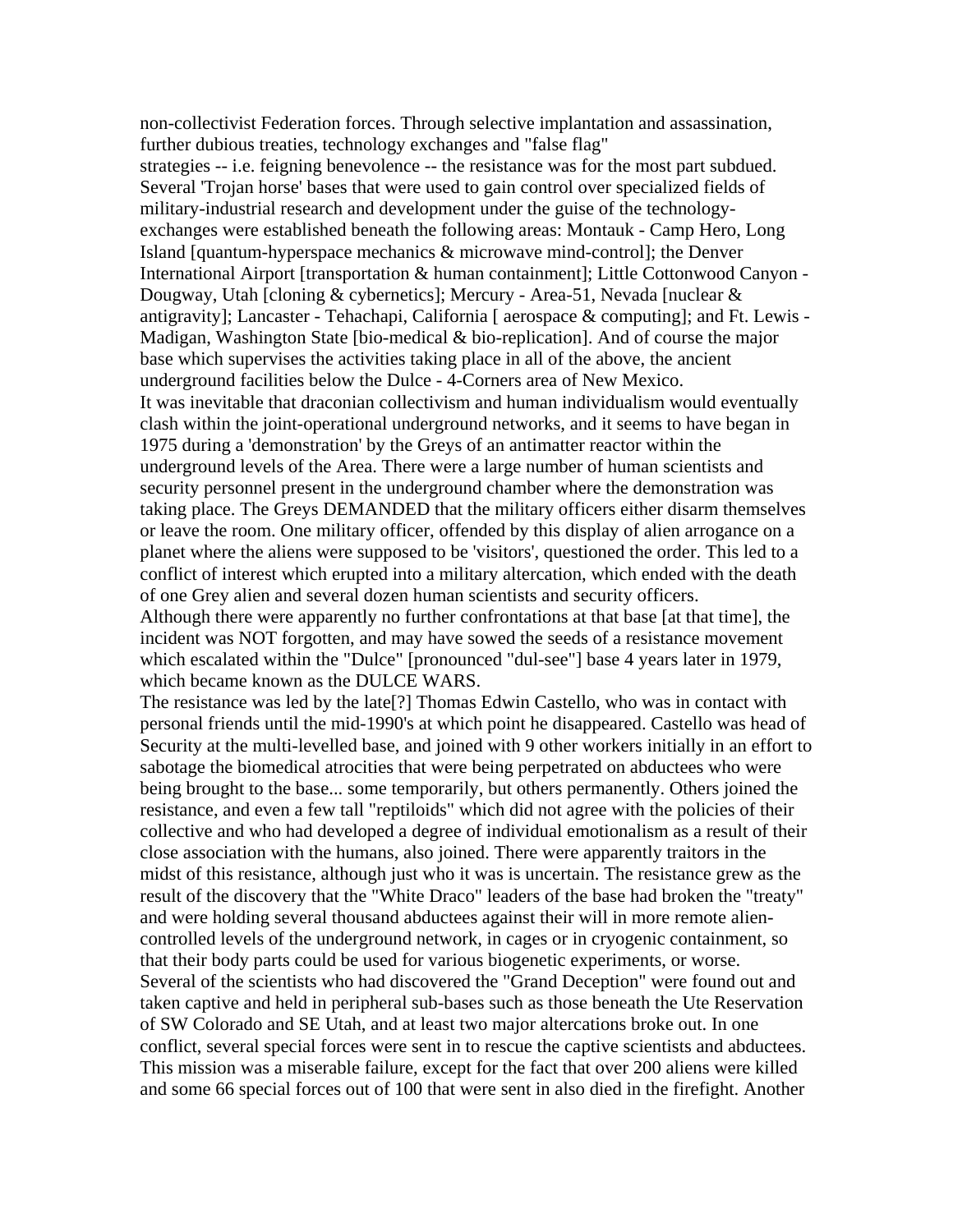non-collectivist Federation forces. Through selective implantation and assassination, further dubious treaties, technology exchanges and "false flag" strategies -- i.e. feigning benevolence -- the resistance was for the most part subdued. Several 'Trojan horse' bases that were used to gain control over specialized fields of military-industrial research and development under the guise of the technology-exchanges were established beneath the following areas: Montauk - Camp Hero, Long Island [quantum-hyperspace mechanics & microwave mind-control]; the Denver International Airport [transportation & human containment]; Little Cottonwood Canyon - Dougway, Utah [cloning & cybernetics]; Mercury - Area-51, Nevada [nuclear & antigravity]; Lancaster - Tehachapi, California [ aerospace & computing]; and Ft. Lewis - Madigan, Washington State [bio-medical & bio-replication]. And of course the major base which supervises the activities taking place in all of the above, the ancient underground facilities below the Dulce - 4-Corners area of New Mexico.

It was inevitable that draconian collectivism and human individualism would eventually clash within the joint-operational underground networks, and it seems to have began in 1975 during a 'demonstration' by the Greys of an antimatter reactor within the underground levels of the Area. There were a large number of human scientists and security personnel present in the underground chamber where the demonstration was taking place. The Greys DEMANDED that the military officers either disarm themselves or leave the room. One military officer, offended by this display of alien arrogance on a planet where the aliens were supposed to be 'visitors', questioned the order. This led to a conflict of interest which erupted into a military altercation, which ended with the death of one Grey alien and several dozen human scientists and security officers.

Although there were apparently no further confrontations at that base [at that time], the incident was NOT forgotten, and may have sowed the seeds of a resistance movement which escalated within the "Dulce" [pronounced "dul-see"] base 4 years later in 1979, which became known as the DULCE WARS.

The resistance was led by the late[?] Thomas Edwin Castello, who was in contact with personal friends until the mid-1990's at which point he disappeared. Castello was head of Security at the multi-levelled base, and joined with 9 other workers initially in an effort to sabotage the biomedical atrocities that were being perpetrated on abductees who were being brought to the base... some temporarily, but others permanently. Others joined the resistance, and even a few tall "reptiloids" which did not agree with the policies of their collective and who had developed a degree of individual emotionalism as a result of their close association with the humans, also joined. There were apparently traitors in the midst of this resistance, although just who it was is uncertain. The resistance grew as the result of the discovery that the "White Draco" leaders of the base had broken the "treaty" and were holding several thousand abductees against their will in more remote alien-controlled levels of the underground network, in cages or in cryogenic containment, so that their body parts could be used for various biogenetic experiments, or worse.

Several of the scientists who had discovered the "Grand Deception" were found out and taken captive and held in peripheral sub-bases such as those beneath the Ute Reservation of SW Colorado and SE Utah, and at least two major altercations broke out. In one conflict, several special forces were sent in to rescue the captive scientists and abductees. This mission was a miserable failure, except for the fact that over 200 aliens were killed and some 66 special forces out of 100 that were sent in also died in the firefight. Another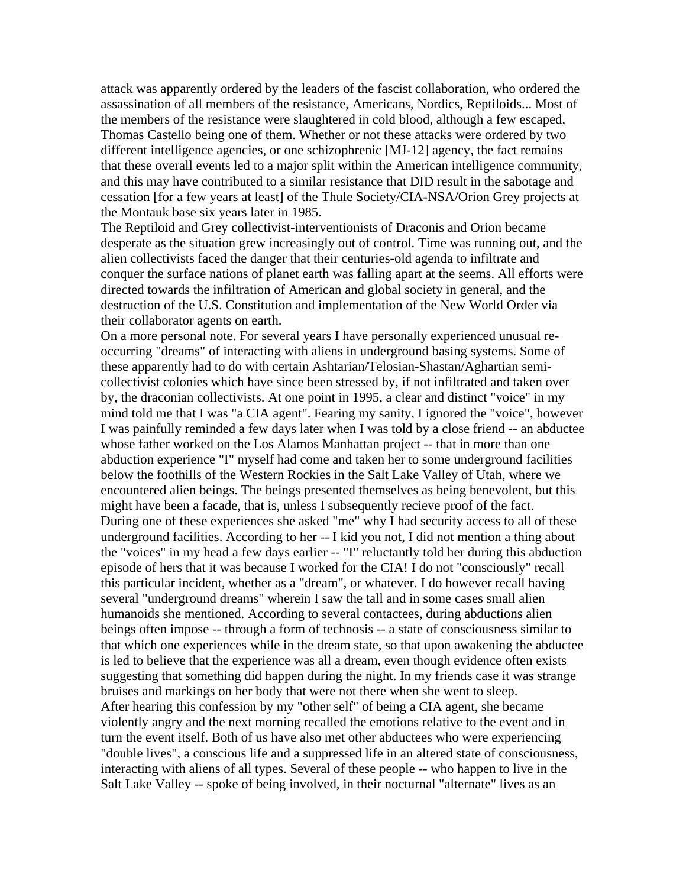attack was apparently ordered by the leaders of the fascist collaboration, who ordered the assassination of all members of the resistance, Americans, Nordics, Reptiloids... Most of the members of the resistance were slaughtered in cold blood, although a few escaped, Thomas Castello being one of them. Whether or not these attacks were ordered by two different intelligence agencies, or one schizophrenic [MJ-12] agency, the fact remains that these overall events led to a major split within the American intelligence community, and this may have contributed to a similar resistance that DID result in the sabotage and cessation [for a few years at least] of the Thule Society/CIA-NSA/Orion Grey projects at the Montauk base six years later in 1985.

The Reptiloid and Grey collectivist-interventionists of Draconis and Orion became desperate as the situation grew increasingly out of control. Time was running out, and the alien collectivists faced the danger that their centuries-old agenda to infiltrate and conquer the surface nations of planet earth was falling apart at the seems. All efforts were directed towards the infiltration of American and global society in general, and the destruction of the U.S. Constitution and implementation of the New World Order via their collaborator agents on earth.

On a more personal note. For several years I have personally experienced unusual re-occurring "dreams" of interacting with aliens in underground basing systems. Some of these apparently had to do with certain Ashtarian/Telosian-Shastan/Aghartian semi-collectivist colonies which have since been stressed by, if not infiltrated and taken over by, the draconian collectivists. At one point in 1995, a clear and distinct "voice" in my mind told me that I was "a CIA agent". Fearing my sanity, I ignored the "voice", however I was painfully reminded a few days later when I was told by a close friend -- an abductee whose father worked on the Los Alamos Manhattan project -- that in more than one abduction experience "I" myself had come and taken her to some underground facilities below the foothills of the Western Rockies in the Salt Lake Valley of Utah, where we encountered alien beings. The beings presented themselves as being benevolent, but this might have been a facade, that is, unless I subsequently recieve proof of the fact.

During one of these experiences she asked "me" why I had security access to all of these underground facilities. According to her -- I kid you not, I did not mention a thing about the "voices" in my head a few days earlier -- "I" reluctantly told her during this abduction episode of hers that it was because I worked for the CIA! I do not "consciously" recall this particular incident, whether as a "dream", or whatever. I do however recall having several "underground dreams" wherein I saw the tall and in some cases small alien humanoids she mentioned. According to several contactees, during abductions alien beings often impose -- through a form of technosis -- a state of consciousness similar to that which one experiences while in the dream state, so that upon awakening the abductee is led to believe that the experience was all a dream, even though evidence often exists suggesting that something did happen during the night. In my friends case it was strange bruises and markings on her body that were not there when she went to sleep.

After hearing this confession by my "other self" of being a CIA agent, she became violently angry and the next morning recalled the emotions relative to the event and in turn the event itself. Both of us have also met other abductees who were experiencing "double lives", a conscious life and a suppressed life in an altered state of consciousness, interacting with aliens of all types. Several of these people -- who happen to live in the Salt Lake Valley -- spoke of being involved, in their nocturnal "alternate" lives as an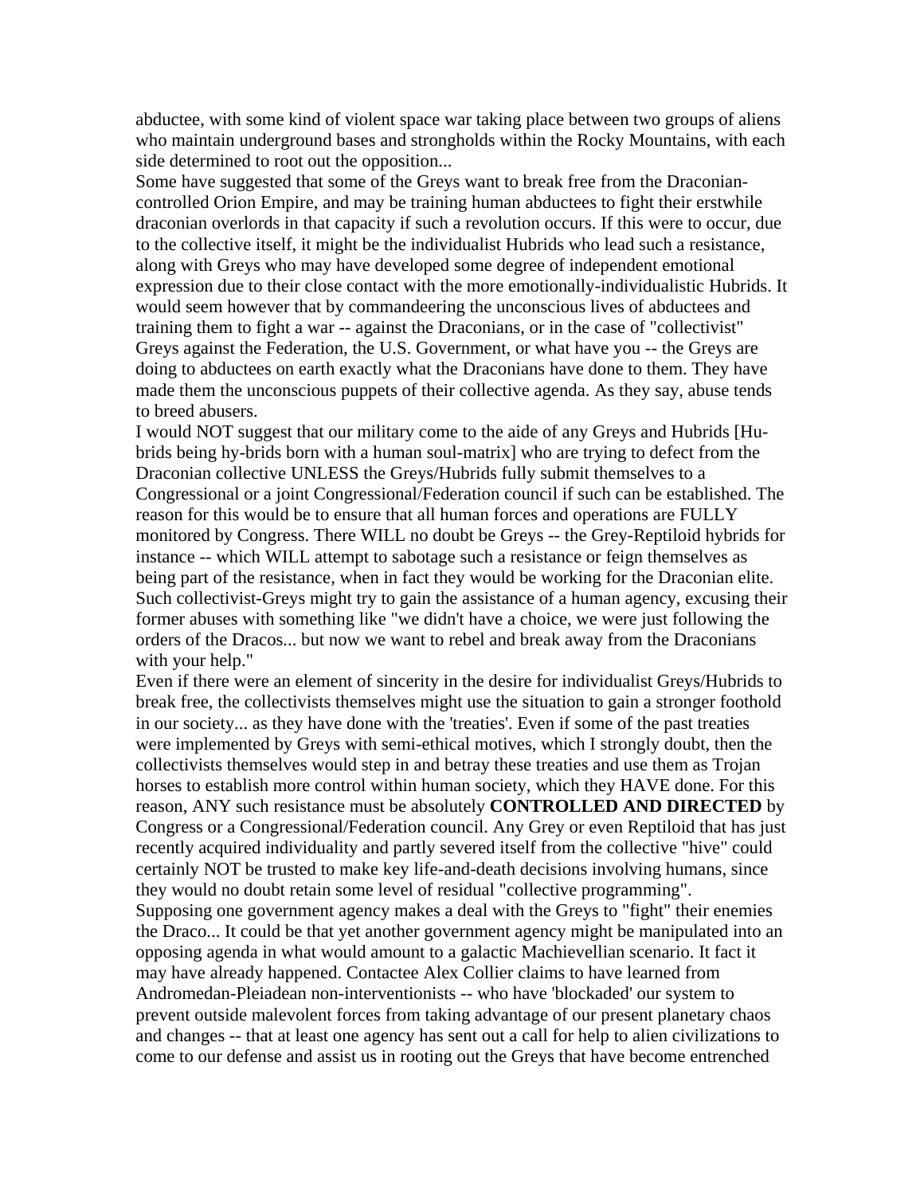abductee, with some kind of violent space war taking place between two groups of aliens who maintain underground bases and strongholds within the Rocky Mountains, with each side determined to root out the opposition...

Some have suggested that some of the Greys want to break free from the Draconian-controlled Orion Empire, and may be training human abductees to fight their erstwhile draconian overlords in that capacity if such a revolution occurs. If this were to occur, due to the collective itself, it might be the individualist Hubrids who lead such a resistance, along with Greys who may have developed some degree of independent emotional expression due to their close contact with the more emotionally-individualistic Hubrids. It would seem however that by commandeering the unconscious lives of abductees and training them to fight a war -- against the Draconians, or in the case of "collectivist" Greys against the Federation, the U.S. Government, or what have you -- the Greys are doing to abductees on earth exactly what the Draconians have done to them. They have made them the unconscious puppets of their collective agenda. As they say, abuse tends to breed abusers.

I would NOT suggest that our military come to the aide of any Greys and Hubrids [Hu-brids being hy-brids born with a human soul-matrix] who are trying to defect from the Draconian collective UNLESS the Greys/Hubrids fully submit themselves to a Congressional or a joint Congressional/Federation council if such can be established. The reason for this would be to ensure that all human forces and operations are FULLY monitored by Congress. There WILL no doubt be Greys -- the Grey-Reptiloid hybrids for instance -- which WILL attempt to sabotage such a resistance or feign themselves as being part of the resistance, when in fact they would be working for the Draconian elite. Such collectivist-Greys might try to gain the assistance of a human agency, excusing their former abuses with something like "we didn't have a choice, we were just following the orders of the Dracos... but now we want to rebel and break away from the Draconians with your help."

Even if there were an element of sincerity in the desire for individualist Greys/Hubrids to break free, the collectivists themselves might use the situation to gain a stronger foothold in our society... as they have done with the 'treaties'. Even if some of the past treaties were implemented by Greys with semi-ethical motives, which I strongly doubt, then the collectivists themselves would step in and betray these treaties and use them as Trojan horses to establish more control within human society, which they HAVE done. For this reason, ANY such resistance must be absolutely **CONTROLLED AND DIRECTED** by Congress or a Congressional/Federation council. Any Grey or even Reptiloid that has just recently acquired individuality and partly severed itself from the collective "hive" could certainly NOT be trusted to make key life-and-death decisions involving humans, since they would no doubt retain some level of residual "collective programming".

Supposing one government agency makes a deal with the Greys to "fight" their enemies the Draco... It could be that yet another government agency might be manipulated into an opposing agenda in what would amount to a galactic Machievellian scenario. It fact it may have already happened. Contactee Alex Collier claims to have learned from Andromedan-Pleiadean non-interventionists -- who have 'blockaded' our system to prevent outside malevolent forces from taking advantage of our present planetary chaos and changes -- that at least one agency has sent out a call for help to alien civilizations to come to our defense and assist us in rooting out the Greys that have become entrenched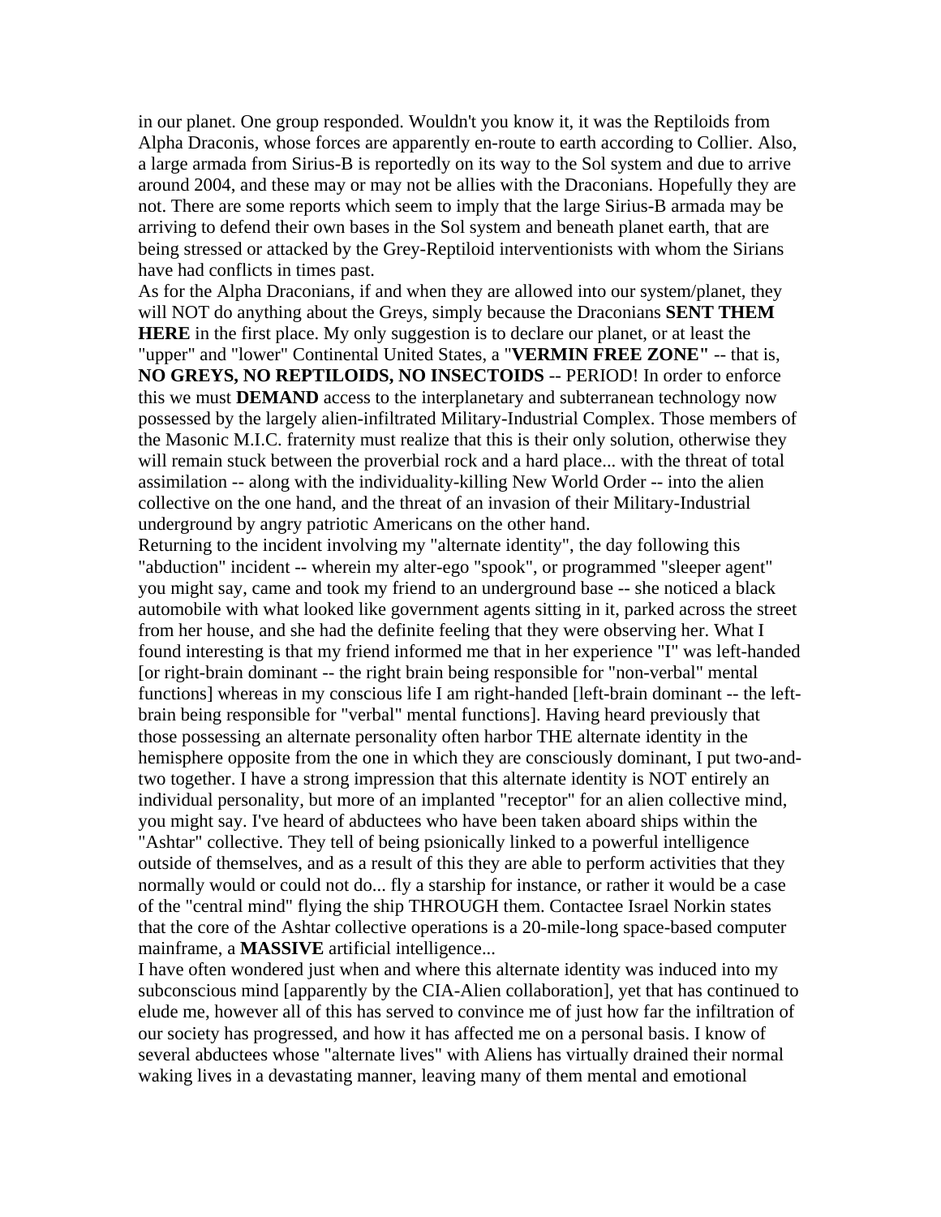in our planet. One group responded. Wouldn't you know it, it was the Reptiloids from Alpha Draconis, whose forces are apparently en-route to earth according to Collier. Also, a large armada from Sirius-B is reportedly on its way to the Sol system and due to arrive around 2004, and these may or may not be allies with the Draconians. Hopefully they are not. There are some reports which seem to imply that the large Sirius-B armada may be arriving to defend their own bases in the Sol system and beneath planet earth, that are being stressed or attacked by the Grey-Reptiloid interventionists with whom the Sirians have had conflicts in times past.

As for the Alpha Draconians, if and when they are allowed into our system/planet, they will NOT do anything about the Greys, simply because the Draconians **SENT THEM HERE** in the first place. My only suggestion is to declare our planet, or at least the "upper" and "lower" Continental United States, a "**VERMIN FREE ZONE"** -- that is, **NO GREYS, NO REPTILOIDS, NO INSECTOIDS** -- PERIOD! In order to enforce this we must **DEMAND** access to the interplanetary and subterranean technology now possessed by the largely alien-infiltrated Military-Industrial Complex. Those members of the Masonic M.I.C. fraternity must realize that this is their only solution, otherwise they will remain stuck between the proverbial rock and a hard place... with the threat of total assimilation -- along with the individuality-killing New World Order -- into the alien collective on the one hand, and the threat of an invasion of their Military-Industrial underground by angry patriotic Americans on the other hand.

Returning to the incident involving my "alternate identity", the day following this "abduction" incident -- wherein my alter-ego "spook", or programmed "sleeper agent" you might say, came and took my friend to an underground base -- she noticed a black automobile with what looked like government agents sitting in it, parked across the street from her house, and she had the definite feeling that they were observing her. What I found interesting is that my friend informed me that in her experience "I" was left-handed [or right-brain dominant -- the right brain being responsible for "non-verbal" mental functions] whereas in my conscious life I am right-handed [left-brain dominant -- the left-brain being responsible for "verbal" mental functions]. Having heard previously that those possessing an alternate personality often harbor THE alternate identity in the hemisphere opposite from the one in which they are consciously dominant, I put two-and-two together. I have a strong impression that this alternate identity is NOT entirely an individual personality, but more of an implanted "receptor" for an alien collective mind, you might say. I've heard of abductees who have been taken aboard ships within the "Ashtar" collective. They tell of being psionically linked to a powerful intelligence outside of themselves, and as a result of this they are able to perform activities that they normally would or could not do... fly a starship for instance, or rather it would be a case of the "central mind" flying the ship THROUGH them. Contactee Israel Norkin states that the core of the Ashtar collective operations is a 20-mile-long space-based computer mainframe, a **MASSIVE** artificial intelligence...

I have often wondered just when and where this alternate identity was induced into my subconscious mind [apparently by the CIA-Alien collaboration], yet that has continued to elude me, however all of this has served to convince me of just how far the infiltration of our society has progressed, and how it has affected me on a personal basis. I know of several abductees whose "alternate lives" with Aliens has virtually drained their normal waking lives in a devastating manner, leaving many of them mental and emotional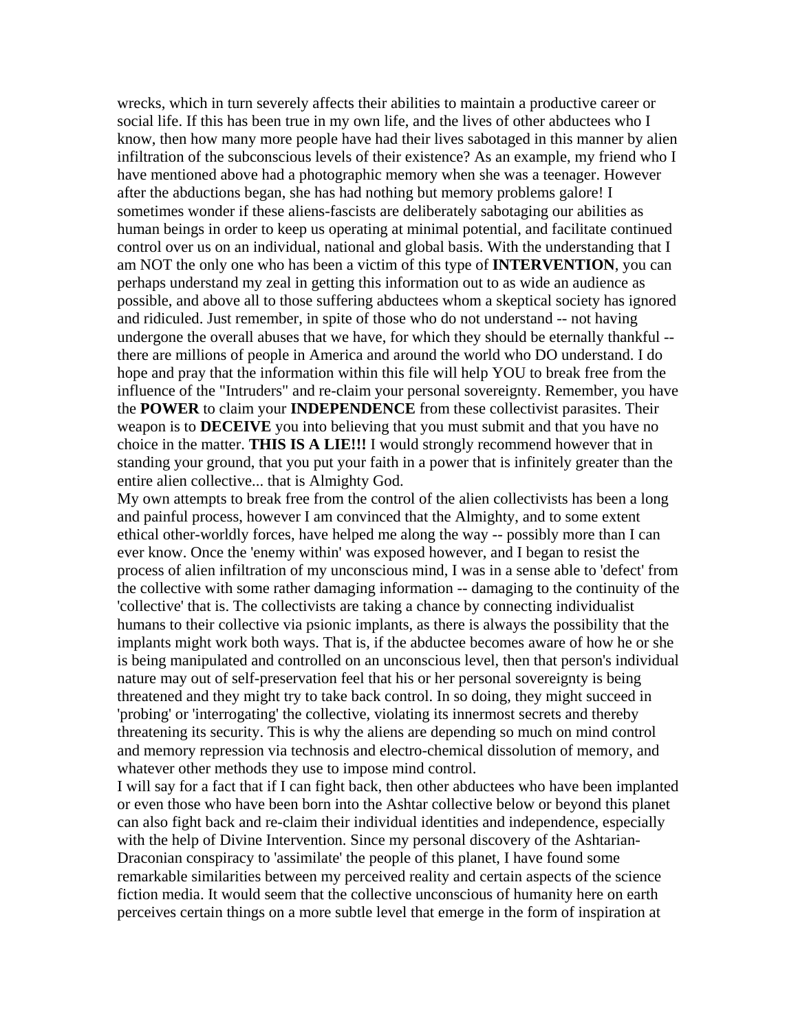wrecks, which in turn severely affects their abilities to maintain a productive career or social life. If this has been true in my own life, and the lives of other abductees who I know, then how many more people have had their lives sabotaged in this manner by alien infiltration of the subconscious levels of their existence? As an example, my friend who I have mentioned above had a photographic memory when she was a teenager. However after the abductions began, she has had nothing but memory problems galore! I sometimes wonder if these aliens-fascists are deliberately sabotaging our abilities as human beings in order to keep us operating at minimal potential, and facilitate continued control over us on an individual, national and global basis. With the understanding that I am NOT the only one who has been a victim of this type of **INTERVENTION**, you can perhaps understand my zeal in getting this information out to as wide an audience as possible, and above all to those suffering abductees whom a skeptical society has ignored and ridiculed. Just remember, in spite of those who do not understand -- not having undergone the overall abuses that we have, for which they should be eternally thankful -- there are millions of people in America and around the world who DO understand. I do hope and pray that the information within this file will help YOU to break free from the influence of the "Intruders" and re-claim your personal sovereignty. Remember, you have the **POWER** to claim your **INDEPENDENCE** from these collectivist parasites. Their weapon is to **DECEIVE** you into believing that you must submit and that you have no choice in the matter. **THIS IS A LIE!!!** I would strongly recommend however that in standing your ground, that you put your faith in a power that is infinitely greater than the entire alien collective... that is Almighty God.

My own attempts to break free from the control of the alien collectivists has been a long and painful process, however I am convinced that the Almighty, and to some extent ethical other-worldly forces, have helped me along the way -- possibly more than I can ever know. Once the 'enemy within' was exposed however, and I began to resist the process of alien infiltration of my unconscious mind, I was in a sense able to 'defect' from the collective with some rather damaging information -- damaging to the continuity of the 'collective' that is. The collectivists are taking a chance by connecting individualist humans to their collective via psionic implants, as there is always the possibility that the implants might work both ways. That is, if the abductee becomes aware of how he or she is being manipulated and controlled on an unconscious level, then that person's individual nature may out of self-preservation feel that his or her personal sovereignty is being threatened and they might try to take back control. In so doing, they might succeed in 'probing' or 'interrogating' the collective, violating its innermost secrets and thereby threatening its security. This is why the aliens are depending so much on mind control and memory repression via technosis and electro-chemical dissolution of memory, and whatever other methods they use to impose mind control.

I will say for a fact that if I can fight back, then other abductees who have been implanted or even those who have been born into the Ashtar collective below or beyond this planet can also fight back and re-claim their individual identities and independence, especially with the help of Divine Intervention. Since my personal discovery of the Ashtarian-Draconian conspiracy to 'assimilate' the people of this planet, I have found some remarkable similarities between my perceived reality and certain aspects of the science fiction media. It would seem that the collective unconscious of humanity here on earth perceives certain things on a more subtle level that emerge in the form of inspiration at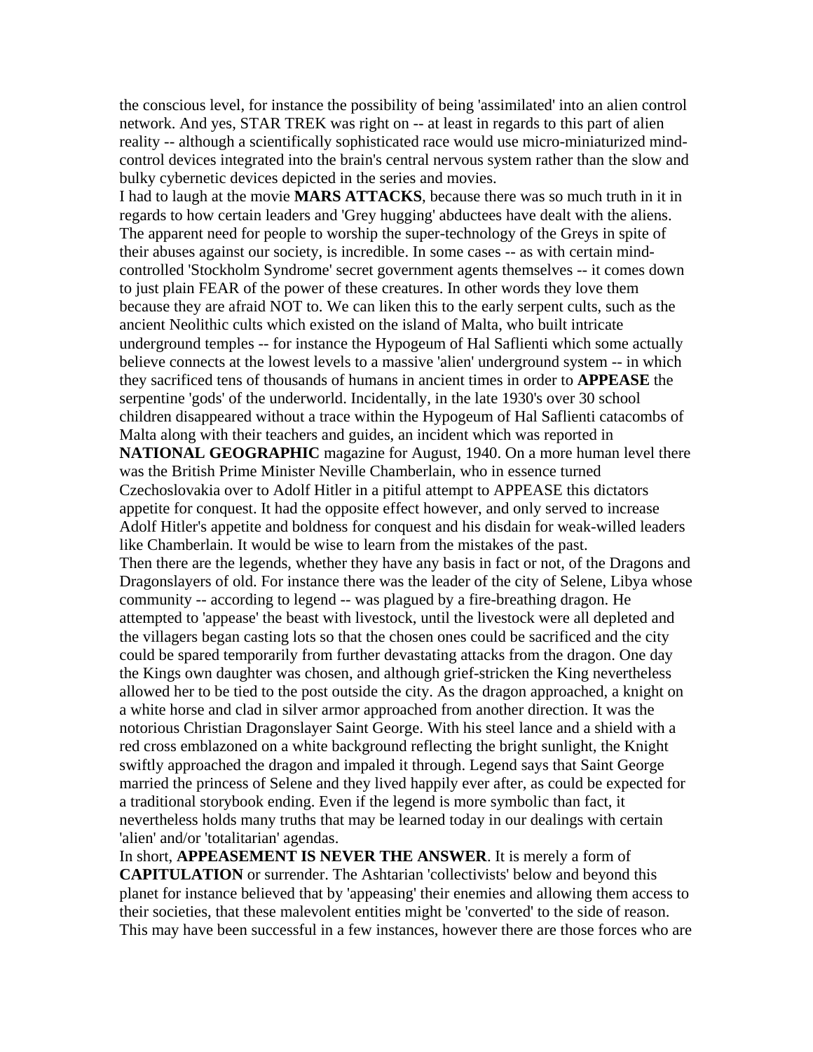the conscious level, for instance the possibility of being 'assimilated' into an alien control network. And yes, STAR TREK was right on -- at least in regards to this part of alien reality -- although a scientifically sophisticated race would use micro-miniaturized mind-control devices integrated into the brain's central nervous system rather than the slow and bulky cybernetic devices depicted in the series and movies.

I had to laugh at the movie **MARS ATTACKS**, because there was so much truth in it in regards to how certain leaders and 'Grey hugging' abductees have dealt with the aliens. The apparent need for people to worship the super-technology of the Greys in spite of their abuses against our society, is incredible. In some cases -- as with certain mind-controlled 'Stockholm Syndrome' secret government agents themselves -- it comes down to just plain FEAR of the power of these creatures. In other words they love them because they are afraid NOT to. We can liken this to the early serpent cults, such as the ancient Neolithic cults which existed on the island of Malta, who built intricate underground temples -- for instance the Hypogeum of Hal Saflienti which some actually believe connects at the lowest levels to a massive 'alien' underground system -- in which they sacrificed tens of thousands of humans in ancient times in order to **APPEASE** the serpentine 'gods' of the underworld. Incidentally, in the late 1930's over 30 school children disappeared without a trace within the Hypogeum of Hal Saflienti catacombs of Malta along with their teachers and guides, an incident which was reported in **NATIONAL GEOGRAPHIC** magazine for August, 1940. On a more human level there was the British Prime Minister Neville Chamberlain, who in essence turned Czechoslovakia over to Adolf Hitler in a pitiful attempt to APPEASE this dictators appetite for conquest. It had the opposite effect however, and only served to increase Adolf Hitler's appetite and boldness for conquest and his disdain for weak-willed leaders like Chamberlain. It would be wise to learn from the mistakes of the past.

Then there are the legends, whether they have any basis in fact or not, of the Dragons and Dragonslayers of old. For instance there was the leader of the city of Selene, Libya whose community -- according to legend -- was plagued by a fire-breathing dragon. He attempted to 'appease' the beast with livestock, until the livestock were all depleted and the villagers began casting lots so that the chosen ones could be sacrificed and the city could be spared temporarily from further devastating attacks from the dragon. One day the Kings own daughter was chosen, and although grief-stricken the King nevertheless allowed her to be tied to the post outside the city. As the dragon approached, a knight on a white horse and clad in silver armor approached from another direction. It was the notorious Christian Dragonslayer Saint George. With his steel lance and a shield with a red cross emblazoned on a white background reflecting the bright sunlight, the Knight swiftly approached the dragon and impaled it through. Legend says that Saint George married the princess of Selene and they lived happily ever after, as could be expected for a traditional storybook ending. Even if the legend is more symbolic than fact, it nevertheless holds many truths that may be learned today in our dealings with certain 'alien' and/or 'totalitarian' agendas.

In short, **APPEASEMENT IS NEVER THE ANSWER**. It is merely a form of **CAPITULATION** or surrender. The Ashtarian 'collectivists' below and beyond this planet for instance believed that by 'appeasing' their enemies and allowing them access to their societies, that these malevolent entities might be 'converted' to the side of reason. This may have been successful in a few instances, however there are those forces who are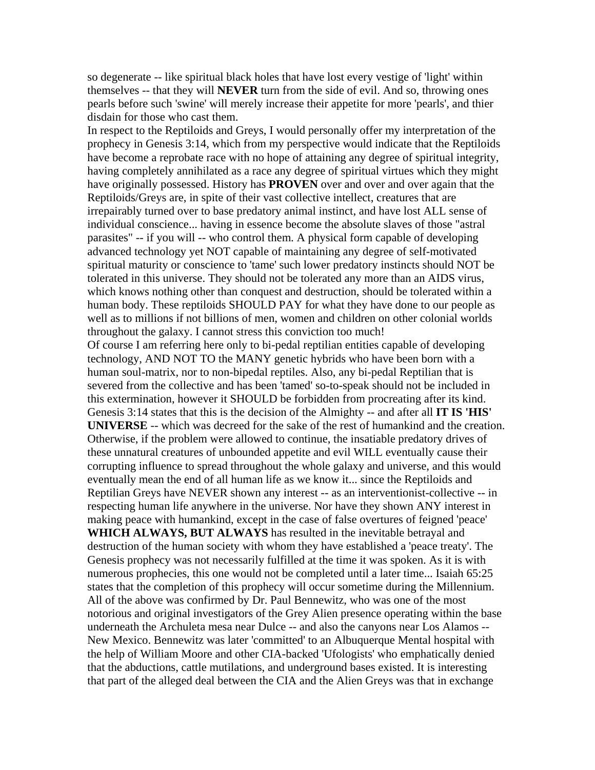so degenerate -- like spiritual black holes that have lost every vestige of 'light' within themselves -- that they will **NEVER** turn from the side of evil. And so, throwing ones pearls before such 'swine' will merely increase their appetite for more 'pearls', and thier disdain for those who cast them.

In respect to the Reptiloids and Greys, I would personally offer my interpretation of the prophecy in Genesis 3:14, which from my perspective would indicate that the Reptiloids have become a reprobate race with no hope of attaining any degree of spiritual integrity, having completely annihilated as a race any degree of spiritual virtues which they might have originally possessed. History has **PROVEN** over and over and over again that the Reptiloids/Greys are, in spite of their vast collective intellect, creatures that are irrepairably turned over to base predatory animal instinct, and have lost ALL sense of individual conscience... having in essence become the absolute slaves of those "astral parasites" -- if you will -- who control them. A physical form capable of developing advanced technology yet NOT capable of maintaining any degree of self-motivated spiritual maturity or conscience to 'tame' such lower predatory instincts should NOT be tolerated in this universe. They should not be tolerated any more than an AIDS virus, which knows nothing other than conquest and destruction, should be tolerated within a human body. These reptiloids SHOULD PAY for what they have done to our people as well as to millions if not billions of men, women and children on other colonial worlds throughout the galaxy. I cannot stress this conviction too much!

Of course I am referring here only to bi-pedal reptilian entities capable of developing technology, AND NOT TO the MANY genetic hybrids who have been born with a human soul-matrix, nor to non-bipedal reptiles. Also, any bi-pedal Reptilian that is severed from the collective and has been 'tamed' so-to-speak should not be included in this extermination, however it SHOULD be forbidden from procreating after its kind. Genesis 3:14 states that this is the decision of the Almighty -- and after all **IT IS 'HIS' UNIVERSE** -- which was decreed for the sake of the rest of humankind and the creation. Otherwise, if the problem were allowed to continue, the insatiable predatory drives of these unnatural creatures of unbounded appetite and evil WILL eventually cause their corrupting influence to spread throughout the whole galaxy and universe, and this would eventually mean the end of all human life as we know it... since the Reptiloids and Reptilian Greys have NEVER shown any interest -- as an interventionist-collective -- in respecting human life anywhere in the universe. Nor have they shown ANY interest in making peace with humankind, except in the case of false overtures of feigned 'peace' **WHICH ALWAYS, BUT ALWAYS** has resulted in the inevitable betrayal and destruction of the human society with whom they have established a 'peace treaty'. The Genesis prophecy was not necessarily fulfilled at the time it was spoken. As it is with numerous prophecies, this one would not be completed until a later time... Isaiah 65:25 states that the completion of this prophecy will occur sometime during the Millennium. All of the above was confirmed by Dr. Paul Bennewitz, who was one of the most notorious and original investigators of the Grey Alien presence operating within the base underneath the Archuleta mesa near Dulce -- and also the canyons near Los Alamos -- New Mexico. Bennewitz was later 'committed' to an Albuquerque Mental hospital with the help of William Moore and other CIA-backed 'Ufologists' who emphatically denied that the abductions, cattle mutilations, and underground bases existed. It is interesting that part of the alleged deal between the CIA and the Alien Greys was that in exchange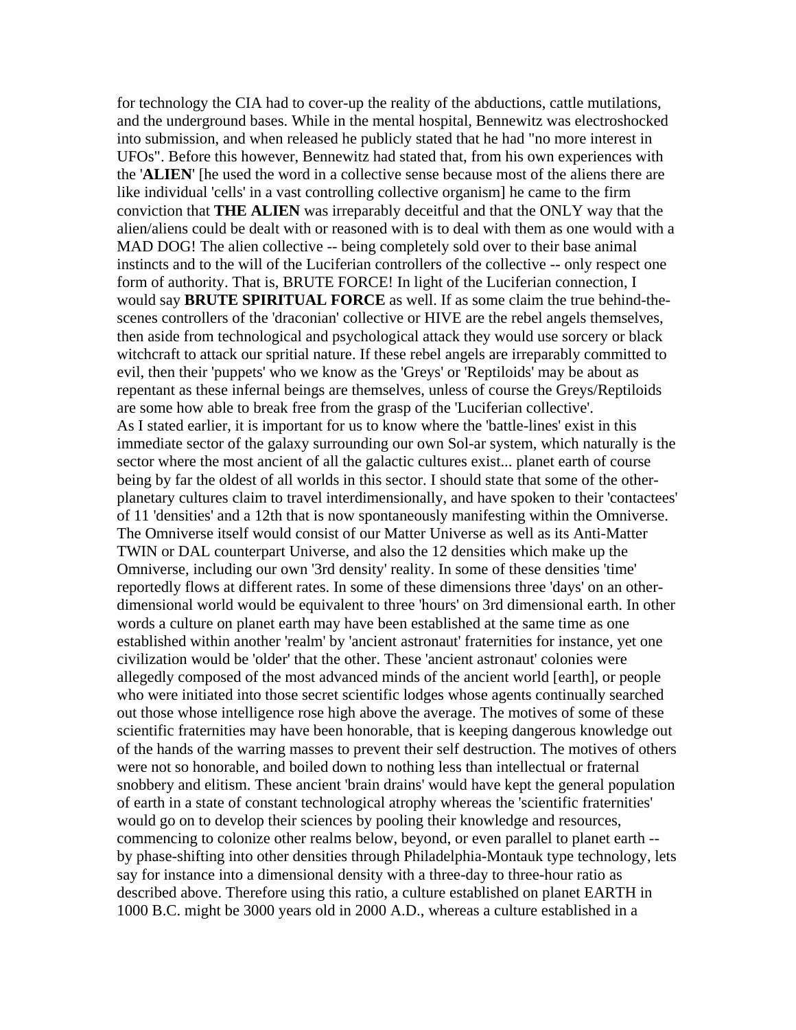for technology the CIA had to cover-up the reality of the abductions, cattle mutilations, and the underground bases. While in the mental hospital, Bennewitz was electroshocked into submission, and when released he publicly stated that he had "no more interest in UFOs". Before this however, Bennewitz had stated that, from his own experiences with the '**ALIEN**' [he used the word in a collective sense because most of the aliens there are like individual 'cells' in a vast controlling collective organism] he came to the firm conviction that **THE ALIEN** was irreparably deceitful and that the ONLY way that the alien/aliens could be dealt with or reasoned with is to deal with them as one would with a MAD DOG! The alien collective -- being completely sold over to their base animal instincts and to the will of the Luciferian controllers of the collective -- only respect one form of authority. That is, BRUTE FORCE! In light of the Luciferian connection, I would say **BRUTE SPIRITUAL FORCE** as well. If as some claim the true behind-the-scenes controllers of the 'draconian' collective or HIVE are the rebel angels themselves, then aside from technological and psychological attack they would use sorcery or black witchcraft to attack our spritial nature. If these rebel angels are irreparably committed to evil, then their 'puppets' who we know as the 'Greys' or 'Reptiloids' may be about as repentant as these infernal beings are themselves, unless of course the Greys/Reptiloids are some how able to break free from the grasp of the 'Luciferian collective'.

As I stated earlier, it is important for us to know where the 'battle-lines' exist in this immediate sector of the galaxy surrounding our own Sol-ar system, which naturally is the sector where the most ancient of all the galactic cultures exist... planet earth of course being by far the oldest of all worlds in this sector. I should state that some of the other-planetary cultures claim to travel interdimensionally, and have spoken to their 'contactees' of 11 'densities' and a 12th that is now spontaneously manifesting within the Omniverse. The Omniverse itself would consist of our Matter Universe as well as its Anti-Matter TWIN or DAL counterpart Universe, and also the 12 densities which make up the Omniverse, including our own '3rd density' reality. In some of these densities 'time' reportedly flows at different rates. In some of these dimensions three 'days' on an other-dimensional world would be equivalent to three 'hours' on 3rd dimensional earth. In other words a culture on planet earth may have been established at the same time as one established within another 'realm' by 'ancient astronaut' fraternities for instance, yet one civilization would be 'older' that the other. These 'ancient astronaut' colonies were allegedly composed of the most advanced minds of the ancient world [earth], or people who were initiated into those secret scientific lodges whose agents continually searched out those whose intelligence rose high above the average. The motives of some of these scientific fraternities may have been honorable, that is keeping dangerous knowledge out of the hands of the warring masses to prevent their self destruction. The motives of others were not so honorable, and boiled down to nothing less than intellectual or fraternal snobbery and elitism. These ancient 'brain drains' would have kept the general population of earth in a state of constant technological atrophy whereas the 'scientific fraternities' would go on to develop their sciences by pooling their knowledge and resources, commencing to colonize other realms below, beyond, or even parallel to planet earth -- by phase-shifting into other densities through Philadelphia-Montauk type technology, lets say for instance into a dimensional density with a three-day to three-hour ratio as described above. Therefore using this ratio, a culture established on planet EARTH in 1000 B.C. might be 3000 years old in 2000 A.D., whereas a culture established in a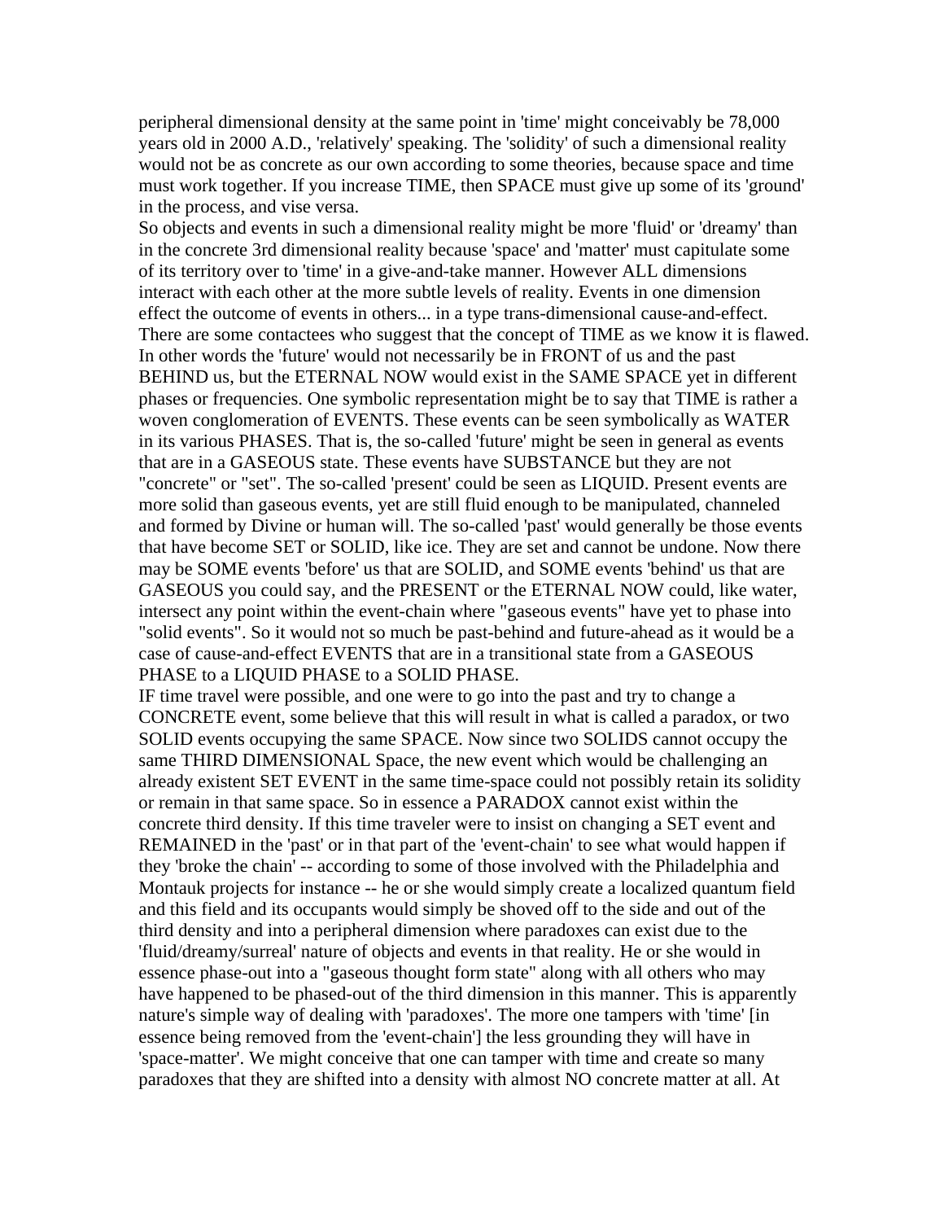peripheral dimensional density at the same point in 'time' might conceivably be 78,000 years old in 2000 A.D., 'relatively' speaking. The 'solidity' of such a dimensional reality would not be as concrete as our own according to some theories, because space and time must work together. If you increase TIME, then SPACE must give up some of its 'ground' in the process, and vise versa.

So objects and events in such a dimensional reality might be more 'fluid' or 'dreamy' than in the concrete 3rd dimensional reality because 'space' and 'matter' must capitulate some of its territory over to 'time' in a give-and-take manner. However ALL dimensions interact with each other at the more subtle levels of reality. Events in one dimension effect the outcome of events in others... in a type trans-dimensional cause-and-effect. There are some contactees who suggest that the concept of TIME as we know it is flawed. In other words the 'future' would not necessarily be in FRONT of us and the past BEHIND us, but the ETERNAL NOW would exist in the SAME SPACE yet in different phases or frequencies. One symbolic representation might be to say that TIME is rather a woven conglomeration of EVENTS. These events can be seen symbolically as WATER in its various PHASES. That is, the so-called 'future' might be seen in general as events that are in a GASEOUS state. These events have SUBSTANCE but they are not "concrete" or "set". The so-called 'present' could be seen as LIQUID. Present events are more solid than gaseous events, yet are still fluid enough to be manipulated, channeled and formed by Divine or human will. The so-called 'past' would generally be those events that have become SET or SOLID, like ice. They are set and cannot be undone. Now there may be SOME events 'before' us that are SOLID, and SOME events 'behind' us that are GASEOUS you could say, and the PRESENT or the ETERNAL NOW could, like water, intersect any point within the event-chain where "gaseous events" have yet to phase into "solid events". So it would not so much be past-behind and future-ahead as it would be a case of cause-and-effect EVENTS that are in a transitional state from a GASEOUS PHASE to a LIQUID PHASE to a SOLID PHASE.

IF time travel were possible, and one were to go into the past and try to change a CONCRETE event, some believe that this will result in what is called a paradox, or two SOLID events occupying the same SPACE. Now since two SOLIDS cannot occupy the same THIRD DIMENSIONAL Space, the new event which would be challenging an already existent SET EVENT in the same time-space could not possibly retain its solidity or remain in that same space. So in essence a PARADOX cannot exist within the concrete third density. If this time traveler were to insist on changing a SET event and REMAINED in the 'past' or in that part of the 'event-chain' to see what would happen if they 'broke the chain' -- according to some of those involved with the Philadelphia and Montauk projects for instance -- he or she would simply create a localized quantum field and this field and its occupants would simply be shoved off to the side and out of the third density and into a peripheral dimension where paradoxes can exist due to the 'fluid/dreamy/surreal' nature of objects and events in that reality. He or she would in essence phase-out into a "gaseous thought form state" along with all others who may have happened to be phased-out of the third dimension in this manner. This is apparently nature's simple way of dealing with 'paradoxes'. The more one tampers with 'time' [in essence being removed from the 'event-chain'] the less grounding they will have in 'space-matter'. We might conceive that one can tamper with time and create so many paradoxes that they are shifted into a density with almost NO concrete matter at all. At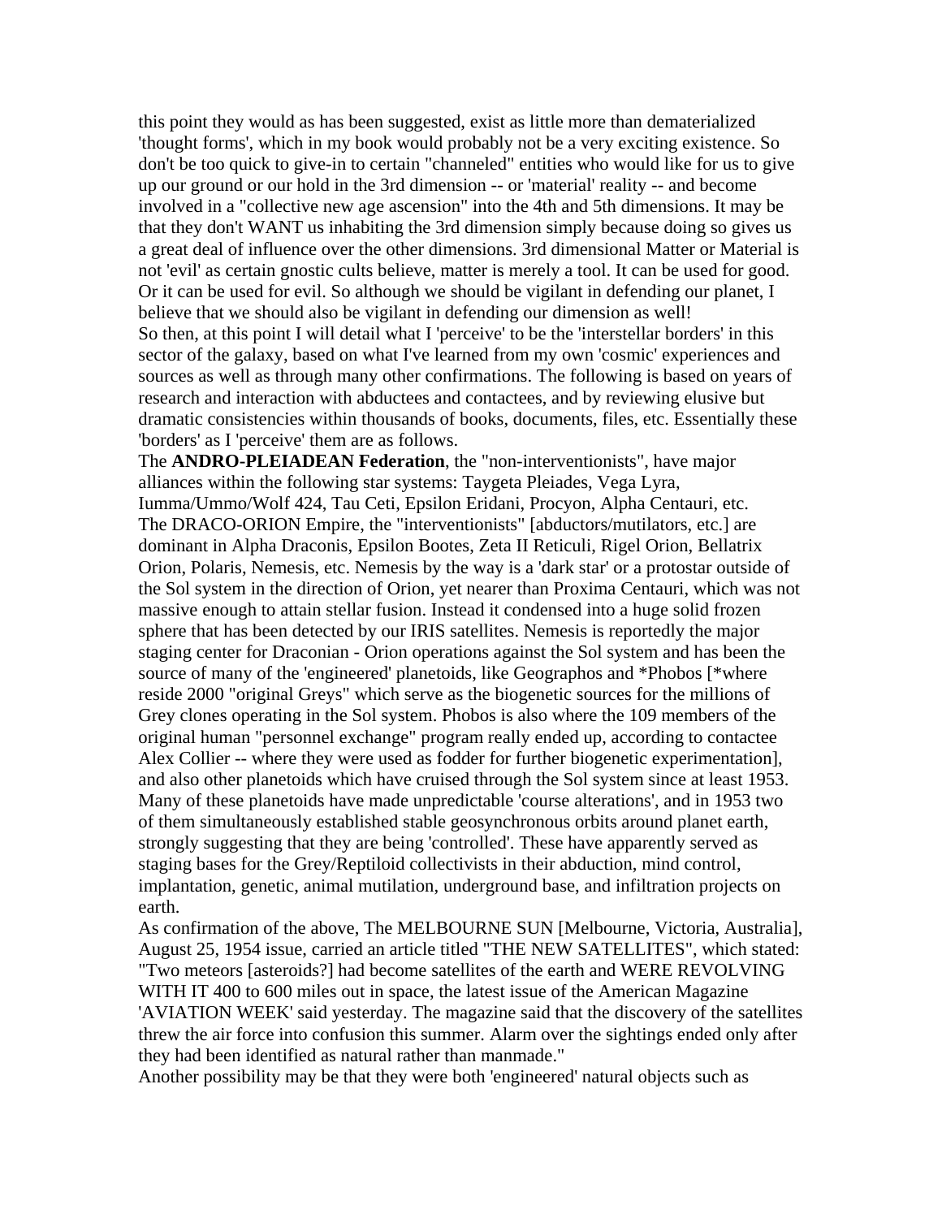this point they would as has been suggested, exist as little more than dematerialized 'thought forms', which in my book would probably not be a very exciting existence. So don't be too quick to give-in to certain "channeled" entities who would like for us to give up our ground or our hold in the 3rd dimension -- or 'material' reality -- and become involved in a "collective new age ascension" into the 4th and 5th dimensions. It may be that they don't WANT us inhabiting the 3rd dimension simply because doing so gives us a great deal of influence over the other dimensions. 3rd dimensional Matter or Material is not 'evil' as certain gnostic cults believe, matter is merely a tool. It can be used for good. Or it can be used for evil. So although we should be vigilant in defending our planet, I believe that we should also be vigilant in defending our dimension as well!

So then, at this point I will detail what I 'perceive' to be the 'interstellar borders' in this sector of the galaxy, based on what I've learned from my own 'cosmic' experiences and sources as well as through many other confirmations. The following is based on years of research and interaction with abductees and contactees, and by reviewing elusive but dramatic consistencies within thousands of books, documents, files, etc. Essentially these 'borders' as I 'perceive' them are as follows.

The **ANDRO-PLEIADEAN Federation**, the "non-interventionists", have major alliances within the following star systems: Taygeta Pleiades, Vega Lyra, Iumma/Ummo/Wolf 424, Tau Ceti, Epsilon Eridani, Procyon, Alpha Centauri, etc.

The DRACO-ORION Empire, the "interventionists" [abductors/mutilators, etc.] are dominant in Alpha Draconis, Epsilon Bootes, Zeta II Reticuli, Rigel Orion, Bellatrix Orion, Polaris, Nemesis, etc. Nemesis by the way is a 'dark star' or a protostar outside of the Sol system in the direction of Orion, yet nearer than Proxima Centauri, which was not massive enough to attain stellar fusion. Instead it condensed into a huge solid frozen sphere that has been detected by our IRIS satellites. Nemesis is reportedly the major staging center for Draconian - Orion operations against the Sol system and has been the source of many of the 'engineered' planetoids, like Geographos and *Phobos [*where reside 2000 "original Greys" which serve as the biogenetic sources for the millions of Grey clones operating in the Sol system. Phobos is also where the 109 members of the original human "personnel exchange" program really ended up, according to contactee Alex Collier -- where they were used as fodder for further biogenetic experimentation], and also other planetoids which have cruised through the Sol system since at least 1953. Many of these planetoids have made unpredictable 'course alterations', and in 1953 two of them simultaneously established stable geosynchronous orbits around planet earth, strongly suggesting that they are being 'controlled'. These have apparently served as staging bases for the Grey/Reptiloid collectivists in their abduction, mind control, implantation, genetic, animal mutilation, underground base, and infiltration projects on earth.

As confirmation of the above, The MELBOURNE SUN [Melbourne, Victoria, Australia], August 25, 1954 issue, carried an article titled "THE NEW SATELLITES", which stated: "Two meteors [asteroids?] had become satellites of the earth and WERE REVOLVING WITH IT 400 to 600 miles out in space, the latest issue of the American Magazine 'AVIATION WEEK' said yesterday. The magazine said that the discovery of the satellites threw the air force into confusion this summer. Alarm over the sightings ended only after they had been identified as natural rather than manmade."

Another possibility may be that they were both 'engineered' natural objects such as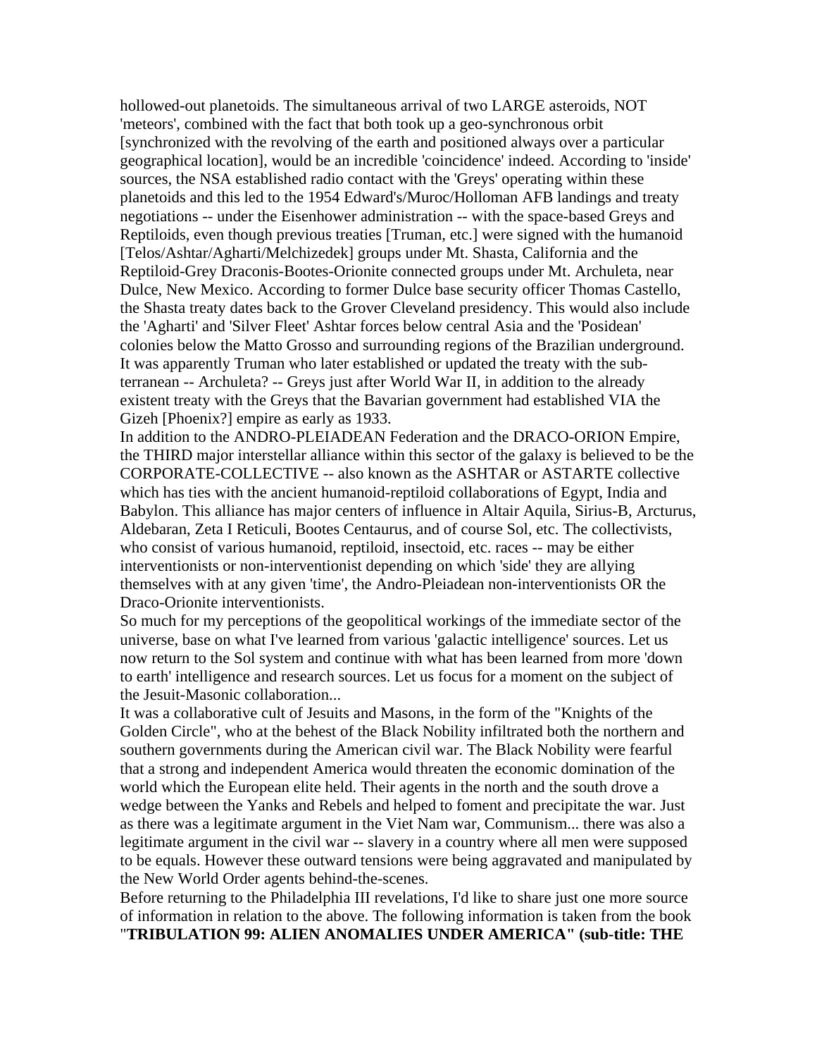hollowed-out planetoids. The simultaneous arrival of two LARGE asteroids, NOT 'meteors', combined with the fact that both took up a geo-synchronous orbit [synchronized with the revolving of the earth and positioned always over a particular geographical location], would be an incredible 'coincidence' indeed. According to 'inside' sources, the NSA established radio contact with the 'Greys' operating within these planetoids and this led to the 1954 Edward's/Muroc/Holloman AFB landings and treaty negotiations -- under the Eisenhower administration -- with the space-based Greys and Reptiloids, even though previous treaties [Truman, etc.] were signed with the humanoid [Telos/Ashtar/Agharti/Melchizedek] groups under Mt. Shasta, California and the Reptiloid-Grey Draconis-Bootes-Orionite connected groups under Mt. Archuleta, near Dulce, New Mexico. According to former Dulce base security officer Thomas Castello, the Shasta treaty dates back to the Grover Cleveland presidency. This would also include the 'Agharti' and 'Silver Fleet' Ashtar forces below central Asia and the 'Posidean' colonies below the Matto Grosso and surrounding regions of the Brazilian underground. It was apparently Truman who later established or updated the treaty with the sub-terranean -- Archuleta? -- Greys just after World War II, in addition to the already existent treaty with the Greys that the Bavarian government had established VIA the Gizeh [Phoenix?] empire as early as 1933.

In addition to the ANDRO-PLEIADEAN Federation and the DRACO-ORION Empire, the THIRD major interstellar alliance within this sector of the galaxy is believed to be the CORPORATE-COLLECTIVE -- also known as the ASHTAR or ASTARTE collective which has ties with the ancient humanoid-reptiloid collaborations of Egypt, India and Babylon. This alliance has major centers of influence in Altair Aquila, Sirius-B, Arcturus, Aldebaran, Zeta I Reticuli, Bootes Centaurus, and of course Sol, etc. The collectivists, who consist of various humanoid, reptiloid, insectoid, etc. races -- may be either interventionists or non-interventionist depending on which 'side' they are allying themselves with at any given 'time', the Andro-Pleiadean non-interventionists OR the Draco-Orionite interventionists.

So much for my perceptions of the geopolitical workings of the immediate sector of the universe, base on what I've learned from various 'galactic intelligence' sources. Let us now return to the Sol system and continue with what has been learned from more 'down to earth' intelligence and research sources. Let us focus for a moment on the subject of the Jesuit-Masonic collaboration...

It was a collaborative cult of Jesuits and Masons, in the form of the "Knights of the Golden Circle", who at the behest of the Black Nobility infiltrated both the northern and southern governments during the American civil war. The Black Nobility were fearful that a strong and independent America would threaten the economic domination of the world which the European elite held. Their agents in the north and the south drove a wedge between the Yanks and Rebels and helped to foment and precipitate the war. Just as there was a legitimate argument in the Viet Nam war, Communism... there was also a legitimate argument in the civil war -- slavery in a country where all men were supposed to be equals. However these outward tensions were being aggravated and manipulated by the New World Order agents behind-the-scenes.

Before returning to the Philadelphia III revelations, I'd like to share just one more source of information in relation to the above. The following information is taken from the book "**TRIBULATION 99: ALIEN ANOMALIES UNDER AMERICA" (sub-title: THE**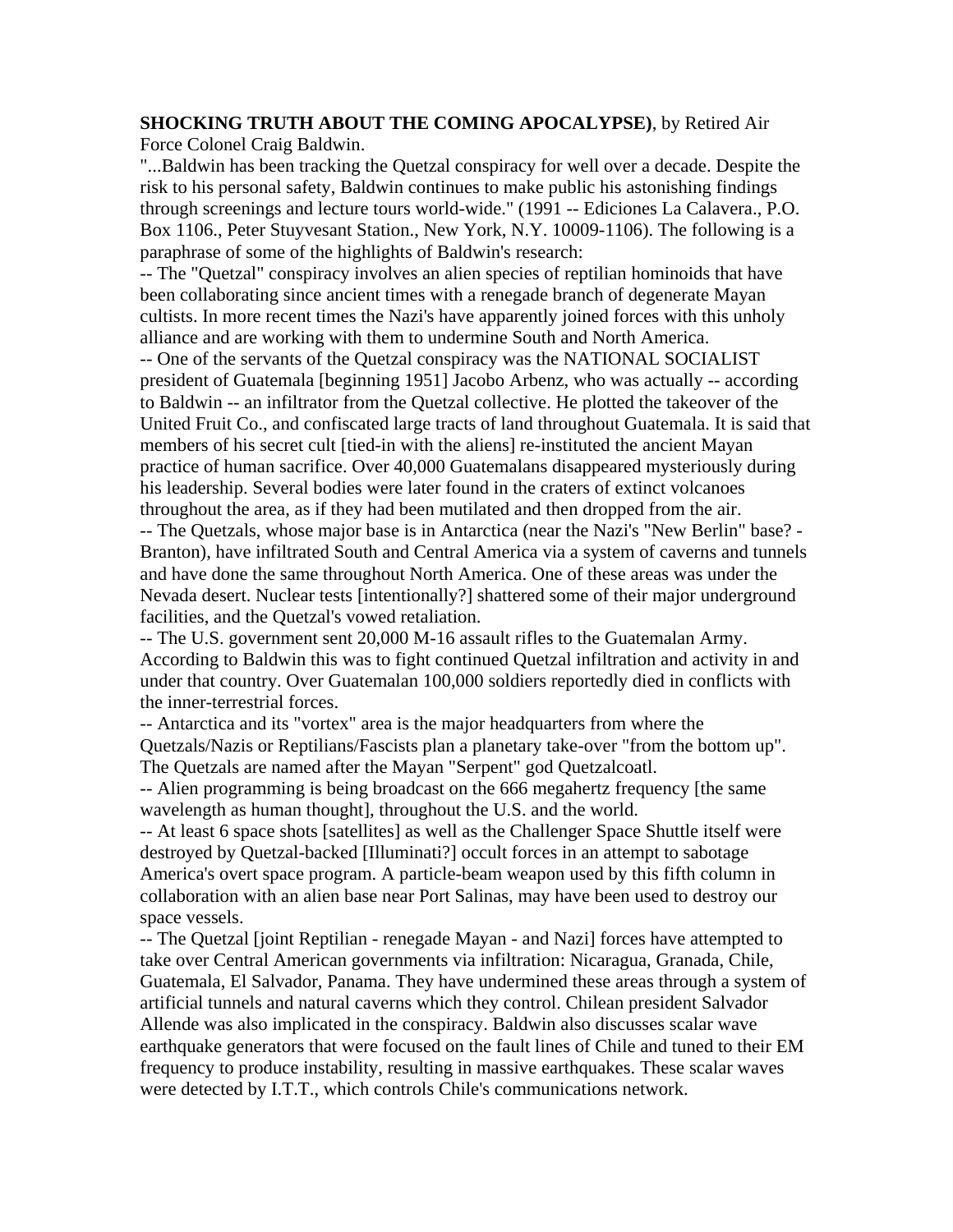**SHOCKING TRUTH ABOUT THE COMING APOCALYPSE)**, by Retired Air Force Colonel Craig Baldwin.

"...Baldwin has been tracking the Quetzal conspiracy for well over a decade. Despite the risk to his personal safety, Baldwin continues to make public his astonishing findings through screenings and lecture tours world-wide." (1991 -- Ediciones La Calavera., P.O. Box 1106., Peter Stuyvesant Station., New York, N.Y. 10009-1106). The following is a paraphrase of some of the highlights of Baldwin's research:

-- The "Quetzal" conspiracy involves an alien species of reptilian hominoids that have been collaborating since ancient times with a renegade branch of degenerate Mayan cultists. In more recent times the Nazi's have apparently joined forces with this unholy alliance and are working with them to undermine South and North America.

-- One of the servants of the Quetzal conspiracy was the NATIONAL SOCIALIST president of Guatemala [beginning 1951] Jacobo Arbenz, who was actually -- according to Baldwin -- an infiltrator from the Quetzal collective. He plotted the takeover of the United Fruit Co., and confiscated large tracts of land throughout Guatemala. It is said that members of his secret cult [tied-in with the aliens] re-instituted the ancient Mayan practice of human sacrifice. Over 40,000 Guatemalans disappeared mysteriously during his leadership. Several bodies were later found in the craters of extinct volcanoes throughout the area, as if they had been mutilated and then dropped from the air.

-- The Quetzals, whose major base is in Antarctica (near the Nazi's "New Berlin" base? - Branton), have infiltrated South and Central America via a system of caverns and tunnels and have done the same throughout North America. One of these areas was under the Nevada desert. Nuclear tests [intentionally?] shattered some of their major underground facilities, and the Quetzal's vowed retaliation.

-- The U.S. government sent 20,000 M-16 assault rifles to the Guatemalan Army. According to Baldwin this was to fight continued Quetzal infiltration and activity in and under that country. Over Guatemalan 100,000 soldiers reportedly died in conflicts with the inner-terrestrial forces.

-- Antarctica and its "vortex" area is the major headquarters from where the Quetzals/Nazis or Reptilians/Fascists plan a planetary take-over "from the bottom up". The Quetzals are named after the Mayan "Serpent" god Quetzalcoatl.

-- Alien programming is being broadcast on the 666 megahertz frequency [the same wavelength as human thought], throughout the U.S. and the world.

-- At least 6 space shots [satellites] as well as the Challenger Space Shuttle itself were destroyed by Quetzal-backed [Illuminati?] occult forces in an attempt to sabotage America's overt space program. A particle-beam weapon used by this fifth column in collaboration with an alien base near Port Salinas, may have been used to destroy our space vessels.

-- The Quetzal [joint Reptilian - renegade Mayan - and Nazi] forces have attempted to take over Central American governments via infiltration: Nicaragua, Granada, Chile, Guatemala, El Salvador, Panama. They have undermined these areas through a system of artificial tunnels and natural caverns which they control. Chilean president Salvador Allende was also implicated in the conspiracy. Baldwin also discusses scalar wave earthquake generators that were focused on the fault lines of Chile and tuned to their EM frequency to produce instability, resulting in massive earthquakes. These scalar waves were detected by I.T.T., which controls Chile's communications network.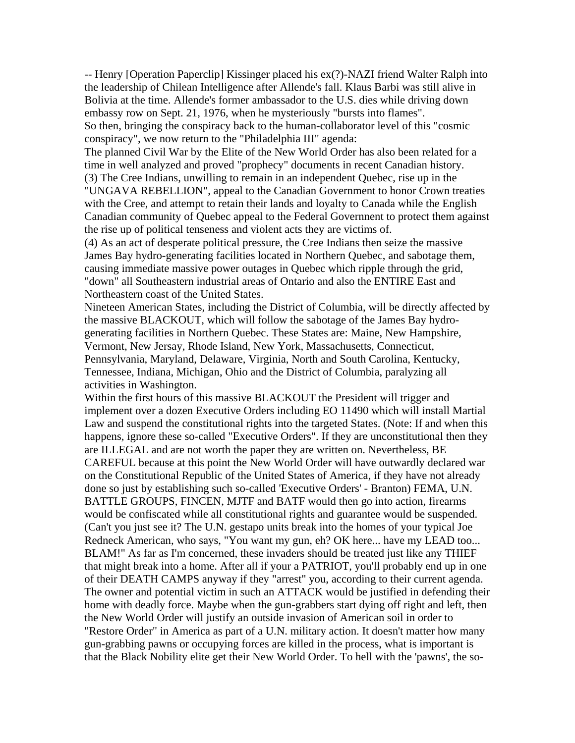-- Henry [Operation Paperclip] Kissinger placed his ex(?)-NAZI friend Walter Ralph into the leadership of Chilean Intelligence after Allende's fall. Klaus Barbi was still alive in Bolivia at the time. Allende's former ambassador to the U.S. dies while driving down embassy row on Sept. 21, 1976, when he mysteriously "bursts into flames".

So then, bringing the conspiracy back to the human-collaborator level of this "cosmic conspiracy", we now return to the "Philadelphia III" agenda:

The planned Civil War by the Elite of the New World Order has also been related for a time in well analyzed and proved "prophecy" documents in recent Canadian history.

(3) The Cree Indians, unwilling to remain in an independent Quebec, rise up in the "UNGAVA REBELLION", appeal to the Canadian Government to honor Crown treaties with the Cree, and attempt to retain their lands and loyalty to Canada while the English Canadian community of Quebec appeal to the Federal Governnent to protect them against the rise up of political tenseness and violent acts they are victims of.

(4) As an act of desperate political pressure, the Cree Indians then seize the massive James Bay hydro-generating facilities located in Northern Quebec, and sabotage them, causing immediate massive power outages in Quebec which ripple through the grid, "down" all Southeastern industrial areas of Ontario and also the ENTIRE East and Northeastern coast of the United States.

Nineteen American States, including the District of Columbia, will be directly affected by the massive BLACKOUT, which will follow the sabotage of the James Bay hydro-generating facilities in Northern Quebec. These States are: Maine, New Hampshire, Vermont, New Jersay, Rhode Island, New York, Massachusetts, Connecticut, Pennsylvania, Maryland, Delaware, Virginia, North and South Carolina, Kentucky, Tennessee, Indiana, Michigan, Ohio and the District of Columbia, paralyzing all activities in Washington.

Within the first hours of this massive BLACKOUT the President will trigger and implement over a dozen Executive Orders including EO 11490 which will install Martial Law and suspend the constitutional rights into the targeted States. (Note: If and when this happens, ignore these so-called "Executive Orders". If they are unconstitutional then they are ILLEGAL and are not worth the paper they are written on. Nevertheless, BE CAREFUL because at this point the New World Order will have outwardly declared war on the Constitutional Republic of the United States of America, if they have not already done so just by establishing such so-called 'Executive Orders' - Branton) FEMA, U.N. BATTLE GROUPS, FINCEN, MJTF and BATF would then go into action, firearms would be confiscated while all constitutional rights and guarantee would be suspended. (Can't you just see it? The U.N. gestapo units break into the homes of your typical Joe Redneck American, who says, "You want my gun, eh? OK here... have my LEAD too... BLAM!" As far as I'm concerned, these invaders should be treated just like any THIEF that might break into a home. After all if your a PATRIOT, you'll probably end up in one of their DEATH CAMPS anyway if they "arrest" you, according to their current agenda. The owner and potential victim in such an ATTACK would be justified in defending their home with deadly force. Maybe when the gun-grabbers start dying off right and left, then the New World Order will justify an outside invasion of American soil in order to "Restore Order" in America as part of a U.N. military action. It doesn't matter how many gun-grabbing pawns or occupying forces are killed in the process, what is important is that the Black Nobility elite get their New World Order. To hell with the 'pawns', the so-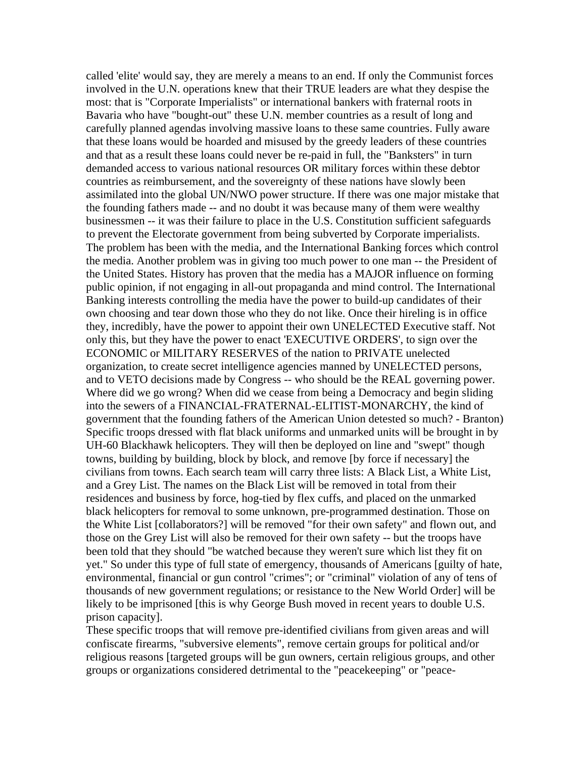called 'elite' would say, they are merely a means to an end. If only the Communist forces involved in the U.N. operations knew that their TRUE leaders are what they despise the most: that is "Corporate Imperialists" or international bankers with fraternal roots in Bavaria who have "bought-out" these U.N. member countries as a result of long and carefully planned agendas involving massive loans to these same countries. Fully aware that these loans would be hoarded and misused by the greedy leaders of these countries and that as a result these loans could never be re-paid in full, the "Banksters" in turn demanded access to various national resources OR military forces within these debtor countries as reimbursement, and the sovereignty of these nations have slowly been assimilated into the global UN/NWO power structure. If there was one major mistake that the founding fathers made -- and no doubt it was because many of them were wealthy businessmen -- it was their failure to place in the U.S. Constitution sufficient safeguards to prevent the Electorate government from being subverted by Corporate imperialists. The problem has been with the media, and the International Banking forces which control the media. Another problem was in giving too much power to one man -- the President of the United States. History has proven that the media has a MAJOR influence on forming public opinion, if not engaging in all-out propaganda and mind control. The International Banking interests controlling the media have the power to build-up candidates of their own choosing and tear down those who they do not like. Once their hireling is in office they, incredibly, have the power to appoint their own UNELECTED Executive staff. Not only this, but they have the power to enact 'EXECUTIVE ORDERS', to sign over the ECONOMIC or MILITARY RESERVES of the nation to PRIVATE unelected organization, to create secret intelligence agencies manned by UNELECTED persons, and to VETO decisions made by Congress -- who should be the REAL governing power. Where did we go wrong? When did we cease from being a Democracy and begin sliding into the sewers of a FINANCIAL-FRATERNAL-ELITIST-MONARCHY, the kind of government that the founding fathers of the American Union detested so much? - Branton)

Specific troops dressed with flat black uniforms and unmarked units will be brought in by UH-60 Blackhawk helicopters. They will then be deployed on line and "swept" though towns, building by building, block by block, and remove [by force if necessary] the civilians from towns. Each search team will carry three lists: A Black List, a White List, and a Grey List. The names on the Black List will be removed in total from their residences and business by force, hog-tied by flex cuffs, and placed on the unmarked black helicopters for removal to some unknown, pre-programmed destination. Those on the White List [collaborators?] will be removed "for their own safety" and flown out, and those on the Grey List will also be removed for their own safety -- but the troops have been told that they should "be watched because they weren't sure which list they fit on yet." So under this type of full state of emergency, thousands of Americans [guilty of hate, environmental, financial or gun control "crimes"; or "criminal" violation of any of tens of thousands of new government regulations; or resistance to the New World Order] will be likely to be imprisoned [this is why George Bush moved in recent years to double U.S. prison capacity].

These specific troops that will remove pre-identified civilians from given areas and will confiscate firearms, "subversive elements", remove certain groups for political and/or religious reasons [targeted groups will be gun owners, certain religious groups, and other groups or organizations considered detrimental to the "peacekeeping" or "peace-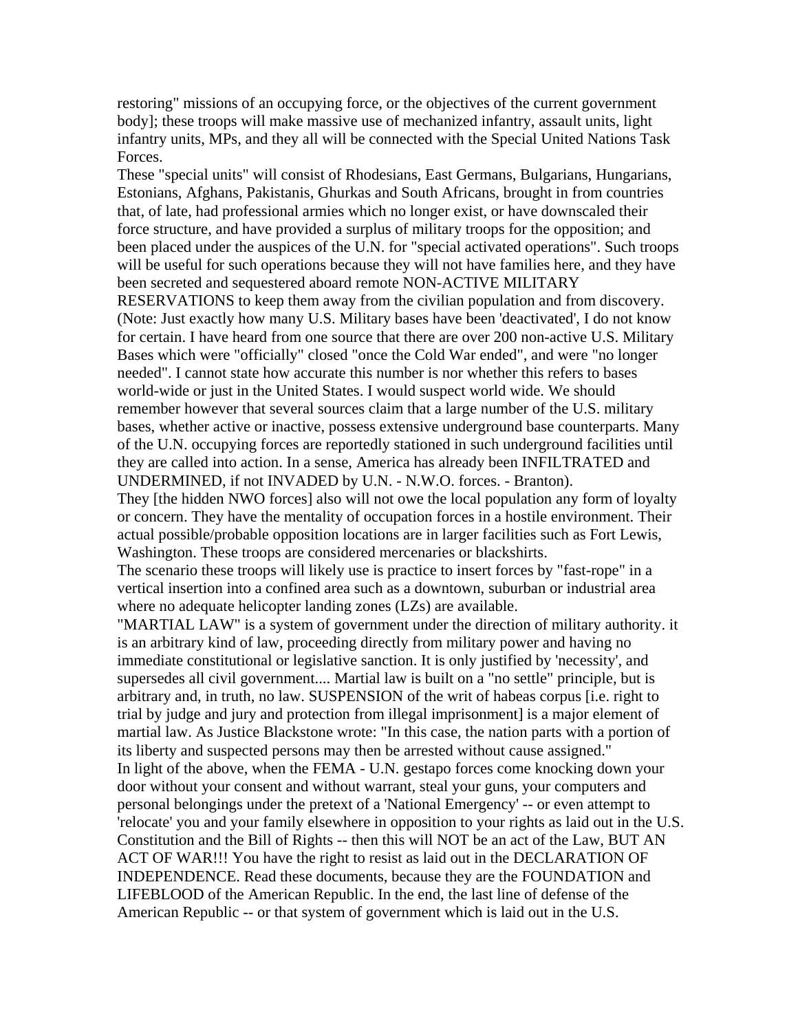restoring" missions of an occupying force, or the objectives of the current government body]; these troops will make massive use of mechanized infantry, assault units, light infantry units, MPs, and they all will be connected with the Special United Nations Task Forces.

These "special units" will consist of Rhodesians, East Germans, Bulgarians, Hungarians, Estonians, Afghans, Pakistanis, Ghurkas and South Africans, brought in from countries that, of late, had professional armies which no longer exist, or have downscaled their force structure, and have provided a surplus of military troops for the opposition; and been placed under the auspices of the U.N. for "special activated operations". Such troops will be useful for such operations because they will not have families here, and they have been secreted and sequestered aboard remote NON-ACTIVE MILITARY RESERVATIONS to keep them away from the civilian population and from discovery. (Note: Just exactly how many U.S. Military bases have been 'deactivated', I do not know for certain. I have heard from one source that there are over 200 non-active U.S. Military Bases which were "officially" closed "once the Cold War ended", and were "no longer needed". I cannot state how accurate this number is nor whether this refers to bases world-wide or just in the United States. I would suspect world wide. We should remember however that several sources claim that a large number of the U.S. military bases, whether active or inactive, possess extensive underground base counterparts. Many of the U.N. occupying forces are reportedly stationed in such underground facilities until they are called into action. In a sense, America has already been INFILTRATED and UNDERMINED, if not INVADED by U.N. - N.W.O. forces. - Branton).

They [the hidden NWO forces] also will not owe the local population any form of loyalty or concern. They have the mentality of occupation forces in a hostile environment. Their actual possible/probable opposition locations are in larger facilities such as Fort Lewis, Washington. These troops are considered mercenaries or blackshirts.

The scenario these troops will likely use is practice to insert forces by "fast-rope" in a vertical insertion into a confined area such as a downtown, suburban or industrial area where no adequate helicopter landing zones (LZs) are available.

"MARTIAL LAW" is a system of government under the direction of military authority. it is an arbitrary kind of law, proceeding directly from military power and having no immediate constitutional or legislative sanction. It is only justified by 'necessity', and supersedes all civil government.... Martial law is built on a "no settle" principle, but is arbitrary and, in truth, no law. SUSPENSION of the writ of habeas corpus [i.e. right to trial by judge and jury and protection from illegal imprisonment] is a major element of martial law. As Justice Blackstone wrote: "In this case, the nation parts with a portion of its liberty and suspected persons may then be arrested without cause assigned."

In light of the above, when the FEMA - U.N. gestapo forces come knocking down your door without your consent and without warrant, steal your guns, your computers and personal belongings under the pretext of a 'National Emergency' -- or even attempt to 'relocate' you and your family elsewhere in opposition to your rights as laid out in the U.S. Constitution and the Bill of Rights -- then this will NOT be an act of the Law, BUT AN ACT OF WAR!!! You have the right to resist as laid out in the DECLARATION OF INDEPENDENCE. Read these documents, because they are the FOUNDATION and LIFEBLOOD of the American Republic. In the end, the last line of defense of the American Republic -- or that system of government which is laid out in the U.S.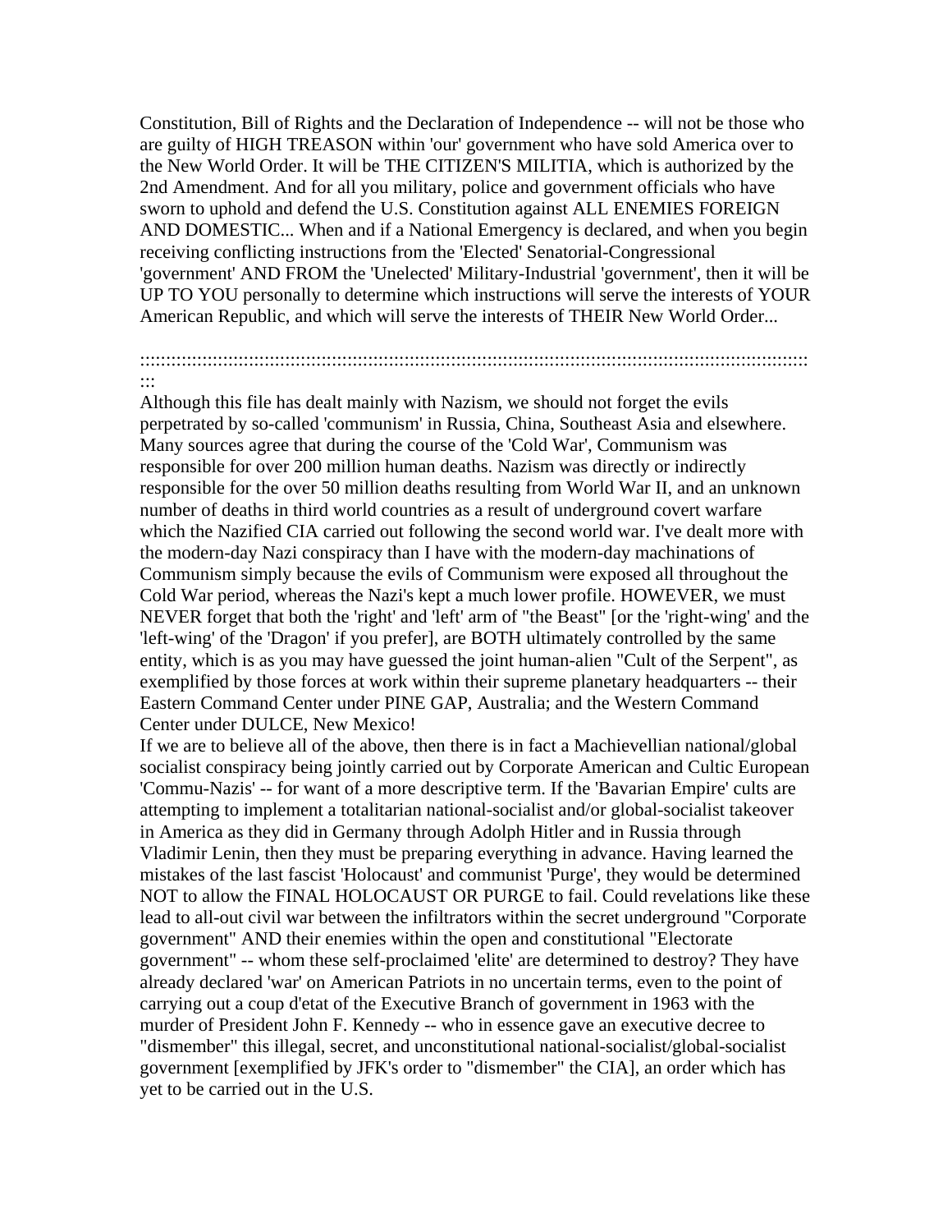Constitution, Bill of Rights and the Declaration of Independence -- will not be those who are guilty of HIGH TREASON within 'our' government who have sold America over to the New World Order. It will be THE CITIZEN'S MILITIA, which is authorized by the 2nd Amendment. And for all you military, police and government officials who have sworn to uphold and defend the U.S. Constitution against ALL ENEMIES FOREIGN AND DOMESTIC... When and if a National Emergency is declared, and when you begin receiving conflicting instructions from the 'Elected' Senatorial-Congressional 'government' AND FROM the 'Unelected' Military-Industrial 'government', then it will be UP TO YOU personally to determine which instructions will serve the interests of YOUR American Republic, and which will serve the interests of THEIR New World Order...

::::::::::::::::::::::::::::::::::::::::::::::::::::::::::::::::::::::::::::::::::::::::::::::::::::::::::::::::::::::::::::::::::::::::::::::::::::::
:::

Although this file has dealt mainly with Nazism, we should not forget the evils perpetrated by so-called 'communism' in Russia, China, Southeast Asia and elsewhere. Many sources agree that during the course of the 'Cold War', Communism was responsible for over 200 million human deaths. Nazism was directly or indirectly responsible for the over 50 million deaths resulting from World War II, and an unknown number of deaths in third world countries as a result of underground covert warfare which the Nazified CIA carried out following the second world war. I've dealt more with the modern-day Nazi conspiracy than I have with the modern-day machinations of Communism simply because the evils of Communism were exposed all throughout the Cold War period, whereas the Nazi's kept a much lower profile. HOWEVER, we must NEVER forget that both the 'right' and 'left' arm of "the Beast" [or the 'right-wing' and the 'left-wing' of the 'Dragon' if you prefer], are BOTH ultimately controlled by the same entity, which is as you may have guessed the joint human-alien "Cult of the Serpent", as exemplified by those forces at work within their supreme planetary headquarters -- their Eastern Command Center under PINE GAP, Australia; and the Western Command Center under DULCE, New Mexico!

If we are to believe all of the above, then there is in fact a Machievellian national/global socialist conspiracy being jointly carried out by Corporate American and Cultic European 'Commu-Nazis' -- for want of a more descriptive term. If the 'Bavarian Empire' cults are attempting to implement a totalitarian national-socialist and/or global-socialist takeover in America as they did in Germany through Adolph Hitler and in Russia through Vladimir Lenin, then they must be preparing everything in advance. Having learned the mistakes of the last fascist 'Holocaust' and communist 'Purge', they would be determined NOT to allow the FINAL HOLOCAUST OR PURGE to fail. Could revelations like these lead to all-out civil war between the infiltrators within the secret underground "Corporate government" AND their enemies within the open and constitutional "Electorate government" -- whom these self-proclaimed 'elite' are determined to destroy? They have already declared 'war' on American Patriots in no uncertain terms, even to the point of carrying out a coup d'etat of the Executive Branch of government in 1963 with the murder of President John F. Kennedy -- who in essence gave an executive decree to "dismember" this illegal, secret, and unconstitutional national-socialist/global-socialist government [exemplified by JFK's order to "dismember" the CIA], an order which has yet to be carried out in the U.S.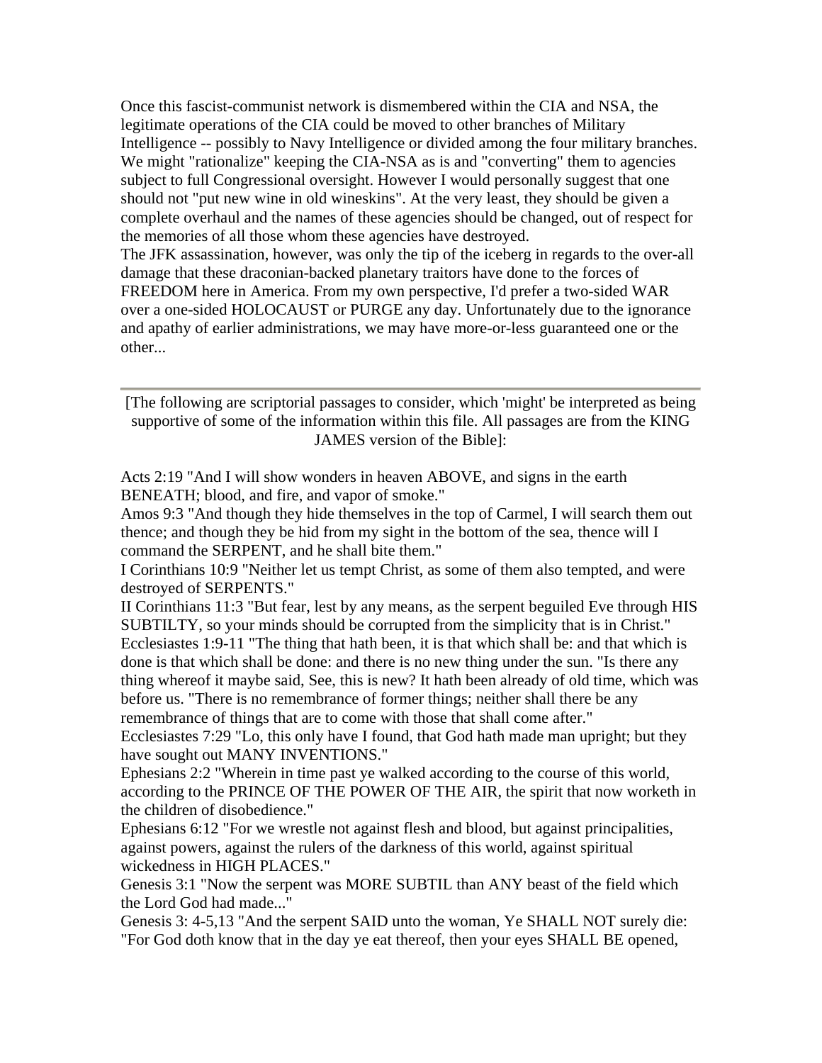Once this fascist-communist network is dismembered within the CIA and NSA, the legitimate operations of the CIA could be moved to other branches of Military Intelligence -- possibly to Navy Intelligence or divided among the four military branches. We might "rationalize" keeping the CIA-NSA as is and "converting" them to agencies subject to full Congressional oversight. However I would personally suggest that one should not "put new wine in old wineskins". At the very least, they should be given a complete overhaul and the names of these agencies should be changed, out of respect for the memories of all those whom these agencies have destroyed.

The JFK assassination, however, was only the tip of the iceberg in regards to the over-all damage that these draconian-backed planetary traitors have done to the forces of FREEDOM here in America. From my own perspective, I'd prefer a two-sided WAR over a one-sided HOLOCAUST or PURGE any day. Unfortunately due to the ignorance and apathy of earlier administrations, we may have more-or-less guaranteed one or the other...

---

[The following are scriptorial passages to consider, which 'might' be interpreted as being supportive of some of the information within this file. All passages are from the KING JAMES version of the Bible]:

Acts 2:19 "And I will show wonders in heaven ABOVE, and signs in the earth BENEATH; blood, and fire, and vapor of smoke."

Amos 9:3 "And though they hide themselves in the top of Carmel, I will search them out thence; and though they be hid from my sight in the bottom of the sea, thence will I command the SERPENT, and he shall bite them."

I Corinthians 10:9 "Neither let us tempt Christ, as some of them also tempted, and were destroyed of SERPENTS."

II Corinthians 11:3 "But fear, lest by any means, as the serpent beguiled Eve through HIS SUBTILTY, so your minds should be corrupted from the simplicity that is in Christ."

Ecclesiastes 1:9-11 "The thing that hath been, it is that which shall be: and that which is done is that which shall be done: and there is no new thing under the sun. "Is there any thing whereof it maybe said, See, this is new? It hath been already of old time, which was before us. "There is no remembrance of former things; neither shall there be any remembrance of things that are to come with those that shall come after."

Ecclesiastes 7:29 "Lo, this only have I found, that God hath made man upright; but they have sought out MANY INVENTIONS."

Ephesians 2:2 "Wherein in time past ye walked according to the course of this world, according to the PRINCE OF THE POWER OF THE AIR, the spirit that now worketh in the children of disobedience."

Ephesians 6:12 "For we wrestle not against flesh and blood, but against principalities, against powers, against the rulers of the darkness of this world, against spiritual wickedness in HIGH PLACES."

Genesis 3:1 "Now the serpent was MORE SUBTIL than ANY beast of the field which the Lord God had made..."

Genesis 3: 4-5,13 "And the serpent SAID unto the woman, Ye SHALL NOT surely die: "For God doth know that in the day ye eat thereof, then your eyes SHALL BE opened,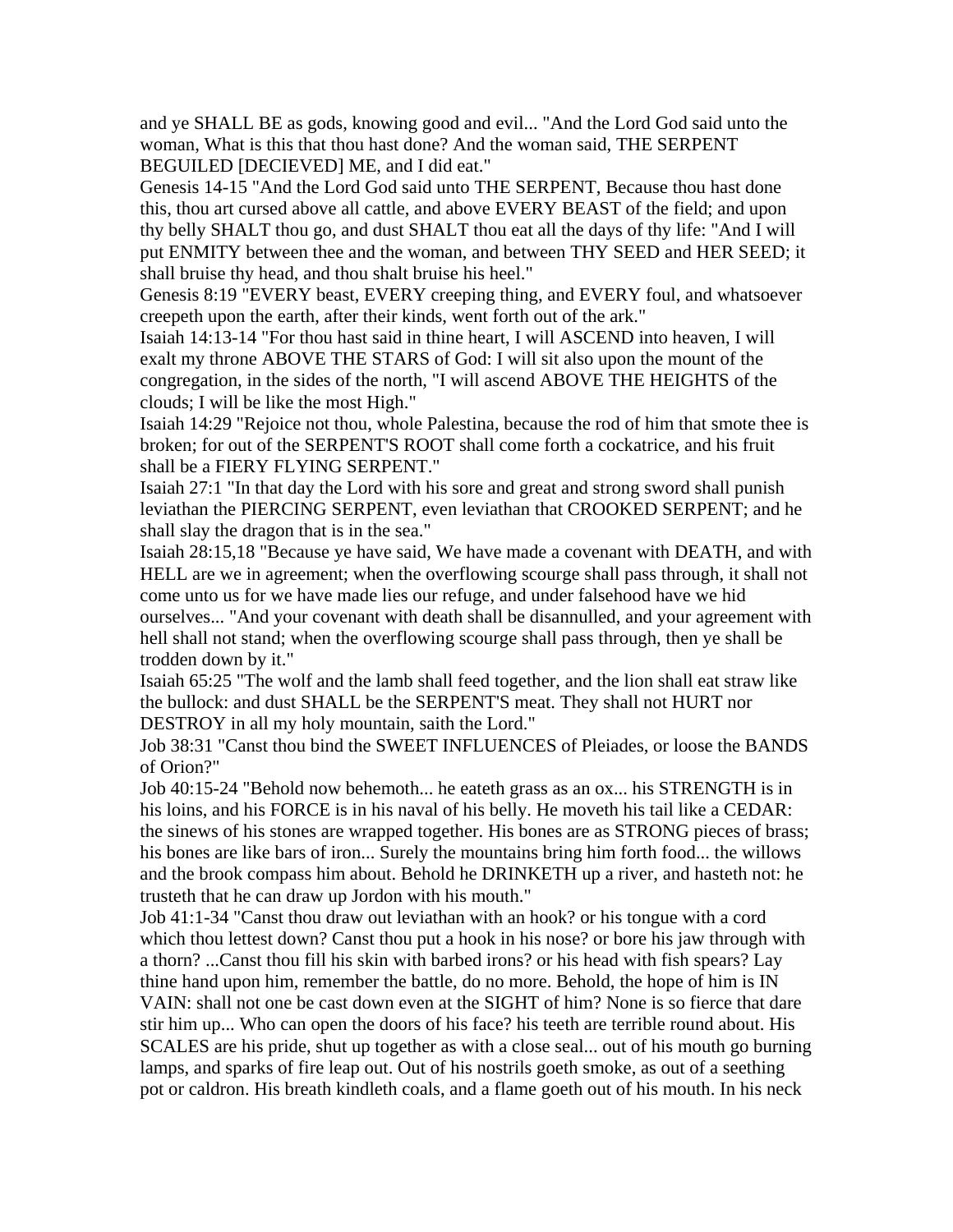and ye SHALL BE as gods, knowing good and evil... "And the Lord God said unto the woman, What is this that thou hast done? And the woman said, THE SERPENT BEGUILED [DECIEVED] ME, and I did eat."

Genesis 14-15 "And the Lord God said unto THE SERPENT, Because thou hast done this, thou art cursed above all cattle, and above EVERY BEAST of the field; and upon thy belly SHALT thou go, and dust SHALT thou eat all the days of thy life: "And I will put ENMITY between thee and the woman, and between THY SEED and HER SEED; it shall bruise thy head, and thou shalt bruise his heel."

Genesis 8:19 "EVERY beast, EVERY creeping thing, and EVERY foul, and whatsoever creepeth upon the earth, after their kinds, went forth out of the ark."

Isaiah 14:13-14 "For thou hast said in thine heart, I will ASCEND into heaven, I will exalt my throne ABOVE THE STARS of God: I will sit also upon the mount of the congregation, in the sides of the north, "I will ascend ABOVE THE HEIGHTS of the clouds; I will be like the most High."

Isaiah 14:29 "Rejoice not thou, whole Palestina, because the rod of him that smote thee is broken; for out of the SERPENT'S ROOT shall come forth a cockatrice, and his fruit shall be a FIERY FLYING SERPENT."

Isaiah 27:1 "In that day the Lord with his sore and great and strong sword shall punish leviathan the PIERCING SERPENT, even leviathan that CROOKED SERPENT; and he shall slay the dragon that is in the sea."

Isaiah 28:15,18 "Because ye have said, We have made a covenant with DEATH, and with HELL are we in agreement; when the overflowing scourge shall pass through, it shall not come unto us for we have made lies our refuge, and under falsehood have we hid ourselves... "And your covenant with death shall be disannulled, and your agreement with hell shall not stand; when the overflowing scourge shall pass through, then ye shall be trodden down by it."

Isaiah 65:25 "The wolf and the lamb shall feed together, and the lion shall eat straw like the bullock: and dust SHALL be the SERPENT'S meat. They shall not HURT nor DESTROY in all my holy mountain, saith the Lord."

Job 38:31 "Canst thou bind the SWEET INFLUENCES of Pleiades, or loose the BANDS of Orion?"

Job 40:15-24 "Behold now behemoth... he eateth grass as an ox... his STRENGTH is in his loins, and his FORCE is in his naval of his belly. He moveth his tail like a CEDAR: the sinews of his stones are wrapped together. His bones are as STRONG pieces of brass; his bones are like bars of iron... Surely the mountains bring him forth food... the willows and the brook compass him about. Behold he DRINKETH up a river, and hasteth not: he trusteth that he can draw up Jordon with his mouth."

Job 41:1-34 "Canst thou draw out leviathan with an hook? or his tongue with a cord which thou lettest down? Canst thou put a hook in his nose? or bore his jaw through with a thorn? ...Canst thou fill his skin with barbed irons? or his head with fish spears? Lay thine hand upon him, remember the battle, do no more. Behold, the hope of him is IN VAIN: shall not one be cast down even at the SIGHT of him? None is so fierce that dare stir him up... Who can open the doors of his face? his teeth are terrible round about. His SCALES are his pride, shut up together as with a close seal... out of his mouth go burning lamps, and sparks of fire leap out. Out of his nostrils goeth smoke, as out of a seething pot or caldron. His breath kindleth coals, and a flame goeth out of his mouth. In his neck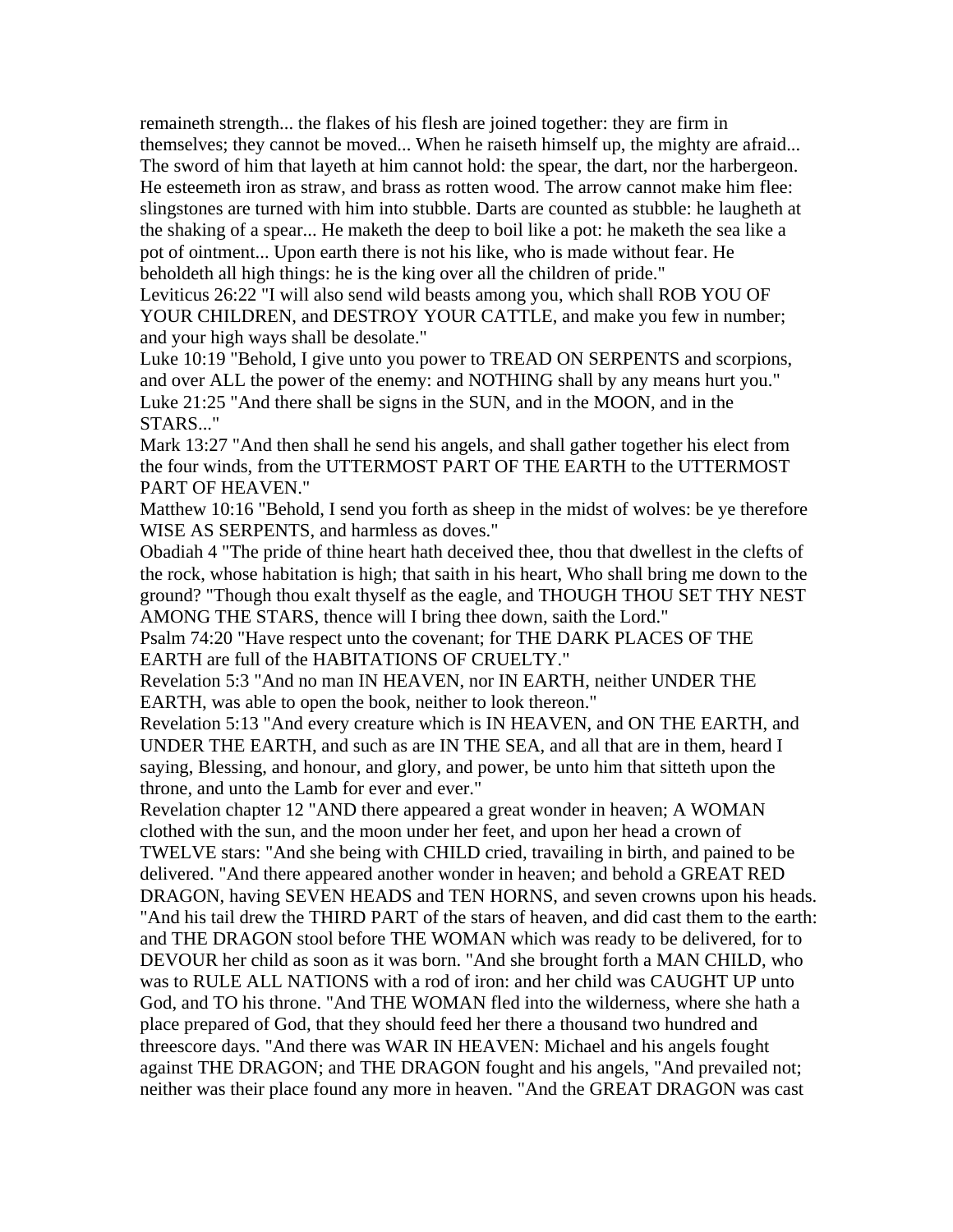remaineth strength... the flakes of his flesh are joined together: they are firm in themselves; they cannot be moved... When he raiseth himself up, the mighty are afraid... The sword of him that layeth at him cannot hold: the spear, the dart, nor the harbergeon. He esteemeth iron as straw, and brass as rotten wood. The arrow cannot make him flee: slingstones are turned with him into stubble. Darts are counted as stubble: he laugheth at the shaking of a spear... He maketh the deep to boil like a pot: he maketh the sea like a pot of ointment... Upon earth there is not his like, who is made without fear. He beholdeth all high things: he is the king over all the children of pride."

Leviticus 26:22 "I will also send wild beasts among you, which shall ROB YOU OF YOUR CHILDREN, and DESTROY YOUR CATTLE, and make you few in number; and your high ways shall be desolate."

Luke 10:19 "Behold, I give unto you power to TREAD ON SERPENTS and scorpions, and over ALL the power of the enemy: and NOTHING shall by any means hurt you."

Luke 21:25 "And there shall be signs in the SUN, and in the MOON, and in the STARS..."

Mark 13:27 "And then shall he send his angels, and shall gather together his elect from the four winds, from the UTTERMOST PART OF THE EARTH to the UTTERMOST PART OF HEAVEN."

Matthew 10:16 "Behold, I send you forth as sheep in the midst of wolves: be ye therefore WISE AS SERPENTS, and harmless as doves."

Obadiah 4 "The pride of thine heart hath deceived thee, thou that dwellest in the clefts of the rock, whose habitation is high; that saith in his heart, Who shall bring me down to the ground? "Though thou exalt thyself as the eagle, and THOUGH THOU SET THY NEST AMONG THE STARS, thence will I bring thee down, saith the Lord."

Psalm 74:20 "Have respect unto the covenant; for THE DARK PLACES OF THE EARTH are full of the HABITATIONS OF CRUELTY."

Revelation 5:3 "And no man IN HEAVEN, nor IN EARTH, neither UNDER THE EARTH, was able to open the book, neither to look thereon."

Revelation 5:13 "And every creature which is IN HEAVEN, and ON THE EARTH, and UNDER THE EARTH, and such as are IN THE SEA, and all that are in them, heard I saying, Blessing, and honour, and glory, and power, be unto him that sitteth upon the throne, and unto the Lamb for ever and ever."

Revelation chapter 12 "AND there appeared a great wonder in heaven; A WOMAN clothed with the sun, and the moon under her feet, and upon her head a crown of TWELVE stars: "And she being with CHILD cried, travailing in birth, and pained to be delivered. "And there appeared another wonder in heaven; and behold a GREAT RED DRAGON, having SEVEN HEADS and TEN HORNS, and seven crowns upon his heads. "And his tail drew the THIRD PART of the stars of heaven, and did cast them to the earth: and THE DRAGON stool before THE WOMAN which was ready to be delivered, for to DEVOUR her child as soon as it was born. "And she brought forth a MAN CHILD, who was to RULE ALL NATIONS with a rod of iron: and her child was CAUGHT UP unto God, and TO his throne. "And THE WOMAN fled into the wilderness, where she hath a place prepared of God, that they should feed her there a thousand two hundred and threescore days. "And there was WAR IN HEAVEN: Michael and his angels fought against THE DRAGON; and THE DRAGON fought and his angels, "And prevailed not; neither was their place found any more in heaven. "And the GREAT DRAGON was cast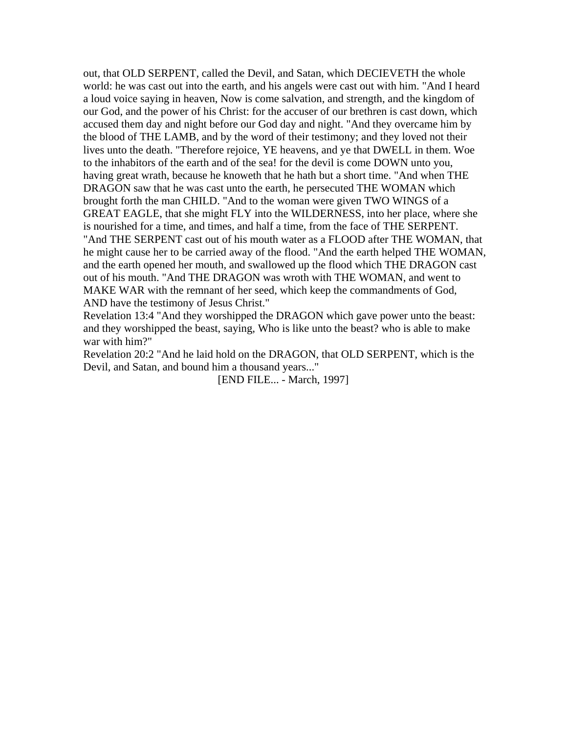out, that OLD SERPENT, called the Devil, and Satan, which DECIEVETH the whole world: he was cast out into the earth, and his angels were cast out with him. "And I heard a loud voice saying in heaven, Now is come salvation, and strength, and the kingdom of our God, and the power of his Christ: for the accuser of our brethren is cast down, which accused them day and night before our God day and night. "And they overcame him by the blood of THE LAMB, and by the word of their testimony; and they loved not their lives unto the death. "Therefore rejoice, YE heavens, and ye that DWELL in them. Woe to the inhabitors of the earth and of the sea! for the devil is come DOWN unto you, having great wrath, because he knoweth that he hath but a short time. "And when THE DRAGON saw that he was cast unto the earth, he persecuted THE WOMAN which brought forth the man CHILD. "And to the woman were given TWO WINGS of a GREAT EAGLE, that she might FLY into the WILDERNESS, into her place, where she is nourished for a time, and times, and half a time, from the face of THE SERPENT. "And THE SERPENT cast out of his mouth water as a FLOOD after THE WOMAN, that he might cause her to be carried away of the flood. "And the earth helped THE WOMAN, and the earth opened her mouth, and swallowed up the flood which THE DRAGON cast out of his mouth. "And THE DRAGON was wroth with THE WOMAN, and went to MAKE WAR with the remnant of her seed, which keep the commandments of God, AND have the testimony of Jesus Christ."

Revelation 13:4 "And they worshipped the DRAGON which gave power unto the beast: and they worshipped the beast, saying, Who is like unto the beast? who is able to make war with him?"

Revelation 20:2 "And he laid hold on the DRAGON, that OLD SERPENT, which is the Devil, and Satan, and bound him a thousand years..."

[END FILE... - March, 1997]